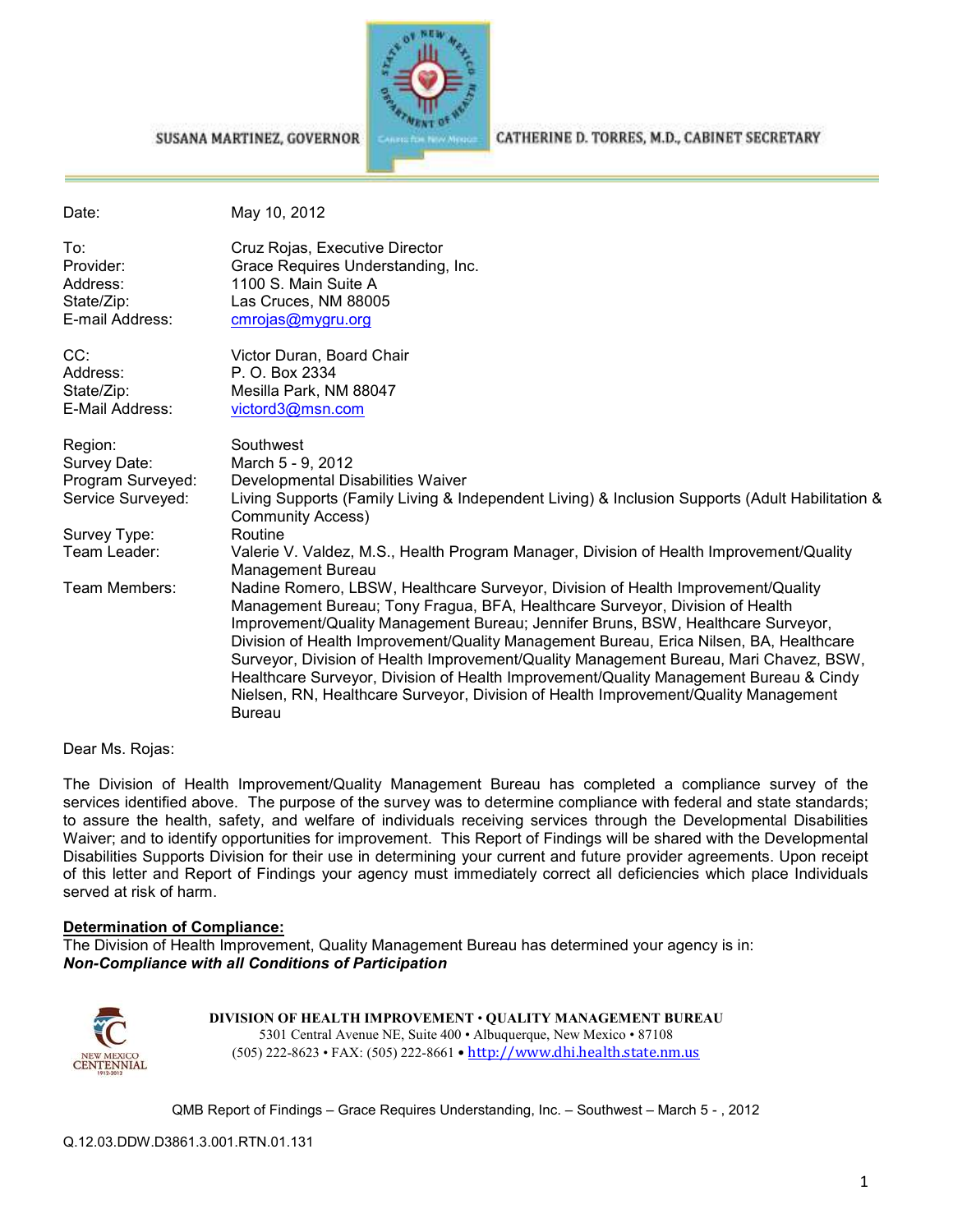SUSANA MARTINEZ, GOVERNOR | CATHERINE D. TORRES, M.D., CABINET SECRETARY

| | |
|---|---|
| Date: | May 10, 2012 |
| To: | Cruz Rojas, Executive Director |
| Provider: | Grace Requires Understanding, Inc. |
| Address: | 1100 S. Main Suite A |
| State/Zip: | Las Cruces, NM 88005 |
| E-mail Address: | cmrojas@mygru.org |
| CC: | Victor Duran, Board Chair |
| Address: | P. O. Box 2334 |
| State/Zip: | Mesilla Park, NM 88047 |
| E-Mail Address: | victord3@msn.com |
| Region: | Southwest |
| Survey Date: | March 5 - 9, 2012 |
| Program Surveyed: | Developmental Disabilities Waiver |
| Service Surveyed: | Living Supports (Family Living & Independent Living) & Inclusion Supports (Adult Habilitation & Community Access) |
| Survey Type: | Routine |
| Team Leader: | Valerie V. Valdez, M.S., Health Program Manager, Division of Health Improvement/Quality Management Bureau |
| Team Members: | Nadine Romero, LBSW, Healthcare Surveyor, Division of Health Improvement/Quality Management Bureau; Tony Fragua, BFA, Healthcare Surveyor, Division of Health Improvement/Quality Management Bureau; Jennifer Bruns, BSW, Healthcare Surveyor, Division of Health Improvement/Quality Management Bureau, Erica Nilsen, BA, Healthcare Surveyor, Division of Health Improvement/Quality Management Bureau, Mari Chavez, BSW, Healthcare Surveyor, Division of Health Improvement/Quality Management Bureau & Cindy Nielsen, RN, Healthcare Surveyor, Division of Health Improvement/Quality Management Bureau |

Dear Ms. Rojas:

The Division of Health Improvement/Quality Management Bureau has completed a compliance survey of the services identified above. The purpose of the survey was to determine compliance with federal and state standards; to assure the health, safety, and welfare of individuals receiving services through the Developmental Disabilities Waiver; and to identify opportunities for improvement. This Report of Findings will be shared with the Developmental Disabilities Supports Division for their use in determining your current and future provider agreements. Upon receipt of this letter and Report of Findings your agency must immediately correct all deficiencies which place Individuals served at risk of harm.

**Determination of Compliance:**

The Division of Health Improvement, Quality Management Bureau has determined your agency is in:
***Non-Compliance with all Conditions of Participation***

**DIVISION OF HEALTH IMPROVEMENT • QUALITY MANAGEMENT BUREAU**
5301 Central Avenue NE, Suite 400 • Albuquerque, New Mexico • 87108
(505) 222-8623 • FAX: (505) 222-8661 • http://www.dhi.health.state.nm.us

QMB Report of Findings – Grace Requires Understanding, Inc. – Southwest – March 5 - , 2012

Q.12.03.DDW.D3861.3.001.RTN.01.131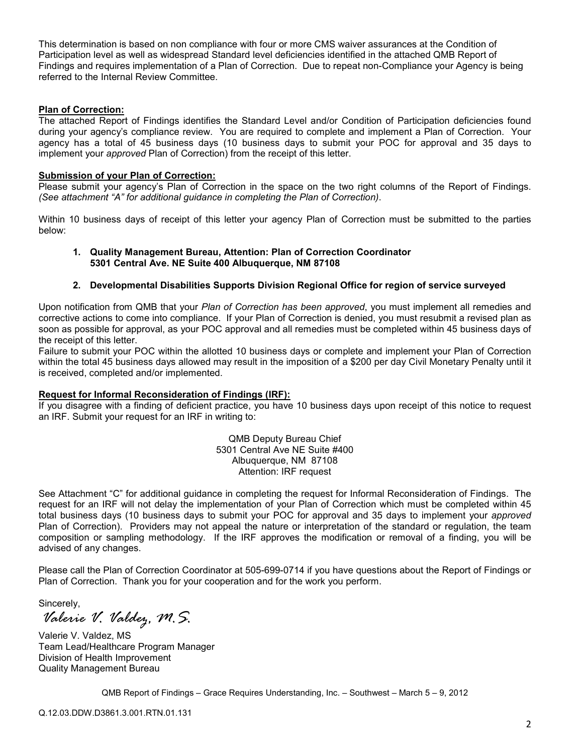This determination is based on non compliance with four or more CMS waiver assurances at the Condition of Participation level as well as widespread Standard level deficiencies identified in the attached QMB Report of Findings and requires implementation of a Plan of Correction. Due to repeat non-Compliance your Agency is being referred to the Internal Review Committee.

**Plan of Correction:**

The attached Report of Findings identifies the Standard Level and/or Condition of Participation deficiencies found during your agency's compliance review. You are required to complete and implement a Plan of Correction. Your agency has a total of 45 business days (10 business days to submit your POC for approval and 35 days to implement your *approved* Plan of Correction) from the receipt of this letter.

**Submission of your Plan of Correction:**

Please submit your agency's Plan of Correction in the space on the two right columns of the Report of Findings. *(See attachment "A" for additional guidance in completing the Plan of Correction)*.

Within 10 business days of receipt of this letter your agency Plan of Correction must be submitted to the parties below:

1. **Quality Management Bureau, Attention: Plan of Correction Coordinator 5301 Central Ave. NE Suite 400 Albuquerque, NM 87108**

2. **Developmental Disabilities Supports Division Regional Office for region of service surveyed**

Upon notification from QMB that your *Plan of Correction has been approved*, you must implement all remedies and corrective actions to come into compliance. If your Plan of Correction is denied, you must resubmit a revised plan as soon as possible for approval, as your POC approval and all remedies must be completed within 45 business days of the receipt of this letter.

Failure to submit your POC within the allotted 10 business days or complete and implement your Plan of Correction within the total 45 business days allowed may result in the imposition of a $200 per day Civil Monetary Penalty until it is received, completed and/or implemented.

**Request for Informal Reconsideration of Findings (IRF):**

If you disagree with a finding of deficient practice, you have 10 business days upon receipt of this notice to request an IRF. Submit your request for an IRF in writing to:

QMB Deputy Bureau Chief
5301 Central Ave NE Suite #400
Albuquerque, NM 87108
Attention: IRF request

See Attachment "C" for additional guidance in completing the request for Informal Reconsideration of Findings. The request for an IRF will not delay the implementation of your Plan of Correction which must be completed within 45 total business days (10 business days to submit your POC for approval and 35 days to implement your *approved* Plan of Correction). Providers may not appeal the nature or interpretation of the standard or regulation, the team composition or sampling methodology. If the IRF approves the modification or removal of a finding, you will be advised of any changes.

Please call the Plan of Correction Coordinator at 505-699-0714 if you have questions about the Report of Findings or Plan of Correction. Thank you for your cooperation and for the work you perform.

Sincerely,

*Valerie V. Valdez, M.S.*

Valerie V. Valdez, MS
Team Lead/Healthcare Program Manager
Division of Health Improvement
Quality Management Bureau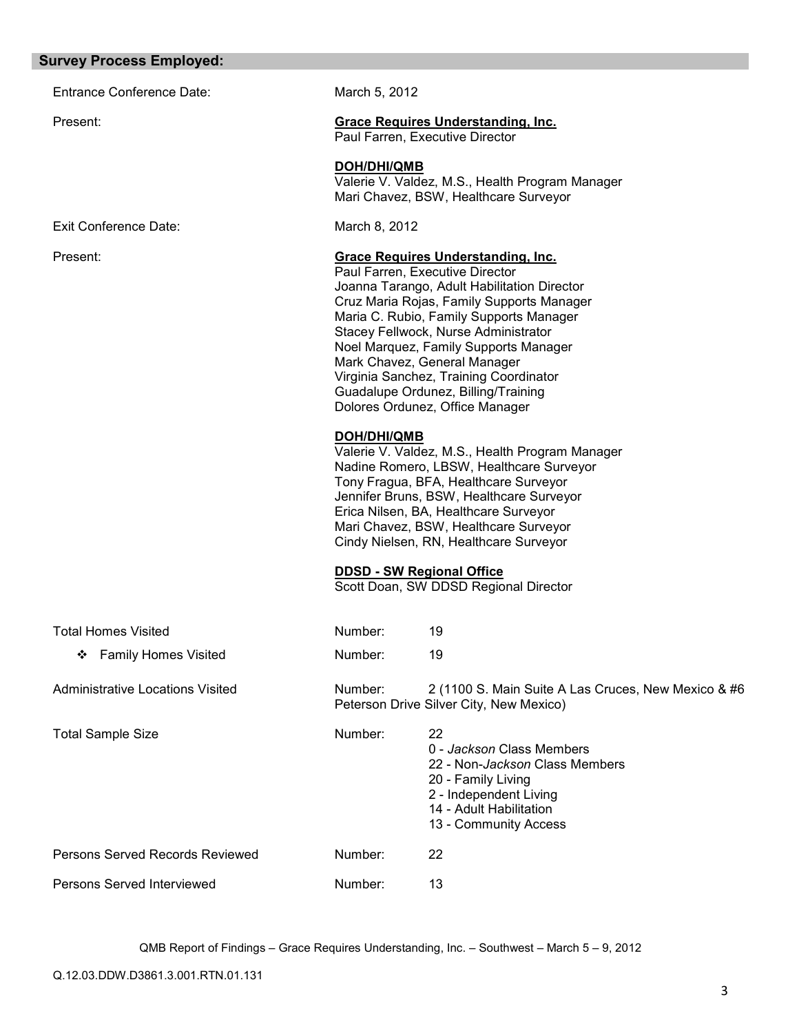## Survey Process Employed:

Entrance Conference Date: March 5, 2012

Present:

**Grace Requires Understanding, Inc.**
Paul Farren, Executive Director

**DOH/DHI/QMB**
Valerie V. Valdez, M.S., Health Program Manager
Mari Chavez, BSW, Healthcare Surveyor

Exit Conference Date: March 8, 2012

Present:

**Grace Requires Understanding, Inc.**
Paul Farren, Executive Director
Joanna Tarango, Adult Habilitation Director
Cruz Maria Rojas, Family Supports Manager
Maria C. Rubio, Family Supports Manager
Stacey Fellwock, Nurse Administrator
Noel Marquez, Family Supports Manager
Mark Chavez, General Manager
Virginia Sanchez, Training Coordinator
Guadalupe Ordunez, Billing/Training
Dolores Ordunez, Office Manager

**DOH/DHI/QMB**
Valerie V. Valdez, M.S., Health Program Manager
Nadine Romero, LBSW, Healthcare Surveyor
Tony Fragua, BFA, Healthcare Surveyor
Jennifer Bruns, BSW, Healthcare Surveyor
Erica Nilsen, BA, Healthcare Surveyor
Mari Chavez, BSW, Healthcare Surveyor
Cindy Nielsen, RN, Healthcare Surveyor

**DDSD - SW Regional Office**
Scott Doan, SW DDSD Regional Director

Total Homes Visited — Number: 19

- Family Homes Visited — Number: 19

Administrative Locations Visited — Number: 2 (1100 S. Main Suite A Las Cruces, New Mexico & #6 Peterson Drive Silver City, New Mexico)

Total Sample Size — Number: 22
- 0 - *Jackson* Class Members
- 22 - Non-*Jackson* Class Members
- 20 - Family Living
- 2 - Independent Living
- 14 - Adult Habilitation
- 13 - Community Access

Persons Served Records Reviewed — Number: 22

Persons Served Interviewed — Number: 13

QMB Report of Findings – Grace Requires Understanding, Inc. – Southwest – March 5 – 9, 2012

Q.12.03.DDW.D3861.3.001.RTN.01.131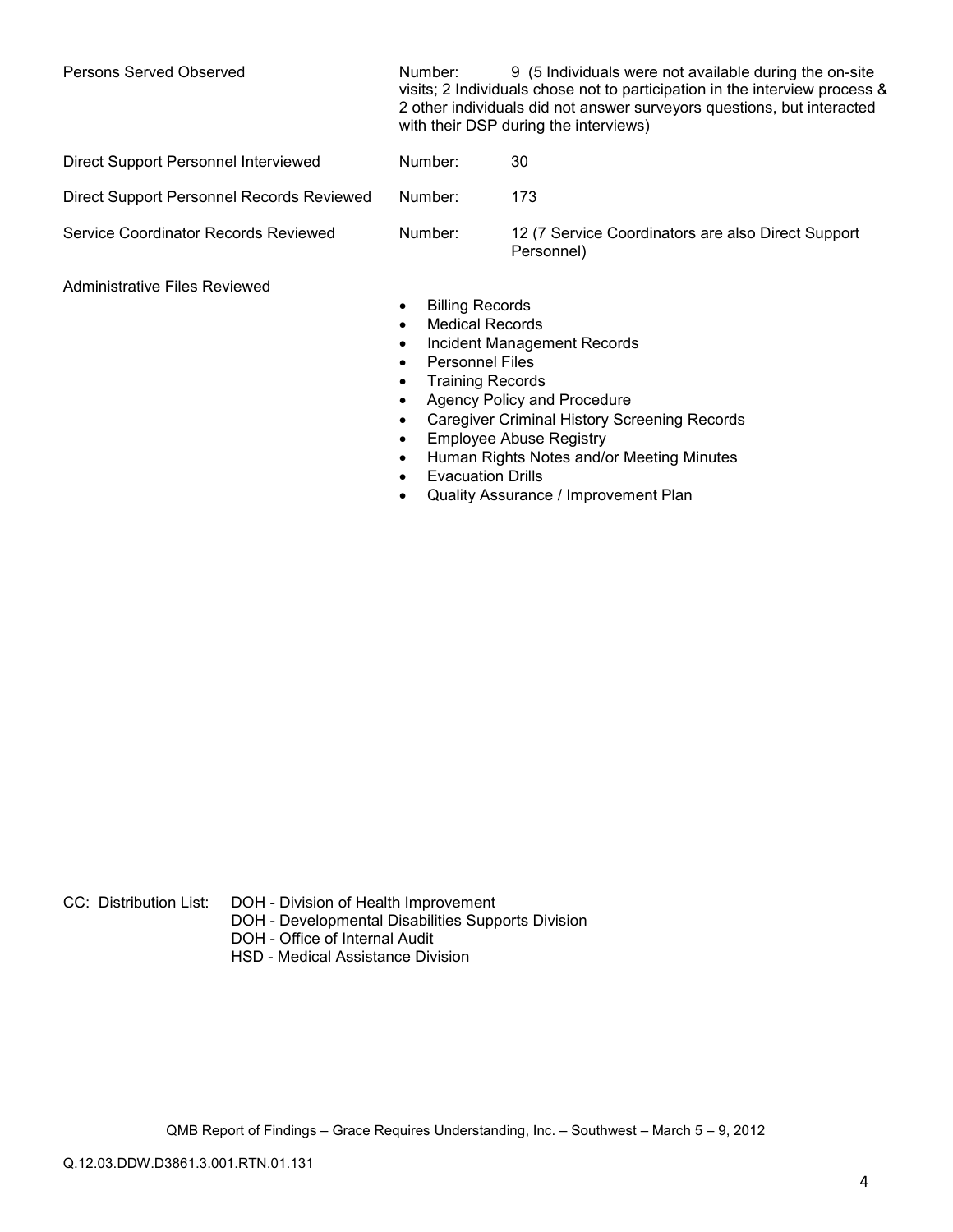| | | |
|---|---|---|
| Persons Served Observed | Number: | 9 (5 Individuals were not available during the on-site visits; 2 Individuals chose not to participation in the interview process & 2 other individuals did not answer surveyors questions, but interacted with their DSP during the interviews) |
| Direct Support Personnel Interviewed | Number: | 30 |
| Direct Support Personnel Records Reviewed | Number: | 173 |
| Service Coordinator Records Reviewed | Number: | 12 (7 Service Coordinators are also Direct Support Personnel) |

Administrative Files Reviewed

- Billing Records
- Medical Records
- Incident Management Records
- Personnel Files
- Training Records
- Agency Policy and Procedure
- Caregiver Criminal History Screening Records
- Employee Abuse Registry
- Human Rights Notes and/or Meeting Minutes
- Evacuation Drills
- Quality Assurance / Improvement Plan

CC: Distribution List: DOH - Division of Health Improvement
DOH - Developmental Disabilities Supports Division
DOH - Office of Internal Audit
HSD - Medical Assistance Division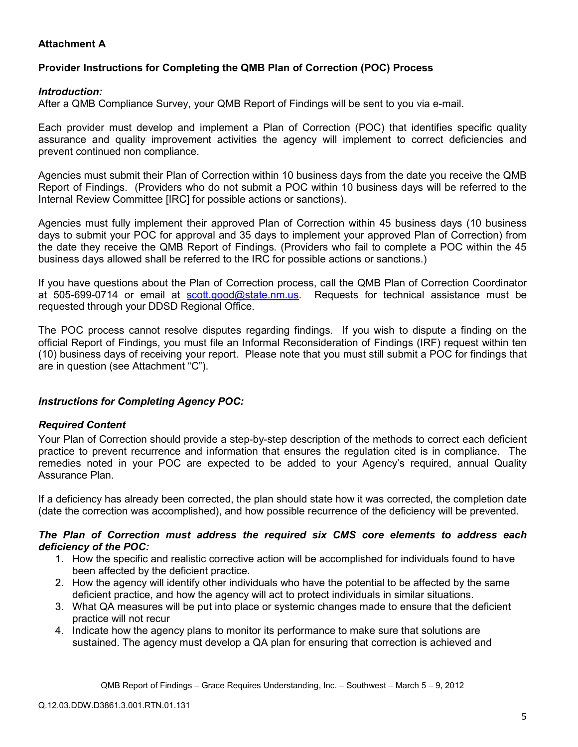**Attachment A**

**Provider Instructions for Completing the QMB Plan of Correction (POC) Process**

***Introduction:***

After a QMB Compliance Survey, your QMB Report of Findings will be sent to you via e-mail.

Each provider must develop and implement a Plan of Correction (POC) that identifies specific quality assurance and quality improvement activities the agency will implement to correct deficiencies and prevent continued non compliance.

Agencies must submit their Plan of Correction within 10 business days from the date you receive the QMB Report of Findings. (Providers who do not submit a POC within 10 business days will be referred to the Internal Review Committee [IRC] for possible actions or sanctions).

Agencies must fully implement their approved Plan of Correction within 45 business days (10 business days to submit your POC for approval and 35 days to implement your approved Plan of Correction) from the date they receive the QMB Report of Findings. (Providers who fail to complete a POC within the 45 business days allowed shall be referred to the IRC for possible actions or sanctions.)

If you have questions about the Plan of Correction process, call the QMB Plan of Correction Coordinator at 505-699-0714 or email at scott.good@state.nm.us. Requests for technical assistance must be requested through your DDSD Regional Office.

The POC process cannot resolve disputes regarding findings. If you wish to dispute a finding on the official Report of Findings, you must file an Informal Reconsideration of Findings (IRF) request within ten (10) business days of receiving your report. Please note that you must still submit a POC for findings that are in question (see Attachment "C").

***Instructions for Completing Agency POC:***

***Required Content***

Your Plan of Correction should provide a step-by-step description of the methods to correct each deficient practice to prevent recurrence and information that ensures the regulation cited is in compliance. The remedies noted in your POC are expected to be added to your Agency's required, annual Quality Assurance Plan.

If a deficiency has already been corrected, the plan should state how it was corrected, the completion date (date the correction was accomplished), and how possible recurrence of the deficiency will be prevented.

***The Plan of Correction must address the required six CMS core elements to address each deficiency of the POC:***

1. How the specific and realistic corrective action will be accomplished for individuals found to have been affected by the deficient practice.
2. How the agency will identify other individuals who have the potential to be affected by the same deficient practice, and how the agency will act to protect individuals in similar situations.
3. What QA measures will be put into place or systemic changes made to ensure that the deficient practice will not recur
4. Indicate how the agency plans to monitor its performance to make sure that solutions are sustained. The agency must develop a QA plan for ensuring that correction is achieved and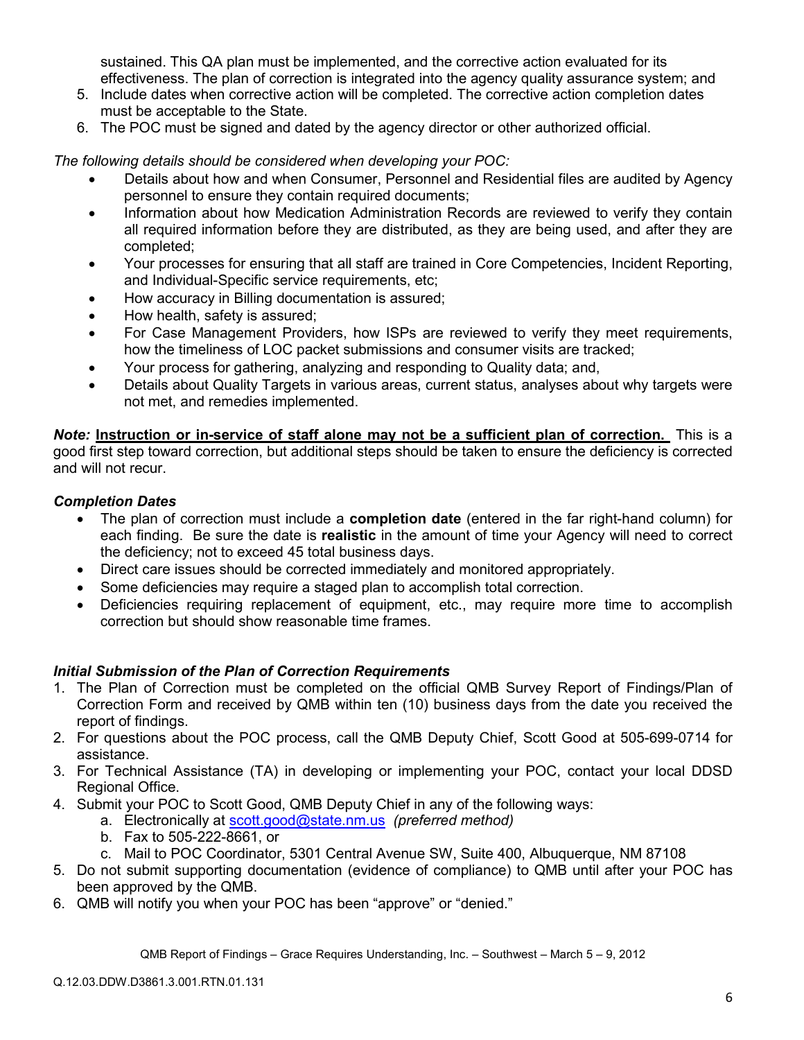sustained. This QA plan must be implemented, and the corrective action evaluated for its effectiveness. The plan of correction is integrated into the agency quality assurance system; and

5. Include dates when corrective action will be completed. The corrective action completion dates must be acceptable to the State.
6. The POC must be signed and dated by the agency director or other authorized official.

*The following details should be considered when developing your POC:*

- Details about how and when Consumer, Personnel and Residential files are audited by Agency personnel to ensure they contain required documents;
- Information about how Medication Administration Records are reviewed to verify they contain all required information before they are distributed, as they are being used, and after they are completed;
- Your processes for ensuring that all staff are trained in Core Competencies, Incident Reporting, and Individual-Specific service requirements, etc;
- How accuracy in Billing documentation is assured;
- How health, safety is assured;
- For Case Management Providers, how ISPs are reviewed to verify they meet requirements, how the timeliness of LOC packet submissions and consumer visits are tracked;
- Your process for gathering, analyzing and responding to Quality data; and,
- Details about Quality Targets in various areas, current status, analyses about why targets were not met, and remedies implemented.

***Note:*** **<u>Instruction or in-service of staff alone may not be a sufficient plan of correction.</u>** This is a good first step toward correction, but additional steps should be taken to ensure the deficiency is corrected and will not recur.

### *Completion Dates*

- The plan of correction must include a **completion date** (entered in the far right-hand column) for each finding. Be sure the date is **realistic** in the amount of time your Agency will need to correct the deficiency; not to exceed 45 total business days.
- Direct care issues should be corrected immediately and monitored appropriately.
- Some deficiencies may require a staged plan to accomplish total correction.
- Deficiencies requiring replacement of equipment, etc., may require more time to accomplish correction but should show reasonable time frames.

### *Initial Submission of the Plan of Correction Requirements*

1. The Plan of Correction must be completed on the official QMB Survey Report of Findings/Plan of Correction Form and received by QMB within ten (10) business days from the date you received the report of findings.
2. For questions about the POC process, call the QMB Deputy Chief, Scott Good at 505-699-0714 for assistance.
3. For Technical Assistance (TA) in developing or implementing your POC, contact your local DDSD Regional Office.
4. Submit your POC to Scott Good, QMB Deputy Chief in any of the following ways:
   a. Electronically at scott.good@state.nm.us *(preferred method)*
   b. Fax to 505-222-8661, or
   c. Mail to POC Coordinator, 5301 Central Avenue SW, Suite 400, Albuquerque, NM 87108
5. Do not submit supporting documentation (evidence of compliance) to QMB until after your POC has been approved by the QMB.
6. QMB will notify you when your POC has been "approve" or "denied."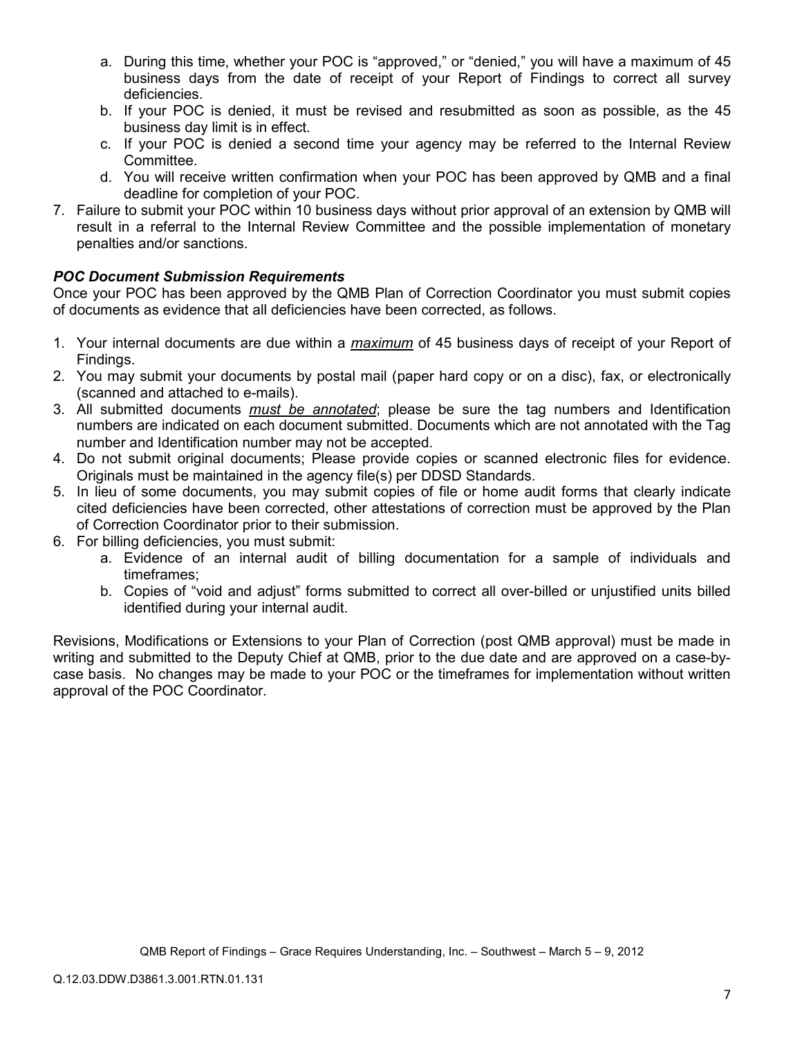a. During this time, whether your POC is "approved," or "denied," you will have a maximum of 45 business days from the date of receipt of your Report of Findings to correct all survey deficiencies.
   b. If your POC is denied, it must be revised and resubmitted as soon as possible, as the 45 business day limit is in effect.
   c. If your POC is denied a second time your agency may be referred to the Internal Review Committee.
   d. You will receive written confirmation when your POC has been approved by QMB and a final deadline for completion of your POC.
7. Failure to submit your POC within 10 business days without prior approval of an extension by QMB will result in a referral to the Internal Review Committee and the possible implementation of monetary penalties and/or sanctions.

***POC Document Submission Requirements***

Once your POC has been approved by the QMB Plan of Correction Coordinator you must submit copies of documents as evidence that all deficiencies have been corrected, as follows.

1. Your internal documents are due within a ***maximum*** of 45 business days of receipt of your Report of Findings.
2. You may submit your documents by postal mail (paper hard copy or on a disc), fax, or electronically (scanned and attached to e-mails).
3. All submitted documents ***must be annotated***; please be sure the tag numbers and Identification numbers are indicated on each document submitted. Documents which are not annotated with the Tag number and Identification number may not be accepted.
4. Do not submit original documents; Please provide copies or scanned electronic files for evidence. Originals must be maintained in the agency file(s) per DDSD Standards.
5. In lieu of some documents, you may submit copies of file or home audit forms that clearly indicate cited deficiencies have been corrected, other attestations of correction must be approved by the Plan of Correction Coordinator prior to their submission.
6. For billing deficiencies, you must submit:
   a. Evidence of an internal audit of billing documentation for a sample of individuals and timeframes;
   b. Copies of "void and adjust" forms submitted to correct all over-billed or unjustified units billed identified during your internal audit.

Revisions, Modifications or Extensions to your Plan of Correction (post QMB approval) must be made in writing and submitted to the Deputy Chief at QMB, prior to the due date and are approved on a case-by-case basis. No changes may be made to your POC or the timeframes for implementation without written approval of the POC Coordinator.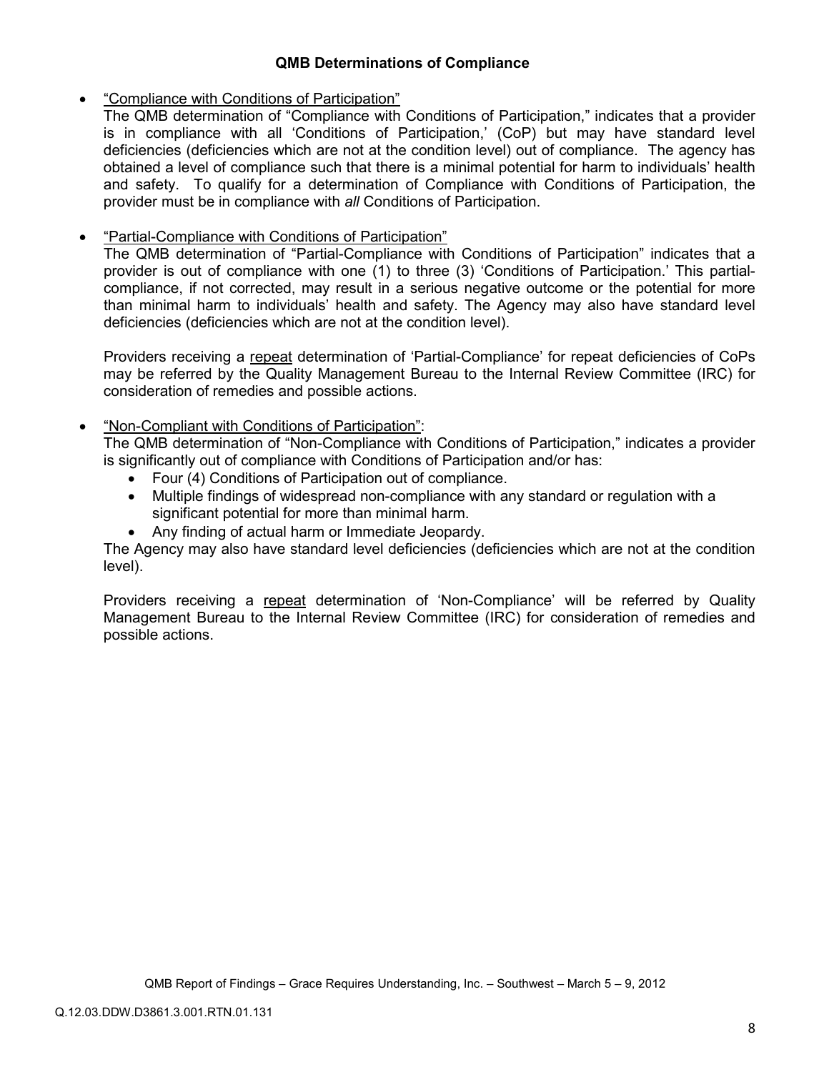### QMB Determinations of Compliance

- <u>"Compliance with Conditions of Participation"</u>
  The QMB determination of "Compliance with Conditions of Participation," indicates that a provider is in compliance with all 'Conditions of Participation,' (CoP) but may have standard level deficiencies (deficiencies which are not at the condition level) out of compliance. The agency has obtained a level of compliance such that there is a minimal potential for harm to individuals' health and safety. To qualify for a determination of Compliance with Conditions of Participation, the provider must be in compliance with *all* Conditions of Participation.

- <u>"Partial-Compliance with Conditions of Participation"</u>
  The QMB determination of "Partial-Compliance with Conditions of Participation" indicates that a provider is out of compliance with one (1) to three (3) 'Conditions of Participation.' This partial-compliance, if not corrected, may result in a serious negative outcome or the potential for more than minimal harm to individuals' health and safety. The Agency may also have standard level deficiencies (deficiencies which are not at the condition level).

  Providers receiving a <u>repeat</u> determination of 'Partial-Compliance' for repeat deficiencies of CoPs may be referred by the Quality Management Bureau to the Internal Review Committee (IRC) for consideration of remedies and possible actions.

- <u>"Non-Compliant with Conditions of Participation"</u>:
  The QMB determination of "Non-Compliance with Conditions of Participation," indicates a provider is significantly out of compliance with Conditions of Participation and/or has:
  - Four (4) Conditions of Participation out of compliance.
  - Multiple findings of widespread non-compliance with any standard or regulation with a significant potential for more than minimal harm.
  - Any finding of actual harm or Immediate Jeopardy.

  The Agency may also have standard level deficiencies (deficiencies which are not at the condition level).

  Providers receiving a <u>repeat</u> determination of 'Non-Compliance' will be referred by Quality Management Bureau to the Internal Review Committee (IRC) for consideration of remedies and possible actions.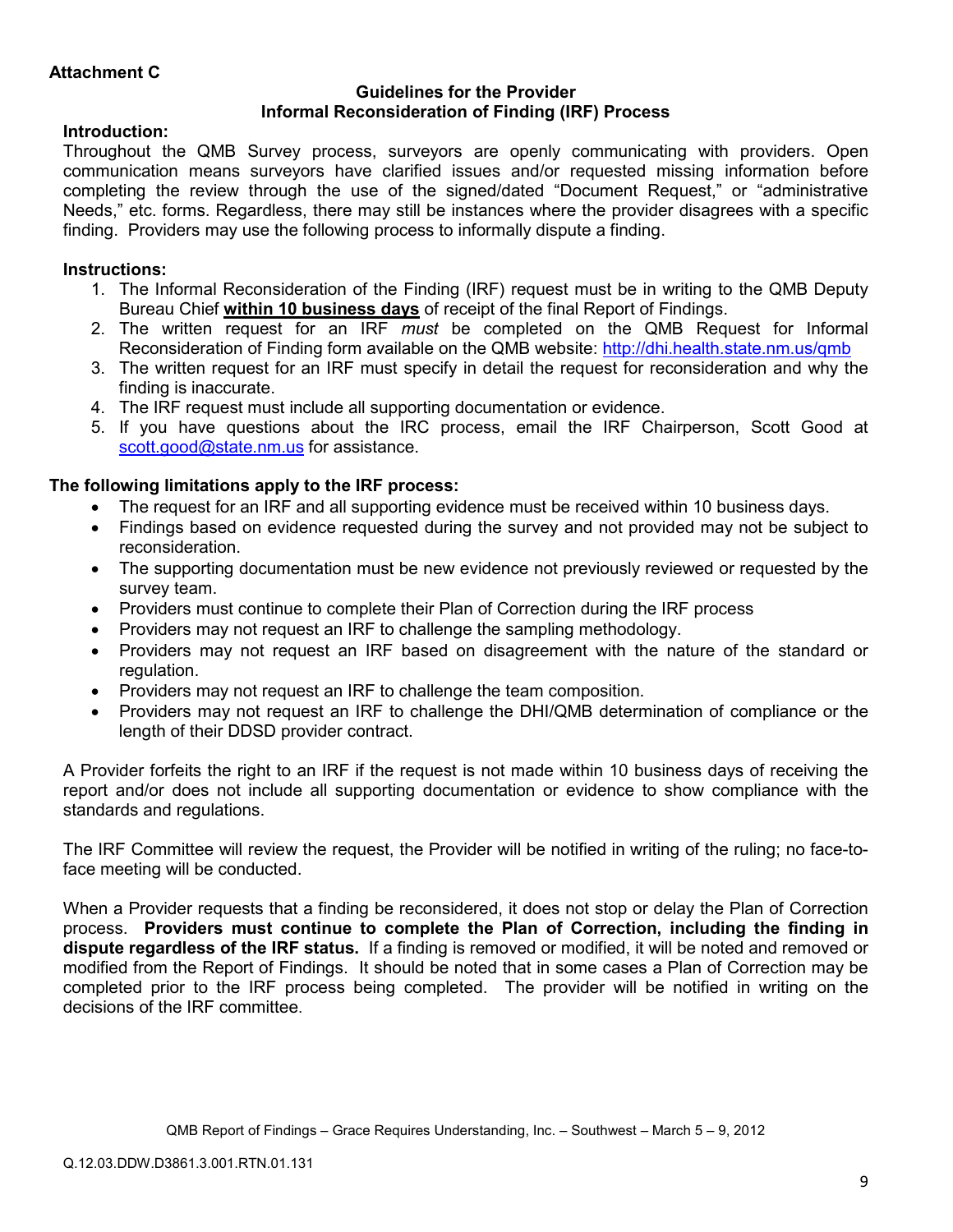**Attachment C**

**Guidelines for the Provider**
**Informal Reconsideration of Finding (IRF) Process**

**Introduction:**

Throughout the QMB Survey process, surveyors are openly communicating with providers. Open communication means surveyors have clarified issues and/or requested missing information before completing the review through the use of the signed/dated "Document Request," or "administrative Needs," etc. forms. Regardless, there may still be instances where the provider disagrees with a specific finding. Providers may use the following process to informally dispute a finding.

**Instructions:**

1. The Informal Reconsideration of the Finding (IRF) request must be in writing to the QMB Deputy Bureau Chief **within 10 business days** of receipt of the final Report of Findings.
2. The written request for an IRF *must* be completed on the QMB Request for Informal Reconsideration of Finding form available on the QMB website: http://dhi.health.state.nm.us/qmb
3. The written request for an IRF must specify in detail the request for reconsideration and why the finding is inaccurate.
4. The IRF request must include all supporting documentation or evidence.
5. If you have questions about the IRC process, email the IRF Chairperson, Scott Good at scott.good@state.nm.us for assistance.

**The following limitations apply to the IRF process:**

- The request for an IRF and all supporting evidence must be received within 10 business days.
- Findings based on evidence requested during the survey and not provided may not be subject to reconsideration.
- The supporting documentation must be new evidence not previously reviewed or requested by the survey team.
- Providers must continue to complete their Plan of Correction during the IRF process
- Providers may not request an IRF to challenge the sampling methodology.
- Providers may not request an IRF based on disagreement with the nature of the standard or regulation.
- Providers may not request an IRF to challenge the team composition.
- Providers may not request an IRF to challenge the DHI/QMB determination of compliance or the length of their DDSD provider contract.

A Provider forfeits the right to an IRF if the request is not made within 10 business days of receiving the report and/or does not include all supporting documentation or evidence to show compliance with the standards and regulations.

The IRF Committee will review the request, the Provider will be notified in writing of the ruling; no face-to-face meeting will be conducted.

When a Provider requests that a finding be reconsidered, it does not stop or delay the Plan of Correction process. **Providers must continue to complete the Plan of Correction, including the finding in dispute regardless of the IRF status.** If a finding is removed or modified, it will be noted and removed or modified from the Report of Findings. It should be noted that in some cases a Plan of Correction may be completed prior to the IRF process being completed. The provider will be notified in writing on the decisions of the IRF committee.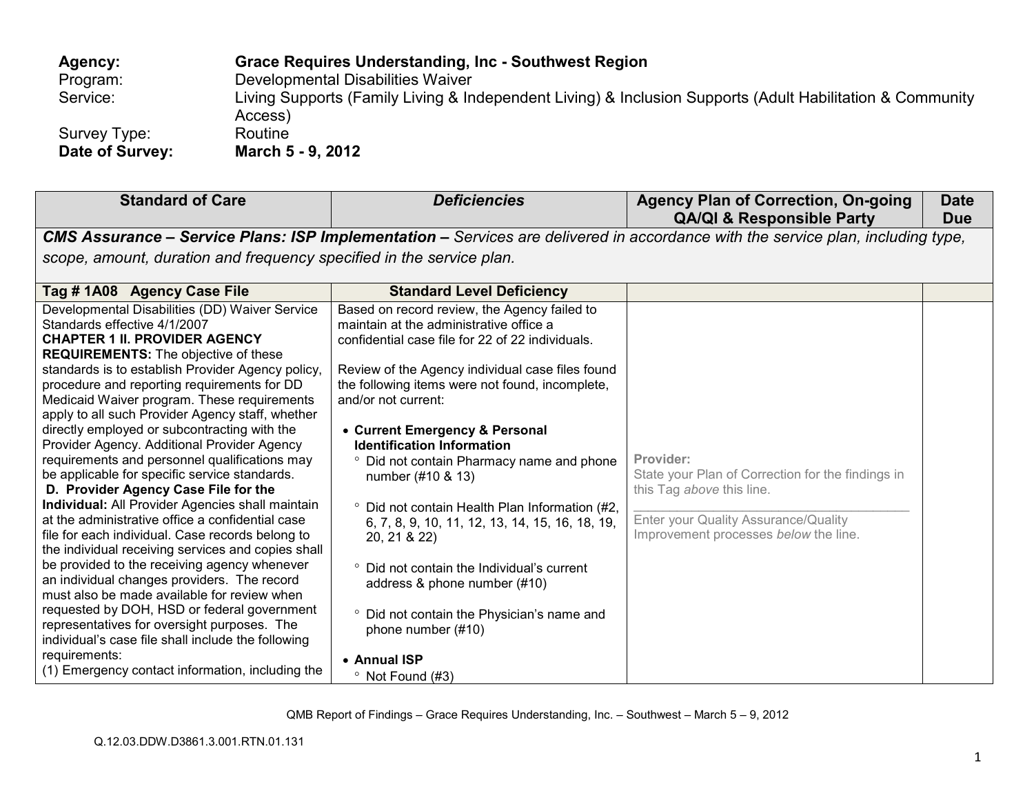**Agency:** **Grace Requires Understanding, Inc - Southwest Region**
Program: Developmental Disabilities Waiver
Service: Living Supports (Family Living & Independent Living) & Inclusion Supports (Adult Habilitation & Community Access)
Survey Type: Routine
**Date of Survey:** **March 5 - 9, 2012**

| Standard of Care | *Deficiencies* | Agency Plan of Correction, On-going QA/QI & Responsible Party | Date Due |
|---|---|---|---|
| ***CMS Assurance – Service Plans: ISP Implementation –*** *Services are delivered in accordance with the service plan, including type, scope, amount, duration and frequency specified in the service plan.* | | | |
| **Tag # 1A08 Agency Case File** | **Standard Level Deficiency** | | |
| Developmental Disabilities (DD) Waiver Service Standards effective 4/1/2007<br>**CHAPTER 1 II. PROVIDER AGENCY REQUIREMENTS:** The objective of these standards is to establish Provider Agency policy, procedure and reporting requirements for DD Medicaid Waiver program. These requirements apply to all such Provider Agency staff, whether directly employed or subcontracting with the Provider Agency. Additional Provider Agency requirements and personnel qualifications may be applicable for specific service standards.<br>**D. Provider Agency Case File for the Individual:** All Provider Agencies shall maintain at the administrative office a confidential case file for each individual. Case records belong to the individual receiving services and copies shall be provided to the receiving agency whenever an individual changes providers. The record must also be made available for review when requested by DOH, HSD or federal government representatives for oversight purposes. The individual's case file shall include the following requirements:<br>(1) Emergency contact information, including the | Based on record review, the Agency failed to maintain at the administrative office a confidential case file for 22 of 22 individuals.<br><br>Review of the Agency individual case files found the following items were not found, incomplete, and/or not current:<br><br>• **Current Emergency & Personal Identification Information**<br>° Did not contain Pharmacy name and phone number (#10 & 13)<br>° Did not contain Health Plan Information (#2, 6, 7, 8, 9, 10, 11, 12, 13, 14, 15, 16, 18, 19, 20, 21 & 22)<br>° Did not contain the Individual's current address & phone number (#10)<br>° Did not contain the Physician's name and phone number (#10)<br><br>• **Annual ISP**<br>° Not Found (#3) | **Provider:**<br>State your Plan of Correction for the findings in this Tag *above* this line.<br>\_\_\_\_\_\_\_\_\_\_\_\_\_\_\_\_\_\_\_\_\_\_\_\_\_\_\_\_\_\_\_\_\_\_\_\_\_\_<br>Enter your Quality Assurance/Quality Improvement processes *below* the line. | |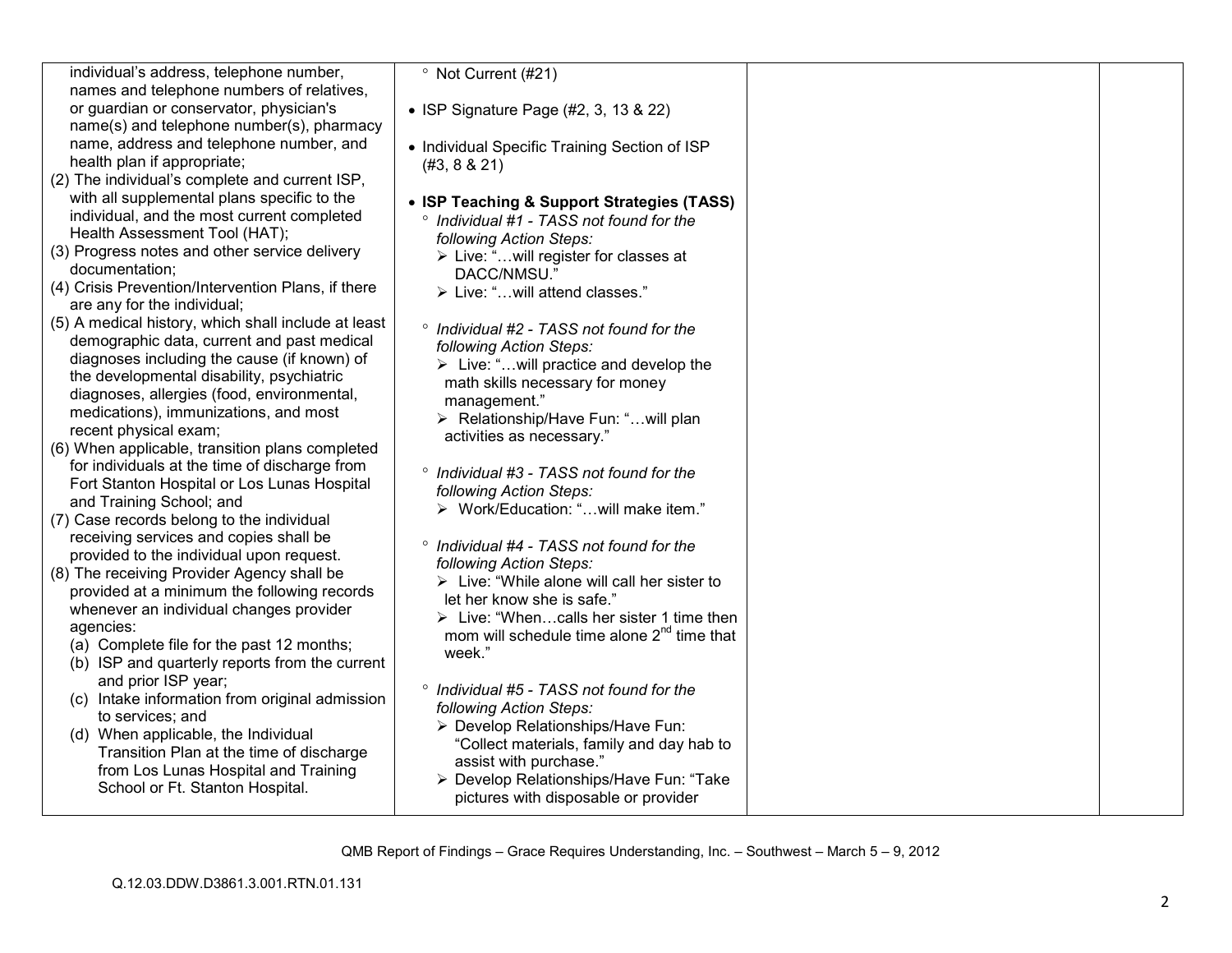| | | | |
|---|---|---|---|
| individual's address, telephone number, names and telephone numbers of relatives, or guardian or conservator, physician's name(s) and telephone number(s), pharmacy name, address and telephone number, and health plan if appropriate;<br>(2) The individual's complete and current ISP, with all supplemental plans specific to the individual, and the most current completed Health Assessment Tool (HAT);<br>(3) Progress notes and other service delivery documentation;<br>(4) Crisis Prevention/Intervention Plans, if there are any for the individual;<br>(5) A medical history, which shall include at least demographic data, current and past medical diagnoses including the cause (if known) of the developmental disability, psychiatric diagnoses, allergies (food, environmental, medications), immunizations, and most recent physical exam;<br>(6) When applicable, transition plans completed for individuals at the time of discharge from Fort Stanton Hospital or Los Lunas Hospital and Training School; and<br>(7) Case records belong to the individual receiving services and copies shall be provided to the individual upon request.<br>(8) The receiving Provider Agency shall be provided at a minimum the following records whenever an individual changes provider agencies:<br>(a) Complete file for the past 12 months;<br>(b) ISP and quarterly reports from the current and prior ISP year;<br>(c) Intake information from original admission to services; and<br>(d) When applicable, the Individual Transition Plan at the time of discharge from Los Lunas Hospital and Training School or Ft. Stanton Hospital. | ° Not Current (#21)<br><br>• ISP Signature Page (#2, 3, 13 & 22)<br><br>• Individual Specific Training Section of ISP (#3, 8 & 21)<br><br>• **ISP Teaching & Support Strategies (TASS)**<br>° *Individual #1 - TASS not found for the following Action Steps:*<br>➢ Live: "…will register for classes at DACC/NMSU."<br>➢ Live: "…will attend classes."<br><br>° *Individual #2 - TASS not found for the following Action Steps:*<br>➢ Live: "…will practice and develop the math skills necessary for money management."<br>➢ Relationship/Have Fun: "…will plan activities as necessary."<br><br>° *Individual #3 - TASS not found for the following Action Steps:*<br>➢ Work/Education: "…will make item."<br><br>° *Individual #4 - TASS not found for the following Action Steps:*<br>➢ Live: "While alone will call her sister to let her know she is safe."<br>➢ Live: "When…calls her sister 1 time then mom will schedule time alone 2nd time that week."<br><br>° *Individual #5 - TASS not found for the following Action Steps:*<br>➢ Develop Relationships/Have Fun: "Collect materials, family and day hab to assist with purchase."<br>➢ Develop Relationships/Have Fun: "Take pictures with disposable or provider | | |

QMB Report of Findings – Grace Requires Understanding, Inc. – Southwest – March 5 – 9, 2012

Q.12.03.DDW.D3861.3.001.RTN.01.131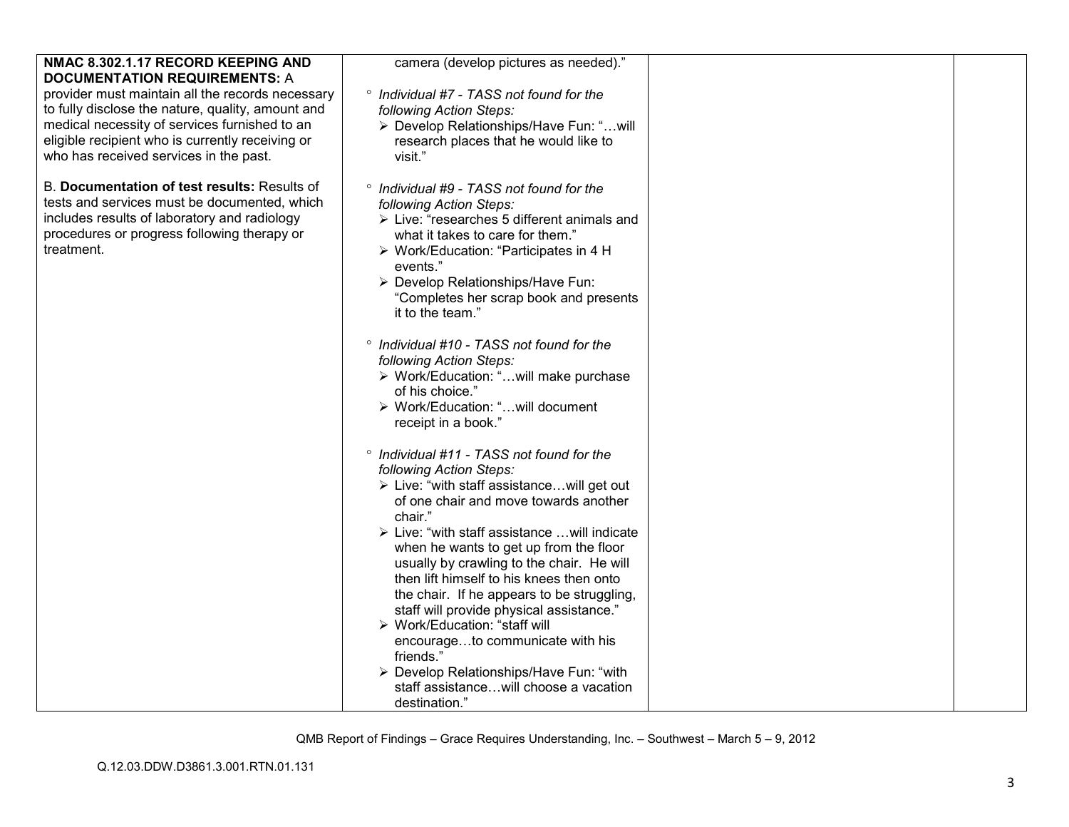| | | | |
|---|---|---|---|
| **NMAC 8.302.1.17 RECORD KEEPING AND DOCUMENTATION REQUIREMENTS:** A provider must maintain all the records necessary to fully disclose the nature, quality, amount and medical necessity of services furnished to an eligible recipient who is currently receiving or who has received services in the past.<br><br>B. **Documentation of test results:** Results of tests and services must be documented, which includes results of laboratory and radiology procedures or progress following therapy or treatment. | camera (develop pictures as needed)."<br><br>° *Individual #7 - TASS not found for the following Action Steps:*<br>➢ Develop Relationships/Have Fun: "…will research places that he would like to visit."<br><br>° *Individual #9 - TASS not found for the following Action Steps:*<br>➢ Live: "researches 5 different animals and what it takes to care for them."<br>➢ Work/Education: "Participates in 4 H events."<br>➢ Develop Relationships/Have Fun: "Completes her scrap book and presents it to the team."<br><br>° *Individual #10 - TASS not found for the following Action Steps:*<br>➢ Work/Education: "…will make purchase of his choice."<br>➢ Work/Education: "…will document receipt in a book."<br><br>° *Individual #11 - TASS not found for the following Action Steps:*<br>➢ Live: "with staff assistance…will get out of one chair and move towards another chair."<br>➢ Live: "with staff assistance …will indicate when he wants to get up from the floor usually by crawling to the chair. He will then lift himself to his knees then onto the chair. If he appears to be struggling, staff will provide physical assistance."<br>➢ Work/Education: "staff will encourage…to communicate with his friends."<br>➢ Develop Relationships/Have Fun: "with staff assistance…will choose a vacation destination." | | |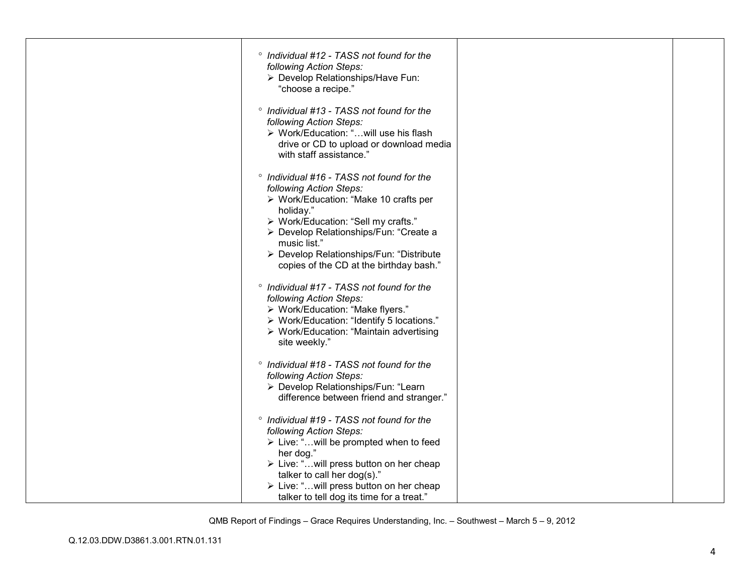| | | | |
|---|---|---|---|
| | ° *Individual #12 - TASS not found for the following Action Steps:*<br>➢ Develop Relationships/Have Fun: "choose a recipe."<br><br>° *Individual #13 - TASS not found for the following Action Steps:*<br>➢ Work/Education: "…will use his flash drive or CD to upload or download media with staff assistance."<br><br>° *Individual #16 - TASS not found for the following Action Steps:*<br>➢ Work/Education: "Make 10 crafts per holiday."<br>➢ Work/Education: "Sell my crafts."<br>➢ Develop Relationships/Fun: "Create a music list."<br>➢ Develop Relationships/Fun: "Distribute copies of the CD at the birthday bash."<br><br>° *Individual #17 - TASS not found for the following Action Steps:*<br>➢ Work/Education: "Make flyers."<br>➢ Work/Education: "Identify 5 locations."<br>➢ Work/Education: "Maintain advertising site weekly."<br><br>° *Individual #18 - TASS not found for the following Action Steps:*<br>➢ Develop Relationships/Fun: "Learn difference between friend and stranger."<br><br>° *Individual #19 - TASS not found for the following Action Steps:*<br>➢ Live: "…will be prompted when to feed her dog."<br>➢ Live: "…will press button on her cheap talker to call her dog(s)."<br>➢ Live: "…will press button on her cheap talker to tell dog its time for a treat." | | |

QMB Report of Findings – Grace Requires Understanding, Inc. – Southwest – March 5 – 9, 2012

Q.12.03.DDW.D3861.3.001.RTN.01.131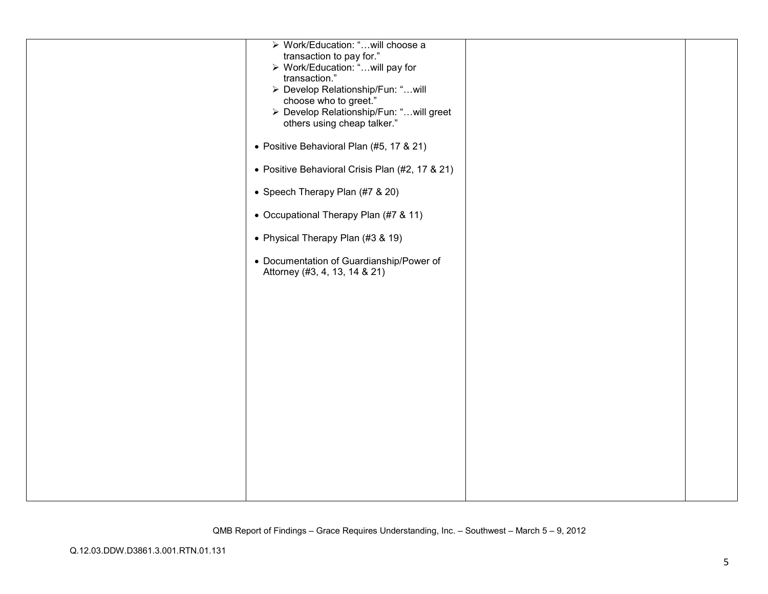| | | | |
|---|---|---|---|
| | ➢ Work/Education: "…will choose a transaction to pay for."<br>➢ Work/Education: "…will pay for transaction."<br>➢ Develop Relationship/Fun: "…will choose who to greet."<br>➢ Develop Relationship/Fun: "…will greet others using cheap talker."<br><br>• Positive Behavioral Plan (#5, 17 & 21)<br><br>• Positive Behavioral Crisis Plan (#2, 17 & 21)<br><br>• Speech Therapy Plan (#7 & 20)<br><br>• Occupational Therapy Plan (#7 & 11)<br><br>• Physical Therapy Plan (#3 & 19)<br><br>• Documentation of Guardianship/Power of Attorney (#3, 4, 13, 14 & 21) | | |

QMB Report of Findings – Grace Requires Understanding, Inc. – Southwest – March 5 – 9, 2012

Q.12.03.DDW.D3861.3.001.RTN.01.131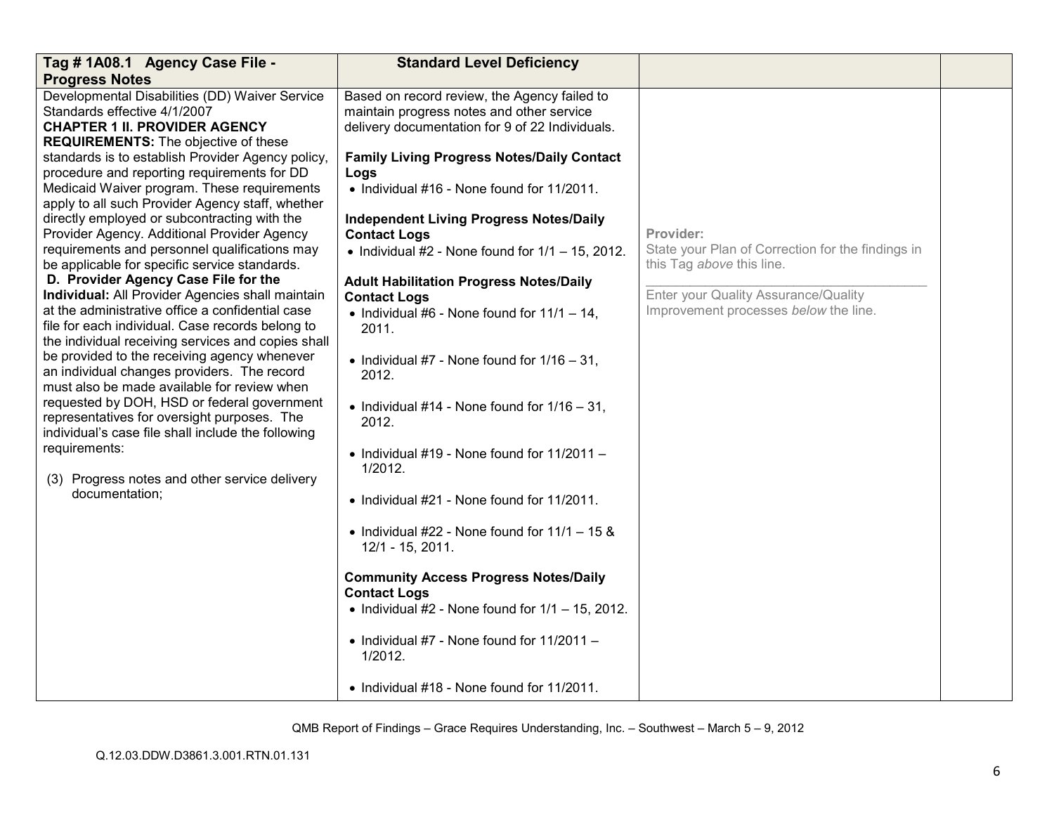| Tag # 1A08.1 Agency Case File - Progress Notes | Standard Level Deficiency | | |
|---|---|---|---|
| Developmental Disabilities (DD) Waiver Service Standards effective 4/1/2007<br>**CHAPTER 1 II. PROVIDER AGENCY REQUIREMENTS:** The objective of these standards is to establish Provider Agency policy, procedure and reporting requirements for DD Medicaid Waiver program. These requirements apply to all such Provider Agency staff, whether directly employed or subcontracting with the Provider Agency. Additional Provider Agency requirements and personnel qualifications may be applicable for specific service standards.<br>**D. Provider Agency Case File for the Individual:** All Provider Agencies shall maintain at the administrative office a confidential case file for each individual. Case records belong to the individual receiving services and copies shall be provided to the receiving agency whenever an individual changes providers. The record must also be made available for review when requested by DOH, HSD or federal government representatives for oversight purposes. The individual's case file shall include the following requirements:<br><br>(3) Progress notes and other service delivery documentation; | Based on record review, the Agency failed to maintain progress notes and other service delivery documentation for 9 of 22 Individuals.<br><br>**Family Living Progress Notes/Daily Contact Logs**<br>• Individual #16 - None found for 11/2011.<br><br>**Independent Living Progress Notes/Daily Contact Logs**<br>• Individual #2 - None found for 1/1 – 15, 2012.<br><br>**Adult Habilitation Progress Notes/Daily Contact Logs**<br>• Individual #6 - None found for 11/1 – 14, 2011.<br><br>• Individual #7 - None found for 1/16 – 31, 2012.<br><br>• Individual #14 - None found for 1/16 – 31, 2012.<br><br>• Individual #19 - None found for 11/2011 – 1/2012.<br><br>• Individual #21 - None found for 11/2011.<br><br>• Individual #22 - None found for 11/1 – 15 & 12/1 - 15, 2011.<br><br>**Community Access Progress Notes/Daily Contact Logs**<br>• Individual #2 - None found for 1/1 – 15, 2012.<br><br>• Individual #7 - None found for 11/2011 – 1/2012.<br><br>• Individual #18 - None found for 11/2011. | Provider:<br>State your Plan of Correction for the findings in this Tag *above* this line.<br>______________________________<br>Enter your Quality Assurance/Quality Improvement processes *below* the line. | |

QMB Report of Findings – Grace Requires Understanding, Inc. – Southwest – March 5 – 9, 2012

Q.12.03.DDW.D3861.3.001.RTN.01.131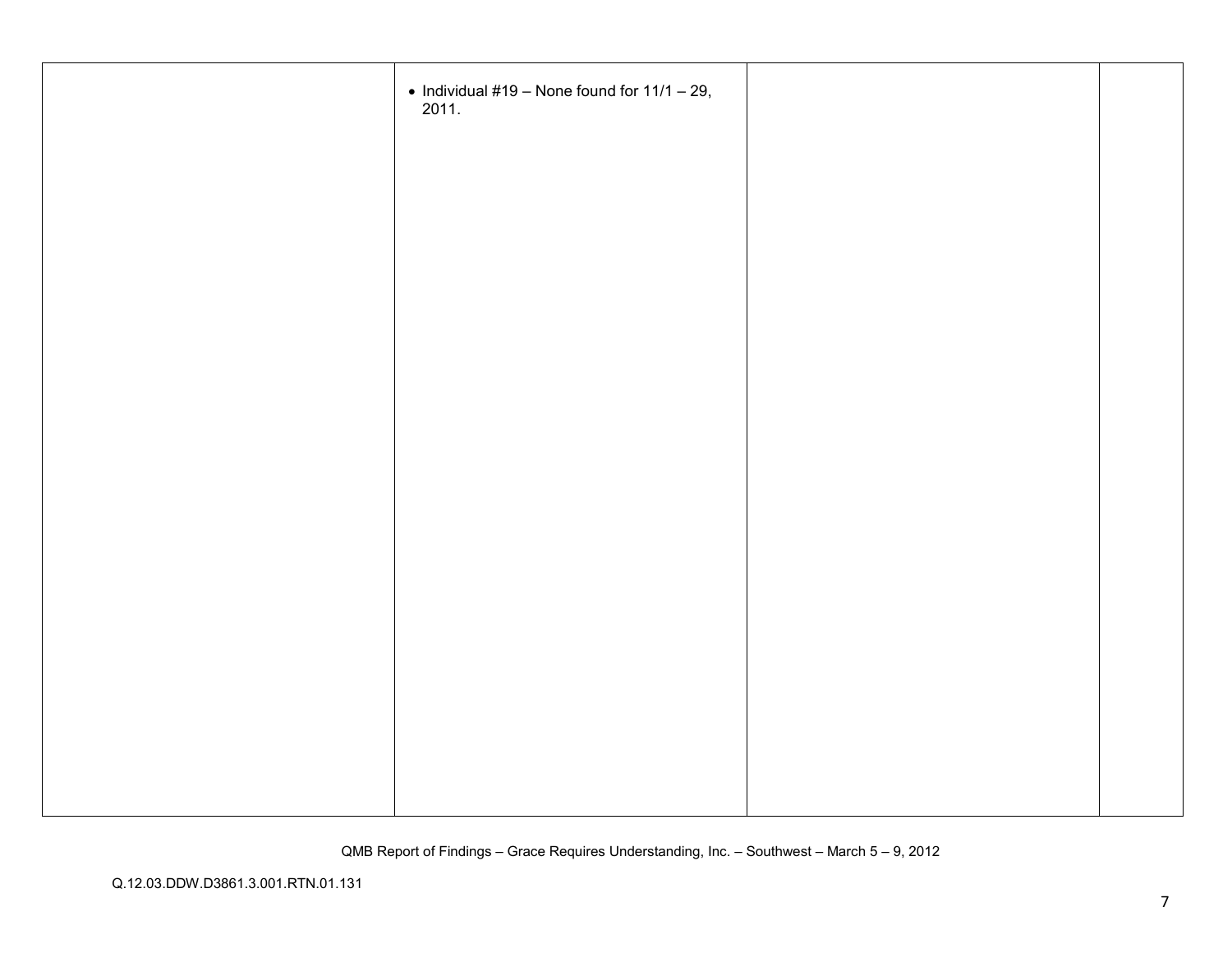| | | | |
|---|---|---|---|
| | • Individual #19 – None found for 11/1 – 29, 2011. | | |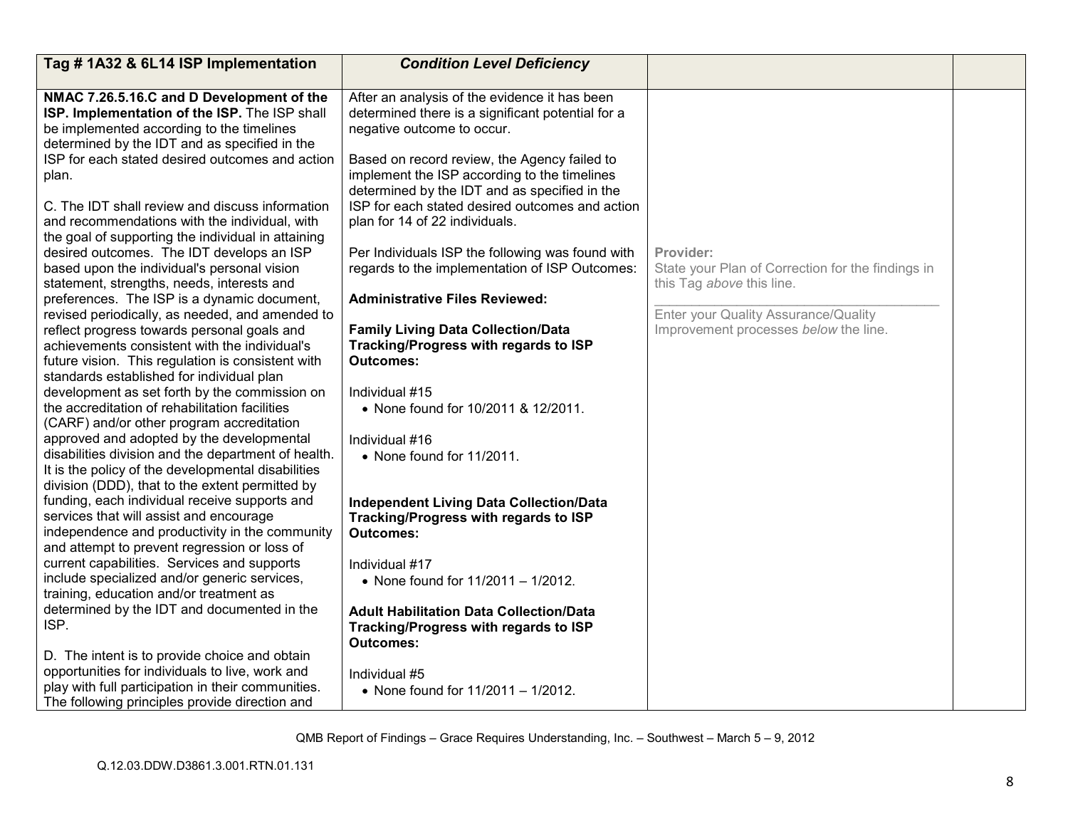| Tag # 1A32 & 6L14 ISP Implementation | *Condition Level Deficiency* | | |
|---|---|---|---|
| **NMAC 7.26.5.16.C and D Development of the ISP. Implementation of the ISP.** The ISP shall be implemented according to the timelines determined by the IDT and as specified in the ISP for each stated desired outcomes and action plan.<br><br>C. The IDT shall review and discuss information and recommendations with the individual, with the goal of supporting the individual in attaining desired outcomes. The IDT develops an ISP based upon the individual's personal vision statement, strengths, needs, interests and preferences. The ISP is a dynamic document, revised periodically, as needed, and amended to reflect progress towards personal goals and achievements consistent with the individual's future vision. This regulation is consistent with standards established for individual plan development as set forth by the commission on the accreditation of rehabilitation facilities (CARF) and/or other program accreditation approved and adopted by the developmental disabilities division and the department of health. It is the policy of the developmental disabilities division (DDD), that to the extent permitted by funding, each individual receive supports and services that will assist and encourage independence and productivity in the community and attempt to prevent regression or loss of current capabilities. Services and supports include specialized and/or generic services, training, education and/or treatment as determined by the IDT and documented in the ISP.<br><br>D. The intent is to provide choice and obtain opportunities for individuals to live, work and play with full participation in their communities. The following principles provide direction and | After an analysis of the evidence it has been determined there is a significant potential for a negative outcome to occur.<br><br>Based on record review, the Agency failed to implement the ISP according to the timelines determined by the IDT and as specified in the ISP for each stated desired outcomes and action plan for 14 of 22 individuals.<br><br>Per Individuals ISP the following was found with regards to the implementation of ISP Outcomes:<br><br>**Administrative Files Reviewed:**<br><br>**Family Living Data Collection/Data Tracking/Progress with regards to ISP Outcomes:**<br><br>Individual #15<br>• None found for 10/2011 & 12/2011.<br><br>Individual #16<br>• None found for 11/2011.<br><br>**Independent Living Data Collection/Data Tracking/Progress with regards to ISP Outcomes:**<br><br>Individual #17<br>• None found for 11/2011 – 1/2012.<br><br>**Adult Habilitation Data Collection/Data Tracking/Progress with regards to ISP Outcomes:**<br><br>Individual #5<br>• None found for 11/2011 – 1/2012. | **Provider:**<br>State your Plan of Correction for the findings in this Tag *above* this line.<br>\_\_\_\_\_\_\_\_\_\_\_\_\_\_\_\_\_\_\_\_\_\_\_\_\_\_\_\_\_\_\_\_\_\_<br>Enter your Quality Assurance/Quality Improvement processes *below* the line. | |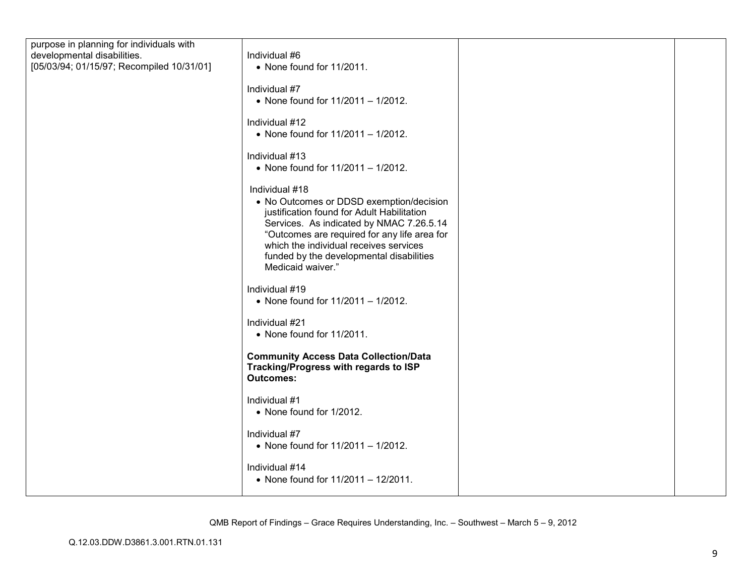| | | | |
|---|---|---|---|
| purpose in planning for individuals with developmental disabilities.<br>[05/03/94; 01/15/97; Recompiled 10/31/01] | Individual #6<br>• None found for 11/2011.<br><br>Individual #7<br>• None found for 11/2011 – 1/2012.<br><br>Individual #12<br>• None found for 11/2011 – 1/2012.<br><br>Individual #13<br>• None found for 11/2011 – 1/2012.<br><br>Individual #18<br>• No Outcomes or DDSD exemption/decision justification found for Adult Habilitation Services. As indicated by NMAC 7.26.5.14 "Outcomes are required for any life area for which the individual receives services funded by the developmental disabilities Medicaid waiver."<br><br>Individual #19<br>• None found for 11/2011 – 1/2012.<br><br>Individual #21<br>• None found for 11/2011.<br><br>**Community Access Data Collection/Data Tracking/Progress with regards to ISP Outcomes:**<br><br>Individual #1<br>• None found for 1/2012.<br><br>Individual #7<br>• None found for 11/2011 – 1/2012.<br><br>Individual #14<br>• None found for 11/2011 – 12/2011. | | |

QMB Report of Findings – Grace Requires Understanding, Inc. – Southwest – March 5 – 9, 2012

Q.12.03.DDW.D3861.3.001.RTN.01.131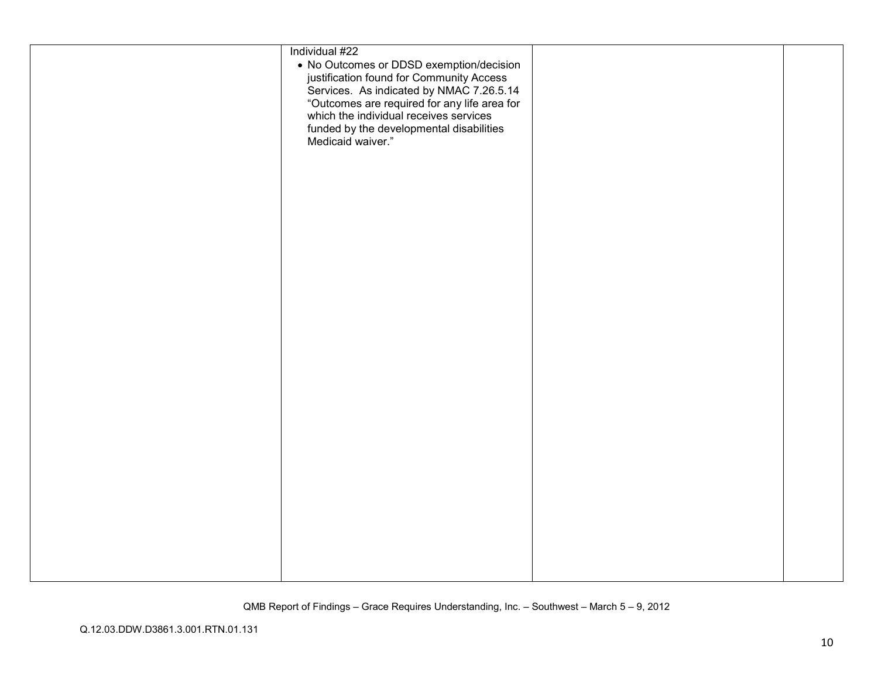| | | | |
|---|---|---|---|
| | Individual #22<br>• No Outcomes or DDSD exemption/decision justification found for Community Access Services. As indicated by NMAC 7.26.5.14 "Outcomes are required for any life area for which the individual receives services funded by the developmental disabilities Medicaid waiver." | | |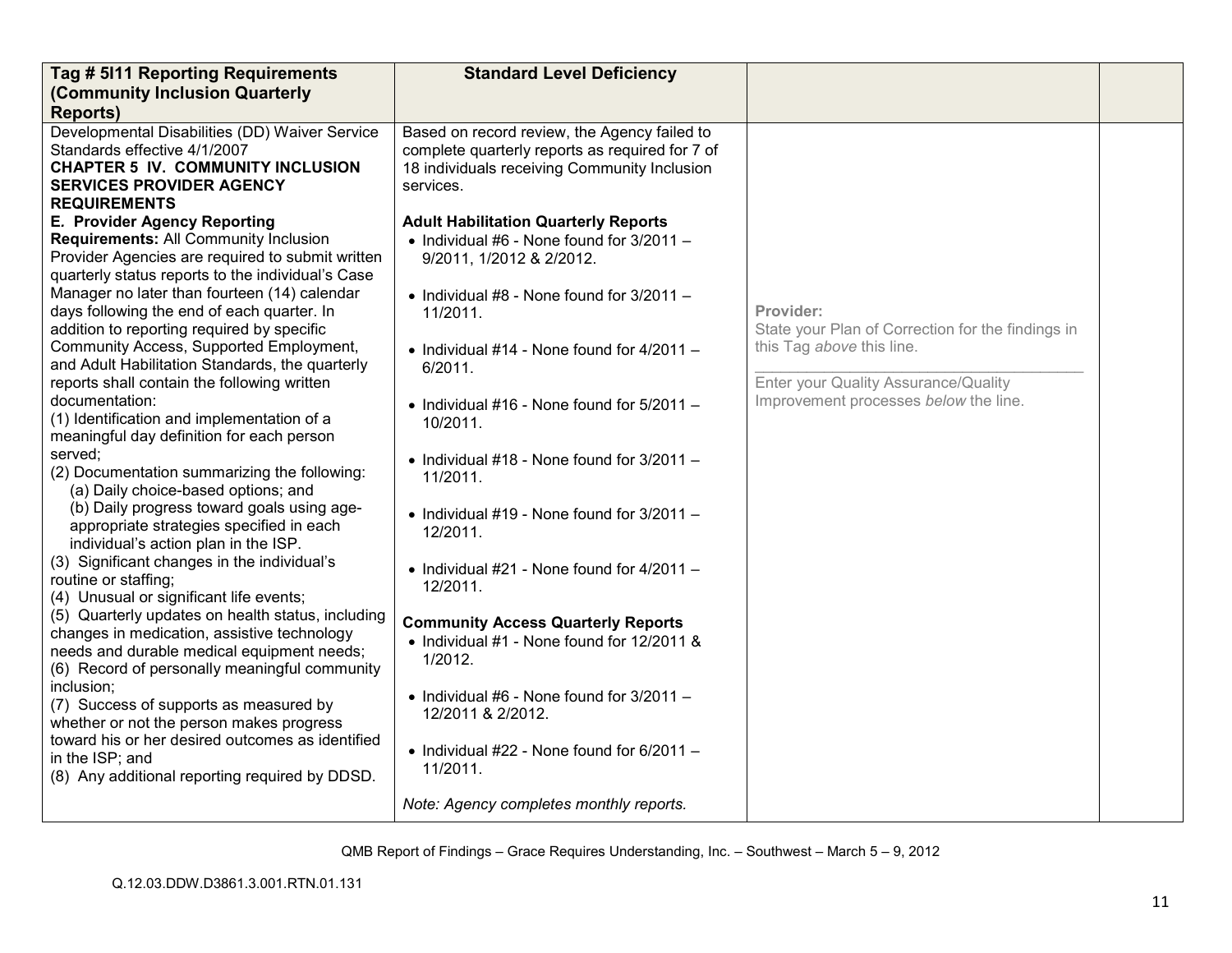| Tag # 5I11 Reporting Requirements (Community Inclusion Quarterly Reports) | Standard Level Deficiency | | |
|---|---|---|---|
| Developmental Disabilities (DD) Waiver Service Standards effective 4/1/2007<br>**CHAPTER 5 IV. COMMUNITY INCLUSION SERVICES PROVIDER AGENCY REQUIREMENTS**<br>**E. Provider Agency Reporting Requirements:** All Community Inclusion Provider Agencies are required to submit written quarterly status reports to the individual's Case Manager no later than fourteen (14) calendar days following the end of each quarter. In addition to reporting required by specific Community Access, Supported Employment, and Adult Habilitation Standards, the quarterly reports shall contain the following written documentation:<br>(1) Identification and implementation of a meaningful day definition for each person served;<br>(2) Documentation summarizing the following:<br>(a) Daily choice-based options; and<br>(b) Daily progress toward goals using age-appropriate strategies specified in each individual's action plan in the ISP.<br>(3) Significant changes in the individual's routine or staffing;<br>(4) Unusual or significant life events;<br>(5) Quarterly updates on health status, including changes in medication, assistive technology needs and durable medical equipment needs;<br>(6) Record of personally meaningful community inclusion;<br>(7) Success of supports as measured by whether or not the person makes progress toward his or her desired outcomes as identified in the ISP; and<br>(8) Any additional reporting required by DDSD. | Based on record review, the Agency failed to complete quarterly reports as required for 7 of 18 individuals receiving Community Inclusion services.<br><br>**Adult Habilitation Quarterly Reports**<br>• Individual #6 - None found for 3/2011 – 9/2011, 1/2012 & 2/2012.<br>• Individual #8 - None found for 3/2011 – 11/2011.<br>• Individual #14 - None found for 4/2011 – 6/2011.<br>• Individual #16 - None found for 5/2011 – 10/2011.<br>• Individual #18 - None found for 3/2011 – 11/2011.<br>• Individual #19 - None found for 3/2011 – 12/2011.<br>• Individual #21 - None found for 4/2011 – 12/2011.<br><br>**Community Access Quarterly Reports**<br>• Individual #1 - None found for 12/2011 & 1/2012.<br>• Individual #6 - None found for 3/2011 – 12/2011 & 2/2012.<br>• Individual #22 - None found for 6/2011 – 11/2011.<br><br>*Note: Agency completes monthly reports.* | **Provider:**<br>State your Plan of Correction for the findings in this Tag *above* this line.<br>\_\_\_\_\_\_\_\_\_\_\_\_\_\_\_\_\_\_\_\_\_\_\_\_\_\_\_\_\_\_\_\_<br>Enter your Quality Assurance/Quality Improvement processes *below* the line. | |

QMB Report of Findings – Grace Requires Understanding, Inc. – Southwest – March 5 – 9, 2012

Q.12.03.DDW.D3861.3.001.RTN.01.131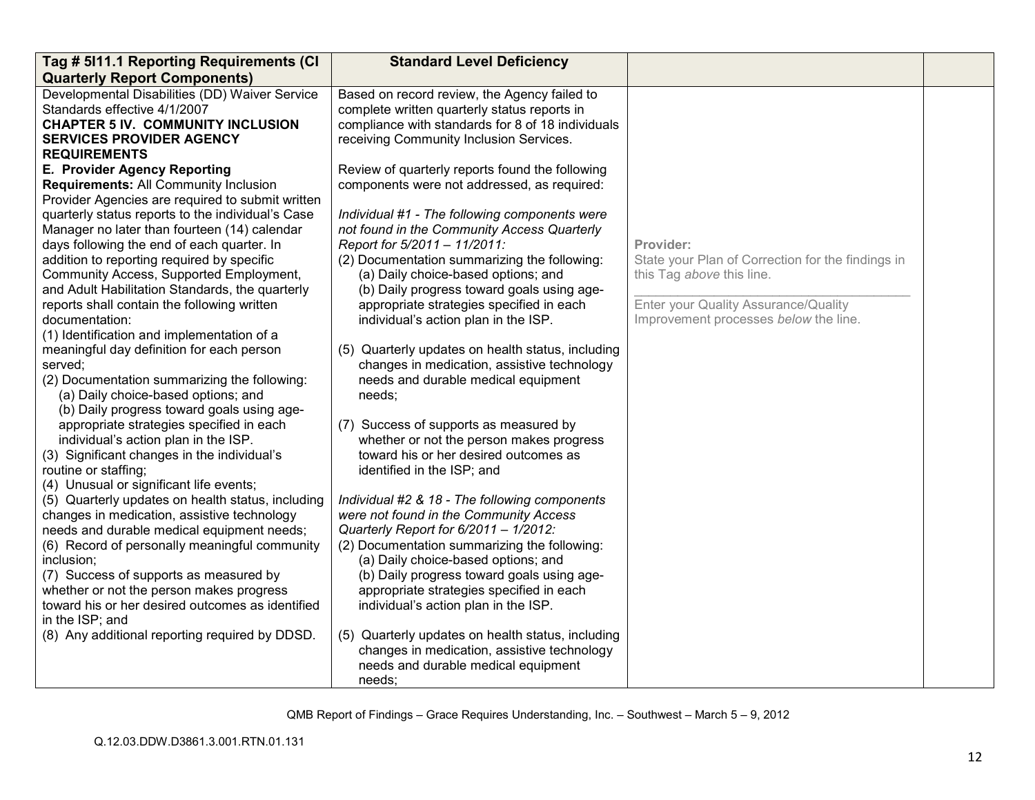| Tag # 5I11.1 Reporting Requirements (CI Quarterly Report Components) | Standard Level Deficiency | | |
|---|---|---|---|
| Developmental Disabilities (DD) Waiver Service Standards effective 4/1/2007<br>**CHAPTER 5 IV. COMMUNITY INCLUSION SERVICES PROVIDER AGENCY REQUIREMENTS**<br>**E. Provider Agency Reporting Requirements:** All Community Inclusion Provider Agencies are required to submit written quarterly status reports to the individual's Case Manager no later than fourteen (14) calendar days following the end of each quarter. In addition to reporting required by specific Community Access, Supported Employment, and Adult Habilitation Standards, the quarterly reports shall contain the following written documentation:<br>(1) Identification and implementation of a meaningful day definition for each person served;<br>(2) Documentation summarizing the following:<br>(a) Daily choice-based options; and<br>(b) Daily progress toward goals using age-appropriate strategies specified in each individual's action plan in the ISP.<br>(3) Significant changes in the individual's routine or staffing;<br>(4) Unusual or significant life events;<br>(5) Quarterly updates on health status, including changes in medication, assistive technology needs and durable medical equipment needs;<br>(6) Record of personally meaningful community inclusion;<br>(7) Success of supports as measured by whether or not the person makes progress toward his or her desired outcomes as identified in the ISP; and<br>(8) Any additional reporting required by DDSD. | Based on record review, the Agency failed to complete written quarterly status reports in compliance with standards for 8 of 18 individuals receiving Community Inclusion Services.<br><br>Review of quarterly reports found the following components were not addressed, as required:<br><br>*Individual #1 - The following components were not found in the Community Access Quarterly Report for 5/2011 – 11/2011:*<br>(2) Documentation summarizing the following:<br>(a) Daily choice-based options; and<br>(b) Daily progress toward goals using age-appropriate strategies specified in each individual's action plan in the ISP.<br><br>(5) Quarterly updates on health status, including changes in medication, assistive technology needs and durable medical equipment needs;<br><br>(7) Success of supports as measured by whether or not the person makes progress toward his or her desired outcomes as identified in the ISP; and<br><br>*Individual #2 & 18 - The following components were not found in the Community Access Quarterly Report for 6/2011 – 1/2012:*<br>(2) Documentation summarizing the following:<br>(a) Daily choice-based options; and<br>(b) Daily progress toward goals using age-appropriate strategies specified in each individual's action plan in the ISP.<br><br>(5) Quarterly updates on health status, including changes in medication, assistive technology needs and durable medical equipment needs; | **Provider:**<br>State your Plan of Correction for the findings in this Tag *above* this line.<br>\_\_\_\_\_\_\_\_\_\_\_\_\_\_\_\_\_\_\_\_\_\_\_\_\_\_\_\_\_\_\_\_\_\_\_\_\_\_<br>Enter your Quality Assurance/Quality Improvement processes *below* the line. | |

QMB Report of Findings – Grace Requires Understanding, Inc. – Southwest – March 5 – 9, 2012

Q.12.03.DDW.D3861.3.001.RTN.01.131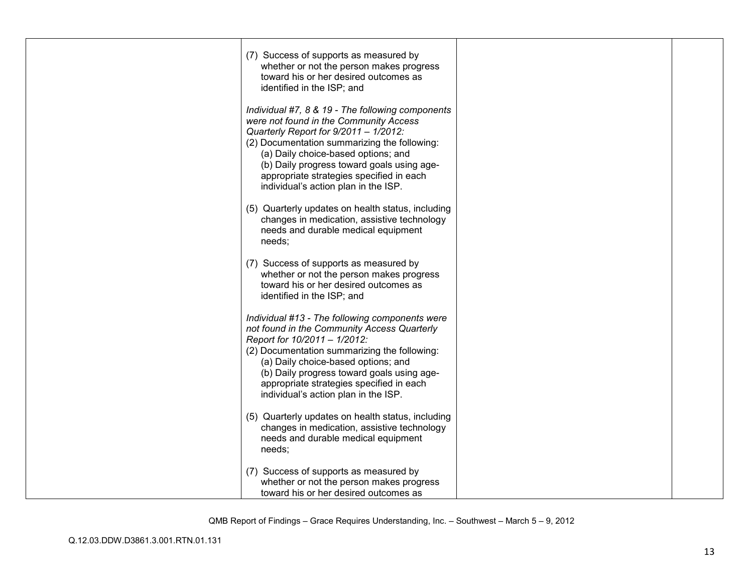| | | | |
|---|---|---|---|
| | (7) Success of supports as measured by whether or not the person makes progress toward his or her desired outcomes as identified in the ISP; and<br><br>*Individual #7, 8 & 19 - The following components were not found in the Community Access Quarterly Report for 9/2011 – 1/2012:*<br>(2) Documentation summarizing the following:<br>(a) Daily choice-based options; and<br>(b) Daily progress toward goals using age-appropriate strategies specified in each individual's action plan in the ISP.<br><br>(5) Quarterly updates on health status, including changes in medication, assistive technology needs and durable medical equipment needs;<br><br>(7) Success of supports as measured by whether or not the person makes progress toward his or her desired outcomes as identified in the ISP; and<br><br>*Individual #13 - The following components were not found in the Community Access Quarterly Report for 10/2011 – 1/2012:*<br>(2) Documentation summarizing the following:<br>(a) Daily choice-based options; and<br>(b) Daily progress toward goals using age-appropriate strategies specified in each individual's action plan in the ISP.<br><br>(5) Quarterly updates on health status, including changes in medication, assistive technology needs and durable medical equipment needs;<br><br>(7) Success of supports as measured by whether or not the person makes progress toward his or her desired outcomes as | | |

QMB Report of Findings – Grace Requires Understanding, Inc. – Southwest – March 5 – 9, 2012

Q.12.03.DDW.D3861.3.001.RTN.01.131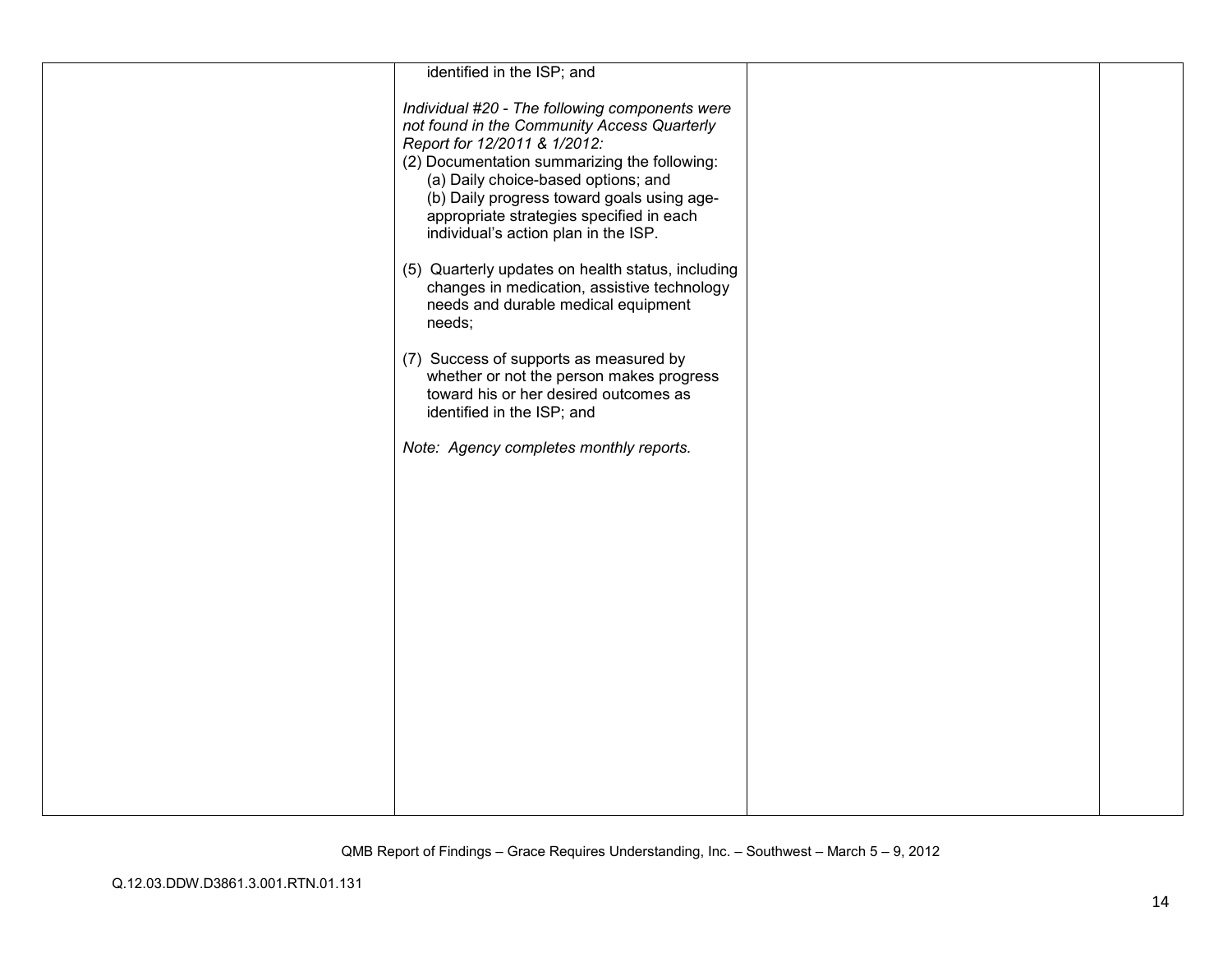| | | | |
|---|---|---|---|
| | identified in the ISP; and<br><br>*Individual #20 - The following components were not found in the Community Access Quarterly Report for 12/2011 & 1/2012:*<br>(2) Documentation summarizing the following:<br>(a) Daily choice-based options; and<br>(b) Daily progress toward goals using age-appropriate strategies specified in each individual's action plan in the ISP.<br><br>(5) Quarterly updates on health status, including changes in medication, assistive technology needs and durable medical equipment needs;<br><br>(7) Success of supports as measured by whether or not the person makes progress toward his or her desired outcomes as identified in the ISP; and<br><br>*Note: Agency completes monthly reports.* | | |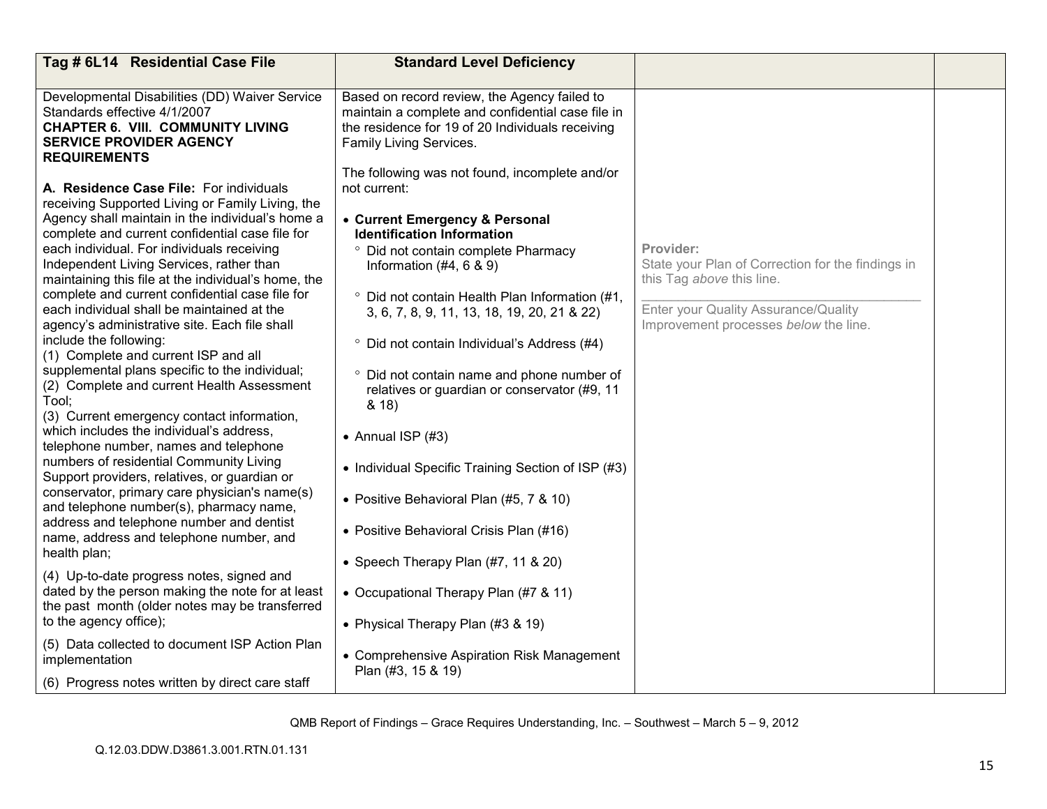| Tag # 6L14 Residential Case File | Standard Level Deficiency | | |
|---|---|---|---|
| Developmental Disabilities (DD) Waiver Service Standards effective 4/1/2007<br>**CHAPTER 6. VIII. COMMUNITY LIVING SERVICE PROVIDER AGENCY REQUIREMENTS**<br><br>**A. Residence Case File:** For individuals receiving Supported Living or Family Living, the Agency shall maintain in the individual's home a complete and current confidential case file for each individual. For individuals receiving Independent Living Services, rather than maintaining this file at the individual's home, the complete and current confidential case file for each individual shall be maintained at the agency's administrative site. Each file shall include the following:<br>(1) Complete and current ISP and all supplemental plans specific to the individual;<br>(2) Complete and current Health Assessment Tool;<br>(3) Current emergency contact information, which includes the individual's address, telephone number, names and telephone numbers of residential Community Living Support providers, relatives, or guardian or conservator, primary care physician's name(s) and telephone number(s), pharmacy name, address and telephone number and dentist name, address and telephone number, and health plan;<br>(4) Up-to-date progress notes, signed and dated by the person making the note for at least the past month (older notes may be transferred to the agency office);<br>(5) Data collected to document ISP Action Plan implementation<br>(6) Progress notes written by direct care staff | Based on record review, the Agency failed to maintain a complete and confidential case file in the residence for 19 of 20 Individuals receiving Family Living Services.<br><br>The following was not found, incomplete and/or not current:<br><br>• **Current Emergency & Personal Identification Information**<br>° Did not contain complete Pharmacy Information (#4, 6 & 9)<br>° Did not contain Health Plan Information (#1, 3, 6, 7, 8, 9, 11, 13, 18, 19, 20, 21 & 22)<br>° Did not contain Individual's Address (#4)<br>° Did not contain name and phone number of relatives or guardian or conservator (#9, 11 & 18)<br><br>• Annual ISP (#3)<br><br>• Individual Specific Training Section of ISP (#3)<br><br>• Positive Behavioral Plan (#5, 7 & 10)<br><br>• Positive Behavioral Crisis Plan (#16)<br><br>• Speech Therapy Plan (#7, 11 & 20)<br><br>• Occupational Therapy Plan (#7 & 11)<br><br>• Physical Therapy Plan (#3 & 19)<br><br>• Comprehensive Aspiration Risk Management Plan (#3, 15 & 19) | **Provider:**<br>State your Plan of Correction for the findings in this Tag *above* this line.<br>\_\_\_\_\_\_\_\_\_\_\_\_\_\_\_\_\_\_\_\_\_\_\_\_\_\_\_\_\_\_\_\_\_\_\_\_<br>Enter your Quality Assurance/Quality Improvement processes *below* the line. | |

QMB Report of Findings – Grace Requires Understanding, Inc. – Southwest – March 5 – 9, 2012

Q.12.03.DDW.D3861.3.001.RTN.01.131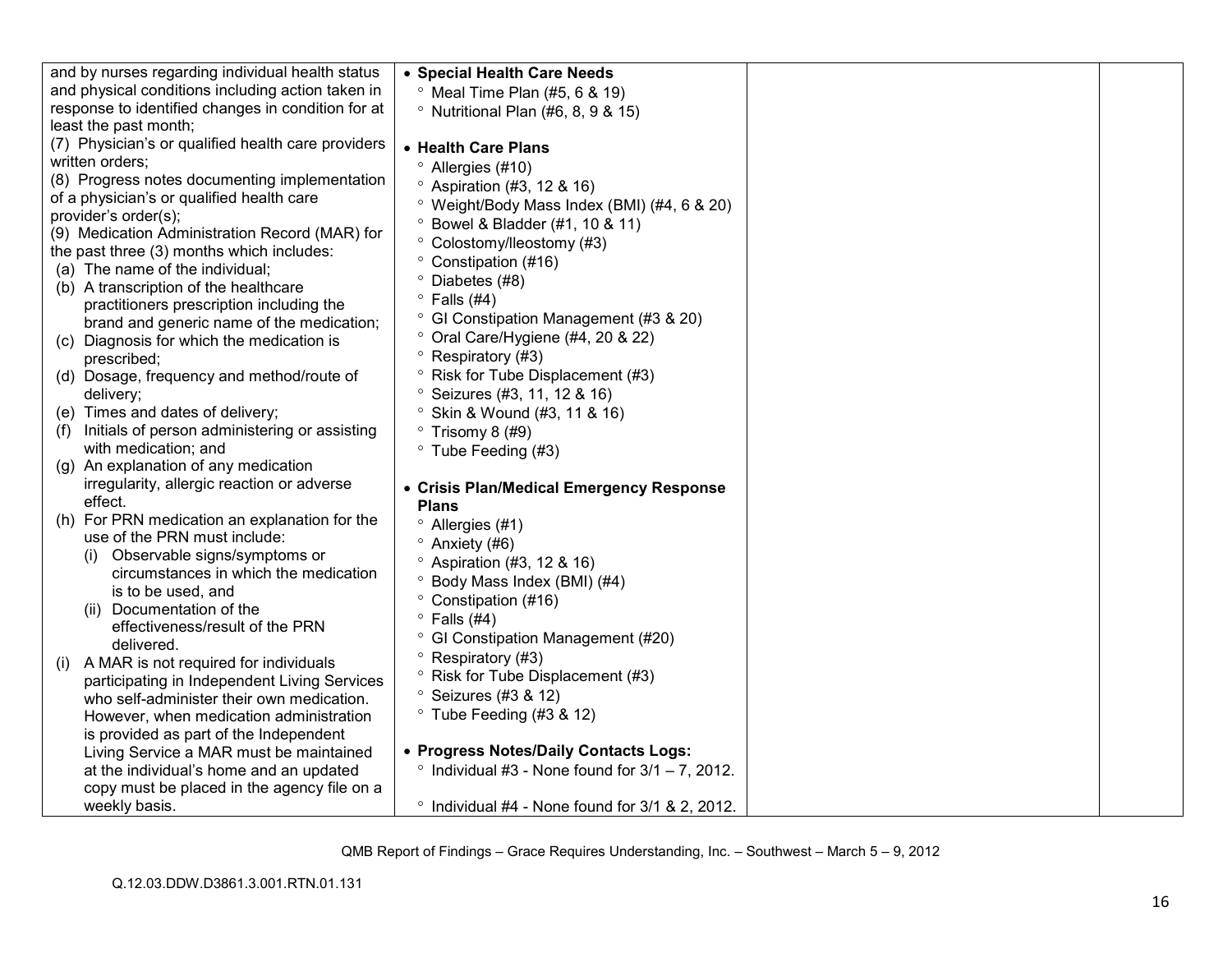| | | | |
|---|---|---|---|
| and by nurses regarding individual health status and physical conditions including action taken in response to identified changes in condition for at least the past month;<br>(7) Physician's or qualified health care providers written orders;<br>(8) Progress notes documenting implementation of a physician's or qualified health care provider's order(s);<br>(9) Medication Administration Record (MAR) for the past three (3) months which includes:<br>(a) The name of the individual;<br>(b) A transcription of the healthcare practitioners prescription including the brand and generic name of the medication;<br>(c) Diagnosis for which the medication is prescribed;<br>(d) Dosage, frequency and method/route of delivery;<br>(e) Times and dates of delivery;<br>(f) Initials of person administering or assisting with medication; and<br>(g) An explanation of any medication irregularity, allergic reaction or adverse effect.<br>(h) For PRN medication an explanation for the use of the PRN must include:<br>(i) Observable signs/symptoms or circumstances in which the medication is to be used, and<br>(ii) Documentation of the effectiveness/result of the PRN delivered.<br>(i) A MAR is not required for individuals participating in Independent Living Services who self-administer their own medication. However, when medication administration is provided as part of the Independent Living Service a MAR must be maintained at the individual's home and an updated copy must be placed in the agency file on a weekly basis. | • **Special Health Care Needs**<br>° Meal Time Plan (#5, 6 & 19)<br>° Nutritional Plan (#6, 8, 9 & 15)<br><br>• **Health Care Plans**<br>° Allergies (#10)<br>° Aspiration (#3, 12 & 16)<br>° Weight/Body Mass Index (BMI) (#4, 6 & 20)<br>° Bowel & Bladder (#1, 10 & 11)<br>° Colostomy/Ileostomy (#3)<br>° Constipation (#16)<br>° Diabetes (#8)<br>° Falls (#4)<br>° GI Constipation Management (#3 & 20)<br>° Oral Care/Hygiene (#4, 20 & 22)<br>° Respiratory (#3)<br>° Risk for Tube Displacement (#3)<br>° Seizures (#3, 11, 12 & 16)<br>° Skin & Wound (#3, 11 & 16)<br>° Trisomy 8 (#9)<br>° Tube Feeding (#3)<br><br>• **Crisis Plan/Medical Emergency Response Plans**<br>° Allergies (#1)<br>° Anxiety (#6)<br>° Aspiration (#3, 12 & 16)<br>° Body Mass Index (BMI) (#4)<br>° Constipation (#16)<br>° Falls (#4)<br>° GI Constipation Management (#20)<br>° Respiratory (#3)<br>° Risk for Tube Displacement (#3)<br>° Seizures (#3 & 12)<br>° Tube Feeding (#3 & 12)<br><br>• **Progress Notes/Daily Contacts Logs:**<br>° Individual #3 - None found for 3/1 – 7, 2012.<br><br>° Individual #4 - None found for 3/1 & 2, 2012. | | |

QMB Report of Findings – Grace Requires Understanding, Inc. – Southwest – March 5 – 9, 2012

Q.12.03.DDW.D3861.3.001.RTN.01.131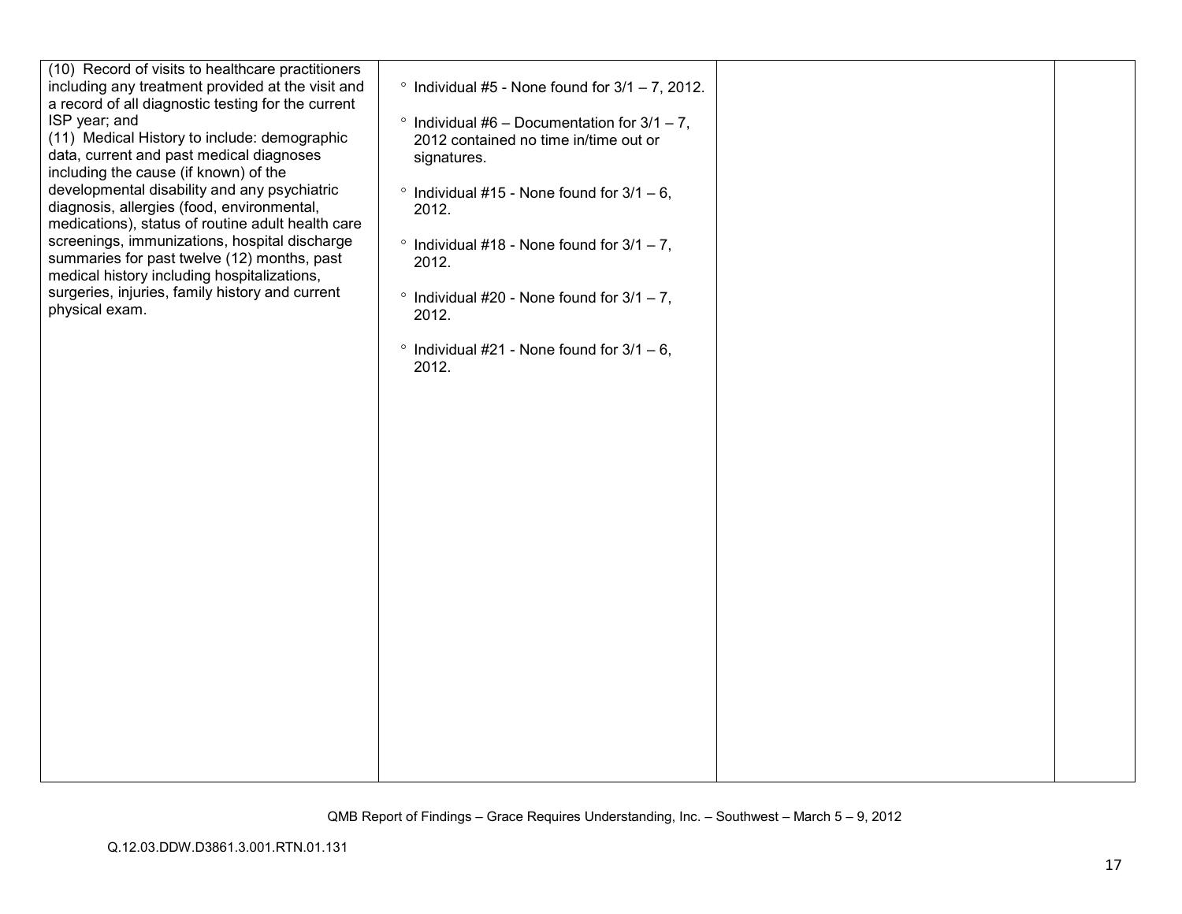| | | | |
|---|---|---|---|
| (10) Record of visits to healthcare practitioners including any treatment provided at the visit and a record of all diagnostic testing for the current ISP year; and<br>(11) Medical History to include: demographic data, current and past medical diagnoses including the cause (if known) of the developmental disability and any psychiatric diagnosis, allergies (food, environmental, medications), status of routine adult health care screenings, immunizations, hospital discharge summaries for past twelve (12) months, past medical history including hospitalizations, surgeries, injuries, family history and current physical exam. | ° Individual #5 - None found for 3/1 – 7, 2012.<br><br>° Individual #6 – Documentation for 3/1 – 7, 2012 contained no time in/time out or signatures.<br><br>° Individual #15 - None found for 3/1 – 6, 2012.<br><br>° Individual #18 - None found for 3/1 – 7, 2012.<br><br>° Individual #20 - None found for 3/1 – 7, 2012.<br><br>° Individual #21 - None found for 3/1 – 6, 2012. | | |

QMB Report of Findings – Grace Requires Understanding, Inc. – Southwest – March 5 – 9, 2012

Q.12.03.DDW.D3861.3.001.RTN.01.131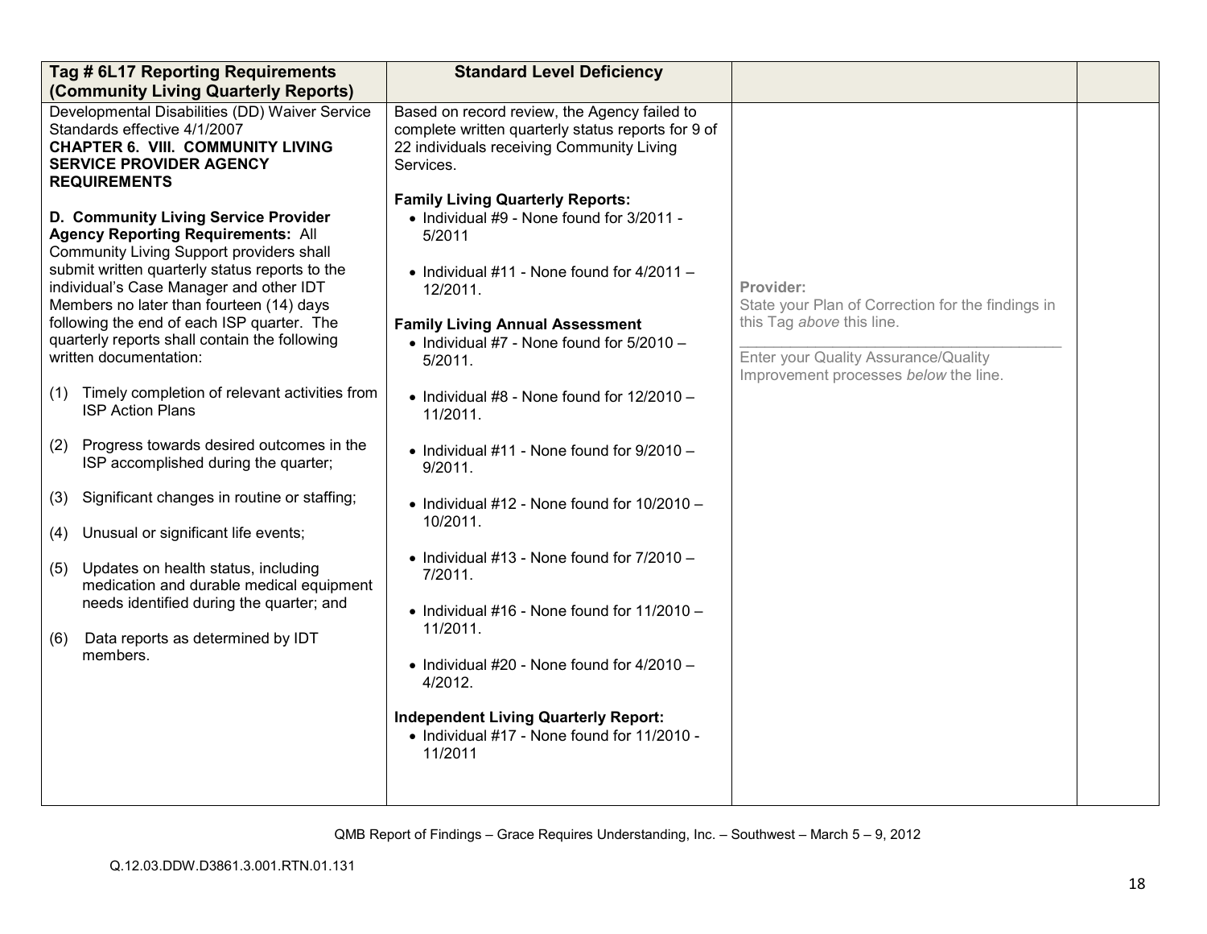| Tag # 6L17 Reporting Requirements (Community Living Quarterly Reports) | Standard Level Deficiency | | |
|---|---|---|---|
| Developmental Disabilities (DD) Waiver Service Standards effective 4/1/2007<br>**CHAPTER 6. VIII. COMMUNITY LIVING SERVICE PROVIDER AGENCY REQUIREMENTS**<br><br>**D. Community Living Service Provider Agency Reporting Requirements:** All Community Living Support providers shall submit written quarterly status reports to the individual's Case Manager and other IDT Members no later than fourteen (14) days following the end of each ISP quarter. The quarterly reports shall contain the following written documentation:<br><br>(1) Timely completion of relevant activities from ISP Action Plans<br><br>(2) Progress towards desired outcomes in the ISP accomplished during the quarter;<br><br>(3) Significant changes in routine or staffing;<br><br>(4) Unusual or significant life events;<br><br>(5) Updates on health status, including medication and durable medical equipment needs identified during the quarter; and<br><br>(6) Data reports as determined by IDT members. | Based on record review, the Agency failed to complete written quarterly status reports for 9 of 22 individuals receiving Community Living Services.<br><br>**Family Living Quarterly Reports:**<br>• Individual #9 - None found for 3/2011 - 5/2011<br><br>• Individual #11 - None found for 4/2011 – 12/2011.<br><br>**Family Living Annual Assessment**<br>• Individual #7 - None found for 5/2010 – 5/2011.<br><br>• Individual #8 - None found for 12/2010 – 11/2011.<br><br>• Individual #11 - None found for 9/2010 – 9/2011.<br><br>• Individual #12 - None found for 10/2010 – 10/2011.<br><br>• Individual #13 - None found for 7/2010 – 7/2011.<br><br>• Individual #16 - None found for 11/2010 – 11/2011.<br><br>• Individual #20 - None found for 4/2010 – 4/2012.<br><br>**Independent Living Quarterly Report:**<br>• Individual #17 - None found for 11/2010 - 11/2011 | **Provider:**<br>State your Plan of Correction for the findings in this Tag *above* this line.<br>\_\_\_\_\_\_\_\_\_\_\_\_\_\_\_\_\_\_\_\_\_\_\_\_\_\_\_\_\_\_\_\_\_\_\_\_\_\_<br>Enter your Quality Assurance/Quality Improvement processes *below* the line. | |

QMB Report of Findings – Grace Requires Understanding, Inc. – Southwest – March 5 – 9, 2012

Q.12.03.DDW.D3861.3.001.RTN.01.131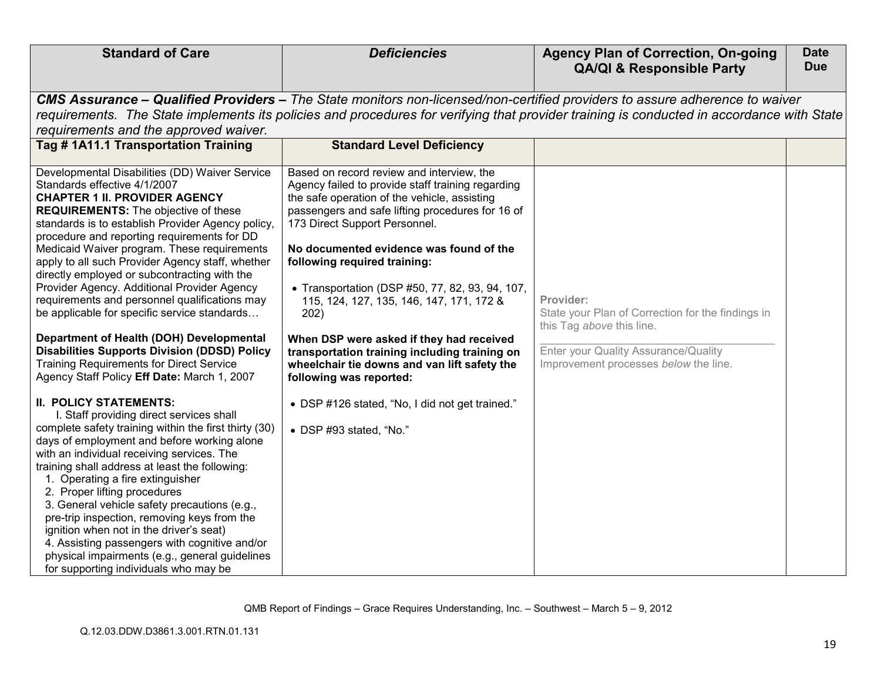| Standard of Care | *Deficiencies* | Agency Plan of Correction, On-going QA/QI & Responsible Party | Date Due |
|---|---|---|---|
| ***CMS Assurance – Qualified Providers –*** *The State monitors non-licensed/non-certified providers to assure adherence to waiver requirements. The State implements its policies and procedures for verifying that provider training is conducted in accordance with State requirements and the approved waiver.* | | | |
| **Tag # 1A11.1 Transportation Training** | **Standard Level Deficiency** | | |
| Developmental Disabilities (DD) Waiver Service Standards effective 4/1/2007<br>**CHAPTER 1 II. PROVIDER AGENCY REQUIREMENTS:** The objective of these standards is to establish Provider Agency policy, procedure and reporting requirements for DD Medicaid Waiver program. These requirements apply to all such Provider Agency staff, whether directly employed or subcontracting with the Provider Agency. Additional Provider Agency requirements and personnel qualifications may be applicable for specific service standards…<br><br>**Department of Health (DOH) Developmental Disabilities Supports Division (DDSD) Policy** Training Requirements for Direct Service Agency Staff Policy **Eff Date:** March 1, 2007<br><br>**II. POLICY STATEMENTS:**<br>I. Staff providing direct services shall complete safety training within the first thirty (30) days of employment and before working alone with an individual receiving services. The training shall address at least the following:<br>1. Operating a fire extinguisher<br>2. Proper lifting procedures<br>3. General vehicle safety precautions (e.g., pre-trip inspection, removing keys from the ignition when not in the driver's seat)<br>4. Assisting passengers with cognitive and/or physical impairments (e.g., general guidelines for supporting individuals who may be | Based on record review and interview, the Agency failed to provide staff training regarding the safe operation of the vehicle, assisting passengers and safe lifting procedures for 16 of 173 Direct Support Personnel.<br><br>**No documented evidence was found of the following required training:**<br><br>• Transportation (DSP #50, 77, 82, 93, 94, 107, 115, 124, 127, 135, 146, 147, 171, 172 & 202)<br><br>**When DSP were asked if they had received transportation training including training on wheelchair tie downs and van lift safety the following was reported:**<br><br>• DSP #126 stated, "No, I did not get trained."<br><br>• DSP #93 stated, "No." | Provider:<br>State your Plan of Correction for the findings in this Tag *above* this line.<br>\_\_\_\_\_\_\_\_\_\_\_\_\_\_\_\_\_\_\_\_\_\_\_\_\_\_\_\_\_\_\_\_\_\_\_\_<br>Enter your Quality Assurance/Quality Improvement processes *below* the line. | |

QMB Report of Findings – Grace Requires Understanding, Inc. – Southwest – March 5 – 9, 2012

Q.12.03.DDW.D3861.3.001.RTN.01.131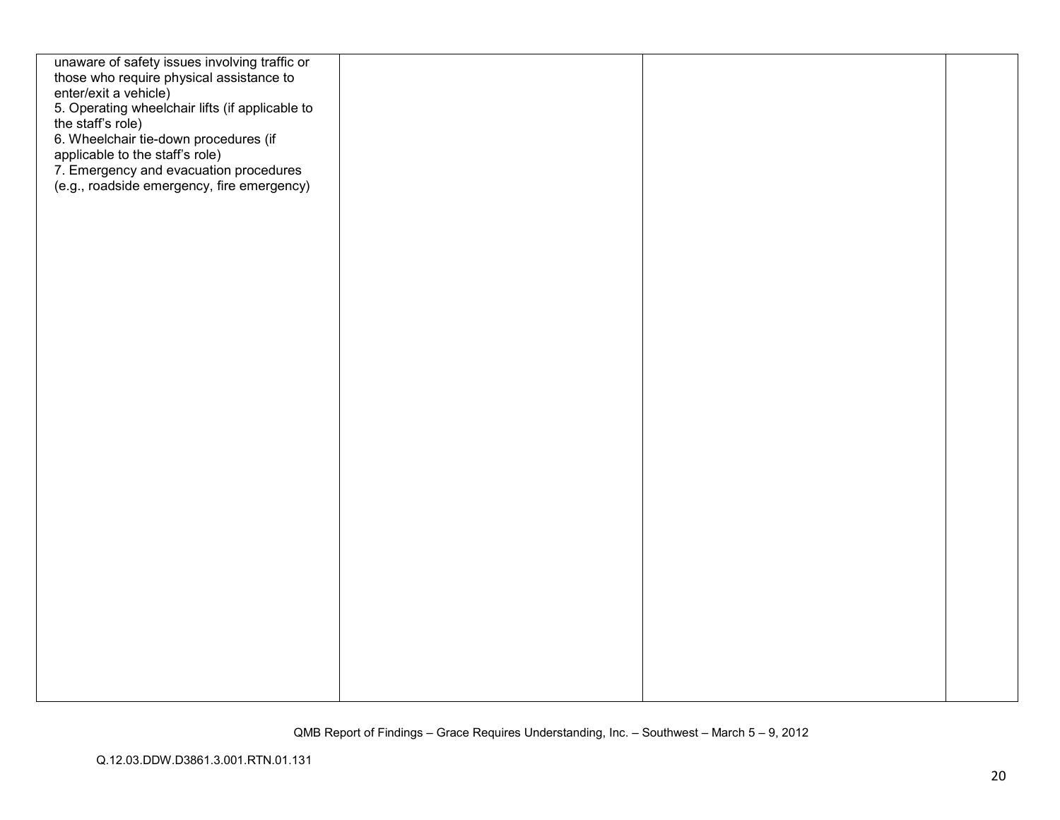| | | | |
|---|---|---|---|
| unaware of safety issues involving traffic or those who require physical assistance to enter/exit a vehicle)<br>5. Operating wheelchair lifts (if applicable to the staff's role)<br>6. Wheelchair tie-down procedures (if applicable to the staff's role)<br>7. Emergency and evacuation procedures (e.g., roadside emergency, fire emergency) | | | |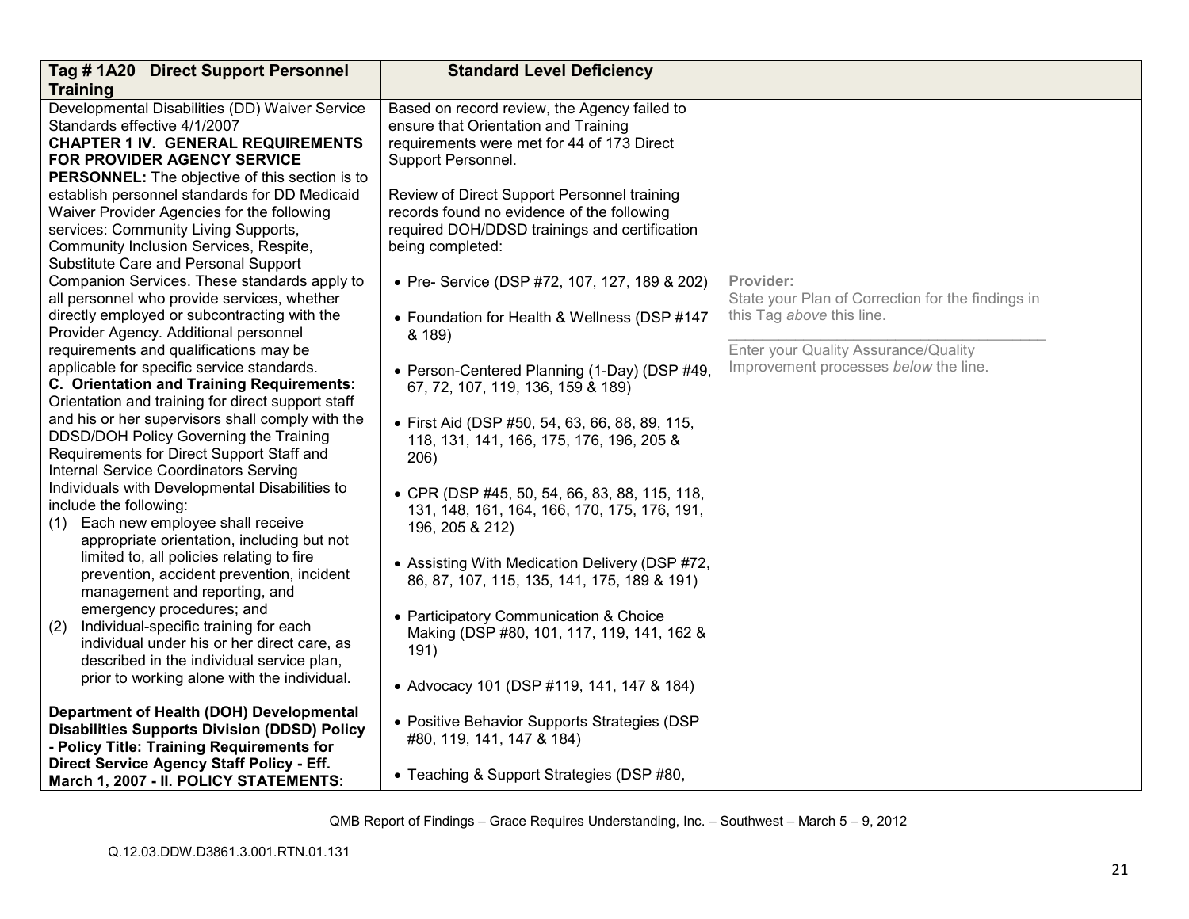| Tag # 1A20 Direct Support Personnel Training | Standard Level Deficiency | | |
|---|---|---|---|
| Developmental Disabilities (DD) Waiver Service Standards effective 4/1/2007<br>**CHAPTER 1 IV. GENERAL REQUIREMENTS FOR PROVIDER AGENCY SERVICE PERSONNEL:** The objective of this section is to establish personnel standards for DD Medicaid Waiver Provider Agencies for the following services: Community Living Supports, Community Inclusion Services, Respite, Substitute Care and Personal Support Companion Services. These standards apply to all personnel who provide services, whether directly employed or subcontracting with the Provider Agency. Additional personnel requirements and qualifications may be applicable for specific service standards.<br>**C. Orientation and Training Requirements:** Orientation and training for direct support staff and his or her supervisors shall comply with the DDSD/DOH Policy Governing the Training Requirements for Direct Support Staff and Internal Service Coordinators Serving Individuals with Developmental Disabilities to include the following:<br>(1) Each new employee shall receive appropriate orientation, including but not limited to, all policies relating to fire prevention, accident prevention, incident management and reporting, and emergency procedures; and<br>(2) Individual-specific training for each individual under his or her direct care, as described in the individual service plan, prior to working alone with the individual.<br><br>**Department of Health (DOH) Developmental Disabilities Supports Division (DDSD) Policy - Policy Title: Training Requirements for Direct Service Agency Staff Policy - Eff. March 1, 2007 - II. POLICY STATEMENTS:** | Based on record review, the Agency failed to ensure that Orientation and Training requirements were met for 44 of 173 Direct Support Personnel.<br><br>Review of Direct Support Personnel training records found no evidence of the following required DOH/DDSD trainings and certification being completed:<br><br>• Pre- Service (DSP #72, 107, 127, 189 & 202)<br><br>• Foundation for Health & Wellness (DSP #147 & 189)<br><br>• Person-Centered Planning (1-Day) (DSP #49, 67, 72, 107, 119, 136, 159 & 189)<br><br>• First Aid (DSP #50, 54, 63, 66, 88, 89, 115, 118, 131, 141, 166, 175, 176, 196, 205 & 206)<br><br>• CPR (DSP #45, 50, 54, 66, 83, 88, 115, 118, 131, 148, 161, 164, 166, 170, 175, 176, 191, 196, 205 & 212)<br><br>• Assisting With Medication Delivery (DSP #72, 86, 87, 107, 115, 135, 141, 175, 189 & 191)<br><br>• Participatory Communication & Choice Making (DSP #80, 101, 117, 119, 141, 162 & 191)<br><br>• Advocacy 101 (DSP #119, 141, 147 & 184)<br><br>• Positive Behavior Supports Strategies (DSP #80, 119, 141, 147 & 184)<br><br>• Teaching & Support Strategies (DSP #80, | **Provider:**<br>State your Plan of Correction for the findings in this Tag *above* this line.<br>\_\_\_\_\_\_\_\_\_\_\_\_\_\_\_\_\_\_\_\_\_\_\_\_\_\_\_\_\_\_\_\_\_\_\_\_<br>Enter your Quality Assurance/Quality Improvement processes *below* the line. | |

QMB Report of Findings – Grace Requires Understanding, Inc. – Southwest – March 5 – 9, 2012

Q.12.03.DDW.D3861.3.001.RTN.01.131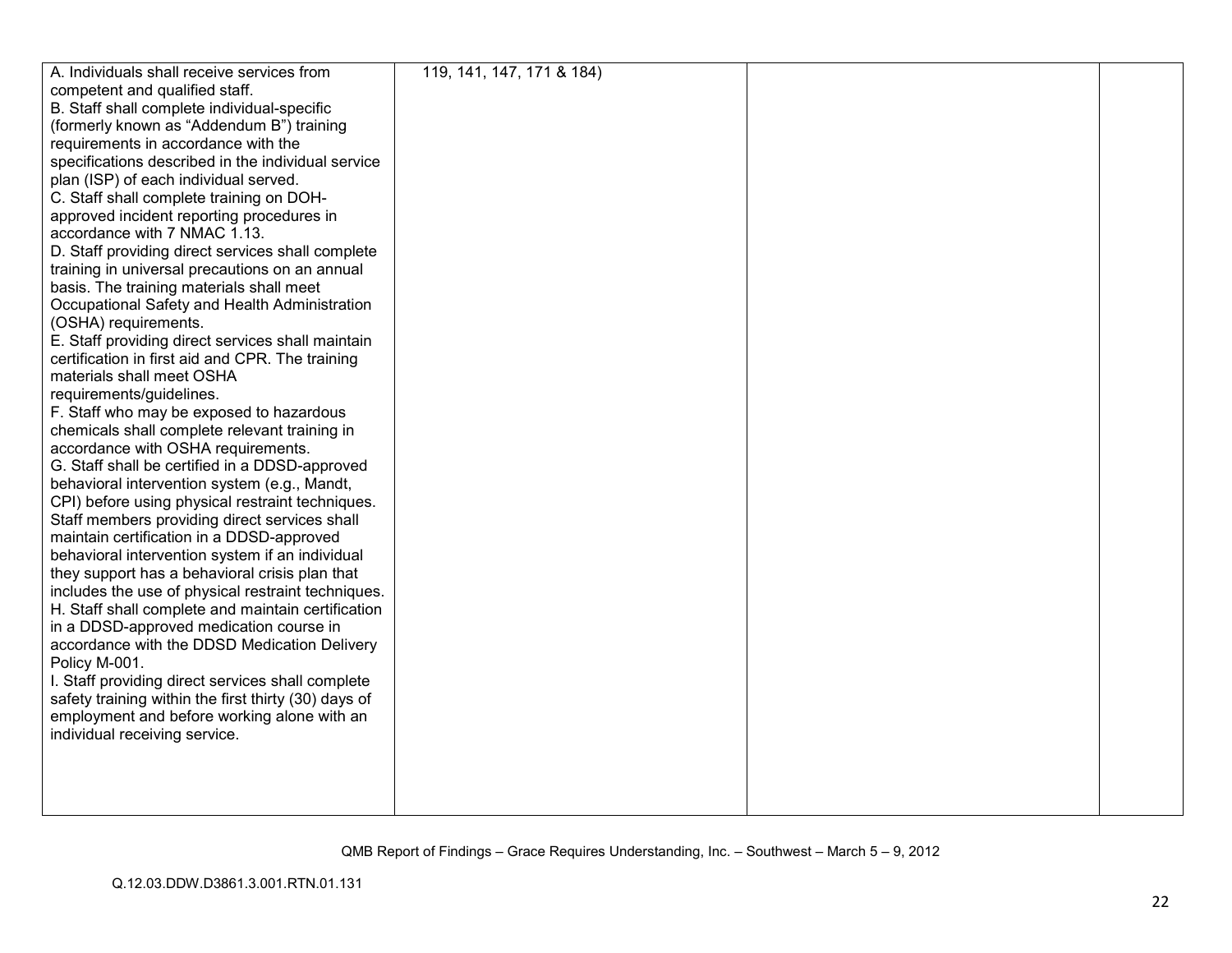| | | | |
|---|---|---|---|
| A. Individuals shall receive services from competent and qualified staff.<br>B. Staff shall complete individual-specific (formerly known as "Addendum B") training requirements in accordance with the specifications described in the individual service plan (ISP) of each individual served.<br>C. Staff shall complete training on DOH-approved incident reporting procedures in accordance with 7 NMAC 1.13.<br>D. Staff providing direct services shall complete training in universal precautions on an annual basis. The training materials shall meet Occupational Safety and Health Administration (OSHA) requirements.<br>E. Staff providing direct services shall maintain certification in first aid and CPR. The training materials shall meet OSHA requirements/guidelines.<br>F. Staff who may be exposed to hazardous chemicals shall complete relevant training in accordance with OSHA requirements.<br>G. Staff shall be certified in a DDSD-approved behavioral intervention system (e.g., Mandt, CPI) before using physical restraint techniques. Staff members providing direct services shall maintain certification in a DDSD-approved behavioral intervention system if an individual they support has a behavioral crisis plan that includes the use of physical restraint techniques.<br>H. Staff shall complete and maintain certification in a DDSD-approved medication course in accordance with the DDSD Medication Delivery Policy M-001.<br>I. Staff providing direct services shall complete safety training within the first thirty (30) days of employment and before working alone with an individual receiving service. | 119, 141, 147, 171 & 184) | | |

QMB Report of Findings – Grace Requires Understanding, Inc. – Southwest – March 5 – 9, 2012

Q.12.03.DDW.D3861.3.001.RTN.01.131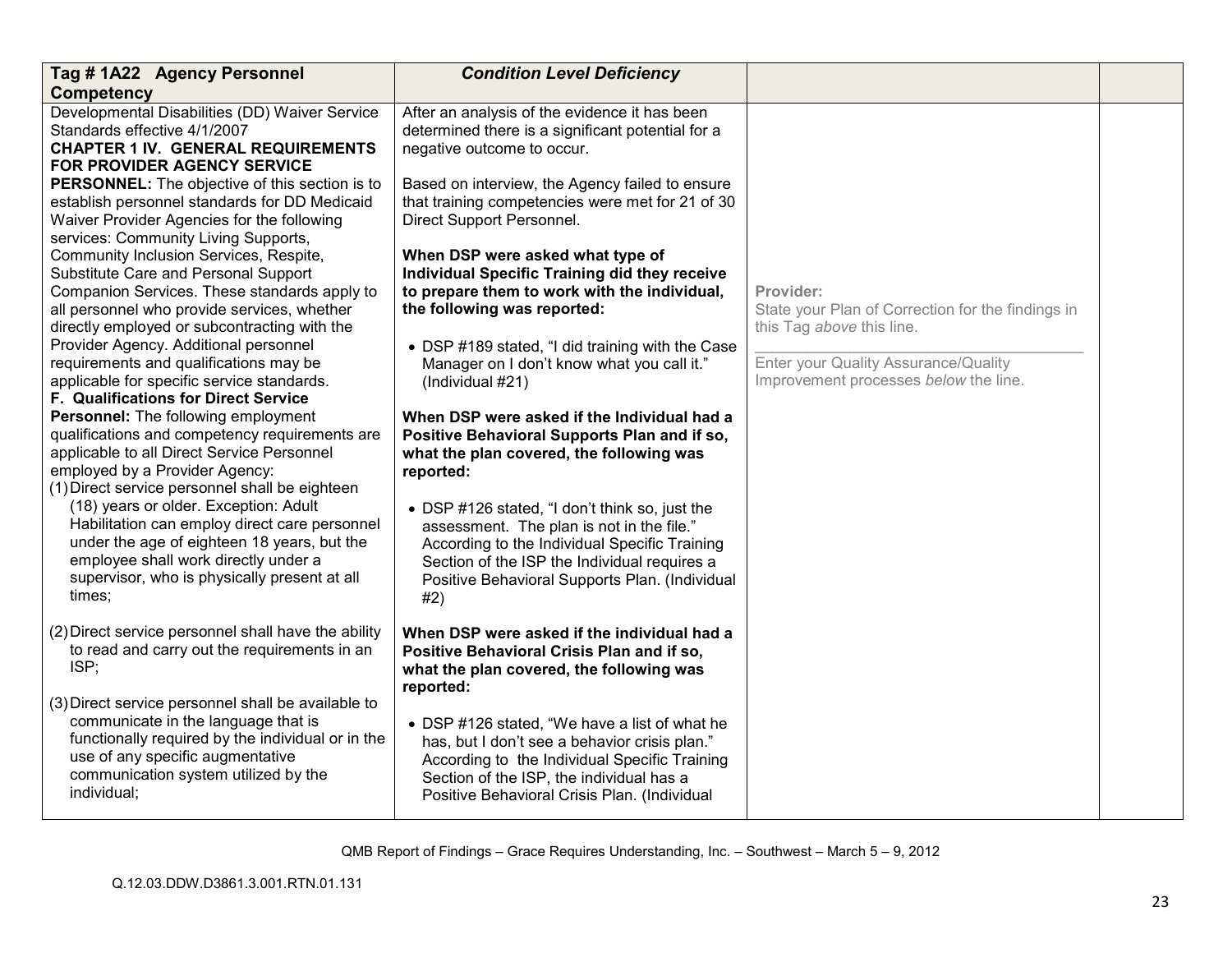| Tag # 1A22 Agency Personnel Competency | Condition Level Deficiency | | |
|---|---|---|---|
| Developmental Disabilities (DD) Waiver Service Standards effective 4/1/2007<br>**CHAPTER 1 IV. GENERAL REQUIREMENTS FOR PROVIDER AGENCY SERVICE PERSONNEL:** The objective of this section is to establish personnel standards for DD Medicaid Waiver Provider Agencies for the following services: Community Living Supports, Community Inclusion Services, Respite, Substitute Care and Personal Support Companion Services. These standards apply to all personnel who provide services, whether directly employed or subcontracting with the Provider Agency. Additional personnel requirements and qualifications may be applicable for specific service standards.<br>**F. Qualifications for Direct Service Personnel:** The following employment qualifications and competency requirements are applicable to all Direct Service Personnel employed by a Provider Agency:<br>(1) Direct service personnel shall be eighteen (18) years or older. Exception: Adult Habilitation can employ direct care personnel under the age of eighteen 18 years, but the employee shall work directly under a supervisor, who is physically present at all times;<br><br>(2) Direct service personnel shall have the ability to read and carry out the requirements in an ISP;<br><br>(3) Direct service personnel shall be available to communicate in the language that is functionally required by the individual or in the use of any specific augmentative communication system utilized by the individual; | After an analysis of the evidence it has been determined there is a significant potential for a negative outcome to occur.<br><br>Based on interview, the Agency failed to ensure that training competencies were met for 21 of 30 Direct Support Personnel.<br><br>**When DSP were asked what type of Individual Specific Training did they receive to prepare them to work with the individual, the following was reported:**<br><br>• DSP #189 stated, "I did training with the Case Manager on I don't know what you call it." (Individual #21)<br><br>**When DSP were asked if the Individual had a Positive Behavioral Supports Plan and if so, what the plan covered, the following was reported:**<br><br>• DSP #126 stated, "I don't think so, just the assessment. The plan is not in the file." According to the Individual Specific Training Section of the ISP the Individual requires a Positive Behavioral Supports Plan. (Individual #2)<br><br>**When DSP were asked if the individual had a Positive Behavioral Crisis Plan and if so, what the plan covered, the following was reported:**<br><br>• DSP #126 stated, "We have a list of what he has, but I don't see a behavior crisis plan." According to the Individual Specific Training Section of the ISP, the individual has a Positive Behavioral Crisis Plan. (Individual | Provider:<br>State your Plan of Correction for the findings in this Tag *above* this line.<br>\_\_\_\_\_\_\_\_\_\_\_\_\_\_\_\_\_\_\_\_\_\_\_\_\_\_\_\_\_\_\_\_\_\_\_\_<br>Enter your Quality Assurance/Quality Improvement processes *below* the line. | |

QMB Report of Findings – Grace Requires Understanding, Inc. – Southwest – March 5 – 9, 2012

Q.12.03.DDW.D3861.3.001.RTN.01.131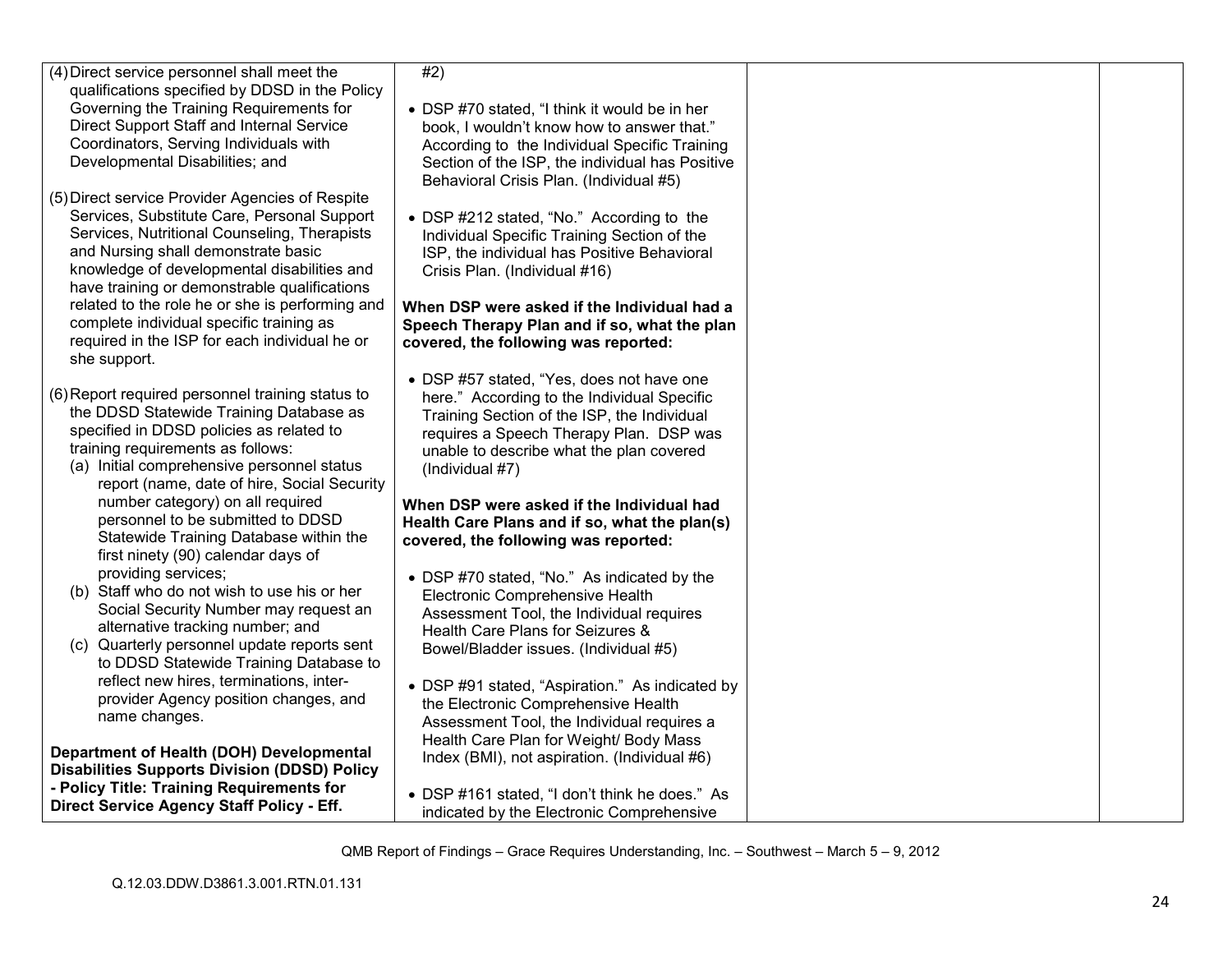| | | | |
|---|---|---|---|
| (4) Direct service personnel shall meet the qualifications specified by DDSD in the Policy Governing the Training Requirements for Direct Support Staff and Internal Service Coordinators, Serving Individuals with Developmental Disabilities; and<br><br>(5) Direct service Provider Agencies of Respite Services, Substitute Care, Personal Support Services, Nutritional Counseling, Therapists and Nursing shall demonstrate basic knowledge of developmental disabilities and have training or demonstrable qualifications related to the role he or she is performing and complete individual specific training as required in the ISP for each individual he or she support.<br><br>(6) Report required personnel training status to the DDSD Statewide Training Database as specified in DDSD policies as related to training requirements as follows:<br>(a) Initial comprehensive personnel status report (name, date of hire, Social Security number category) on all required personnel to be submitted to DDSD Statewide Training Database within the first ninety (90) calendar days of providing services;<br>(b) Staff who do not wish to use his or her Social Security Number may request an alternative tracking number; and<br>(c) Quarterly personnel update reports sent to DDSD Statewide Training Database to reflect new hires, terminations, inter-provider Agency position changes, and name changes.<br><br>**Department of Health (DOH) Developmental Disabilities Supports Division (DDSD) Policy - Policy Title: Training Requirements for Direct Service Agency Staff Policy - Eff.** | #2)<br><br>• DSP #70 stated, "I think it would be in her book, I wouldn't know how to answer that." According to the Individual Specific Training Section of the ISP, the individual has Positive Behavioral Crisis Plan. (Individual #5)<br><br>• DSP #212 stated, "No." According to the Individual Specific Training Section of the ISP, the individual has Positive Behavioral Crisis Plan. (Individual #16)<br><br>**When DSP were asked if the Individual had a Speech Therapy Plan and if so, what the plan covered, the following was reported:**<br><br>• DSP #57 stated, "Yes, does not have one here." According to the Individual Specific Training Section of the ISP, the Individual requires a Speech Therapy Plan. DSP was unable to describe what the plan covered (Individual #7)<br><br>**When DSP were asked if the Individual had Health Care Plans and if so, what the plan(s) covered, the following was reported:**<br><br>• DSP #70 stated, "No." As indicated by the Electronic Comprehensive Health Assessment Tool, the Individual requires Health Care Plans for Seizures & Bowel/Bladder issues. (Individual #5)<br><br>• DSP #91 stated, "Aspiration." As indicated by the Electronic Comprehensive Health Assessment Tool, the Individual requires a Health Care Plan for Weight/ Body Mass Index (BMI), not aspiration. (Individual #6)<br><br>• DSP #161 stated, "I don't think he does." As indicated by the Electronic Comprehensive | | |

QMB Report of Findings – Grace Requires Understanding, Inc. – Southwest – March 5 – 9, 2012

Q.12.03.DDW.D3861.3.001.RTN.01.131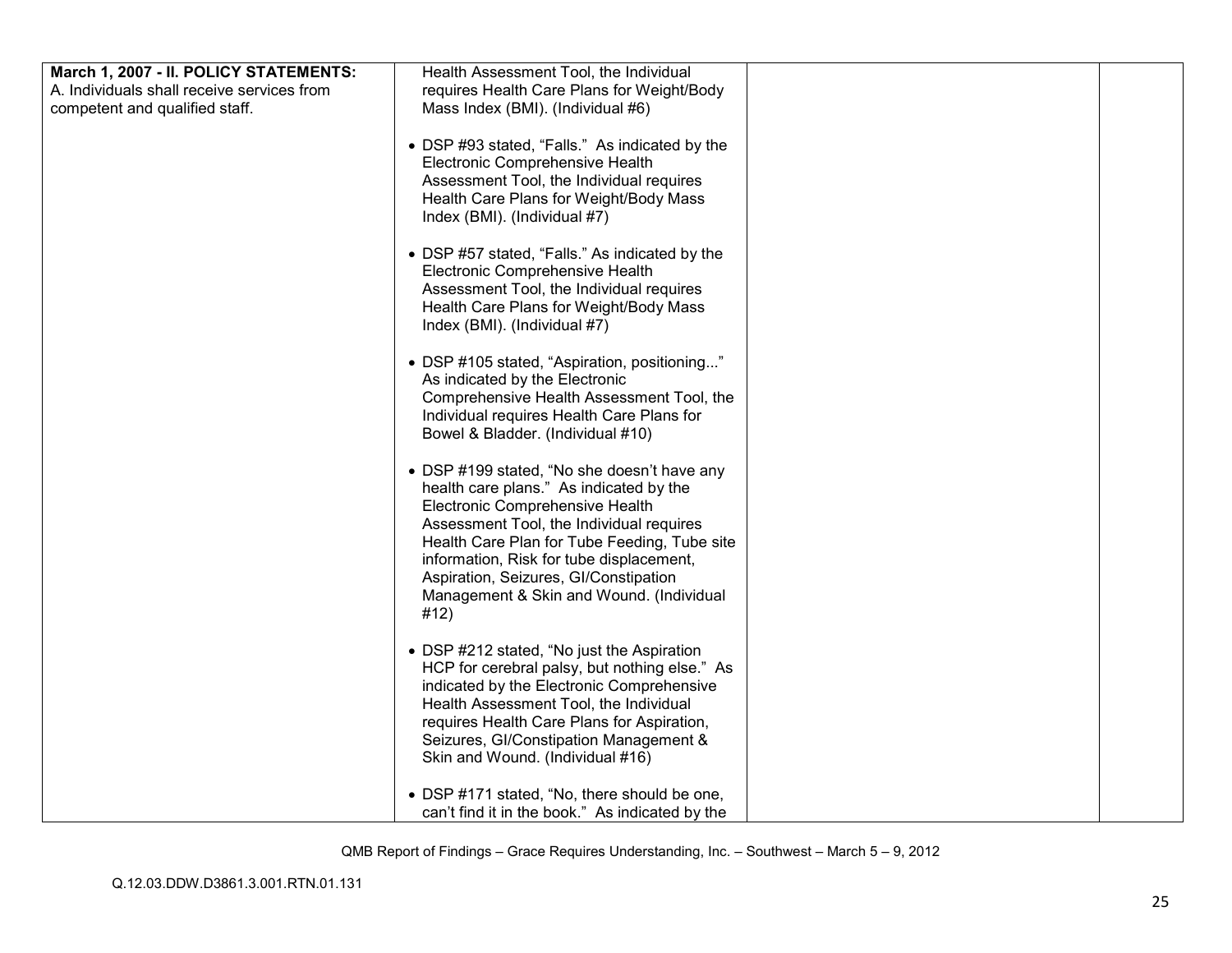| | | | |
|---|---|---|---|
| **March 1, 2007 - II. POLICY STATEMENTS:**<br>A. Individuals shall receive services from competent and qualified staff. | Health Assessment Tool, the Individual requires Health Care Plans for Weight/Body Mass Index (BMI). (Individual #6)<br><br>• DSP #93 stated, "Falls." As indicated by the Electronic Comprehensive Health Assessment Tool, the Individual requires Health Care Plans for Weight/Body Mass Index (BMI). (Individual #7)<br><br>• DSP #57 stated, "Falls." As indicated by the Electronic Comprehensive Health Assessment Tool, the Individual requires Health Care Plans for Weight/Body Mass Index (BMI). (Individual #7)<br><br>• DSP #105 stated, "Aspiration, positioning..." As indicated by the Electronic Comprehensive Health Assessment Tool, the Individual requires Health Care Plans for Bowel & Bladder. (Individual #10)<br><br>• DSP #199 stated, "No she doesn't have any health care plans." As indicated by the Electronic Comprehensive Health Assessment Tool, the Individual requires Health Care Plan for Tube Feeding, Tube site information, Risk for tube displacement, Aspiration, Seizures, GI/Constipation Management & Skin and Wound. (Individual #12)<br><br>• DSP #212 stated, "No just the Aspiration HCP for cerebral palsy, but nothing else." As indicated by the Electronic Comprehensive Health Assessment Tool, the Individual requires Health Care Plans for Aspiration, Seizures, GI/Constipation Management & Skin and Wound. (Individual #16)<br><br>• DSP #171 stated, "No, there should be one, can't find it in the book." As indicated by the | | |

QMB Report of Findings – Grace Requires Understanding, Inc. – Southwest – March 5 – 9, 2012

Q.12.03.DDW.D3861.3.001.RTN.01.131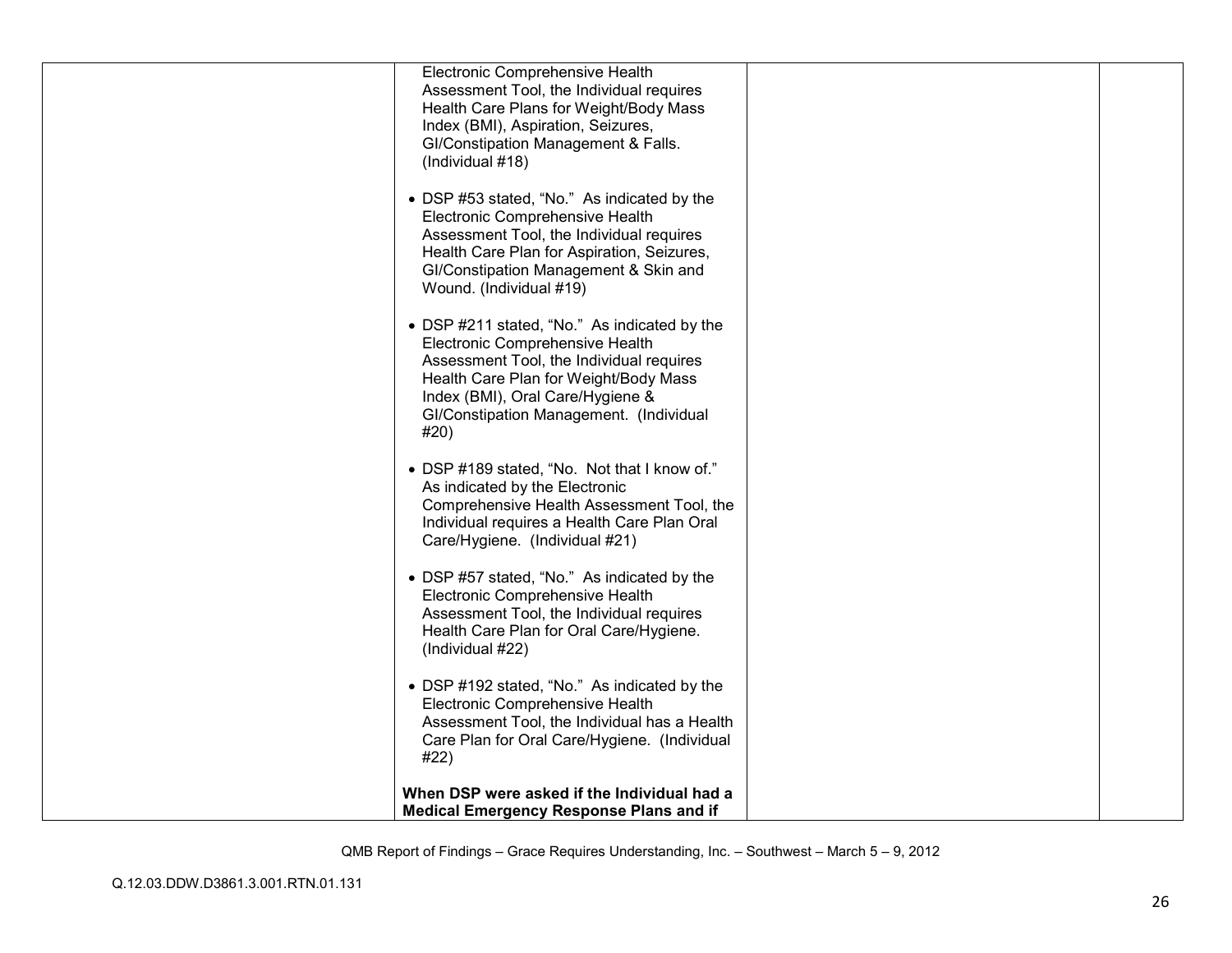| | | | |
|---|---|---|---|
| | Electronic Comprehensive Health Assessment Tool, the Individual requires Health Care Plans for Weight/Body Mass Index (BMI), Aspiration, Seizures, GI/Constipation Management & Falls. (Individual #18)<br><br>• DSP #53 stated, "No." As indicated by the Electronic Comprehensive Health Assessment Tool, the Individual requires Health Care Plan for Aspiration, Seizures, GI/Constipation Management & Skin and Wound. (Individual #19)<br><br>• DSP #211 stated, "No." As indicated by the Electronic Comprehensive Health Assessment Tool, the Individual requires Health Care Plan for Weight/Body Mass Index (BMI), Oral Care/Hygiene & GI/Constipation Management. (Individual #20)<br><br>• DSP #189 stated, "No. Not that I know of." As indicated by the Electronic Comprehensive Health Assessment Tool, the Individual requires a Health Care Plan Oral Care/Hygiene. (Individual #21)<br><br>• DSP #57 stated, "No." As indicated by the Electronic Comprehensive Health Assessment Tool, the Individual requires Health Care Plan for Oral Care/Hygiene. (Individual #22)<br><br>• DSP #192 stated, "No." As indicated by the Electronic Comprehensive Health Assessment Tool, the Individual has a Health Care Plan for Oral Care/Hygiene. (Individual #22)<br><br>**When DSP were asked if the Individual had a Medical Emergency Response Plans and if** | | |

QMB Report of Findings – Grace Requires Understanding, Inc. – Southwest – March 5 – 9, 2012

Q.12.03.DDW.D3861.3.001.RTN.01.131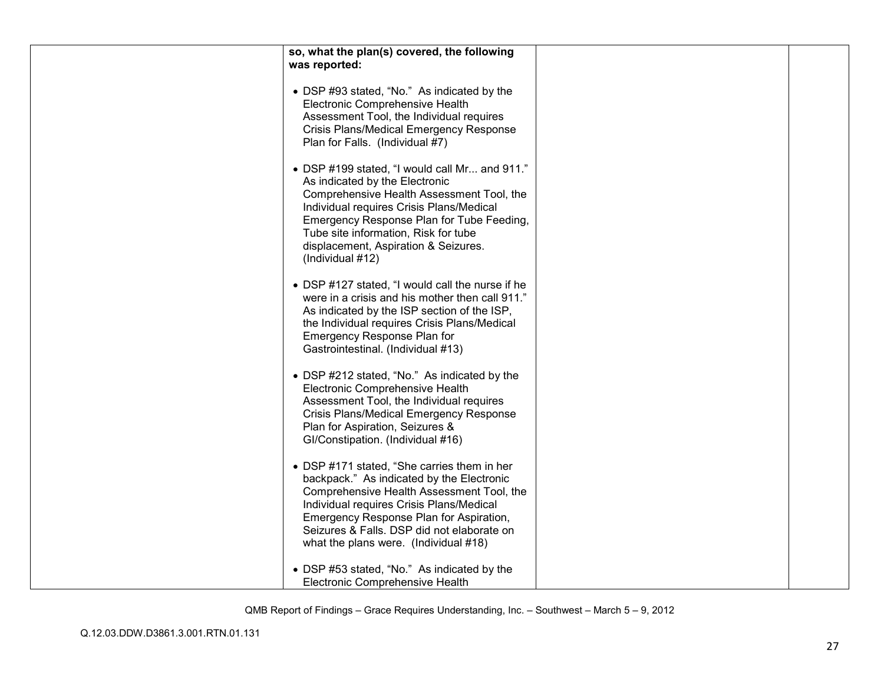| | | | |
|---|---|---|---|
| | **so, what the plan(s) covered, the following was reported:**<br><br>• DSP #93 stated, "No." As indicated by the Electronic Comprehensive Health Assessment Tool, the Individual requires Crisis Plans/Medical Emergency Response Plan for Falls. (Individual #7)<br><br>• DSP #199 stated, "I would call Mr... and 911." As indicated by the Electronic Comprehensive Health Assessment Tool, the Individual requires Crisis Plans/Medical Emergency Response Plan for Tube Feeding, Tube site information, Risk for tube displacement, Aspiration & Seizures. (Individual #12)<br><br>• DSP #127 stated, "I would call the nurse if he were in a crisis and his mother then call 911." As indicated by the ISP section of the ISP, the Individual requires Crisis Plans/Medical Emergency Response Plan for Gastrointestinal. (Individual #13)<br><br>• DSP #212 stated, "No." As indicated by the Electronic Comprehensive Health Assessment Tool, the Individual requires Crisis Plans/Medical Emergency Response Plan for Aspiration, Seizures & GI/Constipation. (Individual #16)<br><br>• DSP #171 stated, "She carries them in her backpack." As indicated by the Electronic Comprehensive Health Assessment Tool, the Individual requires Crisis Plans/Medical Emergency Response Plan for Aspiration, Seizures & Falls. DSP did not elaborate on what the plans were. (Individual #18)<br><br>• DSP #53 stated, "No." As indicated by the Electronic Comprehensive Health | | |

QMB Report of Findings – Grace Requires Understanding, Inc. – Southwest – March 5 – 9, 2012

Q.12.03.DDW.D3861.3.001.RTN.01.131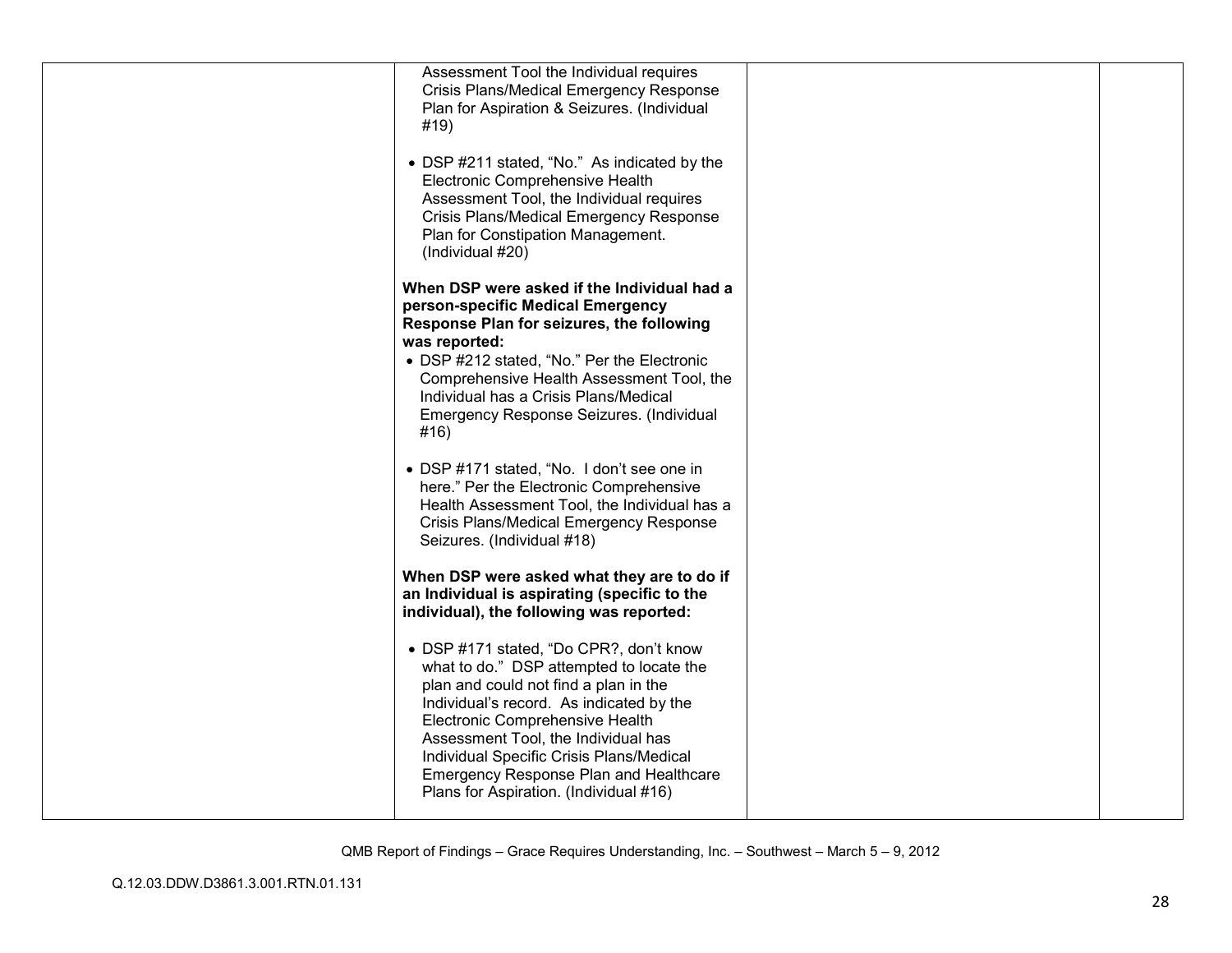| | | | |
|---|---|---|---|
| | Assessment Tool the Individual requires Crisis Plans/Medical Emergency Response Plan for Aspiration & Seizures. (Individual #19)<br><br>• DSP #211 stated, "No." As indicated by the Electronic Comprehensive Health Assessment Tool, the Individual requires Crisis Plans/Medical Emergency Response Plan for Constipation Management. (Individual #20)<br><br>**When DSP were asked if the Individual had a person-specific Medical Emergency Response Plan for seizures, the following was reported:**<br>• DSP #212 stated, "No." Per the Electronic Comprehensive Health Assessment Tool, the Individual has a Crisis Plans/Medical Emergency Response Seizures. (Individual #16)<br><br>• DSP #171 stated, "No. I don't see one in here." Per the Electronic Comprehensive Health Assessment Tool, the Individual has a Crisis Plans/Medical Emergency Response Seizures. (Individual #18)<br><br>**When DSP were asked what they are to do if an Individual is aspirating (specific to the individual), the following was reported:**<br><br>• DSP #171 stated, "Do CPR?, don't know what to do." DSP attempted to locate the plan and could not find a plan in the Individual's record. As indicated by the Electronic Comprehensive Health Assessment Tool, the Individual has Individual Specific Crisis Plans/Medical Emergency Response Plan and Healthcare Plans for Aspiration. (Individual #16) | | |

QMB Report of Findings – Grace Requires Understanding, Inc. – Southwest – March 5 – 9, 2012

Q.12.03.DDW.D3861.3.001.RTN.01.131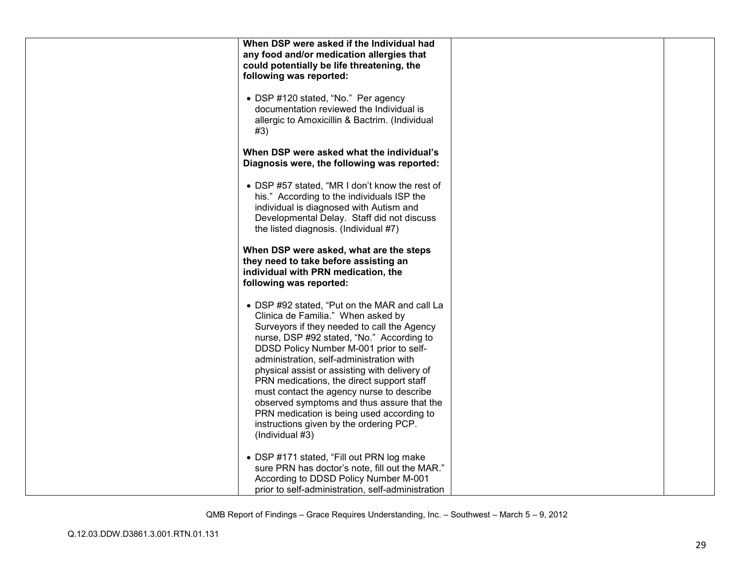| | | | |
|---|---|---|---|
| | **When DSP were asked if the Individual had any food and/or medication allergies that could potentially be life threatening, the following was reported:**<br><br>• DSP #120 stated, "No." Per agency documentation reviewed the Individual is allergic to Amoxicillin & Bactrim. (Individual #3)<br><br>**When DSP were asked what the individual's Diagnosis were, the following was reported:**<br><br>• DSP #57 stated, "MR I don't know the rest of his." According to the individuals ISP the individual is diagnosed with Autism and Developmental Delay. Staff did not discuss the listed diagnosis. (Individual #7)<br><br>**When DSP were asked, what are the steps they need to take before assisting an individual with PRN medication, the following was reported:**<br><br>• DSP #92 stated, "Put on the MAR and call La Clinica de Familia." When asked by Surveyors if they needed to call the Agency nurse, DSP #92 stated, "No." According to DDSD Policy Number M-001 prior to self-administration, self-administration with physical assist or assisting with delivery of PRN medications, the direct support staff must contact the agency nurse to describe observed symptoms and thus assure that the PRN medication is being used according to instructions given by the ordering PCP. (Individual #3)<br><br>• DSP #171 stated, "Fill out PRN log make sure PRN has doctor's note, fill out the MAR." According to DDSD Policy Number M-001 prior to self-administration, self-administration | | |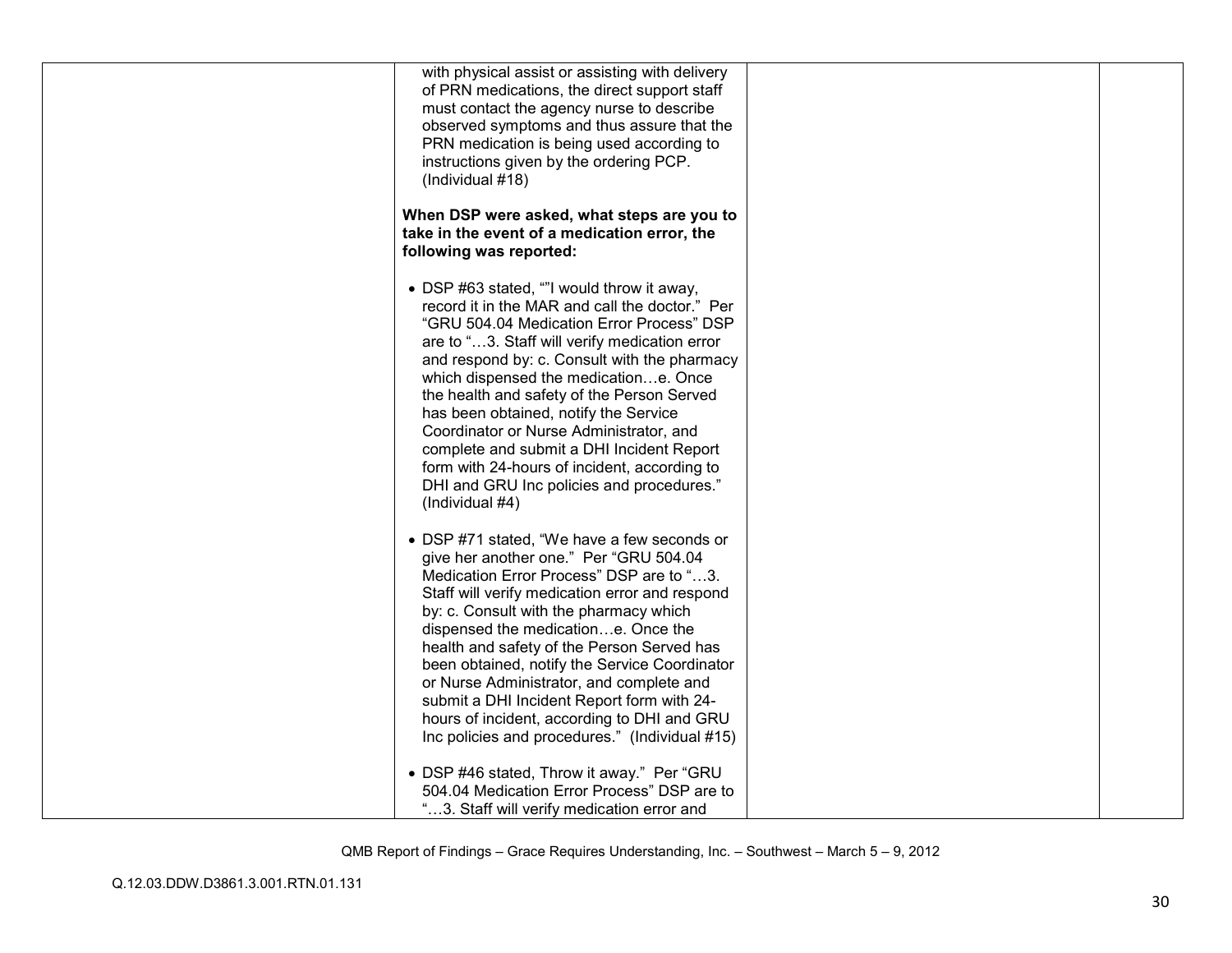| | | | |
|---|---|---|---|
| | with physical assist or assisting with delivery of PRN medications, the direct support staff must contact the agency nurse to describe observed symptoms and thus assure that the PRN medication is being used according to instructions given by the ordering PCP. (Individual #18)<br><br>**When DSP were asked, what steps are you to take in the event of a medication error, the following was reported:**<br><br>• DSP #63 stated, ""I would throw it away, record it in the MAR and call the doctor." Per "GRU 504.04 Medication Error Process" DSP are to "…3. Staff will verify medication error and respond by: c. Consult with the pharmacy which dispensed the medication…e. Once the health and safety of the Person Served has been obtained, notify the Service Coordinator or Nurse Administrator, and complete and submit a DHI Incident Report form with 24-hours of incident, according to DHI and GRU Inc policies and procedures." (Individual #4)<br><br>• DSP #71 stated, "We have a few seconds or give her another one." Per "GRU 504.04 Medication Error Process" DSP are to "…3. Staff will verify medication error and respond by: c. Consult with the pharmacy which dispensed the medication…e. Once the health and safety of the Person Served has been obtained, notify the Service Coordinator or Nurse Administrator, and complete and submit a DHI Incident Report form with 24-hours of incident, according to DHI and GRU Inc policies and procedures." (Individual #15)<br><br>• DSP #46 stated, Throw it away." Per "GRU 504.04 Medication Error Process" DSP are to "…3. Staff will verify medication error and | | |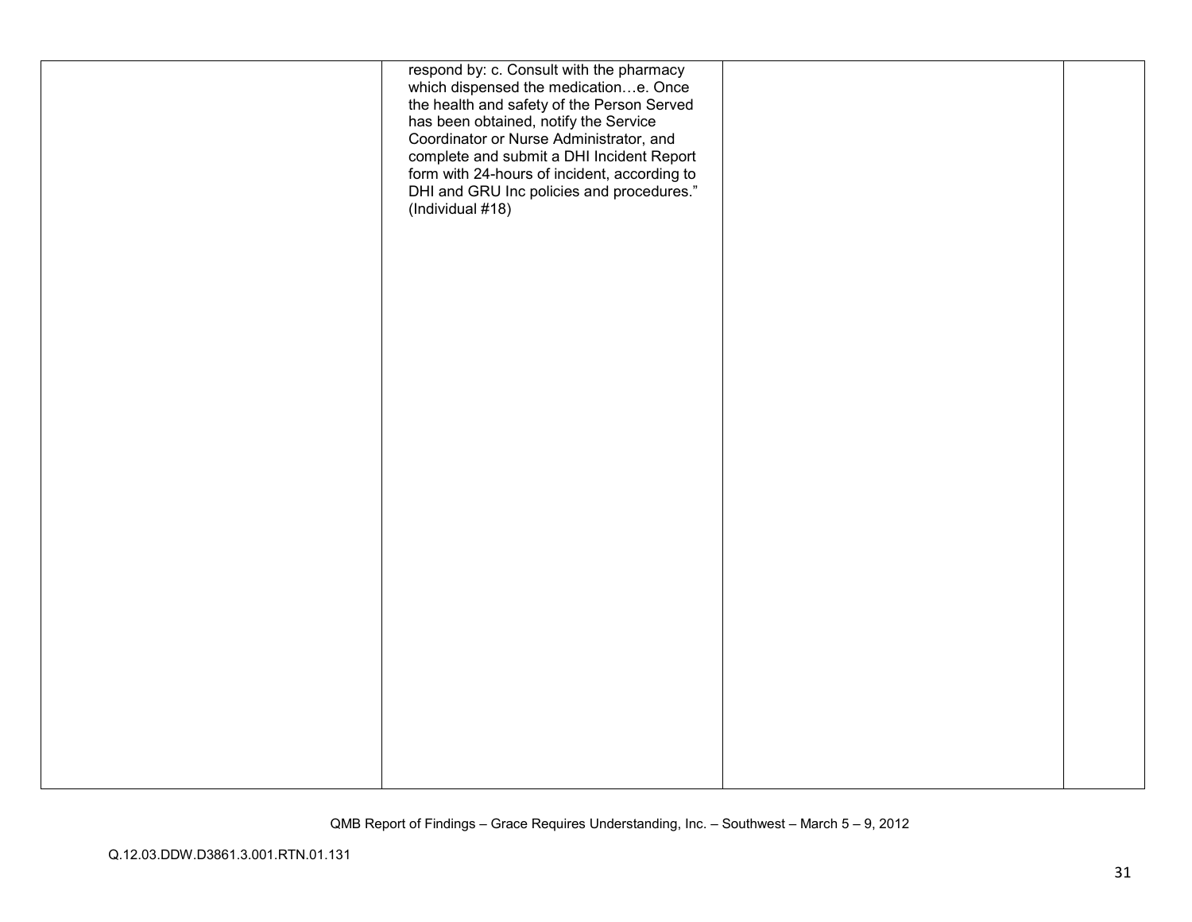| | | | |
|---|---|---|---|
| | respond by: c. Consult with the pharmacy which dispensed the medication…e. Once the health and safety of the Person Served has been obtained, notify the Service Coordinator or Nurse Administrator, and complete and submit a DHI Incident Report form with 24-hours of incident, according to DHI and GRU Inc policies and procedures." (Individual #18) | | |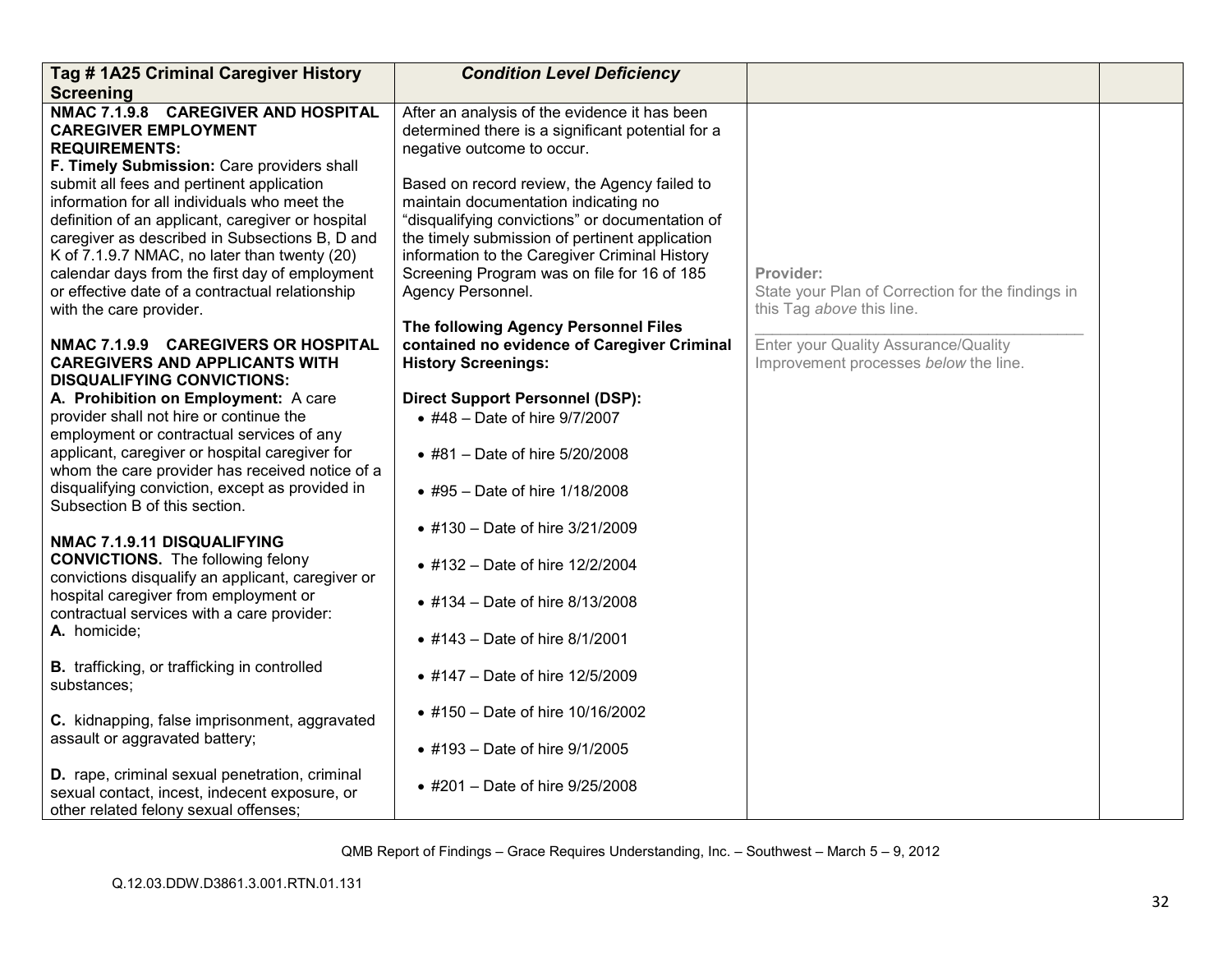| Tag # 1A25 Criminal Caregiver History Screening | *Condition Level Deficiency* | | |
|---|---|---|---|
| **NMAC 7.1.9.8 CAREGIVER AND HOSPITAL CAREGIVER EMPLOYMENT REQUIREMENTS:**<br>**F. Timely Submission:** Care providers shall submit all fees and pertinent application information for all individuals who meet the definition of an applicant, caregiver or hospital caregiver as described in Subsections B, D and K of 7.1.9.7 NMAC, no later than twenty (20) calendar days from the first day of employment or effective date of a contractual relationship with the care provider.<br><br>**NMAC 7.1.9.9 CAREGIVERS OR HOSPITAL CAREGIVERS AND APPLICANTS WITH DISQUALIFYING CONVICTIONS:**<br>**A. Prohibition on Employment:** A care provider shall not hire or continue the employment or contractual services of any applicant, caregiver or hospital caregiver for whom the care provider has received notice of a disqualifying conviction, except as provided in Subsection B of this section.<br><br>**NMAC 7.1.9.11 DISQUALIFYING CONVICTIONS.** The following felony convictions disqualify an applicant, caregiver or hospital caregiver from employment or contractual services with a care provider:<br>**A.** homicide;<br><br>**B.** trafficking, or trafficking in controlled substances;<br><br>**C.** kidnapping, false imprisonment, aggravated assault or aggravated battery;<br><br>**D.** rape, criminal sexual penetration, criminal sexual contact, incest, indecent exposure, or other related felony sexual offenses; | After an analysis of the evidence it has been determined there is a significant potential for a negative outcome to occur.<br><br>Based on record review, the Agency failed to maintain documentation indicating no "disqualifying convictions" or documentation of the timely submission of pertinent application information to the Caregiver Criminal History Screening Program was on file for 16 of 185 Agency Personnel.<br><br>**The following Agency Personnel Files contained no evidence of Caregiver Criminal History Screenings:**<br><br>**Direct Support Personnel (DSP):**<br>• #48 – Date of hire 9/7/2007<br>• #81 – Date of hire 5/20/2008<br>• #95 – Date of hire 1/18/2008<br>• #130 – Date of hire 3/21/2009<br>• #132 – Date of hire 12/2/2004<br>• #134 – Date of hire 8/13/2008<br>• #143 – Date of hire 8/1/2001<br>• #147 – Date of hire 12/5/2009<br>• #150 – Date of hire 10/16/2002<br>• #193 – Date of hire 9/1/2005<br>• #201 – Date of hire 9/25/2008 | **Provider:**<br>State your Plan of Correction for the findings in this Tag *above* this line.<br>\_\_\_\_\_\_\_\_\_\_\_\_\_\_\_\_\_\_\_\_\_\_\_\_\_\_\_\_\_\_\_\_\_\_\_\_<br>Enter your Quality Assurance/Quality Improvement processes *below* the line. | |

QMB Report of Findings – Grace Requires Understanding, Inc. – Southwest – March 5 – 9, 2012

Q.12.03.DDW.D3861.3.001.RTN.01.131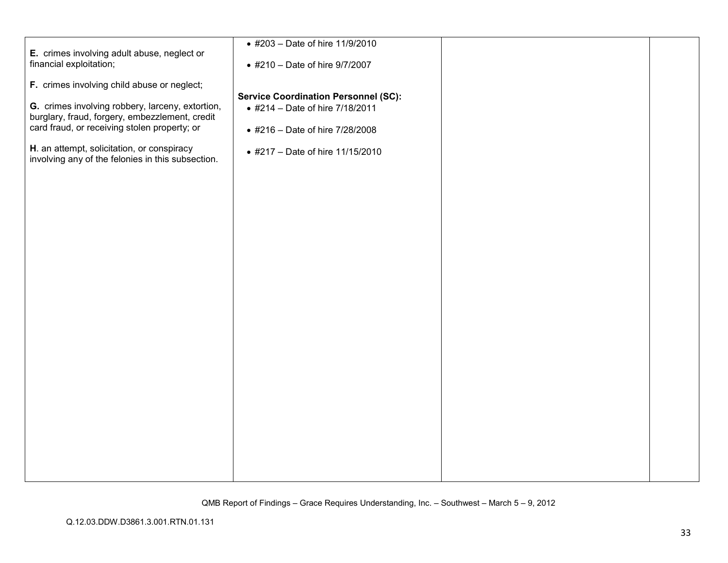| | | | |
|---|---|---|---|
| **E.** crimes involving adult abuse, neglect or financial exploitation;<br><br>**F.** crimes involving child abuse or neglect;<br><br>**G.** crimes involving robbery, larceny, extortion, burglary, fraud, forgery, embezzlement, credit card fraud, or receiving stolen property; or<br><br>**H**. an attempt, solicitation, or conspiracy involving any of the felonies in this subsection. | • #203 – Date of hire 11/9/2010<br><br>• #210 – Date of hire 9/7/2007<br><br>**Service Coordination Personnel (SC):**<br>• #214 – Date of hire 7/18/2011<br><br>• #216 – Date of hire 7/28/2008<br><br>• #217 – Date of hire 11/15/2010 | | |

QMB Report of Findings – Grace Requires Understanding, Inc. – Southwest – March 5 – 9, 2012

Q.12.03.DDW.D3861.3.001.RTN.01.131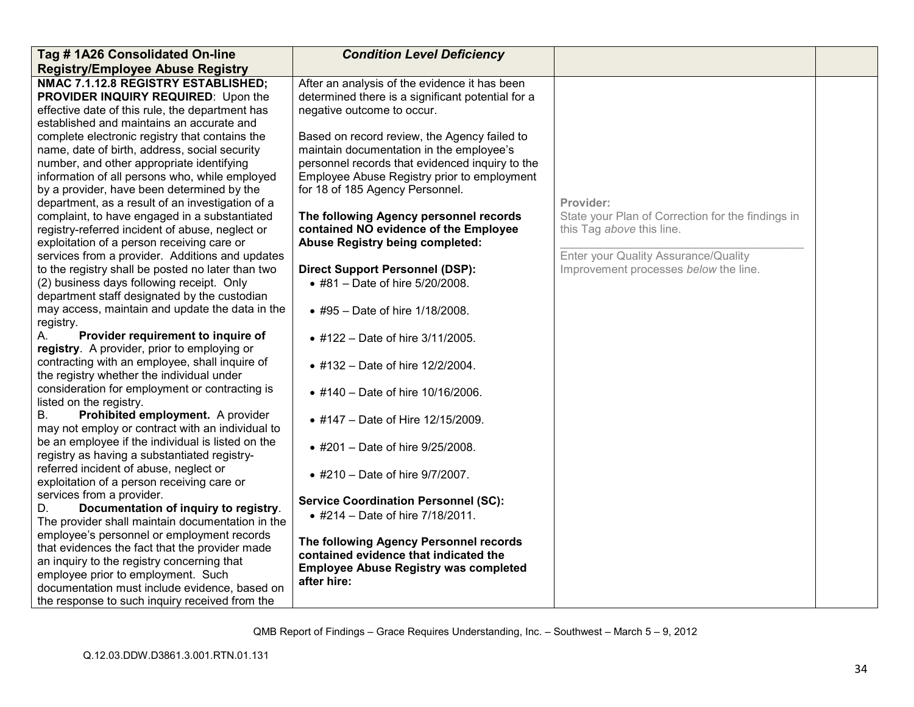| Tag # 1A26 Consolidated On-line Registry/Employee Abuse Registry | *Condition Level Deficiency* | | |
|---|---|---|---|
| **NMAC 7.1.12.8 REGISTRY ESTABLISHED; PROVIDER INQUIRY REQUIRED**: Upon the effective date of this rule, the department has established and maintains an accurate and complete electronic registry that contains the name, date of birth, address, social security number, and other appropriate identifying information of all persons who, while employed by a provider, have been determined by the department, as a result of an investigation of a complaint, to have engaged in a substantiated registry-referred incident of abuse, neglect or exploitation of a person receiving care or services from a provider. Additions and updates to the registry shall be posted no later than two (2) business days following receipt. Only department staff designated by the custodian may access, maintain and update the data in the registry.<br>A. **Provider requirement to inquire of registry**. A provider, prior to employing or contracting with an employee, shall inquire of the registry whether the individual under consideration for employment or contracting is listed on the registry.<br>B. **Prohibited employment.** A provider may not employ or contract with an individual to be an employee if the individual is listed on the registry as having a substantiated registry-referred incident of abuse, neglect or exploitation of a person receiving care or services from a provider.<br>D. **Documentation of inquiry to registry**. The provider shall maintain documentation in the employee's personnel or employment records that evidences the fact that the provider made an inquiry to the registry concerning that employee prior to employment. Such documentation must include evidence, based on the response to such inquiry received from the | After an analysis of the evidence it has been determined there is a significant potential for a negative outcome to occur.<br><br>Based on record review, the Agency failed to maintain documentation in the employee's personnel records that evidenced inquiry to the Employee Abuse Registry prior to employment for 18 of 185 Agency Personnel.<br><br>**The following Agency personnel records contained NO evidence of the Employee Abuse Registry being completed:**<br><br>**Direct Support Personnel (DSP):**<br>• #81 – Date of hire 5/20/2008.<br>• #95 – Date of hire 1/18/2008.<br>• #122 – Date of hire 3/11/2005.<br>• #132 – Date of hire 12/2/2004.<br>• #140 – Date of hire 10/16/2006.<br>• #147 – Date of Hire 12/15/2009.<br>• #201 – Date of hire 9/25/2008.<br>• #210 – Date of hire 9/7/2007.<br><br>**Service Coordination Personnel (SC):**<br>• #214 – Date of hire 7/18/2011.<br><br>**The following Agency Personnel records contained evidence that indicated the Employee Abuse Registry was completed after hire:** | **Provider:**<br>State your Plan of Correction for the findings in this Tag *above* this line.<br>\_\_\_\_\_\_\_\_\_\_\_\_\_\_\_\_\_\_\_\_\_\_\_\_\_\_\_\_\_\_\_\_<br>Enter your Quality Assurance/Quality Improvement processes *below* the line. | |

QMB Report of Findings – Grace Requires Understanding, Inc. – Southwest – March 5 – 9, 2012

Q.12.03.DDW.D3861.3.001.RTN.01.131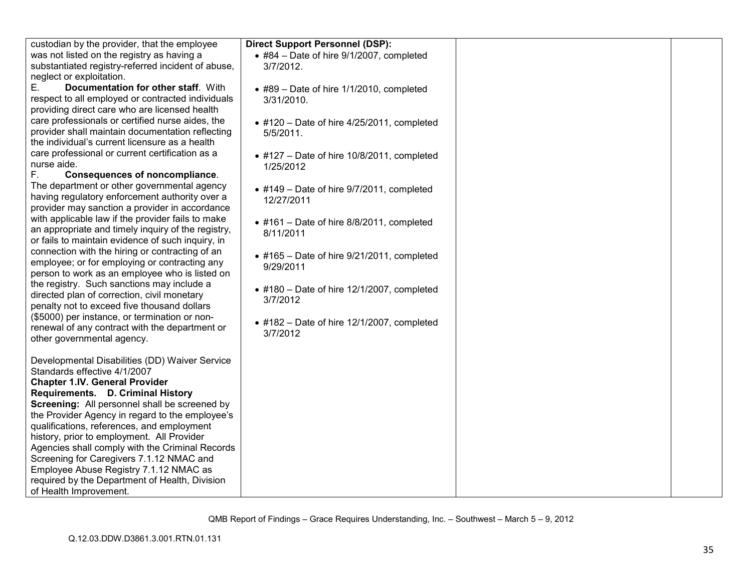| | | | |
|---|---|---|---|
| custodian by the provider, that the employee was not listed on the registry as having a substantiated registry-referred incident of abuse, neglect or exploitation.<br>E. **Documentation for other staff**. With respect to all employed or contracted individuals providing direct care who are licensed health care professionals or certified nurse aides, the provider shall maintain documentation reflecting the individual's current licensure as a health care professional or current certification as a nurse aide.<br>F. **Consequences of noncompliance**. The department or other governmental agency having regulatory enforcement authority over a provider may sanction a provider in accordance with applicable law if the provider fails to make an appropriate and timely inquiry of the registry, or fails to maintain evidence of such inquiry, in connection with the hiring or contracting of an employee; or for employing or contracting any person to work as an employee who is listed on the registry. Such sanctions may include a directed plan of correction, civil monetary penalty not to exceed five thousand dollars ($5000) per instance, or termination or non-renewal of any contract with the department or other governmental agency.<br><br>Developmental Disabilities (DD) Waiver Service Standards effective 4/1/2007<br>**Chapter 1.IV. General Provider Requirements. D. Criminal History Screening:** All personnel shall be screened by the Provider Agency in regard to the employee's qualifications, references, and employment history, prior to employment. All Provider Agencies shall comply with the Criminal Records Screening for Caregivers 7.1.12 NMAC and Employee Abuse Registry 7.1.12 NMAC as required by the Department of Health, Division of Health Improvement. | **Direct Support Personnel (DSP):**<br>• #84 – Date of hire 9/1/2007, completed 3/7/2012.<br>• #89 – Date of hire 1/1/2010, completed 3/31/2010.<br>• #120 – Date of hire 4/25/2011, completed 5/5/2011.<br>• #127 – Date of hire 10/8/2011, completed 1/25/2012<br>• #149 – Date of hire 9/7/2011, completed 12/27/2011<br>• #161 – Date of hire 8/8/2011, completed 8/11/2011<br>• #165 – Date of hire 9/21/2011, completed 9/29/2011<br>• #180 – Date of hire 12/1/2007, completed 3/7/2012<br>• #182 – Date of hire 12/1/2007, completed 3/7/2012 | | |

QMB Report of Findings – Grace Requires Understanding, Inc. – Southwest – March 5 – 9, 2012

Q.12.03.DDW.D3861.3.001.RTN.01.131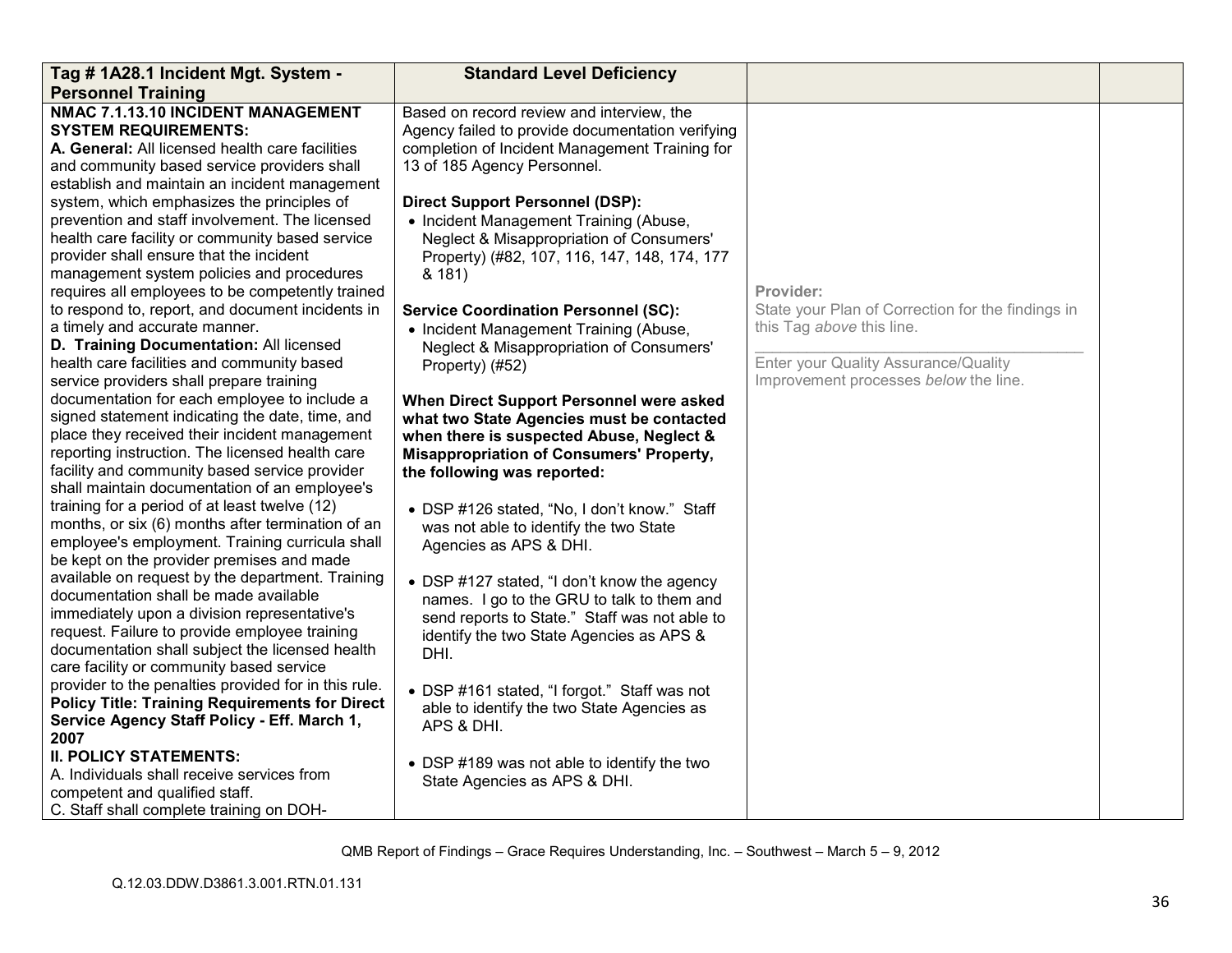| Tag # 1A28.1 Incident Mgt. System - Personnel Training | Standard Level Deficiency | | |
|---|---|---|---|
| **NMAC 7.1.13.10 INCIDENT MANAGEMENT SYSTEM REQUIREMENTS:**<br>**A. General:** All licensed health care facilities and community based service providers shall establish and maintain an incident management system, which emphasizes the principles of prevention and staff involvement. The licensed health care facility or community based service provider shall ensure that the incident management system policies and procedures requires all employees to be competently trained to respond to, report, and document incidents in a timely and accurate manner.<br>**D. Training Documentation:** All licensed health care facilities and community based service providers shall prepare training documentation for each employee to include a signed statement indicating the date, time, and place they received their incident management reporting instruction. The licensed health care facility and community based service provider shall maintain documentation of an employee's training for a period of at least twelve (12) months, or six (6) months after termination of an employee's employment. Training curricula shall be kept on the provider premises and made available on request by the department. Training documentation shall be made available immediately upon a division representative's request. Failure to provide employee training documentation shall subject the licensed health care facility or community based service provider to the penalties provided for in this rule.<br>**Policy Title: Training Requirements for Direct Service Agency Staff Policy - Eff. March 1, 2007**<br>**II. POLICY STATEMENTS:**<br>A. Individuals shall receive services from competent and qualified staff.<br>C. Staff shall complete training on DOH- | Based on record review and interview, the Agency failed to provide documentation verifying completion of Incident Management Training for 13 of 185 Agency Personnel.<br><br>**Direct Support Personnel (DSP):**<br>• Incident Management Training (Abuse, Neglect & Misappropriation of Consumers' Property) (#82, 107, 116, 147, 148, 174, 177 & 181)<br><br>**Service Coordination Personnel (SC):**<br>• Incident Management Training (Abuse, Neglect & Misappropriation of Consumers' Property) (#52)<br><br>**When Direct Support Personnel were asked what two State Agencies must be contacted when there is suspected Abuse, Neglect & Misappropriation of Consumers' Property, the following was reported:**<br><br>• DSP #126 stated, "No, I don't know." Staff was not able to identify the two State Agencies as APS & DHI.<br><br>• DSP #127 stated, "I don't know the agency names. I go to the GRU to talk to them and send reports to State." Staff was not able to identify the two State Agencies as APS & DHI.<br><br>• DSP #161 stated, "I forgot." Staff was not able to identify the two State Agencies as APS & DHI.<br><br>• DSP #189 was not able to identify the two State Agencies as APS & DHI. | **Provider:**<br>State your Plan of Correction for the findings in this Tag *above* this line.<br>\_\_\_\_\_\_\_\_\_\_\_\_\_\_\_\_\_\_\_\_\_\_\_\_\_\_\_\_\_\_\_\_\_\_\_\_\_\_<br>Enter your Quality Assurance/Quality Improvement processes *below* the line. | |

QMB Report of Findings – Grace Requires Understanding, Inc. – Southwest – March 5 – 9, 2012

Q.12.03.DDW.D3861.3.001.RTN.01.131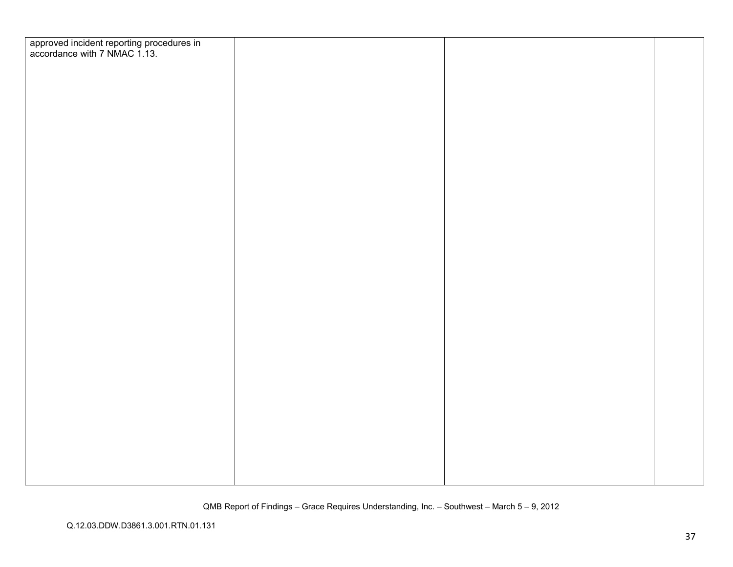| | | | |
|---|---|---|---|
| approved incident reporting procedures in accordance with 7 NMAC 1.13. | | | |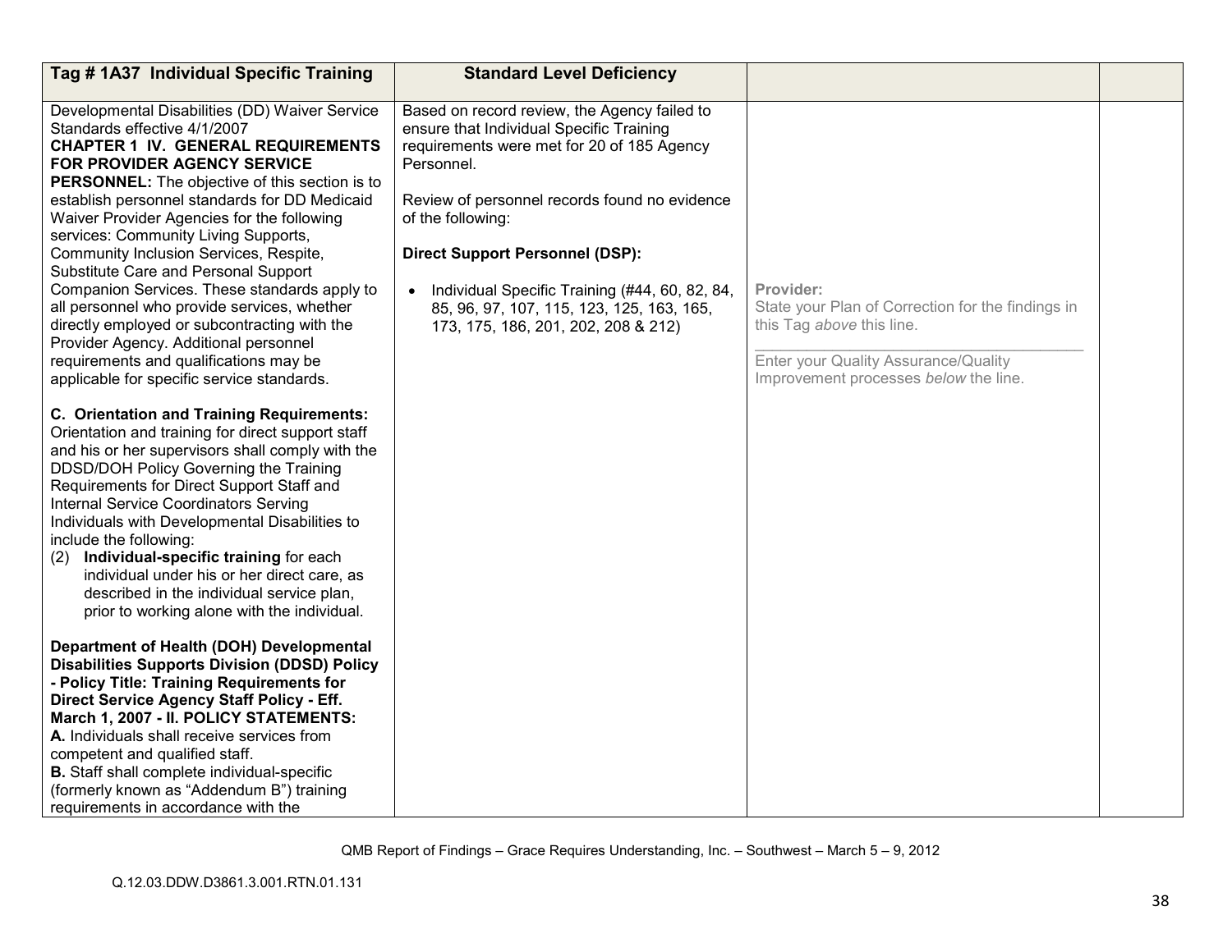| Tag # 1A37 Individual Specific Training | Standard Level Deficiency | | |
|---|---|---|---|
| Developmental Disabilities (DD) Waiver Service Standards effective 4/1/2007<br>**CHAPTER 1 IV. GENERAL REQUIREMENTS FOR PROVIDER AGENCY SERVICE PERSONNEL:** The objective of this section is to establish personnel standards for DD Medicaid Waiver Provider Agencies for the following services: Community Living Supports, Community Inclusion Services, Respite, Substitute Care and Personal Support Companion Services. These standards apply to all personnel who provide services, whether directly employed or subcontracting with the Provider Agency. Additional personnel requirements and qualifications may be applicable for specific service standards.<br><br>**C. Orientation and Training Requirements:** Orientation and training for direct support staff and his or her supervisors shall comply with the DDSD/DOH Policy Governing the Training Requirements for Direct Support Staff and Internal Service Coordinators Serving Individuals with Developmental Disabilities to include the following:<br>(2) **Individual-specific training** for each individual under his or her direct care, as described in the individual service plan, prior to working alone with the individual.<br><br>**Department of Health (DOH) Developmental Disabilities Supports Division (DDSD) Policy - Policy Title: Training Requirements for Direct Service Agency Staff Policy - Eff. March 1, 2007 - II. POLICY STATEMENTS:**<br>**A.** Individuals shall receive services from competent and qualified staff.<br>**B.** Staff shall complete individual-specific (formerly known as "Addendum B") training requirements in accordance with the | Based on record review, the Agency failed to ensure that Individual Specific Training requirements were met for 20 of 185 Agency Personnel.<br><br>Review of personnel records found no evidence of the following:<br><br>**Direct Support Personnel (DSP):**<br><br>• Individual Specific Training (#44, 60, 82, 84, 85, 96, 97, 107, 115, 123, 125, 163, 165, 173, 175, 186, 201, 202, 208 & 212) | **Provider:**<br>State your Plan of Correction for the findings in this Tag *above* this line.<br>\_\_\_\_\_\_\_\_\_\_\_\_\_\_\_\_\_\_\_\_\_\_\_\_\_\_\_\_\_\_\_\_<br>Enter your Quality Assurance/Quality Improvement processes *below* the line. | |

QMB Report of Findings – Grace Requires Understanding, Inc. – Southwest – March 5 – 9, 2012

Q.12.03.DDW.D3861.3.001.RTN.01.131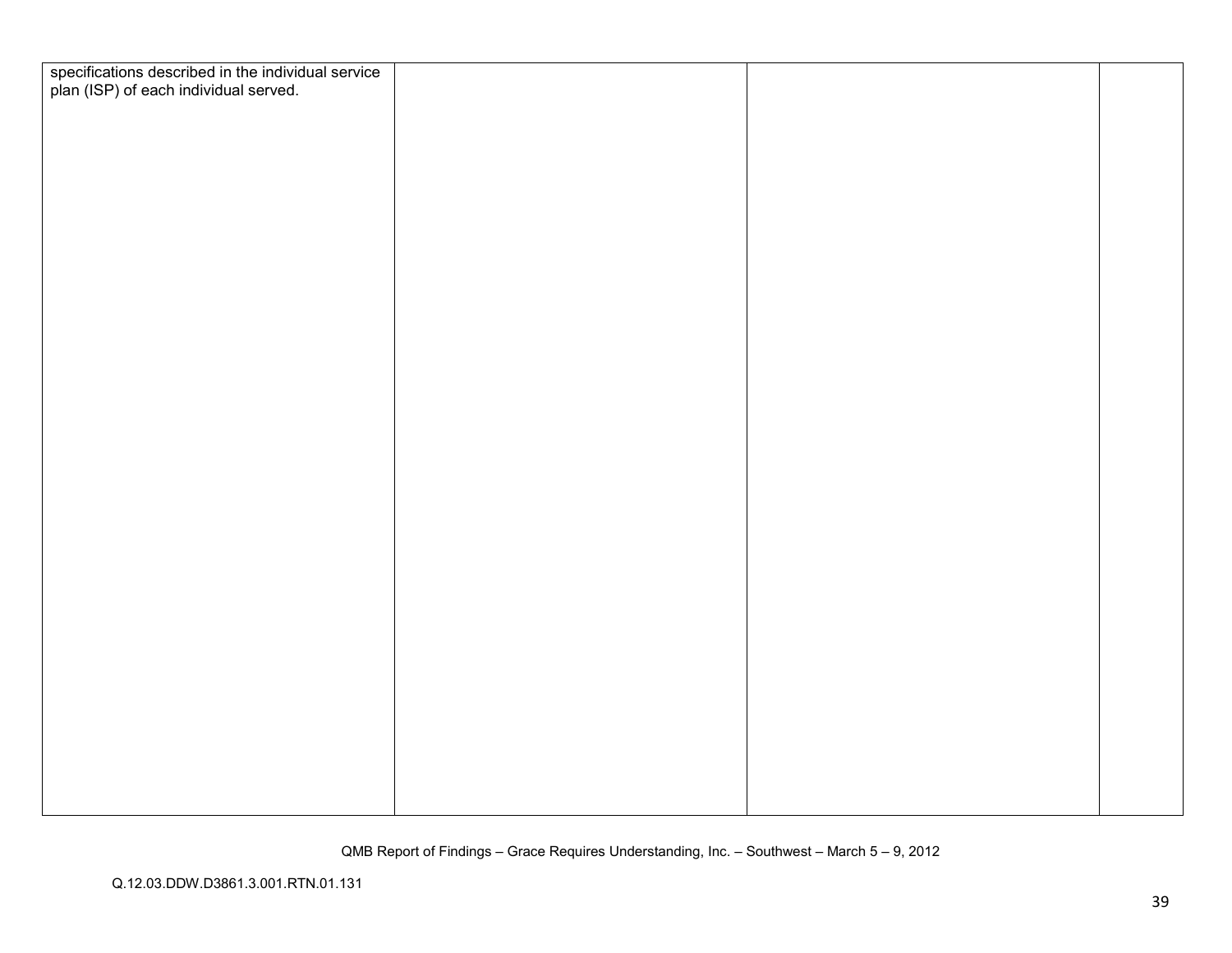| | | | |
|---|---|---|---|
| specifications described in the individual service plan (ISP) of each individual served. | | | |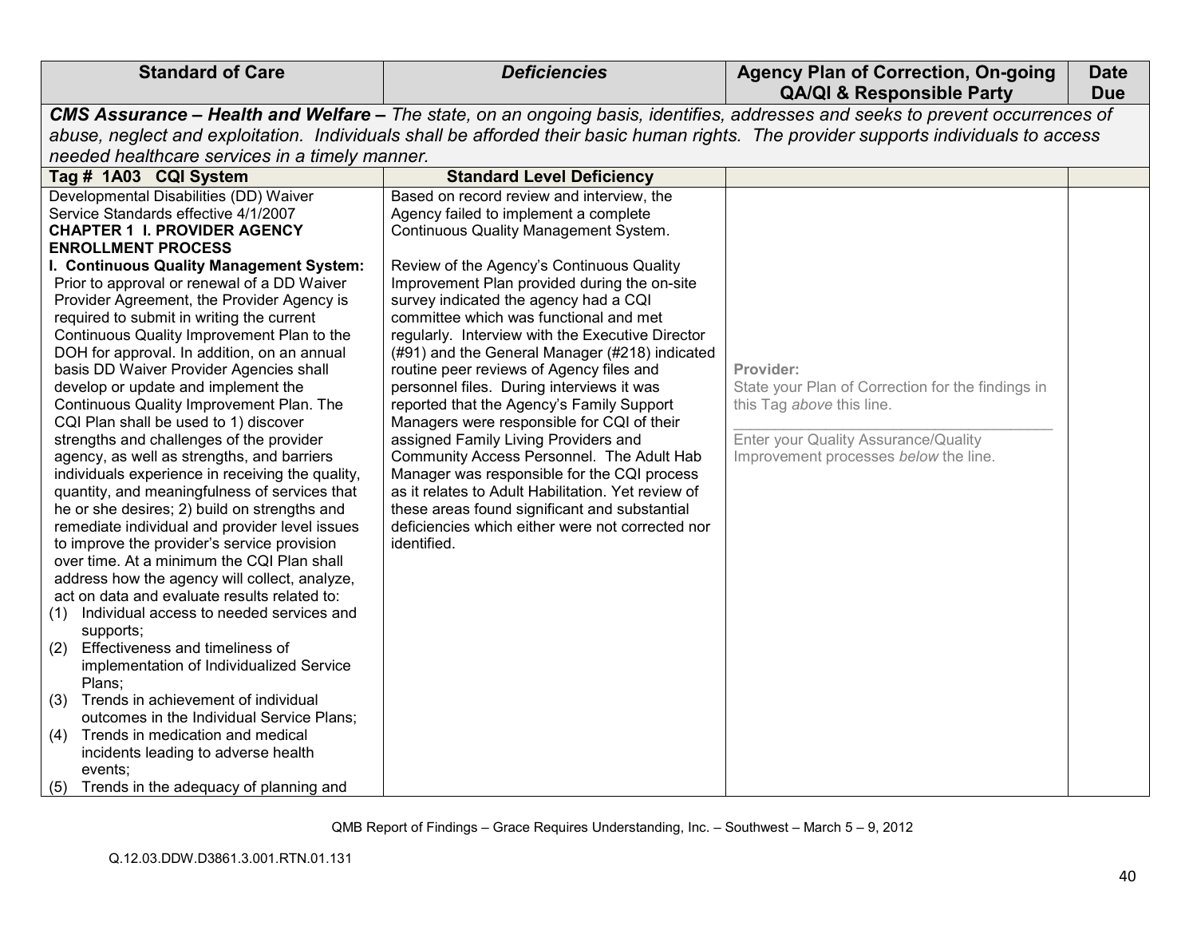| Standard of Care | *Deficiencies* | Agency Plan of Correction, On-going QA/QI & Responsible Party | Date Due |
|---|---|---|---|
| ***CMS Assurance – Health and Welfare –*** *The state, on an ongoing basis, identifies, addresses and seeks to prevent occurrences of abuse, neglect and exploitation. Individuals shall be afforded their basic human rights. The provider supports individuals to access needed healthcare services in a timely manner.* | | | |
| **Tag # 1A03 CQI System** | **Standard Level Deficiency** | | |
| Developmental Disabilities (DD) Waiver Service Standards effective 4/1/2007<br>**CHAPTER 1 I. PROVIDER AGENCY ENROLLMENT PROCESS**<br>**I. Continuous Quality Management System:** Prior to approval or renewal of a DD Waiver Provider Agreement, the Provider Agency is required to submit in writing the current Continuous Quality Improvement Plan to the DOH for approval. In addition, on an annual basis DD Waiver Provider Agencies shall develop or update and implement the Continuous Quality Improvement Plan. The CQI Plan shall be used to 1) discover strengths and challenges of the provider agency, as well as strengths, and barriers individuals experience in receiving the quality, quantity, and meaningfulness of services that he or she desires; 2) build on strengths and remediate individual and provider level issues to improve the provider's service provision over time. At a minimum the CQI Plan shall address how the agency will collect, analyze, act on data and evaluate results related to:<br>(1) Individual access to needed services and supports;<br>(2) Effectiveness and timeliness of implementation of Individualized Service Plans;<br>(3) Trends in achievement of individual outcomes in the Individual Service Plans;<br>(4) Trends in medication and medical incidents leading to adverse health events;<br>(5) Trends in the adequacy of planning and | Based on record review and interview, the Agency failed to implement a complete Continuous Quality Management System.<br><br>Review of the Agency's Continuous Quality Improvement Plan provided during the on-site survey indicated the agency had a CQI committee which was functional and met regularly. Interview with the Executive Director (#91) and the General Manager (#218) indicated routine peer reviews of Agency files and personnel files. During interviews it was reported that the Agency's Family Support Managers were responsible for CQI of their assigned Family Living Providers and Community Access Personnel. The Adult Hab Manager was responsible for the CQI process as it relates to Adult Habilitation. Yet review of these areas found significant and substantial deficiencies which either were not corrected nor identified. | **Provider:**<br>State your Plan of Correction for the findings in this Tag *above* this line.<br>\_\_\_\_\_\_\_\_\_\_\_\_\_\_\_\_\_\_\_\_\_\_\_\_\_\_\_\_\_\_\_\_\_\_<br>Enter your Quality Assurance/Quality Improvement processes *below* the line. | |

QMB Report of Findings – Grace Requires Understanding, Inc. – Southwest – March 5 – 9, 2012

Q.12.03.DDW.D3861.3.001.RTN.01.131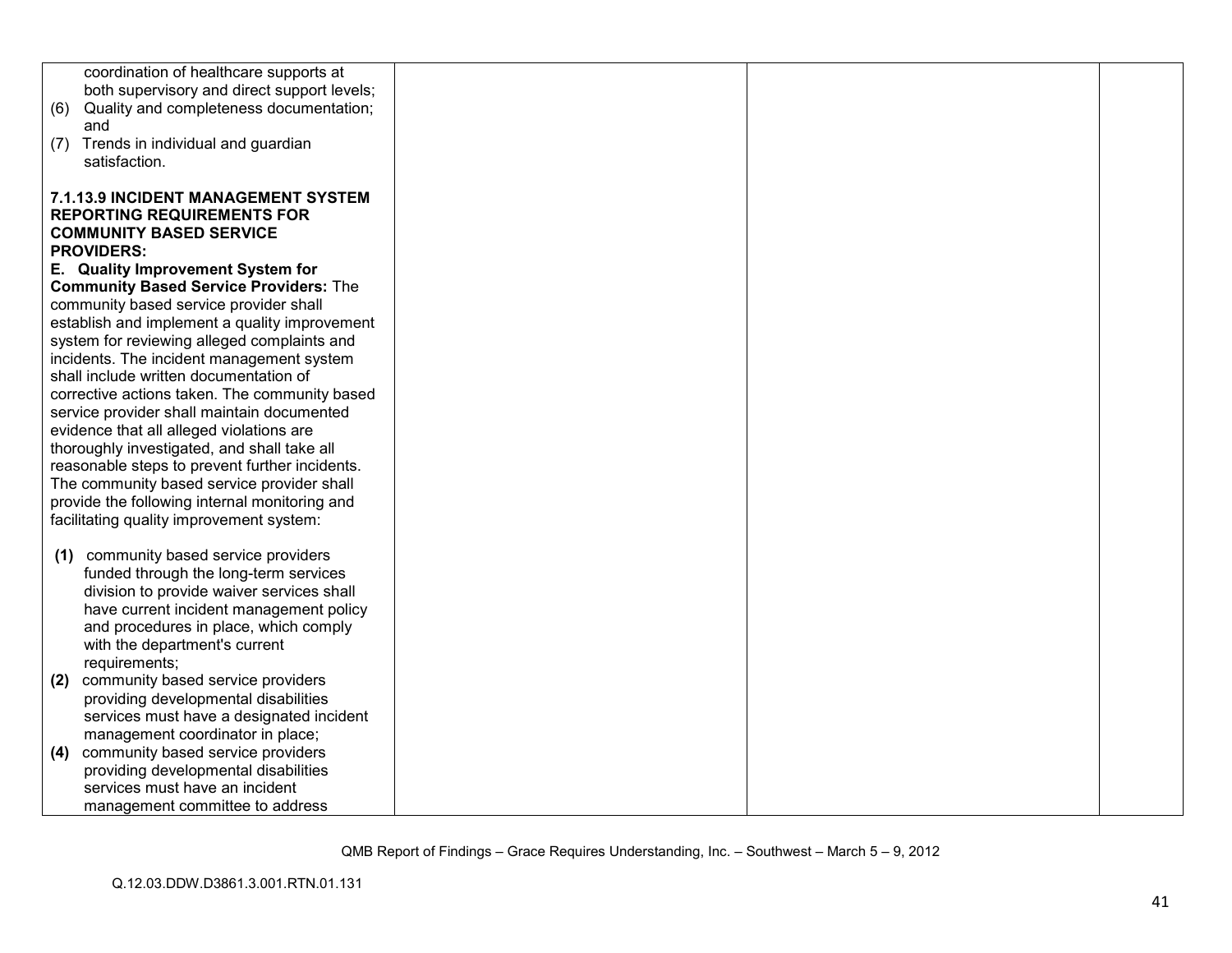| | | | |
|---|---|---|---|
| coordination of healthcare supports at both supervisory and direct support levels;<br>(6) Quality and completeness documentation; and<br>(7) Trends in individual and guardian satisfaction.<br><br>**7.1.13.9 INCIDENT MANAGEMENT SYSTEM REPORTING REQUIREMENTS FOR COMMUNITY BASED SERVICE PROVIDERS:**<br>**E. Quality Improvement System for Community Based Service Providers:** The community based service provider shall establish and implement a quality improvement system for reviewing alleged complaints and incidents. The incident management system shall include written documentation of corrective actions taken. The community based service provider shall maintain documented evidence that all alleged violations are thoroughly investigated, and shall take all reasonable steps to prevent further incidents. The community based service provider shall provide the following internal monitoring and facilitating quality improvement system:<br><br>**(1)** community based service providers funded through the long-term services division to provide waiver services shall have current incident management policy and procedures in place, which comply with the department's current requirements;<br>**(2)** community based service providers providing developmental disabilities services must have a designated incident management coordinator in place;<br>**(4)** community based service providers providing developmental disabilities services must have an incident management committee to address | | | |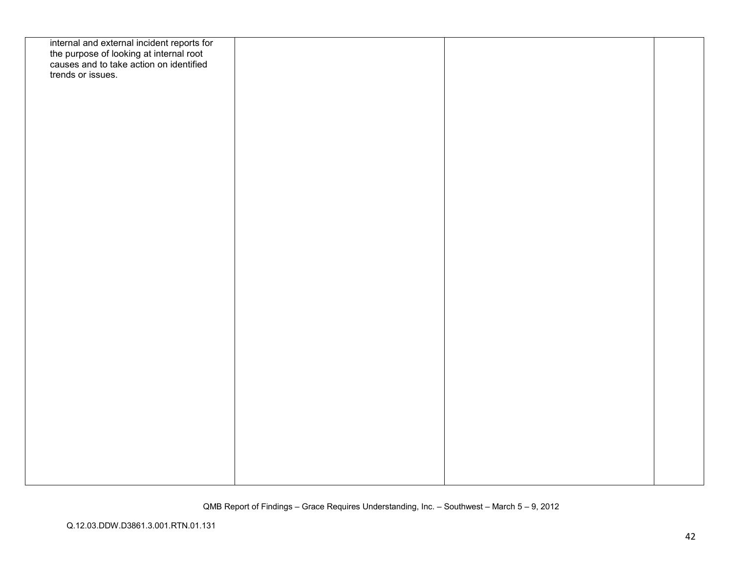| | | | |
|---|---|---|---|
| internal and external incident reports for the purpose of looking at internal root causes and to take action on identified trends or issues. | | | |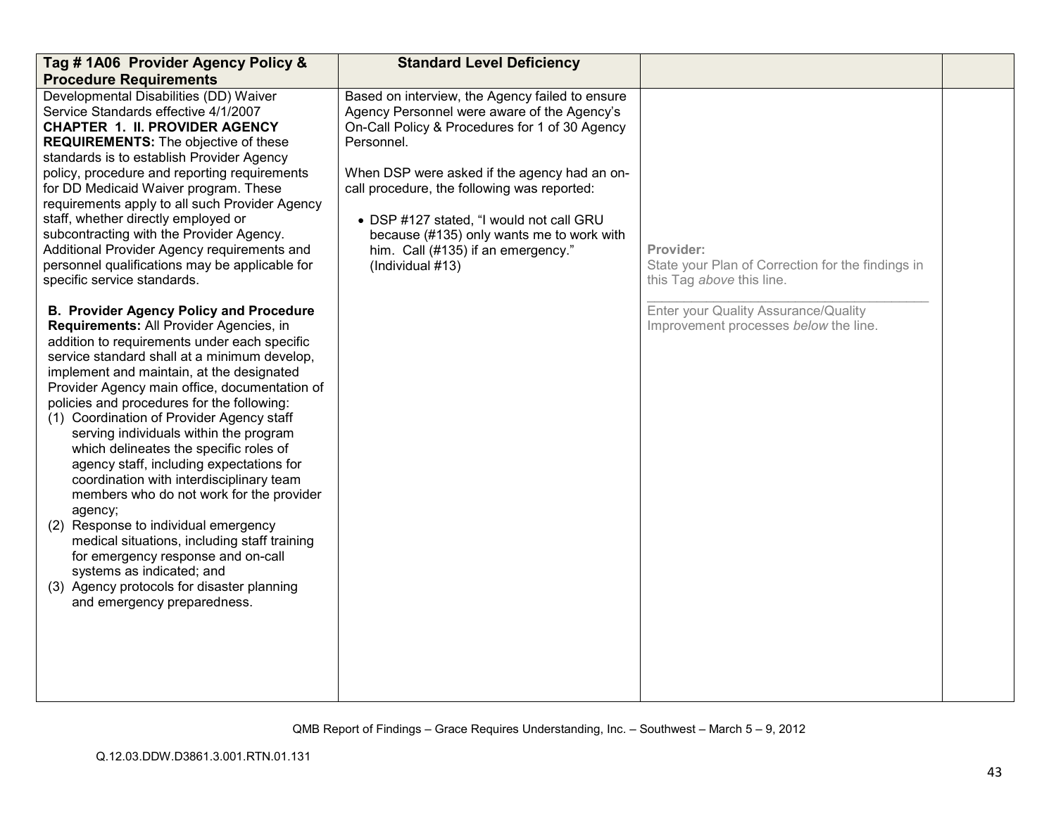| Tag # 1A06 Provider Agency Policy & Procedure Requirements | Standard Level Deficiency | | |
|---|---|---|---|
| Developmental Disabilities (DD) Waiver Service Standards effective 4/1/2007<br>**CHAPTER 1. II. PROVIDER AGENCY REQUIREMENTS:** The objective of these standards is to establish Provider Agency policy, procedure and reporting requirements for DD Medicaid Waiver program. These requirements apply to all such Provider Agency staff, whether directly employed or subcontracting with the Provider Agency. Additional Provider Agency requirements and personnel qualifications may be applicable for specific service standards.<br><br>**B. Provider Agency Policy and Procedure Requirements:** All Provider Agencies, in addition to requirements under each specific service standard shall at a minimum develop, implement and maintain, at the designated Provider Agency main office, documentation of policies and procedures for the following:<br>(1) Coordination of Provider Agency staff serving individuals within the program which delineates the specific roles of agency staff, including expectations for coordination with interdisciplinary team members who do not work for the provider agency;<br>(2) Response to individual emergency medical situations, including staff training for emergency response and on-call systems as indicated; and<br>(3) Agency protocols for disaster planning and emergency preparedness. | Based on interview, the Agency failed to ensure Agency Personnel were aware of the Agency's On-Call Policy & Procedures for 1 of 30 Agency Personnel.<br><br>When DSP were asked if the agency had an on-call procedure, the following was reported:<br><br>• DSP #127 stated, "I would not call GRU because (#135) only wants me to work with him. Call (#135) if an emergency." (Individual #13) | **Provider:**<br>State your Plan of Correction for the findings in this Tag *above* this line.<br>\_\_\_\_\_\_\_\_\_\_\_\_\_\_\_\_\_\_\_\_\_\_\_\_\_\_\_\_\_\_\_\_\_\_\_\_<br>Enter your Quality Assurance/Quality Improvement processes *below* the line. | |

QMB Report of Findings – Grace Requires Understanding, Inc. – Southwest – March 5 – 9, 2012

Q.12.03.DDW.D3861.3.001.RTN.01.131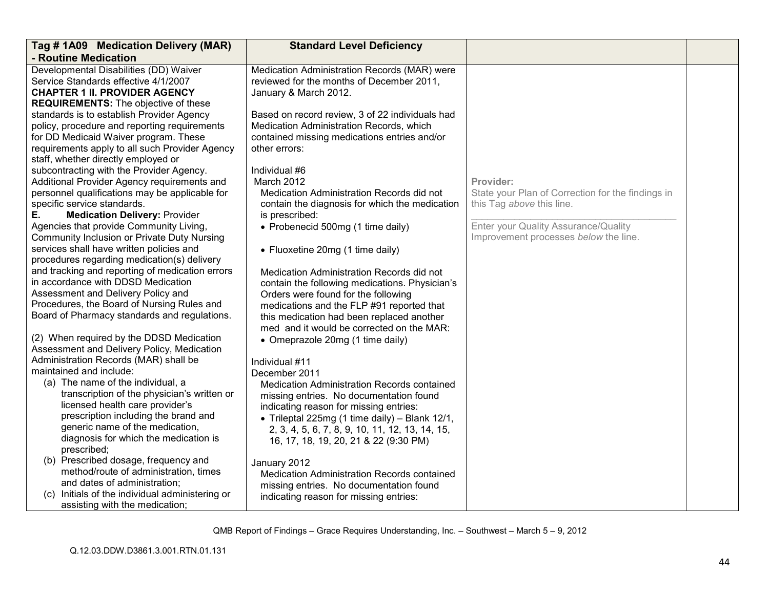| Tag # 1A09 Medication Delivery (MAR) - Routine Medication | Standard Level Deficiency | | |
|---|---|---|---|
| Developmental Disabilities (DD) Waiver Service Standards effective 4/1/2007<br>**CHAPTER 1 II. PROVIDER AGENCY REQUIREMENTS:** The objective of these standards is to establish Provider Agency policy, procedure and reporting requirements for DD Medicaid Waiver program. These requirements apply to all such Provider Agency staff, whether directly employed or subcontracting with the Provider Agency. Additional Provider Agency requirements and personnel qualifications may be applicable for specific service standards.<br>**E. Medication Delivery:** Provider Agencies that provide Community Living, Community Inclusion or Private Duty Nursing services shall have written policies and procedures regarding medication(s) delivery and tracking and reporting of medication errors in accordance with DDSD Medication Assessment and Delivery Policy and Procedures, the Board of Nursing Rules and Board of Pharmacy standards and regulations.<br><br>(2) When required by the DDSD Medication Assessment and Delivery Policy, Medication Administration Records (MAR) shall be maintained and include:<br>(a) The name of the individual, a transcription of the physician's written or licensed health care provider's prescription including the brand and generic name of the medication, diagnosis for which the medication is prescribed;<br>(b) Prescribed dosage, frequency and method/route of administration, times and dates of administration;<br>(c) Initials of the individual administering or assisting with the medication; | Medication Administration Records (MAR) were reviewed for the months of December 2011, January & March 2012.<br><br>Based on record review, 3 of 22 individuals had Medication Administration Records, which contained missing medications entries and/or other errors:<br><br>Individual #6<br>March 2012<br>Medication Administration Records did not contain the diagnosis for which the medication is prescribed:<br>• Probenecid 500mg (1 time daily)<br><br>• Fluoxetine 20mg (1 time daily)<br><br>Medication Administration Records did not contain the following medications. Physician's Orders were found for the following medications and the FLP #91 reported that this medication had been replaced another med and it would be corrected on the MAR:<br>• Omeprazole 20mg (1 time daily)<br><br>Individual #11<br>December 2011<br>Medication Administration Records contained missing entries. No documentation found indicating reason for missing entries:<br>• Trileptal 225mg (1 time daily) – Blank 12/1, 2, 3, 4, 5, 6, 7, 8, 9, 10, 11, 12, 13, 14, 15, 16, 17, 18, 19, 20, 21 & 22 (9:30 PM)<br><br>January 2012<br>Medication Administration Records contained missing entries. No documentation found indicating reason for missing entries: | Provider:<br>State your Plan of Correction for the findings in this Tag *above* this line.<br>\_\_\_\_\_\_\_\_\_\_\_\_\_\_\_\_\_\_\_\_\_\_\_\_\_\_\_\_\_\_\_\_<br>Enter your Quality Assurance/Quality Improvement processes *below* the line. | |

QMB Report of Findings – Grace Requires Understanding, Inc. – Southwest – March 5 – 9, 2012

Q.12.03.DDW.D3861.3.001.RTN.01.131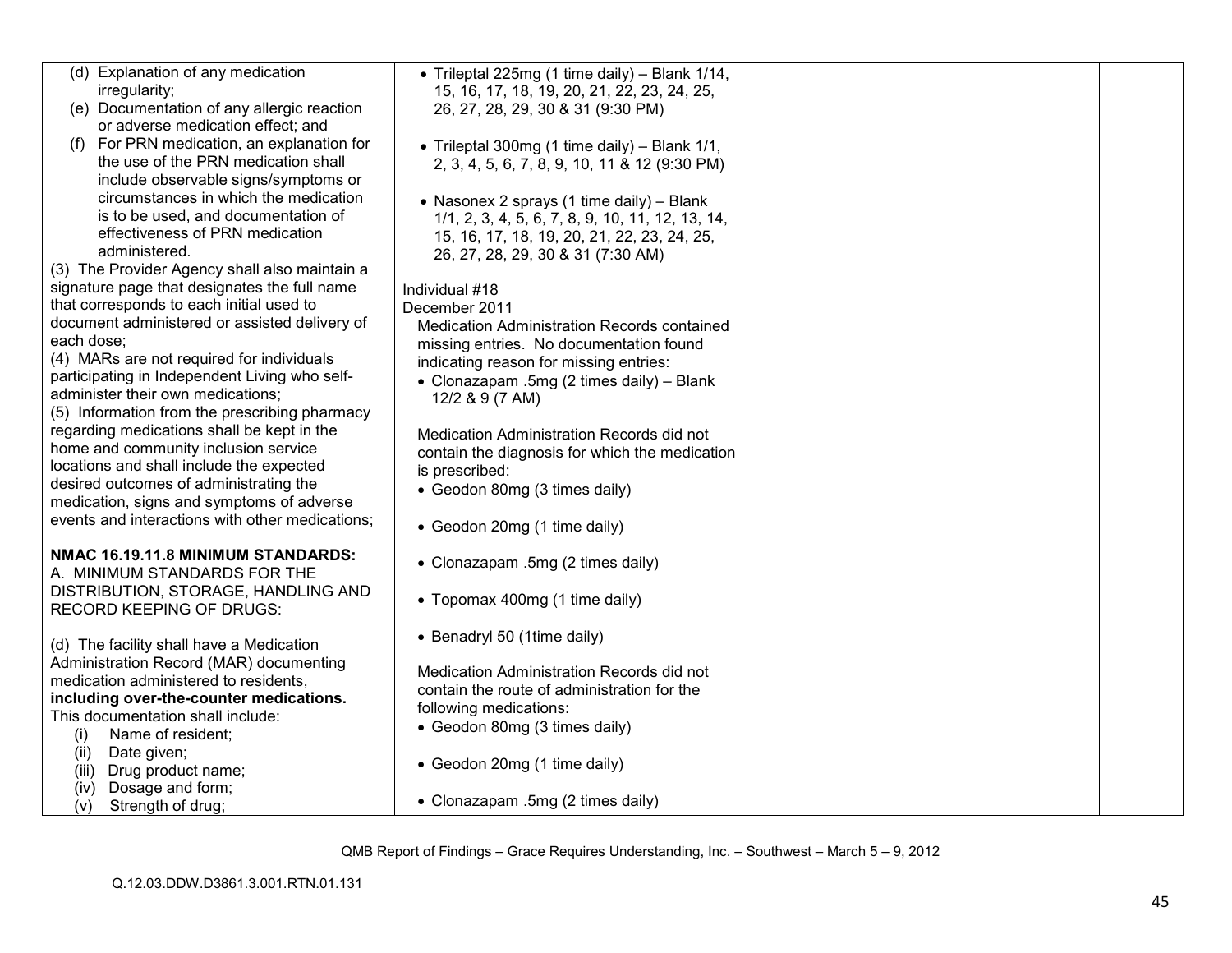| | | | |
|---|---|---|---|
| (d) Explanation of any medication irregularity;<br>(e) Documentation of any allergic reaction or adverse medication effect; and<br>(f) For PRN medication, an explanation for the use of the PRN medication shall include observable signs/symptoms or circumstances in which the medication is to be used, and documentation of effectiveness of PRN medication administered.<br>(3) The Provider Agency shall also maintain a signature page that designates the full name that corresponds to each initial used to document administered or assisted delivery of each dose;<br>(4) MARs are not required for individuals participating in Independent Living who self-administer their own medications;<br>(5) Information from the prescribing pharmacy regarding medications shall be kept in the home and community inclusion service locations and shall include the expected desired outcomes of administrating the medication, signs and symptoms of adverse events and interactions with other medications;<br><br>**NMAC 16.19.11.8 MINIMUM STANDARDS:**<br>A. MINIMUM STANDARDS FOR THE DISTRIBUTION, STORAGE, HANDLING AND RECORD KEEPING OF DRUGS:<br><br>(d) The facility shall have a Medication Administration Record (MAR) documenting medication administered to residents, **including over-the-counter medications.** This documentation shall include:<br>(i) Name of resident;<br>(ii) Date given;<br>(iii) Drug product name;<br>(iv) Dosage and form;<br>(v) Strength of drug; | • Trileptal 225mg (1 time daily) – Blank 1/14, 15, 16, 17, 18, 19, 20, 21, 22, 23, 24, 25, 26, 27, 28, 29, 30 & 31 (9:30 PM)<br><br>• Trileptal 300mg (1 time daily) – Blank 1/1, 2, 3, 4, 5, 6, 7, 8, 9, 10, 11 & 12 (9:30 PM)<br><br>• Nasonex 2 sprays (1 time daily) – Blank 1/1, 2, 3, 4, 5, 6, 7, 8, 9, 10, 11, 12, 13, 14, 15, 16, 17, 18, 19, 20, 21, 22, 23, 24, 25, 26, 27, 28, 29, 30 & 31 (7:30 AM)<br><br>Individual #18<br>December 2011<br>Medication Administration Records contained missing entries. No documentation found indicating reason for missing entries:<br>• Clonazapam .5mg (2 times daily) – Blank 12/2 & 9 (7 AM)<br><br>Medication Administration Records did not contain the diagnosis for which the medication is prescribed:<br>• Geodon 80mg (3 times daily)<br><br>• Geodon 20mg (1 time daily)<br><br>• Clonazapam .5mg (2 times daily)<br><br>• Topomax 400mg (1 time daily)<br><br>• Benadryl 50 (1time daily)<br><br>Medication Administration Records did not contain the route of administration for the following medications:<br>• Geodon 80mg (3 times daily)<br><br>• Geodon 20mg (1 time daily)<br><br>• Clonazapam .5mg (2 times daily) | | |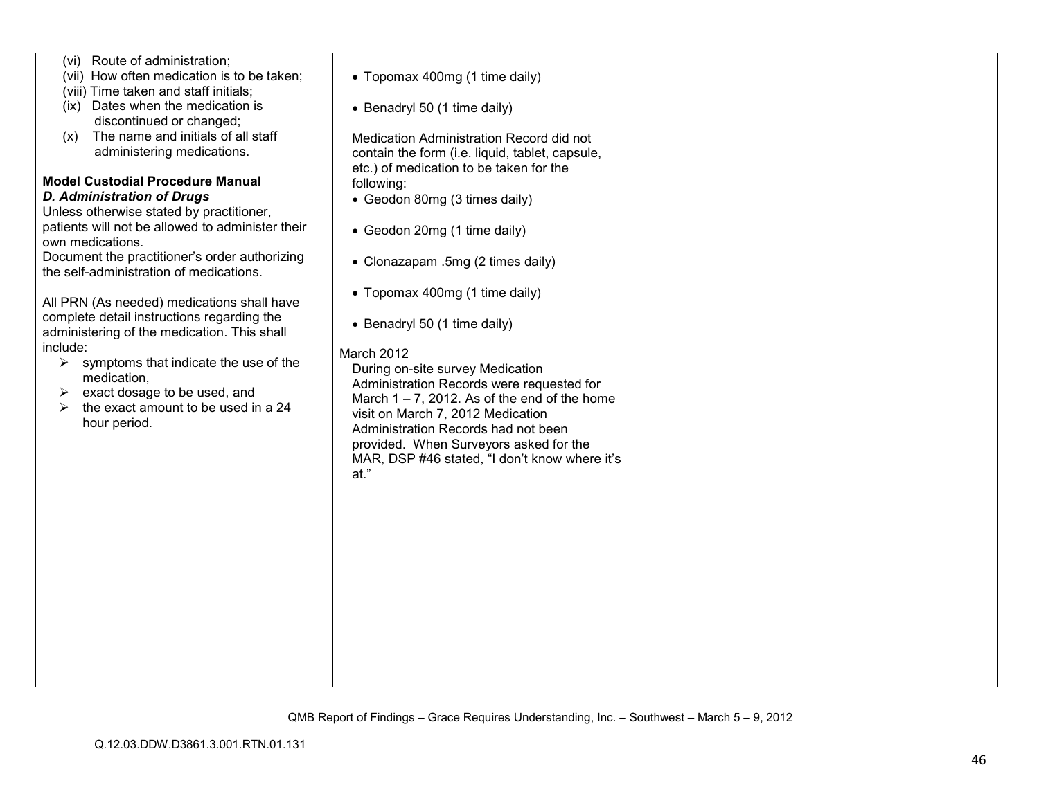| | | | |
|---|---|---|---|
| (vi) Route of administration;<br>(vii) How often medication is to be taken;<br>(viii) Time taken and staff initials;<br>(ix) Dates when the medication is discontinued or changed;<br>(x) The name and initials of all staff administering medications.<br><br>**Model Custodial Procedure Manual**<br>***D. Administration of Drugs***<br>Unless otherwise stated by practitioner, patients will not be allowed to administer their own medications.<br>Document the practitioner's order authorizing the self-administration of medications.<br><br>All PRN (As needed) medications shall have complete detail instructions regarding the administering of the medication. This shall include:<br>➢ symptoms that indicate the use of the medication,<br>➢ exact dosage to be used, and<br>➢ the exact amount to be used in a 24 hour period. | • Topomax 400mg (1 time daily)<br><br>• Benadryl 50 (1 time daily)<br><br>Medication Administration Record did not contain the form (i.e. liquid, tablet, capsule, etc.) of medication to be taken for the following:<br>• Geodon 80mg (3 times daily)<br><br>• Geodon 20mg (1 time daily)<br><br>• Clonazapam .5mg (2 times daily)<br><br>• Topomax 400mg (1 time daily)<br><br>• Benadryl 50 (1 time daily)<br><br>March 2012<br>During on-site survey Medication Administration Records were requested for March 1 – 7, 2012. As of the end of the home visit on March 7, 2012 Medication Administration Records had not been provided. When Surveyors asked for the MAR, DSP #46 stated, "I don't know where it's at." | | |

QMB Report of Findings – Grace Requires Understanding, Inc. – Southwest – March 5 – 9, 2012

Q.12.03.DDW.D3861.3.001.RTN.01.131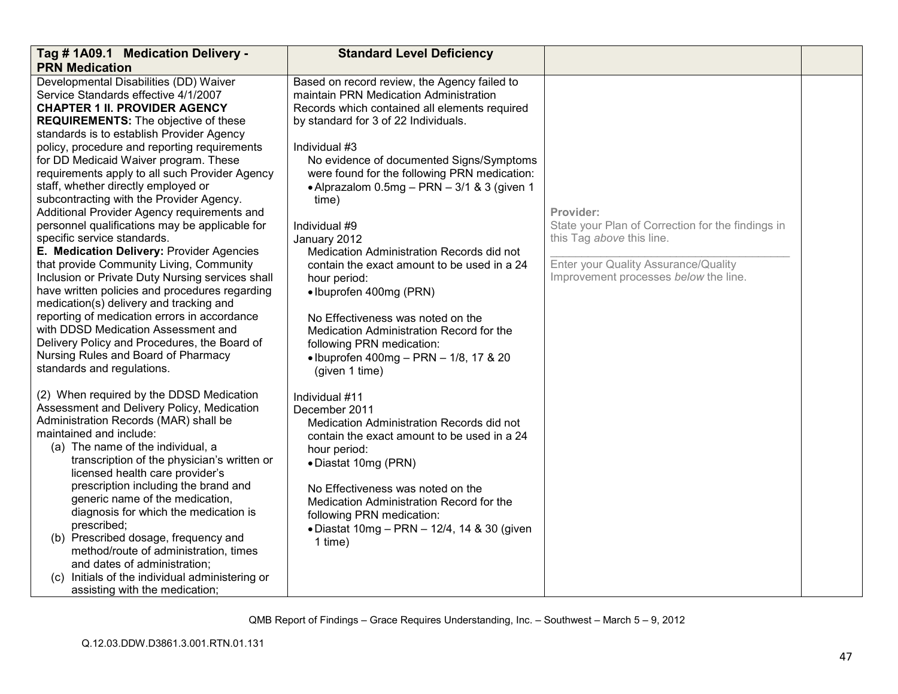| Tag # 1A09.1 Medication Delivery - PRN Medication | Standard Level Deficiency | | |
|---|---|---|---|
| Developmental Disabilities (DD) Waiver Service Standards effective 4/1/2007<br>**CHAPTER 1 II. PROVIDER AGENCY REQUIREMENTS:** The objective of these standards is to establish Provider Agency policy, procedure and reporting requirements for DD Medicaid Waiver program. These requirements apply to all such Provider Agency staff, whether directly employed or subcontracting with the Provider Agency. Additional Provider Agency requirements and personnel qualifications may be applicable for specific service standards.<br>**E. Medication Delivery:** Provider Agencies that provide Community Living, Community Inclusion or Private Duty Nursing services shall have written policies and procedures regarding medication(s) delivery and tracking and reporting of medication errors in accordance with DDSD Medication Assessment and Delivery Policy and Procedures, the Board of Nursing Rules and Board of Pharmacy standards and regulations.<br><br>(2) When required by the DDSD Medication Assessment and Delivery Policy, Medication Administration Records (MAR) shall be maintained and include:<br>(a) The name of the individual, a transcription of the physician's written or licensed health care provider's prescription including the brand and generic name of the medication, diagnosis for which the medication is prescribed;<br>(b) Prescribed dosage, frequency and method/route of administration, times and dates of administration;<br>(c) Initials of the individual administering or assisting with the medication; | Based on record review, the Agency failed to maintain PRN Medication Administration Records which contained all elements required by standard for 3 of 22 Individuals.<br><br>Individual #3<br>No evidence of documented Signs/Symptoms were found for the following PRN medication:<br>• Alprazalom 0.5mg – PRN – 3/1 & 3 (given 1 time)<br><br>Individual #9<br>January 2012<br>Medication Administration Records did not contain the exact amount to be used in a 24 hour period:<br>• Ibuprofen 400mg (PRN)<br><br>No Effectiveness was noted on the Medication Administration Record for the following PRN medication:<br>• Ibuprofen 400mg – PRN – 1/8, 17 & 20 (given 1 time)<br><br>Individual #11<br>December 2011<br>Medication Administration Records did not contain the exact amount to be used in a 24 hour period:<br>• Diastat 10mg (PRN)<br><br>No Effectiveness was noted on the Medication Administration Record for the following PRN medication:<br>• Diastat 10mg – PRN – 12/4, 14 & 30 (given 1 time) | **Provider:**<br>State your Plan of Correction for the findings in this Tag *above* this line.<br>\_\_\_\_\_\_\_\_\_\_\_\_\_\_\_\_\_\_\_\_\_\_\_\_\_\_\_\_\_\_\_\_\_\_\_\_\_\_<br>Enter your Quality Assurance/Quality Improvement processes *below* the line. | |

QMB Report of Findings – Grace Requires Understanding, Inc. – Southwest – March 5 – 9, 2012

Q.12.03.DDW.D3861.3.001.RTN.01.131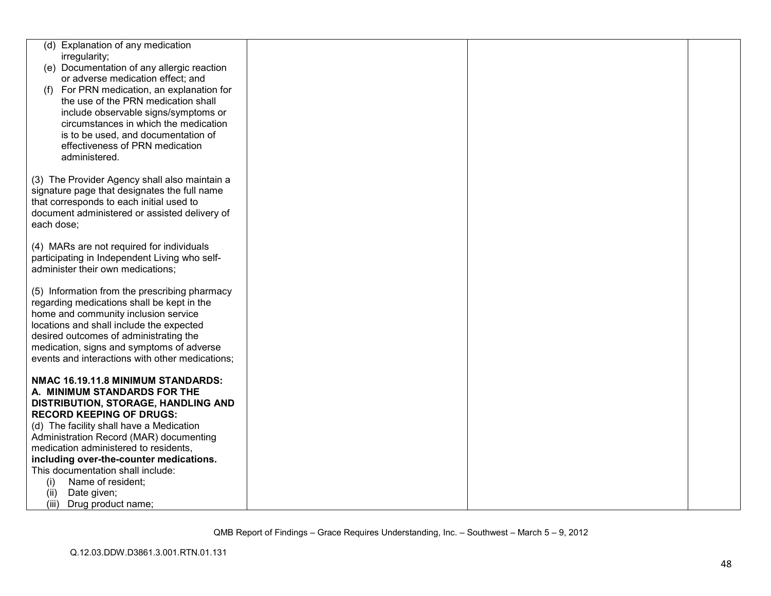| | | | |
|---|---|---|---|
| (d) Explanation of any medication irregularity;<br>(e) Documentation of any allergic reaction or adverse medication effect; and<br>(f) For PRN medication, an explanation for the use of the PRN medication shall include observable signs/symptoms or circumstances in which the medication is to be used, and documentation of effectiveness of PRN medication administered.<br><br>(3) The Provider Agency shall also maintain a signature page that designates the full name that corresponds to each initial used to document administered or assisted delivery of each dose;<br><br>(4) MARs are not required for individuals participating in Independent Living who self-administer their own medications;<br><br>(5) Information from the prescribing pharmacy regarding medications shall be kept in the home and community inclusion service locations and shall include the expected desired outcomes of administrating the medication, signs and symptoms of adverse events and interactions with other medications;<br><br>**NMAC 16.19.11.8 MINIMUM STANDARDS: A. MINIMUM STANDARDS FOR THE DISTRIBUTION, STORAGE, HANDLING AND RECORD KEEPING OF DRUGS:**<br>(d) The facility shall have a Medication Administration Record (MAR) documenting medication administered to residents, **including over-the-counter medications.** This documentation shall include:<br>(i) Name of resident;<br>(ii) Date given;<br>(iii) Drug product name; | | | |

QMB Report of Findings – Grace Requires Understanding, Inc. – Southwest – March 5 – 9, 2012

Q.12.03.DDW.D3861.3.001.RTN.01.131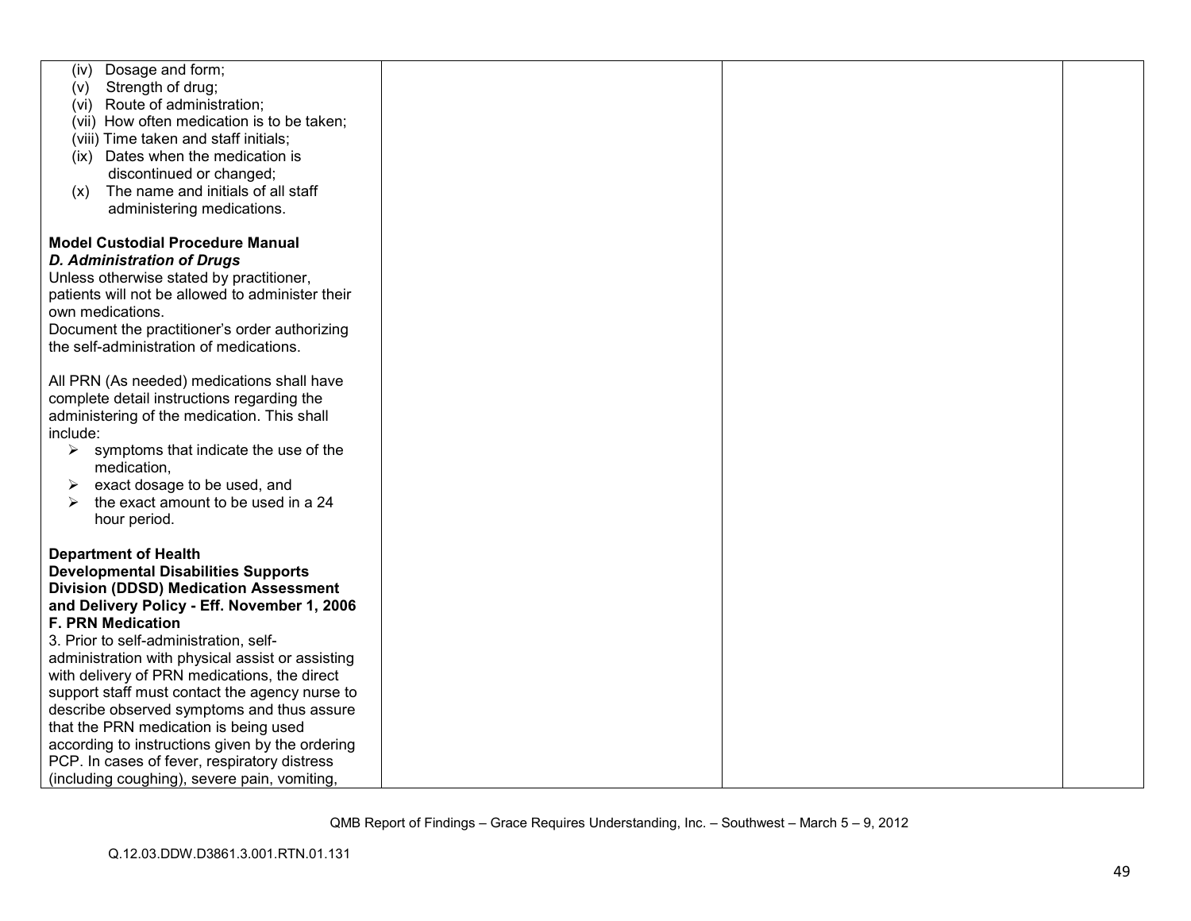| | | | |
|---|---|---|---|
| (iv) Dosage and form;<br>(v) Strength of drug;<br>(vi) Route of administration;<br>(vii) How often medication is to be taken;<br>(viii) Time taken and staff initials;<br>(ix) Dates when the medication is discontinued or changed;<br>(x) The name and initials of all staff administering medications.<br><br>**Model Custodial Procedure Manual**<br>***D. Administration of Drugs***<br>Unless otherwise stated by practitioner, patients will not be allowed to administer their own medications.<br>Document the practitioner's order authorizing the self-administration of medications.<br><br>All PRN (As needed) medications shall have complete detail instructions regarding the administering of the medication. This shall include:<br>➢ symptoms that indicate the use of the medication,<br>➢ exact dosage to be used, and<br>➢ the exact amount to be used in a 24 hour period.<br><br>**Department of Health Developmental Disabilities Supports Division (DDSD) Medication Assessment and Delivery Policy - Eff. November 1, 2006**<br>**F. PRN Medication**<br>3. Prior to self-administration, self-administration with physical assist or assisting with delivery of PRN medications, the direct support staff must contact the agency nurse to describe observed symptoms and thus assure that the PRN medication is being used according to instructions given by the ordering PCP. In cases of fever, respiratory distress (including coughing), severe pain, vomiting, | | | |

QMB Report of Findings – Grace Requires Understanding, Inc. – Southwest – March 5 – 9, 2012

Q.12.03.DDW.D3861.3.001.RTN.01.131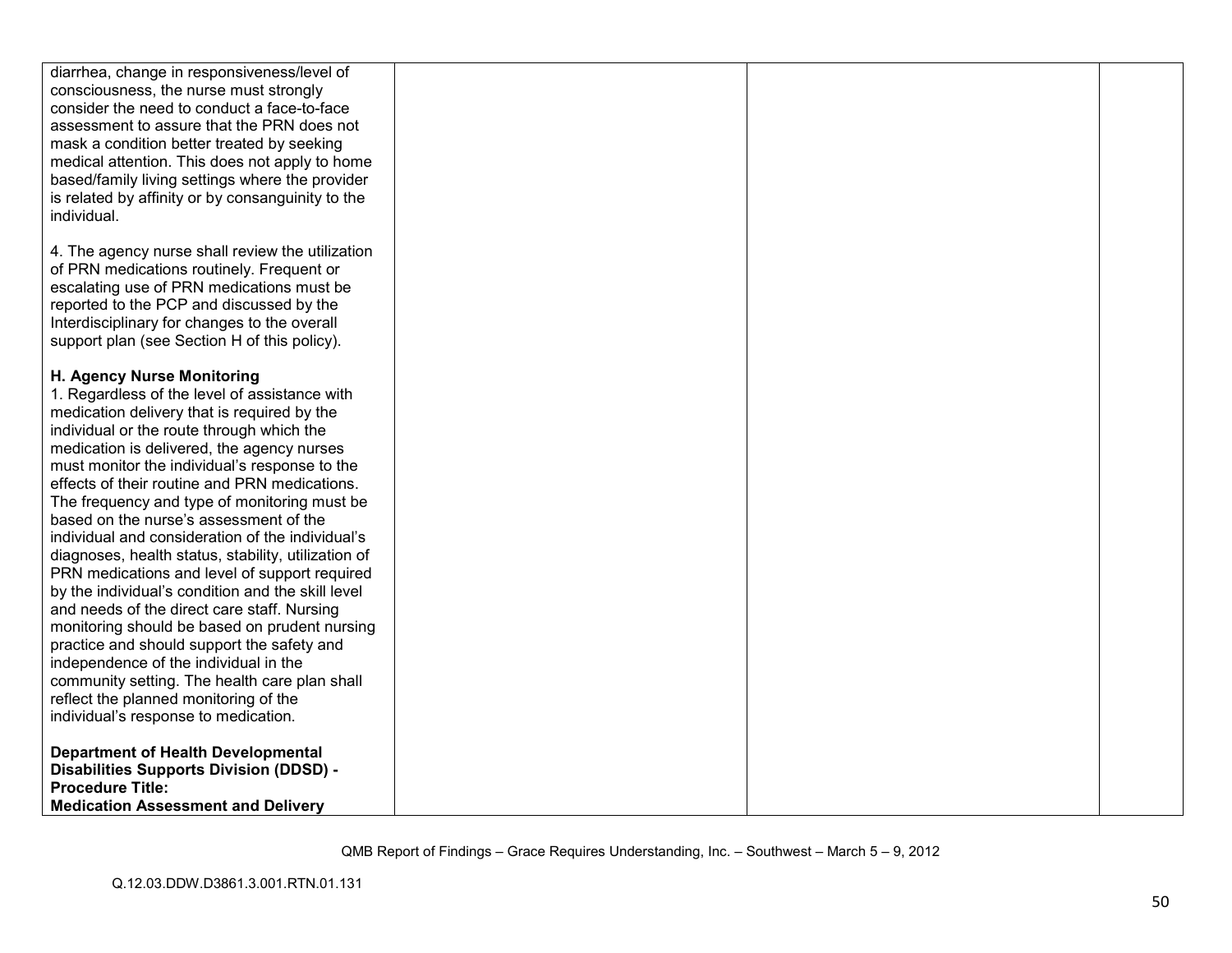| | | | |
|---|---|---|---|
| diarrhea, change in responsiveness/level of consciousness, the nurse must strongly consider the need to conduct a face-to-face assessment to assure that the PRN does not mask a condition better treated by seeking medical attention. This does not apply to home based/family living settings where the provider is related by affinity or by consanguinity to the individual.<br><br>4. The agency nurse shall review the utilization of PRN medications routinely. Frequent or escalating use of PRN medications must be reported to the PCP and discussed by the Interdisciplinary for changes to the overall support plan (see Section H of this policy).<br><br>**H. Agency Nurse Monitoring**<br>1. Regardless of the level of assistance with medication delivery that is required by the individual or the route through which the medication is delivered, the agency nurses must monitor the individual's response to the effects of their routine and PRN medications. The frequency and type of monitoring must be based on the nurse's assessment of the individual and consideration of the individual's diagnoses, health status, stability, utilization of PRN medications and level of support required by the individual's condition and the skill level and needs of the direct care staff. Nursing monitoring should be based on prudent nursing practice and should support the safety and independence of the individual in the community setting. The health care plan shall reflect the planned monitoring of the individual's response to medication.<br><br>**Department of Health Developmental Disabilities Supports Division (DDSD) - Procedure Title: Medication Assessment and Delivery** | | | |

QMB Report of Findings – Grace Requires Understanding, Inc. – Southwest – March 5 – 9, 2012

Q.12.03.DDW.D3861.3.001.RTN.01.131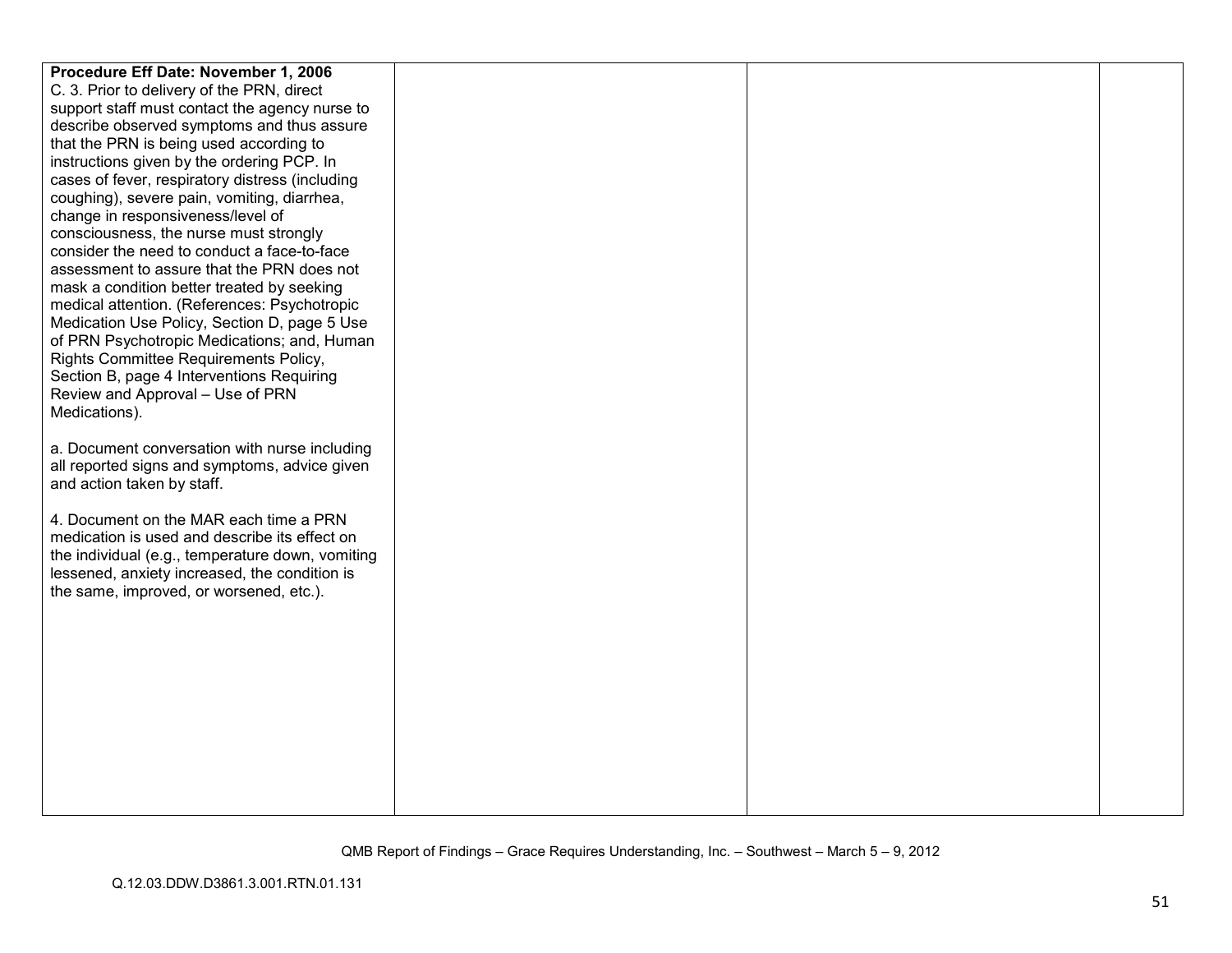| | | | |
|---|---|---|---|
| **Procedure Eff Date: November 1, 2006**<br>C. 3. Prior to delivery of the PRN, direct support staff must contact the agency nurse to describe observed symptoms and thus assure that the PRN is being used according to instructions given by the ordering PCP. In cases of fever, respiratory distress (including coughing), severe pain, vomiting, diarrhea, change in responsiveness/level of consciousness, the nurse must strongly consider the need to conduct a face-to-face assessment to assure that the PRN does not mask a condition better treated by seeking medical attention. (References: Psychotropic Medication Use Policy, Section D, page 5 Use of PRN Psychotropic Medications; and, Human Rights Committee Requirements Policy, Section B, page 4 Interventions Requiring Review and Approval – Use of PRN Medications).<br><br>a. Document conversation with nurse including all reported signs and symptoms, advice given and action taken by staff.<br><br>4. Document on the MAR each time a PRN medication is used and describe its effect on the individual (e.g., temperature down, vomiting lessened, anxiety increased, the condition is the same, improved, or worsened, etc.). | | | |

QMB Report of Findings – Grace Requires Understanding, Inc. – Southwest – March 5 – 9, 2012

Q.12.03.DDW.D3861.3.001.RTN.01.131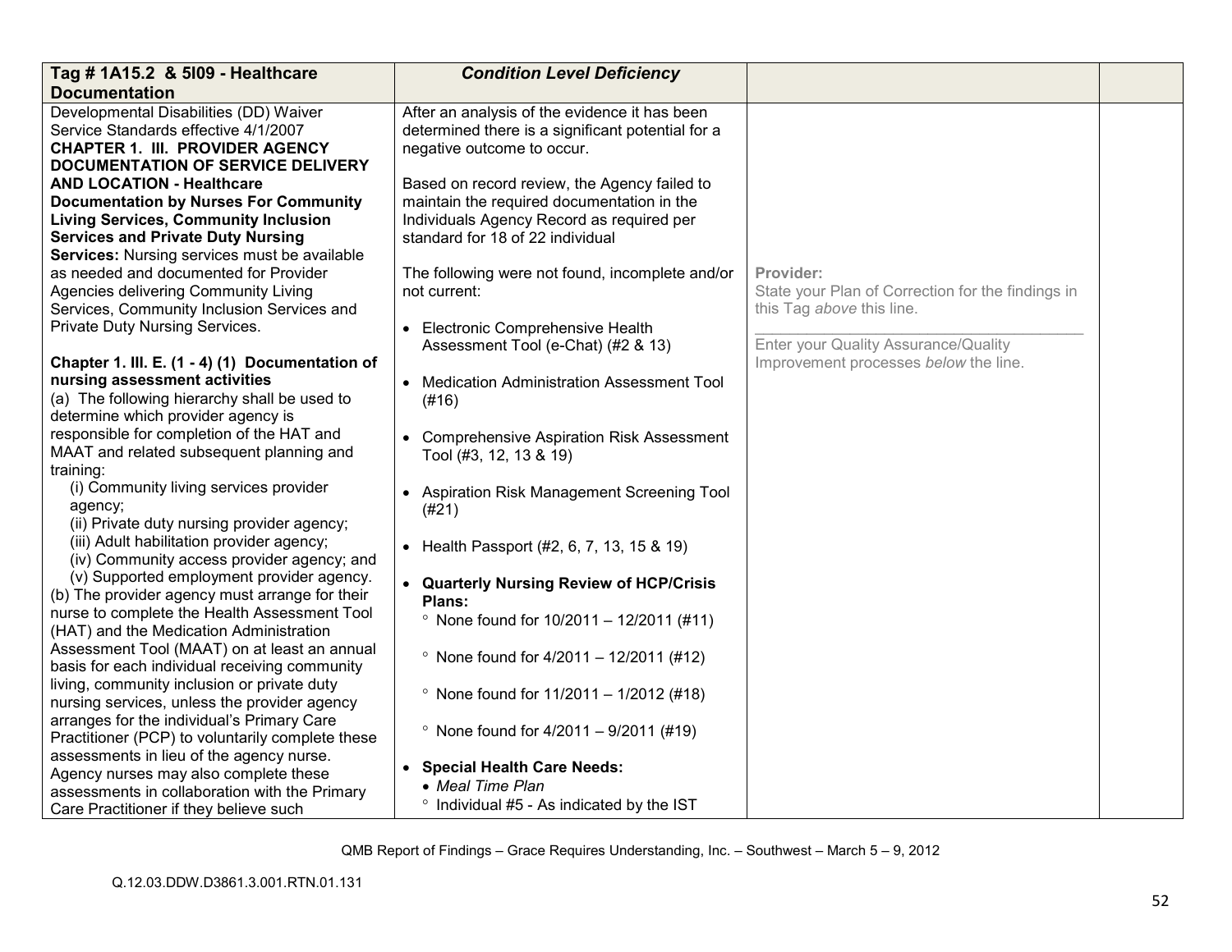| Tag # 1A15.2 & 5I09 - Healthcare Documentation | Condition Level Deficiency | | |
|---|---|---|---|
| Developmental Disabilities (DD) Waiver Service Standards effective 4/1/2007<br>**CHAPTER 1. III. PROVIDER AGENCY DOCUMENTATION OF SERVICE DELIVERY AND LOCATION - Healthcare Documentation by Nurses For Community Living Services, Community Inclusion Services and Private Duty Nursing Services:** Nursing services must be available as needed and documented for Provider Agencies delivering Community Living Services, Community Inclusion Services and Private Duty Nursing Services.<br><br>**Chapter 1. III. E. (1 - 4) (1) Documentation of nursing assessment activities**<br>(a) The following hierarchy shall be used to determine which provider agency is responsible for completion of the HAT and MAAT and related subsequent planning and training:<br>(i) Community living services provider agency;<br>(ii) Private duty nursing provider agency;<br>(iii) Adult habilitation provider agency;<br>(iv) Community access provider agency; and<br>(v) Supported employment provider agency.<br>(b) The provider agency must arrange for their nurse to complete the Health Assessment Tool (HAT) and the Medication Administration Assessment Tool (MAAT) on at least an annual basis for each individual receiving community living, community inclusion or private duty nursing services, unless the provider agency arranges for the individual's Primary Care Practitioner (PCP) to voluntarily complete these assessments in lieu of the agency nurse. Agency nurses may also complete these assessments in collaboration with the Primary Care Practitioner if they believe such | After an analysis of the evidence it has been determined there is a significant potential for a negative outcome to occur.<br><br>Based on record review, the Agency failed to maintain the required documentation in the Individuals Agency Record as required per standard for 18 of 22 individual<br><br>The following were not found, incomplete and/or not current:<br><br>• Electronic Comprehensive Health Assessment Tool (e-Chat) (#2 & 13)<br><br>• Medication Administration Assessment Tool (#16)<br><br>• Comprehensive Aspiration Risk Assessment Tool (#3, 12, 13 & 19)<br><br>• Aspiration Risk Management Screening Tool (#21)<br><br>• Health Passport (#2, 6, 7, 13, 15 & 19)<br><br>• **Quarterly Nursing Review of HCP/Crisis Plans:**<br>° None found for 10/2011 – 12/2011 (#11)<br>° None found for 4/2011 – 12/2011 (#12)<br>° None found for 11/2011 – 1/2012 (#18)<br>° None found for 4/2011 – 9/2011 (#19)<br><br>• **Special Health Care Needs:**<br>• *Meal Time Plan*<br>° Individual #5 - As indicated by the IST | Provider:<br>State your Plan of Correction for the findings in this Tag *above* this line.<br>\_\_\_\_\_\_\_\_\_\_\_\_\_\_\_\_\_\_\_\_\_\_\_\_\_\_\_\_\_\_\_\_\_\_<br>Enter your Quality Assurance/Quality Improvement processes *below* the line. | |

QMB Report of Findings – Grace Requires Understanding, Inc. – Southwest – March 5 – 9, 2012

Q.12.03.DDW.D3861.3.001.RTN.01.131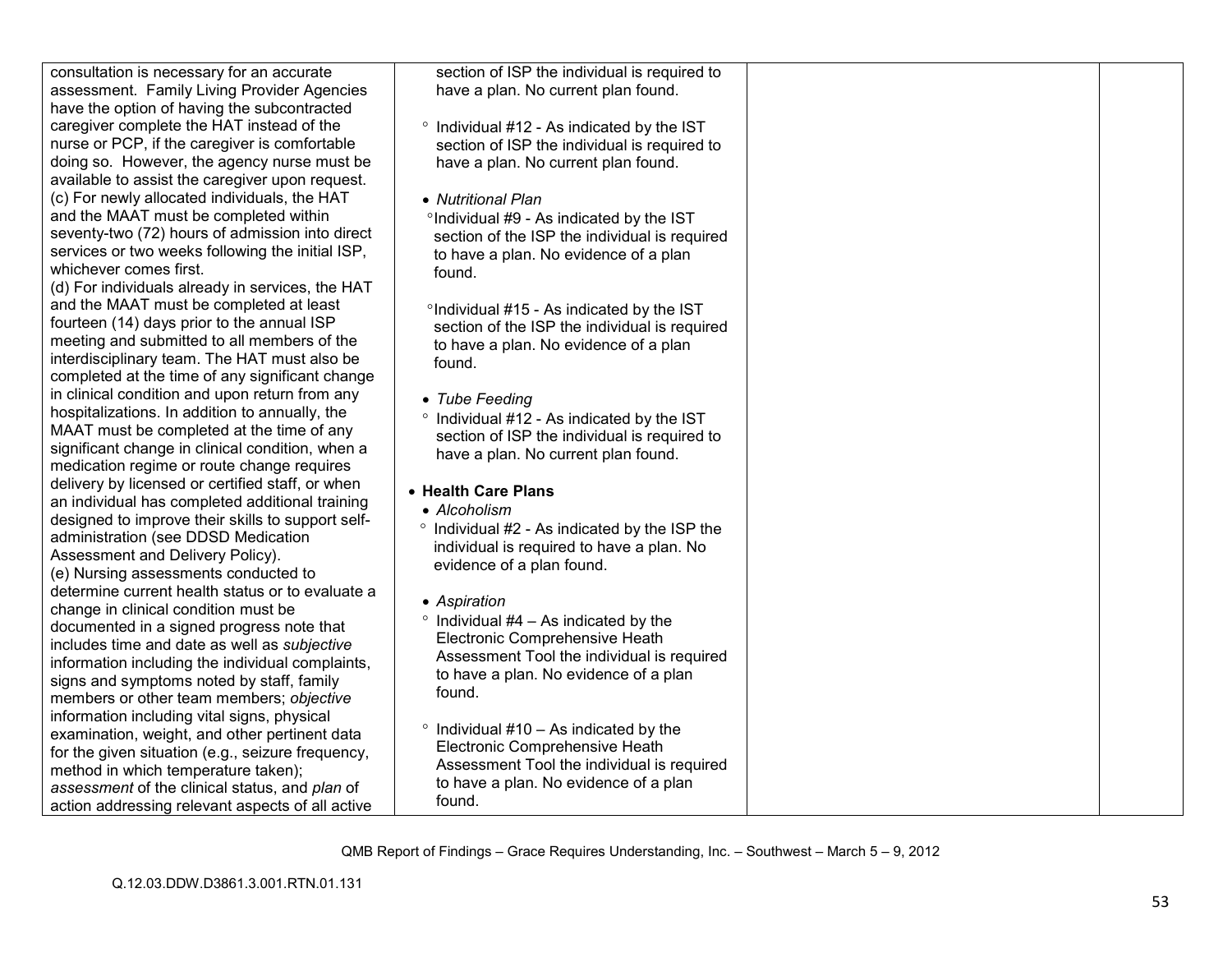| | | | |
|---|---|---|---|
| consultation is necessary for an accurate assessment. Family Living Provider Agencies have the option of having the subcontracted caregiver complete the HAT instead of the nurse or PCP, if the caregiver is comfortable doing so. However, the agency nurse must be available to assist the caregiver upon request.<br>(c) For newly allocated individuals, the HAT and the MAAT must be completed within seventy-two (72) hours of admission into direct services or two weeks following the initial ISP, whichever comes first.<br>(d) For individuals already in services, the HAT and the MAAT must be completed at least fourteen (14) days prior to the annual ISP meeting and submitted to all members of the interdisciplinary team. The HAT must also be completed at the time of any significant change in clinical condition and upon return from any hospitalizations. In addition to annually, the MAAT must be completed at the time of any significant change in clinical condition, when a medication regime or route change requires delivery by licensed or certified staff, or when an individual has completed additional training designed to improve their skills to support self-administration (see DDSD Medication Assessment and Delivery Policy).<br>(e) Nursing assessments conducted to determine current health status or to evaluate a change in clinical condition must be documented in a signed progress note that includes time and date as well as *subjective* information including the individual complaints, signs and symptoms noted by staff, family members or other team members; *objective* information including vital signs, physical examination, weight, and other pertinent data for the given situation (e.g., seizure frequency, method in which temperature taken); *assessment* of the clinical status, and *plan* of action addressing relevant aspects of all active | section of ISP the individual is required to have a plan. No current plan found.<br><br>° Individual #12 - As indicated by the IST section of ISP the individual is required to have a plan. No current plan found.<br><br>• *Nutritional Plan*<br>° Individual #9 - As indicated by the IST section of the ISP the individual is required to have a plan. No evidence of a plan found.<br><br>° Individual #15 - As indicated by the IST section of the ISP the individual is required to have a plan. No evidence of a plan found.<br><br>• *Tube Feeding*<br>° Individual #12 - As indicated by the IST section of ISP the individual is required to have a plan. No current plan found.<br><br>• **Health Care Plans**<br>• *Alcoholism*<br>° Individual #2 - As indicated by the ISP the individual is required to have a plan. No evidence of a plan found.<br><br>• *Aspiration*<br>° Individual #4 – As indicated by the Electronic Comprehensive Heath Assessment Tool the individual is required to have a plan. No evidence of a plan found.<br><br>° Individual #10 – As indicated by the Electronic Comprehensive Heath Assessment Tool the individual is required to have a plan. No evidence of a plan found. | | |

QMB Report of Findings – Grace Requires Understanding, Inc. – Southwest – March 5 – 9, 2012

Q.12.03.DDW.D3861.3.001.RTN.01.131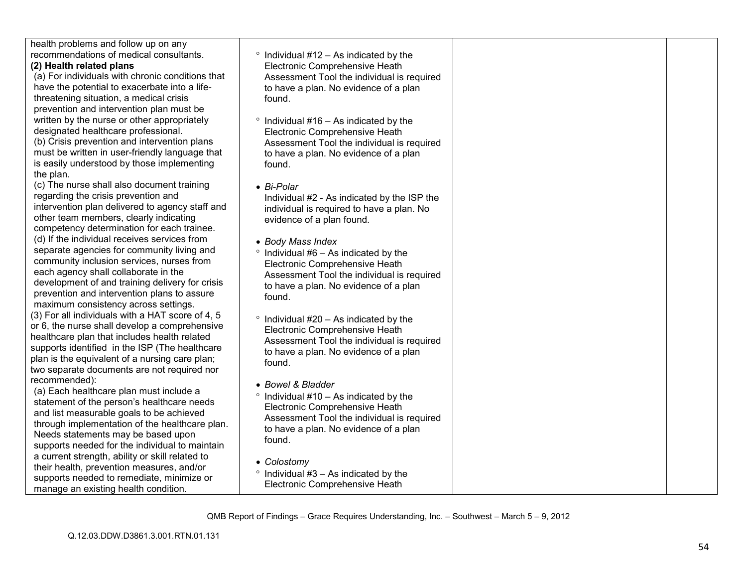| | | | |
|---|---|---|---|
| health problems and follow up on any recommendations of medical consultants.<br>**(2) Health related plans**<br>(a) For individuals with chronic conditions that have the potential to exacerbate into a life-threatening situation, a medical crisis prevention and intervention plan must be written by the nurse or other appropriately designated healthcare professional.<br>(b) Crisis prevention and intervention plans must be written in user-friendly language that is easily understood by those implementing the plan.<br>(c) The nurse shall also document training regarding the crisis prevention and intervention plan delivered to agency staff and other team members, clearly indicating competency determination for each trainee.<br>(d) If the individual receives services from separate agencies for community living and community inclusion services, nurses from each agency shall collaborate in the development of and training delivery for crisis prevention and intervention plans to assure maximum consistency across settings.<br>(3) For all individuals with a HAT score of 4, 5 or 6, the nurse shall develop a comprehensive healthcare plan that includes health related supports identified in the ISP (The healthcare plan is the equivalent of a nursing care plan; two separate documents are not required nor recommended):<br>(a) Each healthcare plan must include a statement of the person's healthcare needs and list measurable goals to be achieved through implementation of the healthcare plan. Needs statements may be based upon supports needed for the individual to maintain a current strength, ability or skill related to their health, prevention measures, and/or supports needed to remediate, minimize or manage an existing health condition. | ◦ Individual #12 – As indicated by the Electronic Comprehensive Heath Assessment Tool the individual is required to have a plan. No evidence of a plan found.<br><br>◦ Individual #16 – As indicated by the Electronic Comprehensive Heath Assessment Tool the individual is required to have a plan. No evidence of a plan found.<br><br>• *Bi-Polar*<br>Individual #2 - As indicated by the ISP the individual is required to have a plan. No evidence of a plan found.<br><br>• *Body Mass Index*<br>◦ Individual #6 – As indicated by the Electronic Comprehensive Heath Assessment Tool the individual is required to have a plan. No evidence of a plan found.<br><br>◦ Individual #20 – As indicated by the Electronic Comprehensive Heath Assessment Tool the individual is required to have a plan. No evidence of a plan found.<br><br>• *Bowel & Bladder*<br>◦ Individual #10 – As indicated by the Electronic Comprehensive Heath Assessment Tool the individual is required to have a plan. No evidence of a plan found.<br><br>• *Colostomy*<br>◦ Individual #3 – As indicated by the Electronic Comprehensive Heath | | |

QMB Report of Findings – Grace Requires Understanding, Inc. – Southwest – March 5 – 9, 2012

Q.12.03.DDW.D3861.3.001.RTN.01.131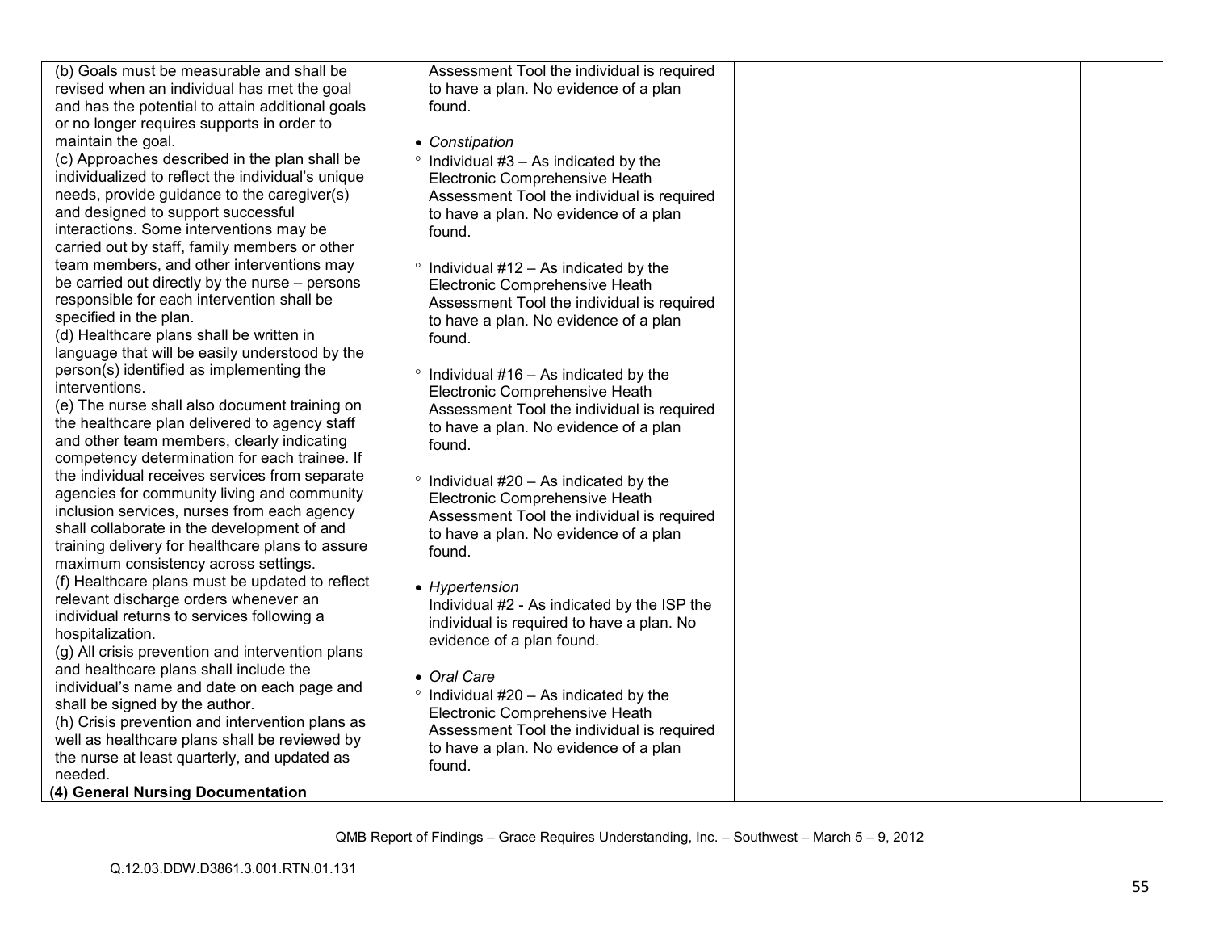| | | | |
|---|---|---|---|
| (b) Goals must be measurable and shall be revised when an individual has met the goal and has the potential to attain additional goals or no longer requires supports in order to maintain the goal.<br>(c) Approaches described in the plan shall be individualized to reflect the individual's unique needs, provide guidance to the caregiver(s) and designed to support successful interactions. Some interventions may be carried out by staff, family members or other team members, and other interventions may be carried out directly by the nurse – persons responsible for each intervention shall be specified in the plan.<br>(d) Healthcare plans shall be written in language that will be easily understood by the person(s) identified as implementing the interventions.<br>(e) The nurse shall also document training on the healthcare plan delivered to agency staff and other team members, clearly indicating competency determination for each trainee. If the individual receives services from separate agencies for community living and community inclusion services, nurses from each agency shall collaborate in the development of and training delivery for healthcare plans to assure maximum consistency across settings.<br>(f) Healthcare plans must be updated to reflect relevant discharge orders whenever an individual returns to services following a hospitalization.<br>(g) All crisis prevention and intervention plans and healthcare plans shall include the individual's name and date on each page and shall be signed by the author.<br>(h) Crisis prevention and intervention plans as well as healthcare plans shall be reviewed by the nurse at least quarterly, and updated as needed.<br>**(4) General Nursing Documentation** | Assessment Tool the individual is required to have a plan. No evidence of a plan found.<br><br>• *Constipation*<br>° Individual #3 – As indicated by the Electronic Comprehensive Heath Assessment Tool the individual is required to have a plan. No evidence of a plan found.<br><br>° Individual #12 – As indicated by the Electronic Comprehensive Heath Assessment Tool the individual is required to have a plan. No evidence of a plan found.<br><br>° Individual #16 – As indicated by the Electronic Comprehensive Heath Assessment Tool the individual is required to have a plan. No evidence of a plan found.<br><br>° Individual #20 – As indicated by the Electronic Comprehensive Heath Assessment Tool the individual is required to have a plan. No evidence of a plan found.<br><br>• *Hypertension*<br>Individual #2 - As indicated by the ISP the individual is required to have a plan. No evidence of a plan found.<br><br>• *Oral Care*<br>° Individual #20 – As indicated by the Electronic Comprehensive Heath Assessment Tool the individual is required to have a plan. No evidence of a plan found. | | |

QMB Report of Findings – Grace Requires Understanding, Inc. – Southwest – March 5 – 9, 2012

Q.12.03.DDW.D3861.3.001.RTN.01.131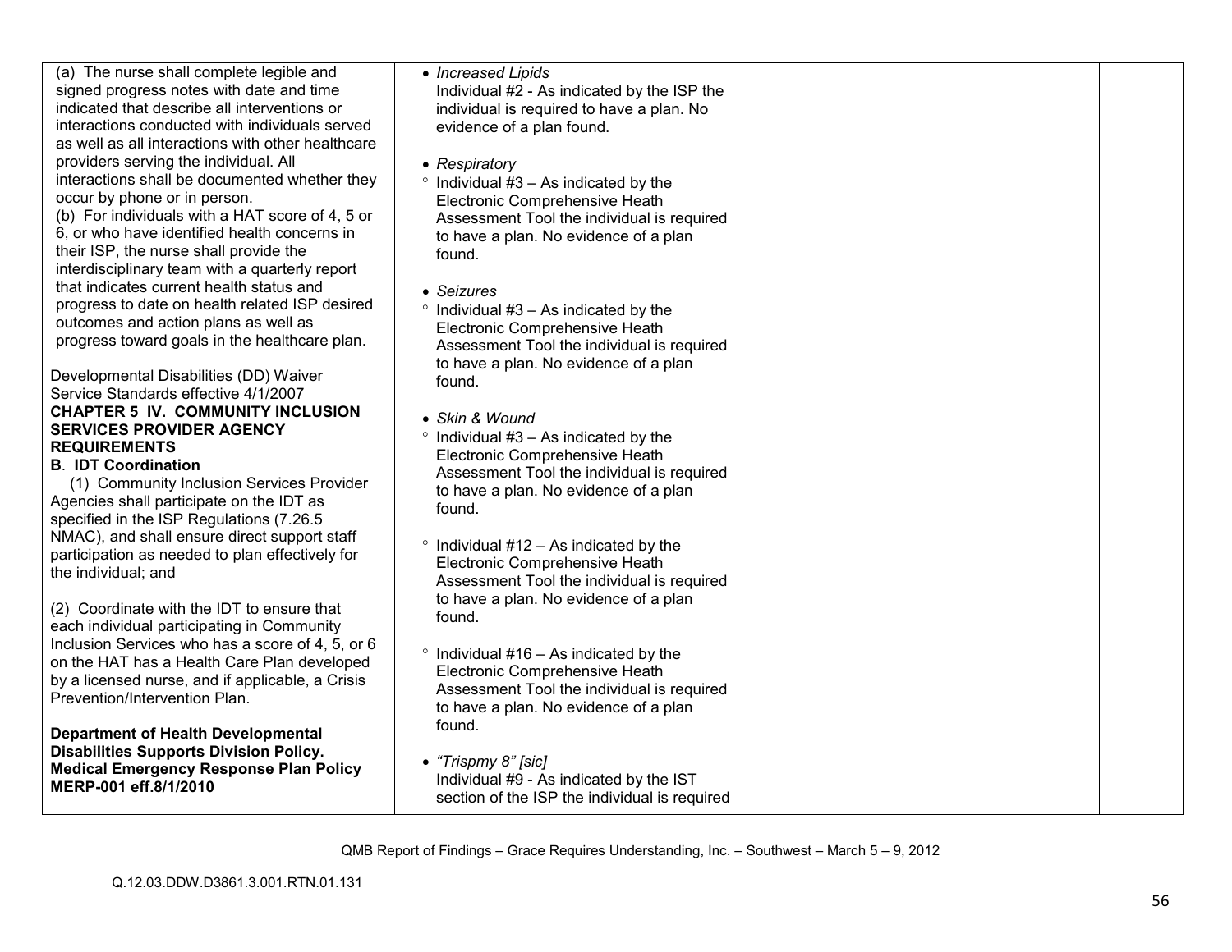| | | | |
|---|---|---|---|
| (a) The nurse shall complete legible and signed progress notes with date and time indicated that describe all interventions or interactions conducted with individuals served as well as all interactions with other healthcare providers serving the individual. All interactions shall be documented whether they occur by phone or in person.<br>(b) For individuals with a HAT score of 4, 5 or 6, or who have identified health concerns in their ISP, the nurse shall provide the interdisciplinary team with a quarterly report that indicates current health status and progress to date on health related ISP desired outcomes and action plans as well as progress toward goals in the healthcare plan.<br><br>Developmental Disabilities (DD) Waiver Service Standards effective 4/1/2007<br>**CHAPTER 5 IV. COMMUNITY INCLUSION SERVICES PROVIDER AGENCY REQUIREMENTS**<br>**B. IDT Coordination**<br>(1) Community Inclusion Services Provider Agencies shall participate on the IDT as specified in the ISP Regulations (7.26.5 NMAC), and shall ensure direct support staff participation as needed to plan effectively for the individual; and<br><br>(2) Coordinate with the IDT to ensure that each individual participating in Community Inclusion Services who has a score of 4, 5, or 6 on the HAT has a Health Care Plan developed by a licensed nurse, and if applicable, a Crisis Prevention/Intervention Plan.<br><br>**Department of Health Developmental Disabilities Supports Division Policy. Medical Emergency Response Plan Policy MERP-001 eff.8/1/2010** | • *Increased Lipids*<br>Individual #2 - As indicated by the ISP the individual is required to have a plan. No evidence of a plan found.<br><br>• *Respiratory*<br>° Individual #3 – As indicated by the Electronic Comprehensive Heath Assessment Tool the individual is required to have a plan. No evidence of a plan found.<br><br>• *Seizures*<br>° Individual #3 – As indicated by the Electronic Comprehensive Heath Assessment Tool the individual is required to have a plan. No evidence of a plan found.<br><br>• *Skin & Wound*<br>° Individual #3 – As indicated by the Electronic Comprehensive Heath Assessment Tool the individual is required to have a plan. No evidence of a plan found.<br><br>° Individual #12 – As indicated by the Electronic Comprehensive Heath Assessment Tool the individual is required to have a plan. No evidence of a plan found.<br><br>° Individual #16 – As indicated by the Electronic Comprehensive Heath Assessment Tool the individual is required to have a plan. No evidence of a plan found.<br><br>• *"Trispmy 8" [sic]*<br>Individual #9 - As indicated by the IST section of the ISP the individual is required | | |

QMB Report of Findings – Grace Requires Understanding, Inc. – Southwest – March 5 – 9, 2012

Q.12.03.DDW.D3861.3.001.RTN.01.131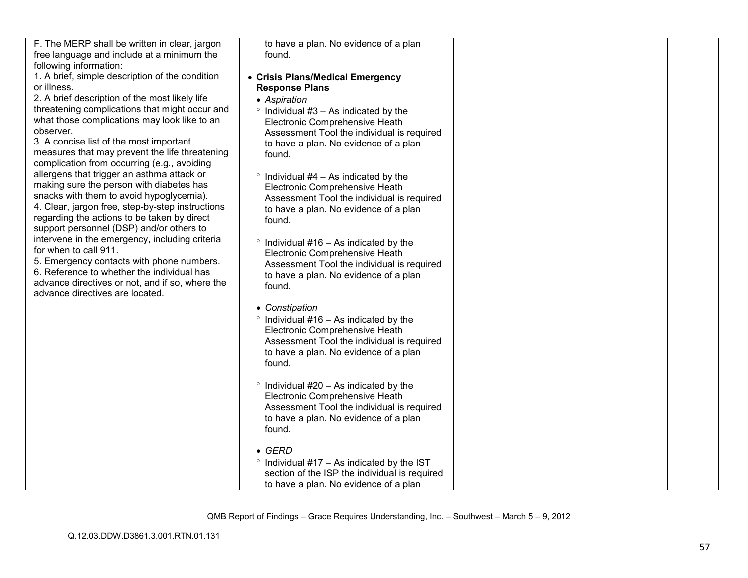| | | | |
|---|---|---|---|
| F. The MERP shall be written in clear, jargon free language and include at a minimum the following information:<br>1. A brief, simple description of the condition or illness.<br>2. A brief description of the most likely life threatening complications that might occur and what those complications may look like to an observer.<br>3. A concise list of the most important measures that may prevent the life threatening complication from occurring (e.g., avoiding allergens that trigger an asthma attack or making sure the person with diabetes has snacks with them to avoid hypoglycemia).<br>4. Clear, jargon free, step-by-step instructions regarding the actions to be taken by direct support personnel (DSP) and/or others to intervene in the emergency, including criteria for when to call 911.<br>5. Emergency contacts with phone numbers.<br>6. Reference to whether the individual has advance directives or not, and if so, where the advance directives are located. | to have a plan. No evidence of a plan found.<br><br>• **Crisis Plans/Medical Emergency Response Plans**<br>• *Aspiration*<br>° Individual #3 – As indicated by the Electronic Comprehensive Heath Assessment Tool the individual is required to have a plan. No evidence of a plan found.<br><br>° Individual #4 – As indicated by the Electronic Comprehensive Heath Assessment Tool the individual is required to have a plan. No evidence of a plan found.<br><br>° Individual #16 – As indicated by the Electronic Comprehensive Heath Assessment Tool the individual is required to have a plan. No evidence of a plan found.<br><br>• *Constipation*<br>° Individual #16 – As indicated by the Electronic Comprehensive Heath Assessment Tool the individual is required to have a plan. No evidence of a plan found.<br><br>° Individual #20 – As indicated by the Electronic Comprehensive Heath Assessment Tool the individual is required to have a plan. No evidence of a plan found.<br><br>• *GERD*<br>° Individual #17 – As indicated by the IST section of the ISP the individual is required to have a plan. No evidence of a plan | | |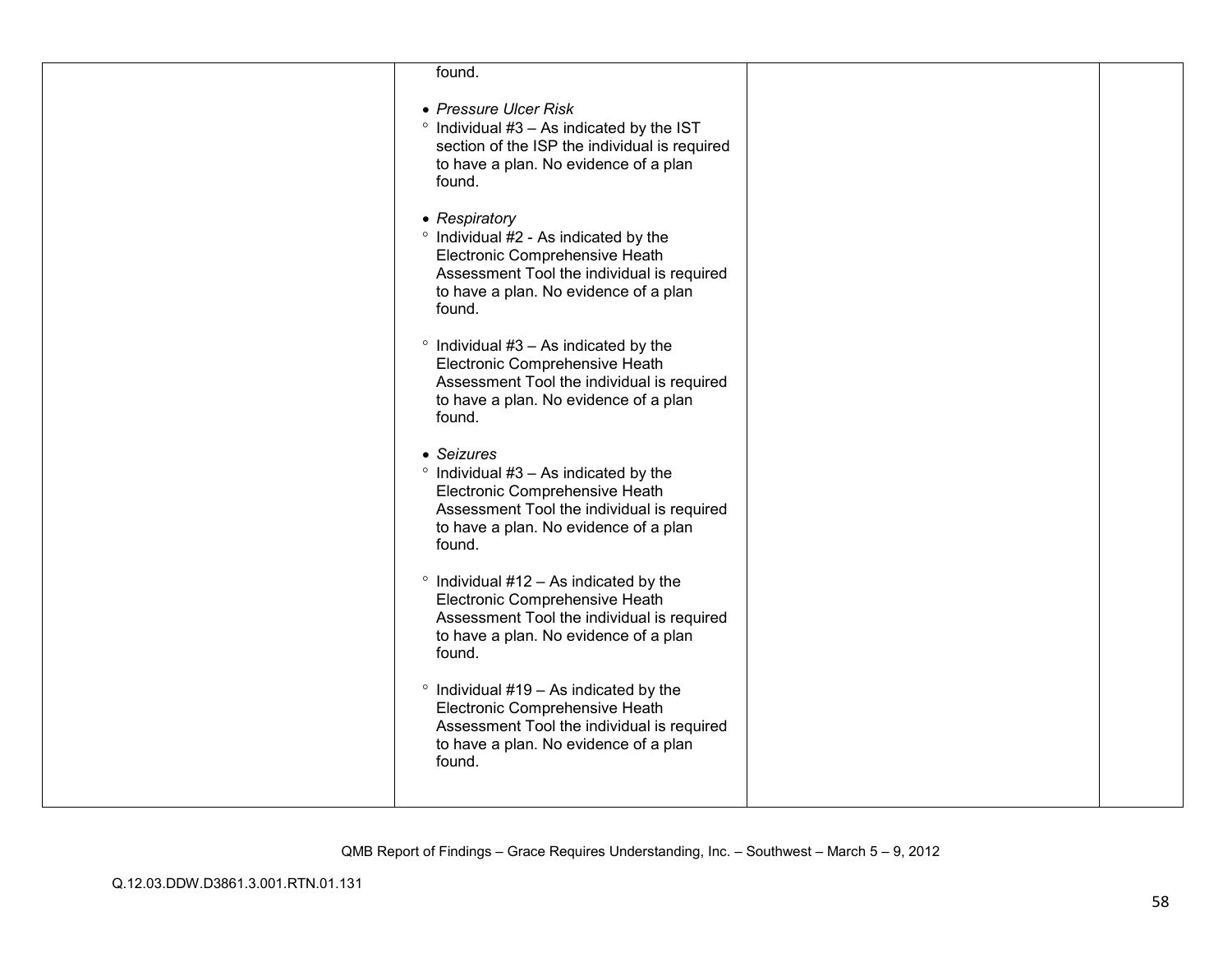| | | | |
|---|---|---|---|
| | found.<br><br>• *Pressure Ulcer Risk*<br>° Individual #3 – As indicated by the IST section of the ISP the individual is required to have a plan. No evidence of a plan found.<br><br>• *Respiratory*<br>° Individual #2 - As indicated by the Electronic Comprehensive Heath Assessment Tool the individual is required to have a plan. No evidence of a plan found.<br><br>° Individual #3 – As indicated by the Electronic Comprehensive Heath Assessment Tool the individual is required to have a plan. No evidence of a plan found.<br><br>• *Seizures*<br>° Individual #3 – As indicated by the Electronic Comprehensive Heath Assessment Tool the individual is required to have a plan. No evidence of a plan found.<br><br>° Individual #12 – As indicated by the Electronic Comprehensive Heath Assessment Tool the individual is required to have a plan. No evidence of a plan found.<br><br>° Individual #19 – As indicated by the Electronic Comprehensive Heath Assessment Tool the individual is required to have a plan. No evidence of a plan found. | | |

QMB Report of Findings – Grace Requires Understanding, Inc. – Southwest – March 5 – 9, 2012

Q.12.03.DDW.D3861.3.001.RTN.01.131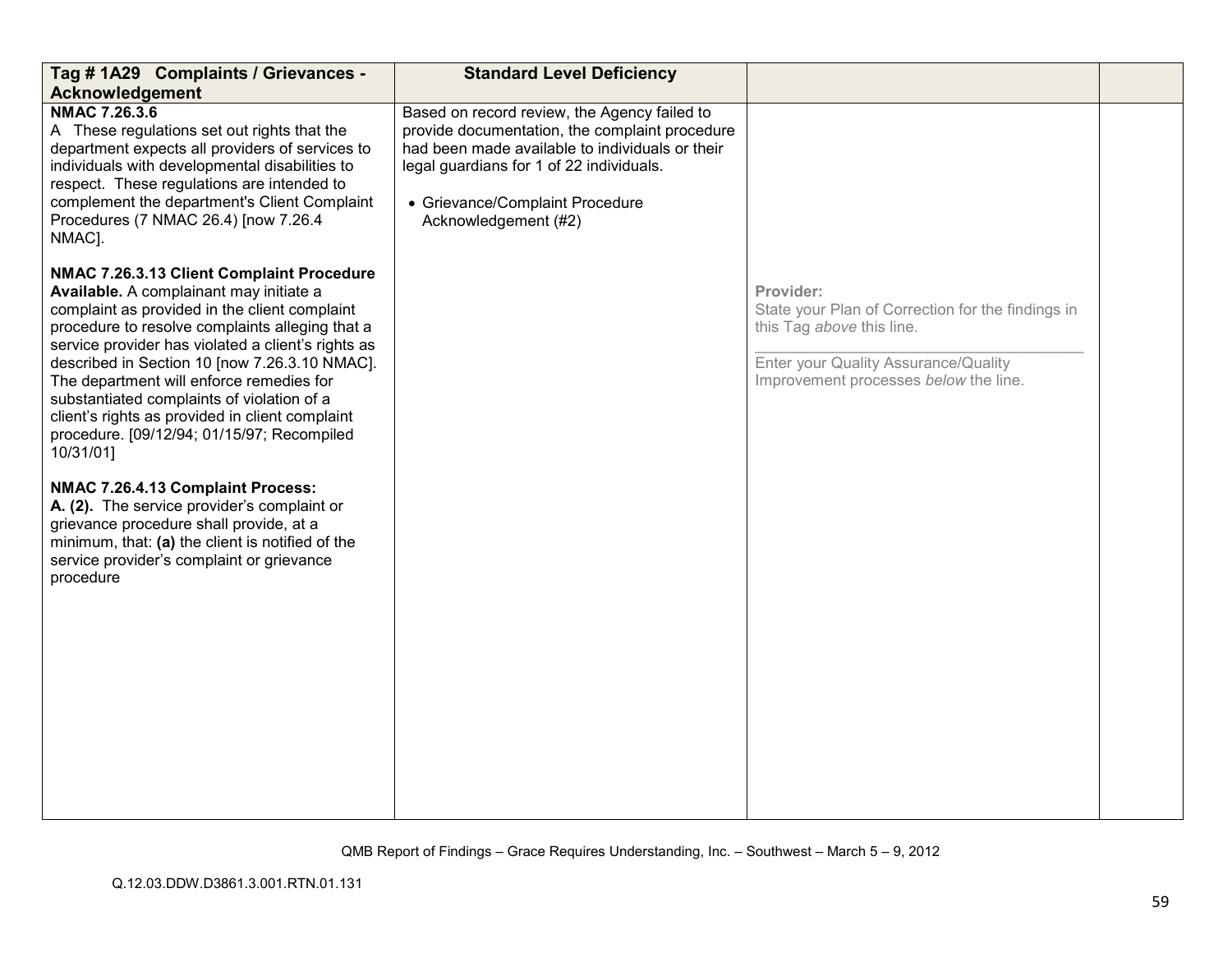| Tag # 1A29 Complaints / Grievances - Acknowledgement | Standard Level Deficiency | | |
|---|---|---|---|
| **NMAC 7.26.3.6**<br>A These regulations set out rights that the department expects all providers of services to individuals with developmental disabilities to respect. These regulations are intended to complement the department's Client Complaint Procedures (7 NMAC 26.4) [now 7.26.4 NMAC].<br><br>**NMAC 7.26.3.13 Client Complaint Procedure Available.** A complainant may initiate a complaint as provided in the client complaint procedure to resolve complaints alleging that a service provider has violated a client's rights as described in Section 10 [now 7.26.3.10 NMAC]. The department will enforce remedies for substantiated complaints of violation of a client's rights as provided in client complaint procedure. [09/12/94; 01/15/97; Recompiled 10/31/01]<br><br>**NMAC 7.26.4.13 Complaint Process:**<br>**A. (2).** The service provider's complaint or grievance procedure shall provide, at a minimum, that: **(a)** the client is notified of the service provider's complaint or grievance procedure | Based on record review, the Agency failed to provide documentation, the complaint procedure had been made available to individuals or their legal guardians for 1 of 22 individuals.<br><br>• Grievance/Complaint Procedure Acknowledgement (#2) | **Provider:**<br>State your Plan of Correction for the findings in this Tag *above* this line.<br>\_\_\_\_\_\_\_\_\_\_\_\_\_\_\_\_\_\_\_\_\_\_\_\_\_\_\_\_\_\_\_\_\_\_\_\_\_\_<br>Enter your Quality Assurance/Quality Improvement processes *below* the line. | |

QMB Report of Findings – Grace Requires Understanding, Inc. – Southwest – March 5 – 9, 2012

Q.12.03.DDW.D3861.3.001.RTN.01.131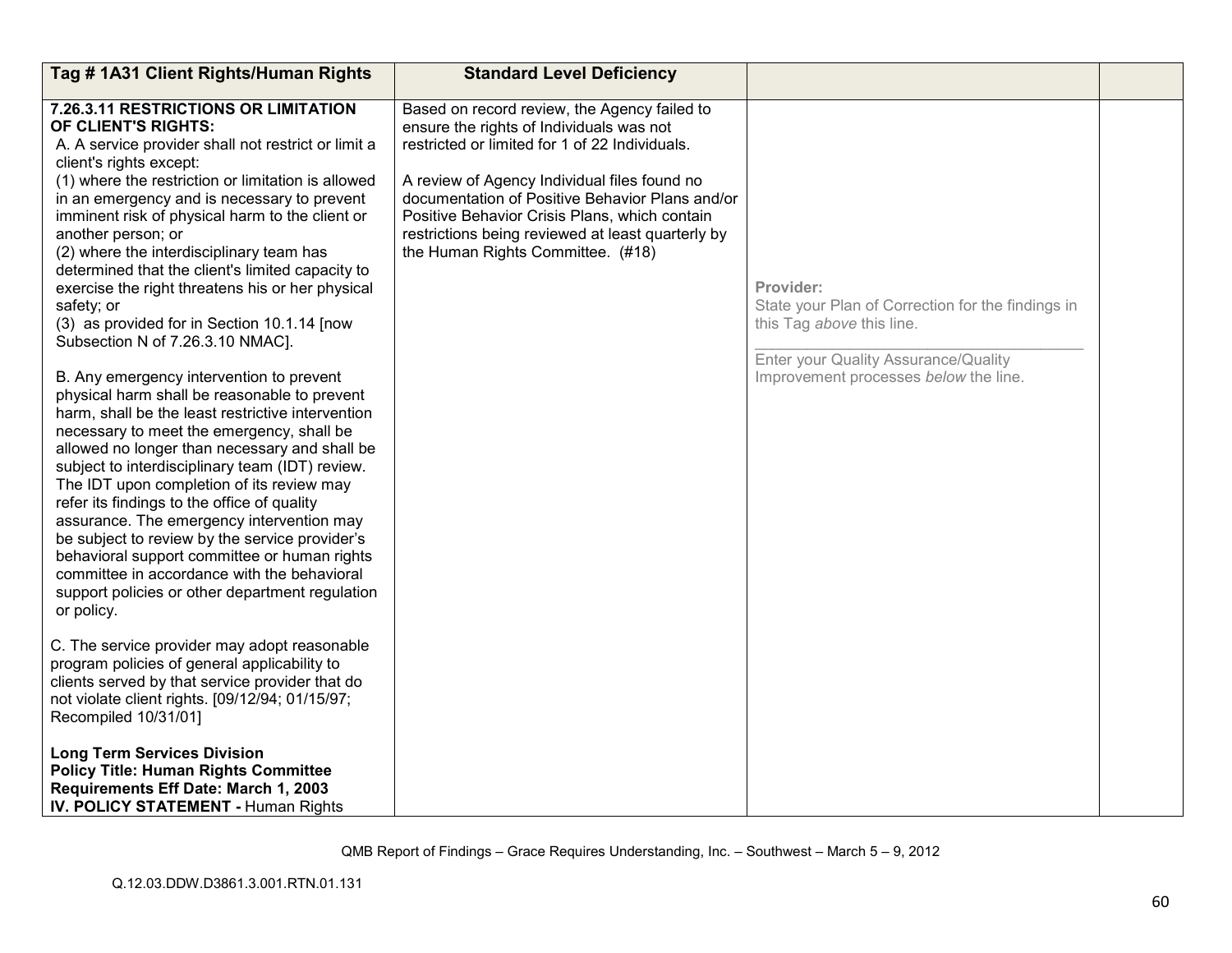| Tag # 1A31 Client Rights/Human Rights | Standard Level Deficiency | | |
|---|---|---|---|
| **7.26.3.11 RESTRICTIONS OR LIMITATION OF CLIENT'S RIGHTS:**<br>A. A service provider shall not restrict or limit a client's rights except:<br>(1) where the restriction or limitation is allowed in an emergency and is necessary to prevent imminent risk of physical harm to the client or another person; or<br>(2) where the interdisciplinary team has determined that the client's limited capacity to exercise the right threatens his or her physical safety; or<br>(3) as provided for in Section 10.1.14 [now Subsection N of 7.26.3.10 NMAC].<br><br>B. Any emergency intervention to prevent physical harm shall be reasonable to prevent harm, shall be the least restrictive intervention necessary to meet the emergency, shall be allowed no longer than necessary and shall be subject to interdisciplinary team (IDT) review. The IDT upon completion of its review may refer its findings to the office of quality assurance. The emergency intervention may be subject to review by the service provider's behavioral support committee or human rights committee in accordance with the behavioral support policies or other department regulation or policy.<br><br>C. The service provider may adopt reasonable program policies of general applicability to clients served by that service provider that do not violate client rights. [09/12/94; 01/15/97; Recompiled 10/31/01]<br><br>**Long Term Services Division**<br>**Policy Title: Human Rights Committee Requirements Eff Date: March 1, 2003**<br>**IV. POLICY STATEMENT -** Human Rights | Based on record review, the Agency failed to ensure the rights of Individuals was not restricted or limited for 1 of 22 Individuals.<br><br>A review of Agency Individual files found no documentation of Positive Behavior Plans and/or Positive Behavior Crisis Plans, which contain restrictions being reviewed at least quarterly by the Human Rights Committee. (#18) | **Provider:**<br>State your Plan of Correction for the findings in this Tag *above* this line.<br>\_\_\_\_\_\_\_\_\_\_\_\_\_\_\_\_\_\_\_\_\_\_\_\_\_\_\_\_\_\_\_\_\_\_\_\_<br>Enter your Quality Assurance/Quality Improvement processes *below* the line. | |

QMB Report of Findings – Grace Requires Understanding, Inc. – Southwest – March 5 – 9, 2012

Q.12.03.DDW.D3861.3.001.RTN.01.131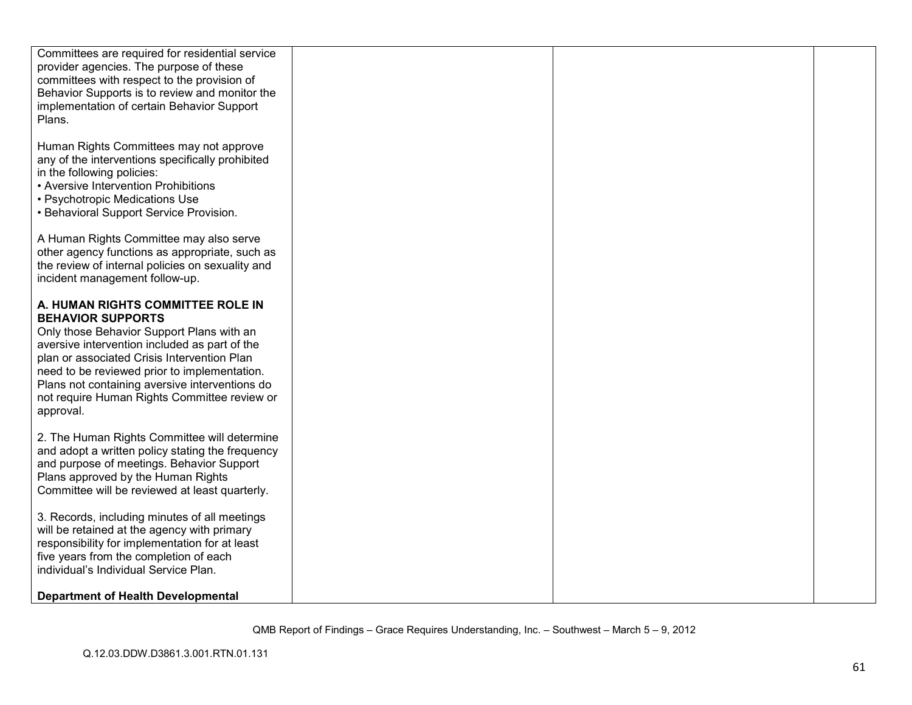| | | | |
|---|---|---|---|
| Committees are required for residential service provider agencies. The purpose of these committees with respect to the provision of Behavior Supports is to review and monitor the implementation of certain Behavior Support Plans.<br><br>Human Rights Committees may not approve any of the interventions specifically prohibited in the following policies:<br>• Aversive Intervention Prohibitions<br>• Psychotropic Medications Use<br>• Behavioral Support Service Provision.<br><br>A Human Rights Committee may also serve other agency functions as appropriate, such as the review of internal policies on sexuality and incident management follow-up.<br><br>**A. HUMAN RIGHTS COMMITTEE ROLE IN BEHAVIOR SUPPORTS**<br>Only those Behavior Support Plans with an aversive intervention included as part of the plan or associated Crisis Intervention Plan need to be reviewed prior to implementation. Plans not containing aversive interventions do not require Human Rights Committee review or approval.<br><br>2. The Human Rights Committee will determine and adopt a written policy stating the frequency and purpose of meetings. Behavior Support Plans approved by the Human Rights Committee will be reviewed at least quarterly.<br><br>3. Records, including minutes of all meetings will be retained at the agency with primary responsibility for implementation for at least five years from the completion of each individual's Individual Service Plan.<br><br>**Department of Health Developmental** | | | |

QMB Report of Findings – Grace Requires Understanding, Inc. – Southwest – March 5 – 9, 2012

Q.12.03.DDW.D3861.3.001.RTN.01.131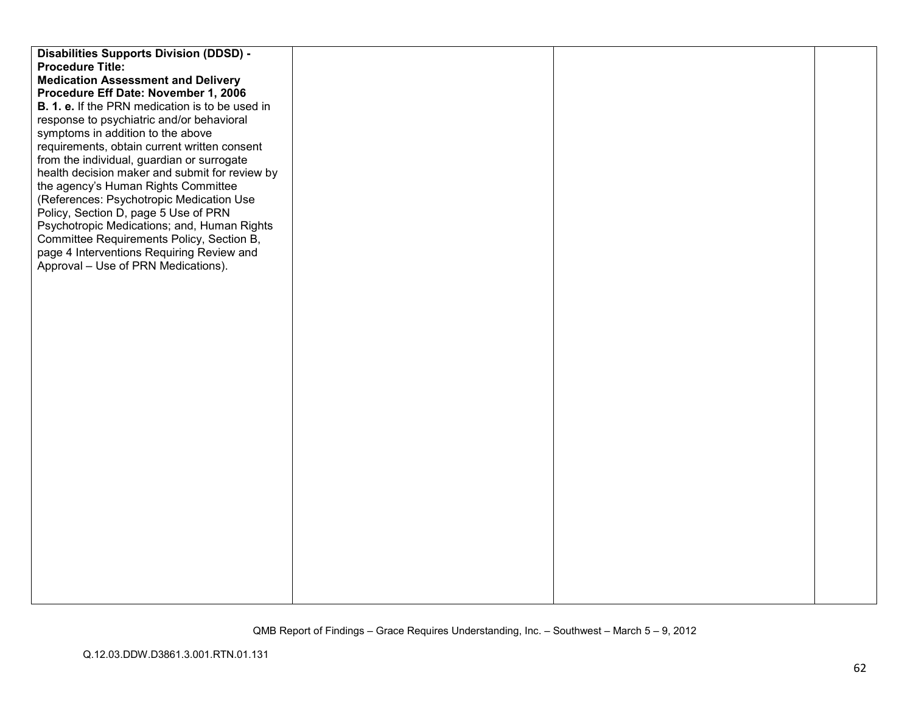| | | | |
|---|---|---|---|
| **Disabilities Supports Division (DDSD) - Procedure Title: Medication Assessment and Delivery Procedure Eff Date: November 1, 2006**<br>**B. 1. e.** If the PRN medication is to be used in response to psychiatric and/or behavioral symptoms in addition to the above requirements, obtain current written consent from the individual, guardian or surrogate health decision maker and submit for review by the agency's Human Rights Committee (References: Psychotropic Medication Use Policy, Section D, page 5 Use of PRN Psychotropic Medications; and, Human Rights Committee Requirements Policy, Section B, page 4 Interventions Requiring Review and Approval – Use of PRN Medications). | | | |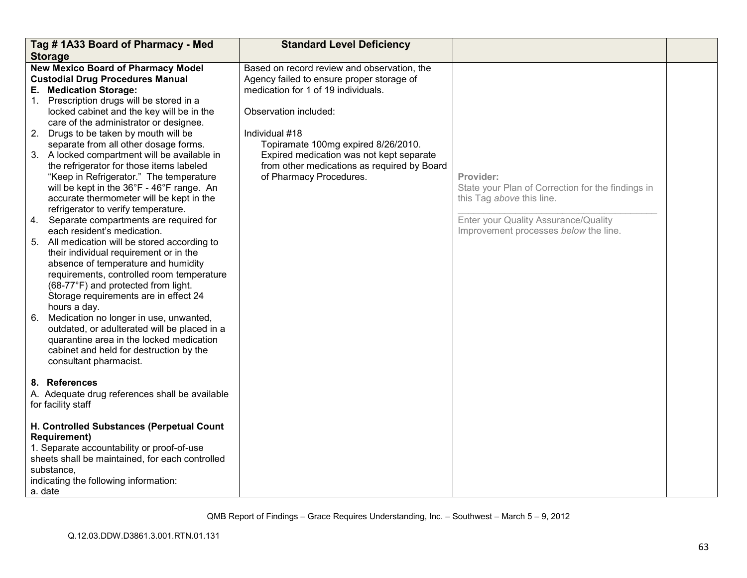| Tag # 1A33 Board of Pharmacy - Med Storage | Standard Level Deficiency | | |
|---|---|---|---|
| **New Mexico Board of Pharmacy Model Custodial Drug Procedures Manual**<br>**E. Medication Storage:**<br>1. Prescription drugs will be stored in a locked cabinet and the key will be in the care of the administrator or designee.<br>2. Drugs to be taken by mouth will be separate from all other dosage forms.<br>3. A locked compartment will be available in the refrigerator for those items labeled "Keep in Refrigerator." The temperature will be kept in the 36°F - 46°F range. An accurate thermometer will be kept in the refrigerator to verify temperature.<br>4. Separate compartments are required for each resident's medication.<br>5. All medication will be stored according to their individual requirement or in the absence of temperature and humidity requirements, controlled room temperature (68-77°F) and protected from light. Storage requirements are in effect 24 hours a day.<br>6. Medication no longer in use, unwanted, outdated, or adulterated will be placed in a quarantine area in the locked medication cabinet and held for destruction by the consultant pharmacist.<br><br>**8. References**<br>A. Adequate drug references shall be available for facility staff<br><br>**H. Controlled Substances (Perpetual Count Requirement)**<br>1. Separate accountability or proof-of-use sheets shall be maintained, for each controlled substance,<br>indicating the following information:<br>a. date | Based on record review and observation, the Agency failed to ensure proper storage of medication for 1 of 19 individuals.<br><br>Observation included:<br><br>Individual #18<br>Topiramate 100mg expired 8/26/2010. Expired medication was not kept separate from other medications as required by Board of Pharmacy Procedures. | **Provider:**<br>State your Plan of Correction for the findings in this Tag *above* this line.<br>\_\_\_\_\_\_\_\_\_\_\_\_\_\_\_\_\_\_\_\_\_\_\_\_\_\_\_\_\_\_\_\_\_\_\_\_<br>Enter your Quality Assurance/Quality Improvement processes *below* the line. | |

QMB Report of Findings – Grace Requires Understanding, Inc. – Southwest – March 5 – 9, 2012

Q.12.03.DDW.D3861.3.001.RTN.01.131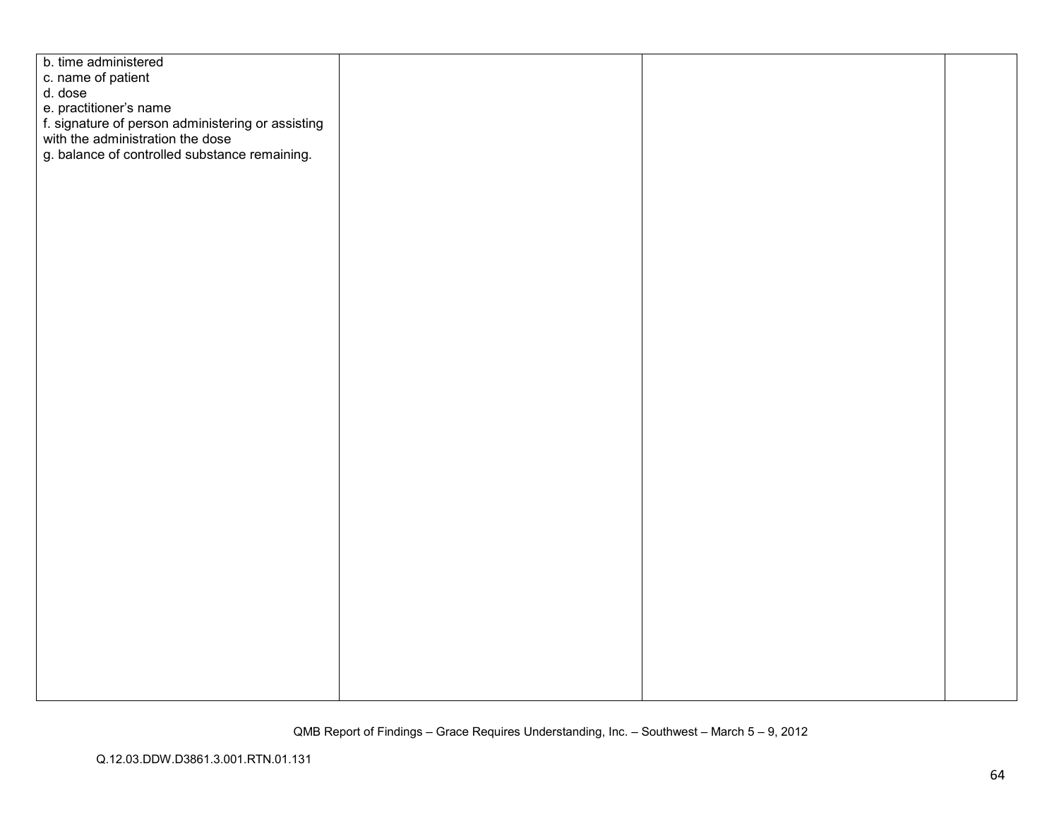| | | | |
|---|---|---|---|
| b. time administered<br>c. name of patient<br>d. dose<br>e. practitioner's name<br>f. signature of person administering or assisting with the administration the dose<br>g. balance of controlled substance remaining. | | | |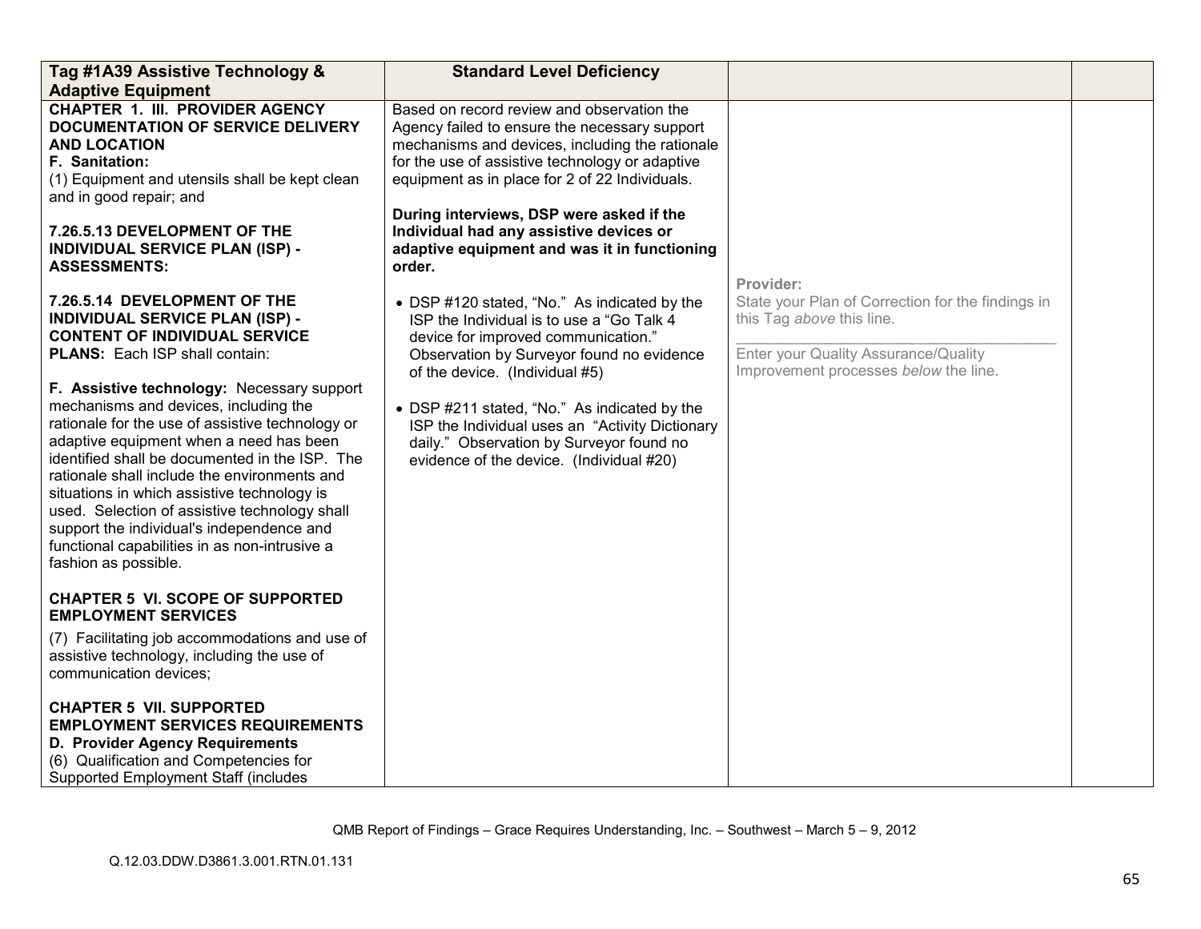| Tag #1A39 Assistive Technology & Adaptive Equipment | Standard Level Deficiency | | |
|---|---|---|---|
| **CHAPTER 1. III. PROVIDER AGENCY DOCUMENTATION OF SERVICE DELIVERY AND LOCATION**<br>**F. Sanitation:**<br>(1) Equipment and utensils shall be kept clean and in good repair; and<br><br>**7.26.5.13 DEVELOPMENT OF THE INDIVIDUAL SERVICE PLAN (ISP) - ASSESSMENTS:**<br><br>**7.26.5.14 DEVELOPMENT OF THE INDIVIDUAL SERVICE PLAN (ISP) - CONTENT OF INDIVIDUAL SERVICE PLANS:** Each ISP shall contain:<br><br>**F. Assistive technology:** Necessary support mechanisms and devices, including the rationale for the use of assistive technology or adaptive equipment when a need has been identified shall be documented in the ISP. The rationale shall include the environments and situations in which assistive technology is used. Selection of assistive technology shall support the individual's independence and functional capabilities in as non-intrusive a fashion as possible.<br><br>**CHAPTER 5 VI. SCOPE OF SUPPORTED EMPLOYMENT SERVICES**<br>(7) Facilitating job accommodations and use of assistive technology, including the use of communication devices;<br><br>**CHAPTER 5 VII. SUPPORTED EMPLOYMENT SERVICES REQUIREMENTS**<br>**D. Provider Agency Requirements**<br>(6) Qualification and Competencies for Supported Employment Staff (includes | Based on record review and observation the Agency failed to ensure the necessary support mechanisms and devices, including the rationale for the use of assistive technology or adaptive equipment as in place for 2 of 22 Individuals.<br><br>**During interviews, DSP were asked if the Individual had any assistive devices or adaptive equipment and was it in functioning order.**<br><br>• DSP #120 stated, "No." As indicated by the ISP the Individual is to use a "Go Talk 4 device for improved communication." Observation by Surveyor found no evidence of the device. (Individual #5)<br><br>• DSP #211 stated, "No." As indicated by the ISP the Individual uses an "Activity Dictionary daily." Observation by Surveyor found no evidence of the device. (Individual #20) | **Provider:**<br>State your Plan of Correction for the findings in this Tag *above* this line.<br>______________________________<br>Enter your Quality Assurance/Quality Improvement processes *below* the line. | |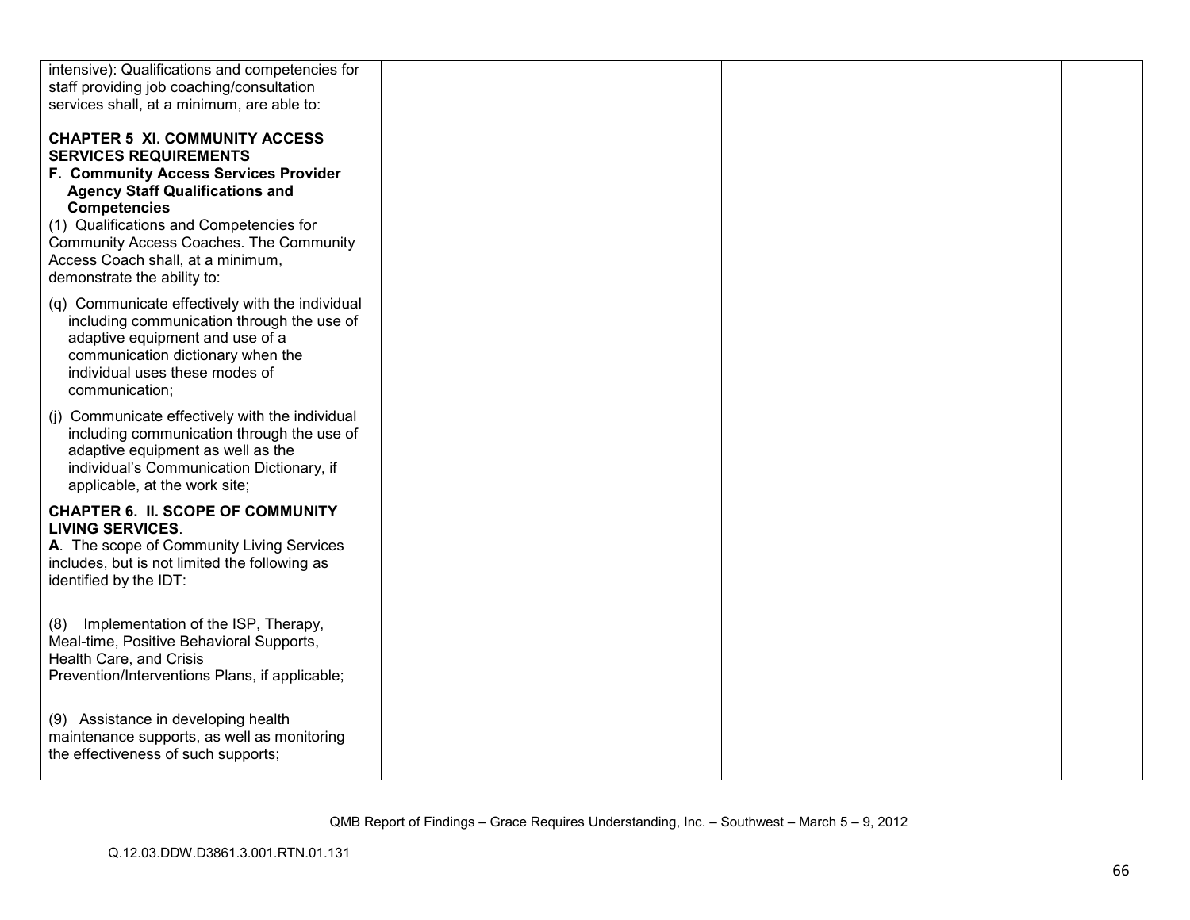| | | | |
|---|---|---|---|
| intensive): Qualifications and competencies for staff providing job coaching/consultation services shall, at a minimum, are able to:<br><br>**CHAPTER 5 XI. COMMUNITY ACCESS SERVICES REQUIREMENTS**<br>**F. Community Access Services Provider Agency Staff Qualifications and Competencies**<br>(1) Qualifications and Competencies for Community Access Coaches. The Community Access Coach shall, at a minimum, demonstrate the ability to:<br><br>(q) Communicate effectively with the individual including communication through the use of adaptive equipment and use of a communication dictionary when the individual uses these modes of communication;<br><br>(j) Communicate effectively with the individual including communication through the use of adaptive equipment as well as the individual's Communication Dictionary, if applicable, at the work site;<br><br>**CHAPTER 6. II. SCOPE OF COMMUNITY LIVING SERVICES**.<br>**A**. The scope of Community Living Services includes, but is not limited the following as identified by the IDT:<br><br>(8) Implementation of the ISP, Therapy, Meal-time, Positive Behavioral Supports, Health Care, and Crisis Prevention/Interventions Plans, if applicable;<br><br>(9) Assistance in developing health maintenance supports, as well as monitoring the effectiveness of such supports; | | | |

QMB Report of Findings – Grace Requires Understanding, Inc. – Southwest – March 5 – 9, 2012

Q.12.03.DDW.D3861.3.001.RTN.01.131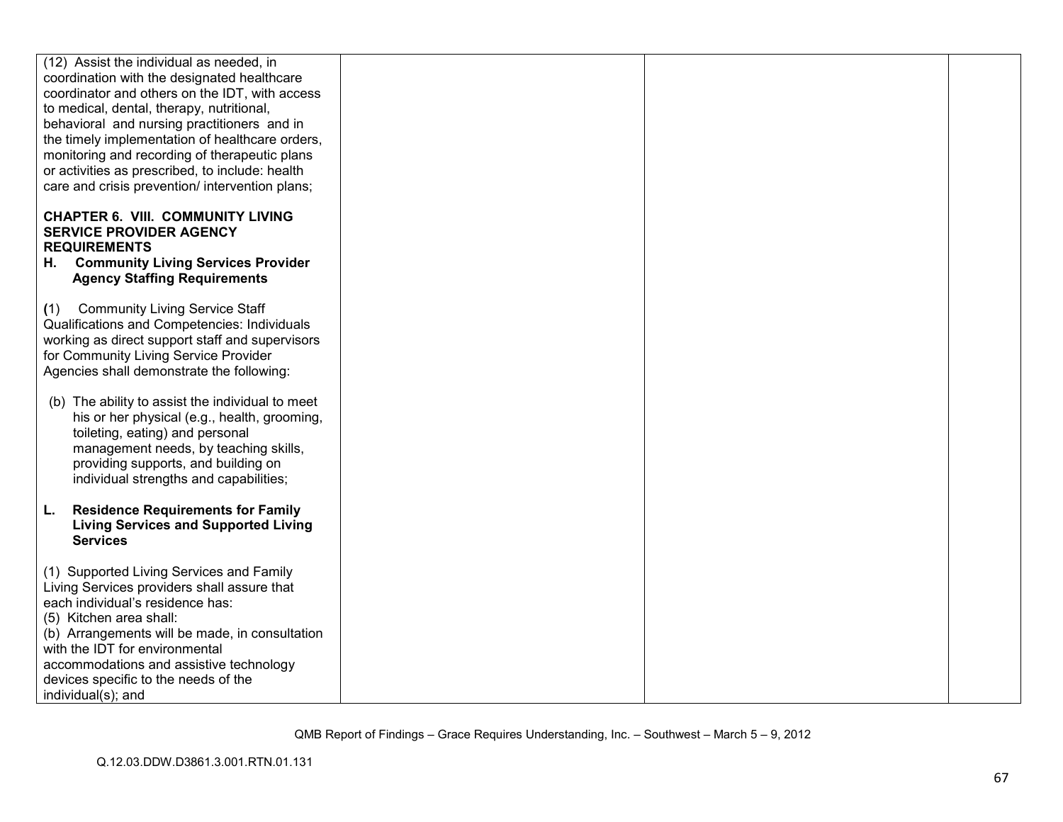| | | | |
|---|---|---|---|
| (12) Assist the individual as needed, in coordination with the designated healthcare coordinator and others on the IDT, with access to medical, dental, therapy, nutritional, behavioral and nursing practitioners and in the timely implementation of healthcare orders, monitoring and recording of therapeutic plans or activities as prescribed, to include: health care and crisis prevention/ intervention plans;<br><br>**CHAPTER 6. VIII. COMMUNITY LIVING SERVICE PROVIDER AGENCY REQUIREMENTS**<br>**H. Community Living Services Provider Agency Staffing Requirements**<br><br>(1) Community Living Service Staff Qualifications and Competencies: Individuals working as direct support staff and supervisors for Community Living Service Provider Agencies shall demonstrate the following:<br><br>(b) The ability to assist the individual to meet his or her physical (e.g., health, grooming, toileting, eating) and personal management needs, by teaching skills, providing supports, and building on individual strengths and capabilities;<br><br>**L. Residence Requirements for Family Living Services and Supported Living Services**<br><br>(1) Supported Living Services and Family Living Services providers shall assure that each individual's residence has:<br>(5) Kitchen area shall:<br>(b) Arrangements will be made, in consultation with the IDT for environmental accommodations and assistive technology devices specific to the needs of the individual(s); and | | | |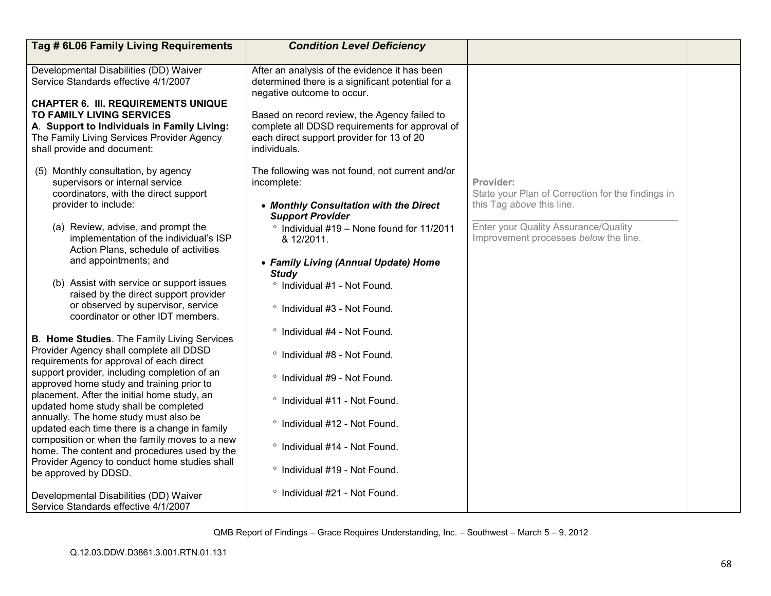| Tag # 6L06 Family Living Requirements | *Condition Level Deficiency* | | |
|---|---|---|---|
| Developmental Disabilities (DD) Waiver Service Standards effective 4/1/2007<br><br>**CHAPTER 6. III. REQUIREMENTS UNIQUE TO FAMILY LIVING SERVICES**<br>**A. Support to Individuals in Family Living:** The Family Living Services Provider Agency shall provide and document:<br><br>(5) Monthly consultation, by agency supervisors or internal service coordinators, with the direct support provider to include:<br><br>(a) Review, advise, and prompt the implementation of the individual's ISP Action Plans, schedule of activities and appointments; and<br><br>(b) Assist with service or support issues raised by the direct support provider or observed by supervisor, service coordinator or other IDT members.<br><br>**B. Home Studies**. The Family Living Services Provider Agency shall complete all DDSD requirements for approval of each direct support provider, including completion of an approved home study and training prior to placement. After the initial home study, an updated home study shall be completed annually. The home study must also be updated each time there is a change in family composition or when the family moves to a new home. The content and procedures used by the Provider Agency to conduct home studies shall be approved by DDSD.<br><br>Developmental Disabilities (DD) Waiver Service Standards effective 4/1/2007 | After an analysis of the evidence it has been determined there is a significant potential for a negative outcome to occur.<br><br>Based on record review, the Agency failed to complete all DDSD requirements for approval of each direct support provider for 13 of 20 individuals.<br><br>The following was not found, not current and/or incomplete:<br><br>• ***Monthly Consultation with the Direct Support Provider***<br>° Individual #19 – None found for 11/2011 & 12/2011.<br><br>• ***Family Living (Annual Update) Home Study***<br>° Individual #1 - Not Found.<br>° Individual #3 - Not Found.<br>° Individual #4 - Not Found.<br>° Individual #8 - Not Found.<br>° Individual #9 - Not Found.<br>° Individual #11 - Not Found.<br>° Individual #12 - Not Found.<br>° Individual #14 - Not Found.<br>° Individual #19 - Not Found.<br>° Individual #21 - Not Found. | **Provider:**<br>State your Plan of Correction for the findings in this Tag *above* this line.<br>\_\_\_\_\_\_\_\_\_\_\_\_\_\_\_\_\_\_\_\_\_\_\_\_\_\_\_\_\_\_\_\_\_\_\_\_\_\_\_\_<br>Enter your Quality Assurance/Quality Improvement processes *below* the line. | |

QMB Report of Findings – Grace Requires Understanding, Inc. – Southwest – March 5 – 9, 2012

Q.12.03.DDW.D3861.3.001.RTN.01.131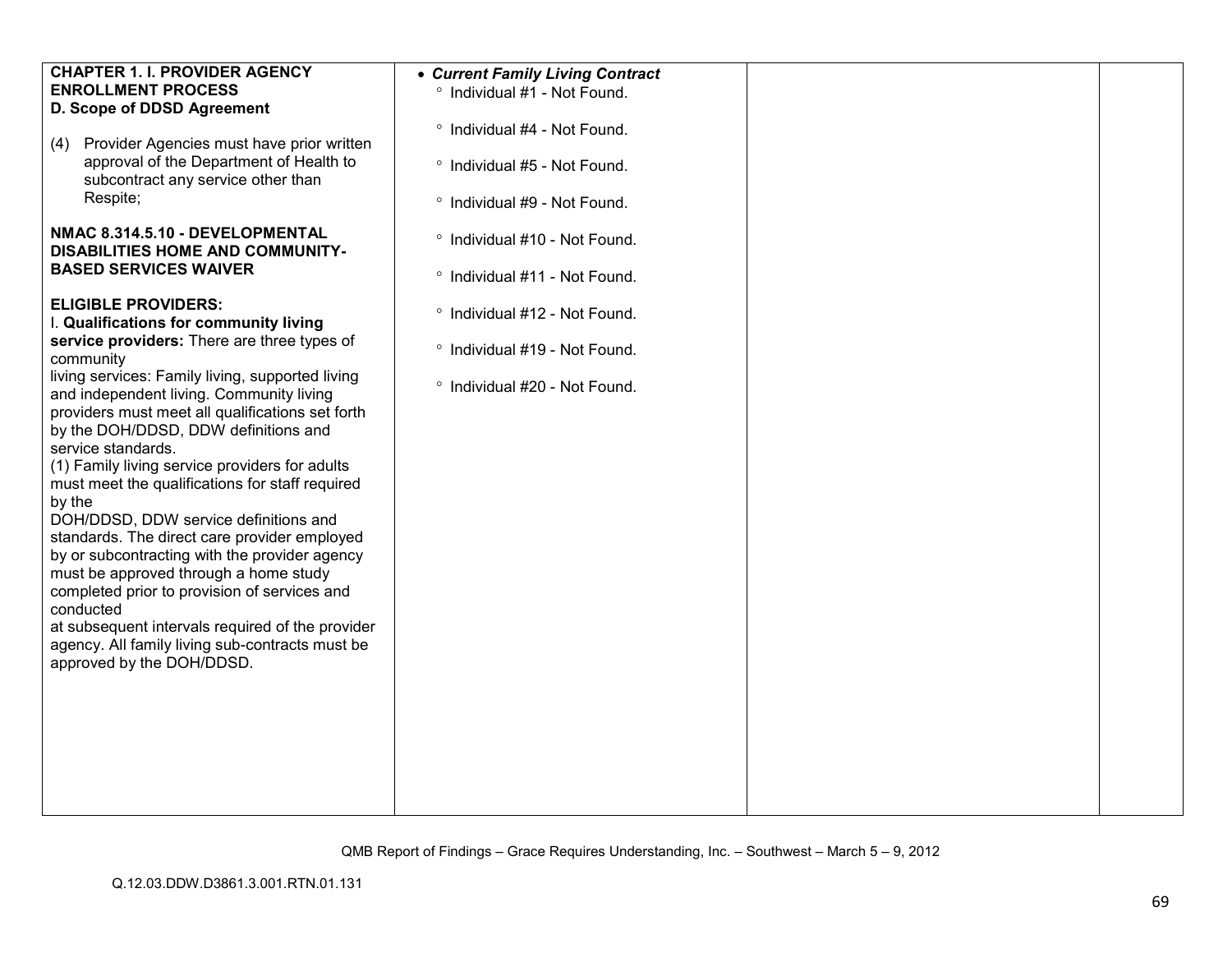| | | | |
|---|---|---|---|
| **CHAPTER 1. I. PROVIDER AGENCY ENROLLMENT PROCESS**<br>**D. Scope of DDSD Agreement**<br><br>(4) Provider Agencies must have prior written approval of the Department of Health to subcontract any service other than Respite;<br><br>**NMAC 8.314.5.10 - DEVELOPMENTAL DISABILITIES HOME AND COMMUNITY-BASED SERVICES WAIVER**<br><br>**ELIGIBLE PROVIDERS:**<br>I. **Qualifications for community living service providers:** There are three types of community<br>living services: Family living, supported living and independent living. Community living providers must meet all qualifications set forth by the DOH/DDSD, DDW definitions and service standards.<br>(1) Family living service providers for adults must meet the qualifications for staff required by the<br>DOH/DDSD, DDW service definitions and standards. The direct care provider employed by or subcontracting with the provider agency must be approved through a home study completed prior to provision of services and conducted<br>at subsequent intervals required of the provider agency. All family living sub-contracts must be approved by the DOH/DDSD. | • ***Current Family Living Contract***<br>° Individual #1 - Not Found.<br><br>° Individual #4 - Not Found.<br><br>° Individual #5 - Not Found.<br><br>° Individual #9 - Not Found.<br><br>° Individual #10 - Not Found.<br><br>° Individual #11 - Not Found.<br><br>° Individual #12 - Not Found.<br><br>° Individual #19 - Not Found.<br><br>° Individual #20 - Not Found. | | |

QMB Report of Findings – Grace Requires Understanding, Inc. – Southwest – March 5 – 9, 2012

Q.12.03.DDW.D3861.3.001.RTN.01.131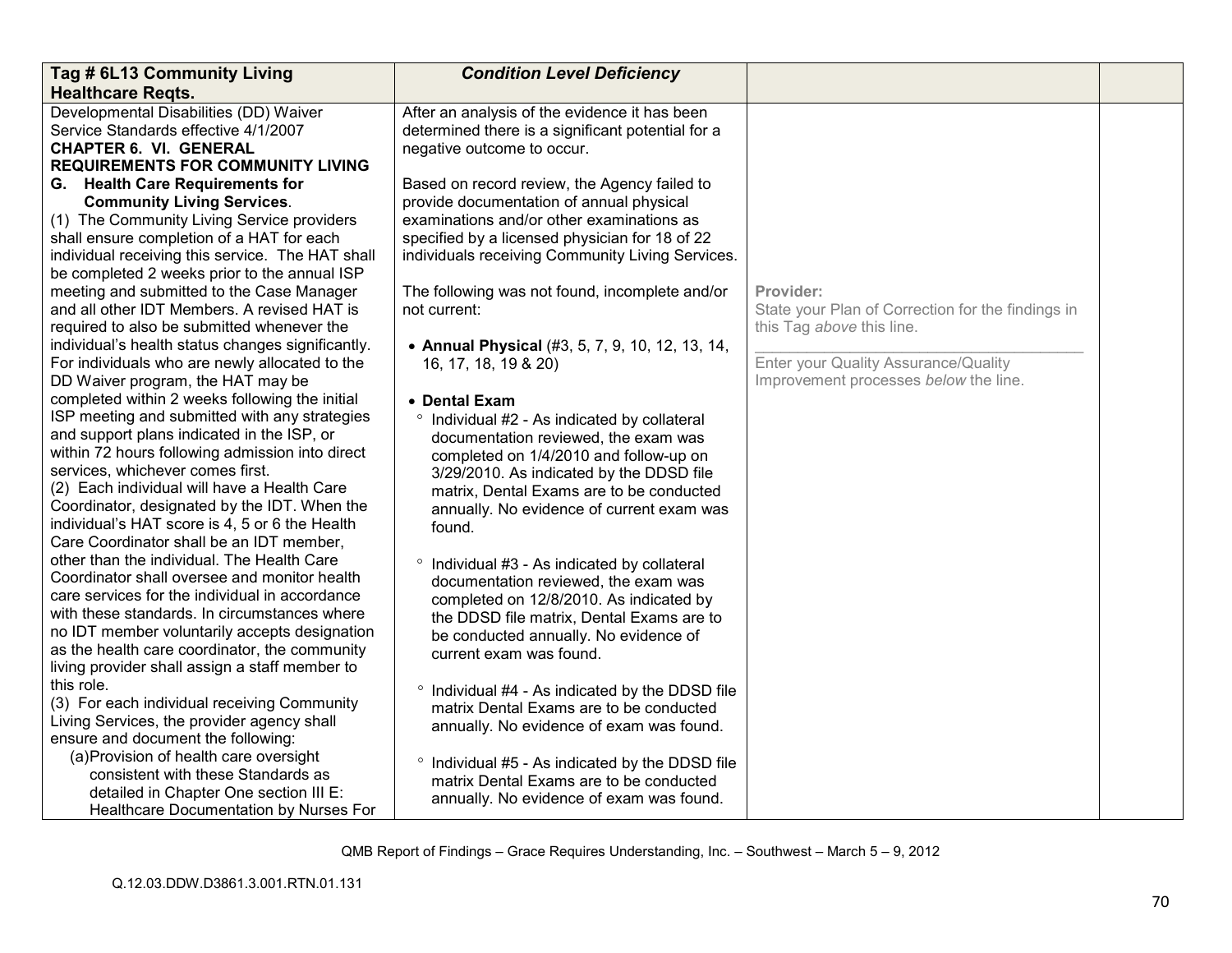| Tag # 6L13 Community Living Healthcare Reqts. | *Condition Level Deficiency* | | |
|---|---|---|---|
| Developmental Disabilities (DD) Waiver Service Standards effective 4/1/2007<br>**CHAPTER 6. VI. GENERAL REQUIREMENTS FOR COMMUNITY LIVING**<br>**G. Health Care Requirements for Community Living Services**.<br>(1) The Community Living Service providers shall ensure completion of a HAT for each individual receiving this service. The HAT shall be completed 2 weeks prior to the annual ISP meeting and submitted to the Case Manager and all other IDT Members. A revised HAT is required to also be submitted whenever the individual's health status changes significantly. For individuals who are newly allocated to the DD Waiver program, the HAT may be completed within 2 weeks following the initial ISP meeting and submitted with any strategies and support plans indicated in the ISP, or within 72 hours following admission into direct services, whichever comes first.<br>(2) Each individual will have a Health Care Coordinator, designated by the IDT. When the individual's HAT score is 4, 5 or 6 the Health Care Coordinator shall be an IDT member, other than the individual. The Health Care Coordinator shall oversee and monitor health care services for the individual in accordance with these standards. In circumstances where no IDT member voluntarily accepts designation as the health care coordinator, the community living provider shall assign a staff member to this role.<br>(3) For each individual receiving Community Living Services, the provider agency shall ensure and document the following:<br>(a) Provision of health care oversight consistent with these Standards as detailed in Chapter One section III E: Healthcare Documentation by Nurses For | After an analysis of the evidence it has been determined there is a significant potential for a negative outcome to occur.<br><br>Based on record review, the Agency failed to provide documentation of annual physical examinations and/or other examinations as specified by a licensed physician for 18 of 22 individuals receiving Community Living Services.<br><br>The following was not found, incomplete and/or not current:<br><br>• **Annual Physical** (#3, 5, 7, 9, 10, 12, 13, 14, 16, 17, 18, 19 & 20)<br><br>• **Dental Exam**<br>° Individual #2 - As indicated by collateral documentation reviewed, the exam was completed on 1/4/2010 and follow-up on 3/29/2010. As indicated by the DDSD file matrix, Dental Exams are to be conducted annually. No evidence of current exam was found.<br><br>° Individual #3 - As indicated by collateral documentation reviewed, the exam was completed on 12/8/2010. As indicated by the DDSD file matrix, Dental Exams are to be conducted annually. No evidence of current exam was found.<br><br>° Individual #4 - As indicated by the DDSD file matrix Dental Exams are to be conducted annually. No evidence of exam was found.<br><br>° Individual #5 - As indicated by the DDSD file matrix Dental Exams are to be conducted annually. No evidence of exam was found. | **Provider:**<br>State your Plan of Correction for the findings in this Tag *above* this line.<br>\_\_\_\_\_\_\_\_\_\_\_\_\_\_\_\_\_\_\_\_\_\_\_\_\_\_\_\_\_\_<br>Enter your Quality Assurance/Quality Improvement processes *below* the line. | |

QMB Report of Findings – Grace Requires Understanding, Inc. – Southwest – March 5 – 9, 2012

Q.12.03.DDW.D3861.3.001.RTN.01.131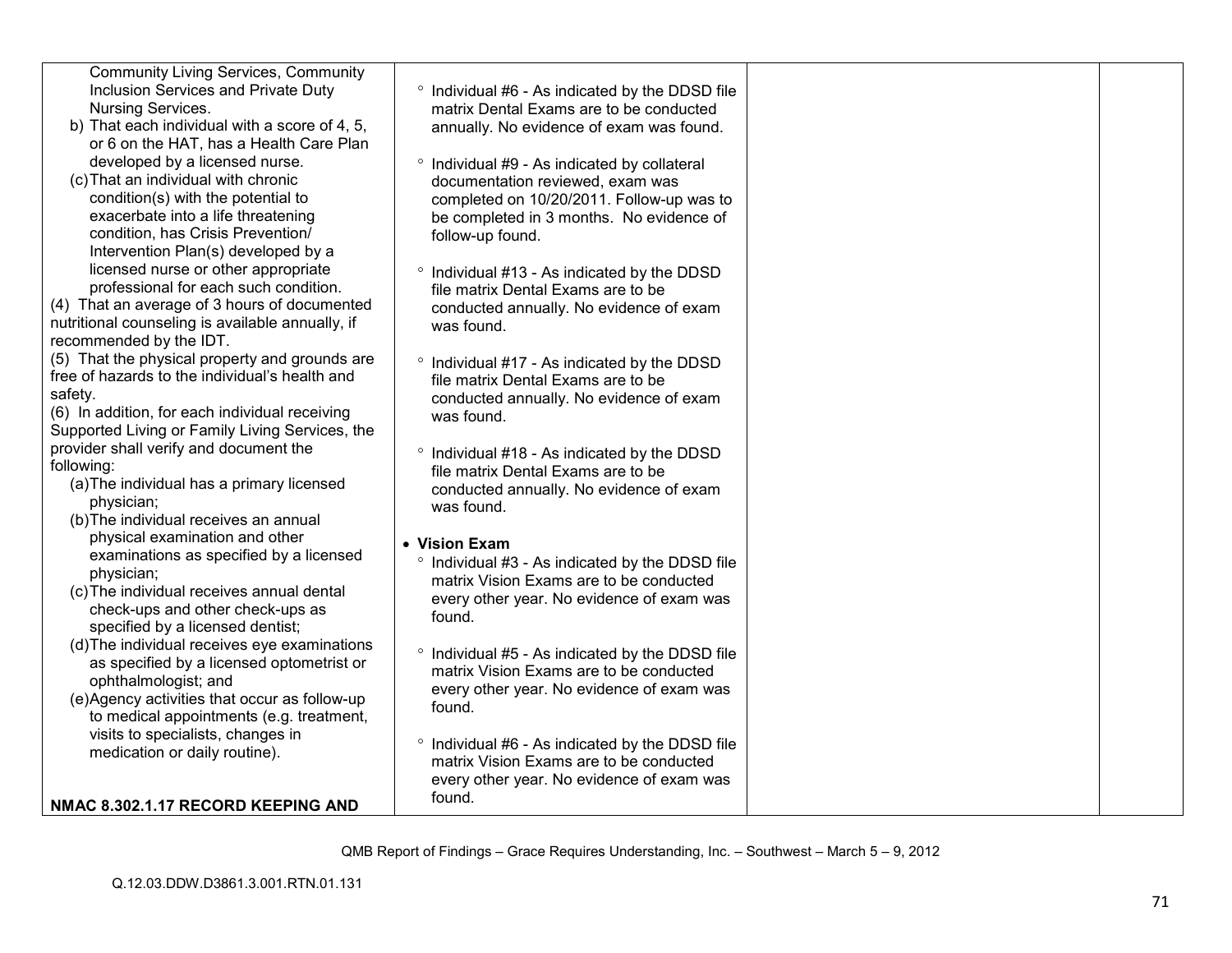| | | | |
|---|---|---|---|
| Community Living Services, Community Inclusion Services and Private Duty Nursing Services.<br>b) That each individual with a score of 4, 5, or 6 on the HAT, has a Health Care Plan developed by a licensed nurse.<br>(c) That an individual with chronic condition(s) with the potential to exacerbate into a life threatening condition, has Crisis Prevention/ Intervention Plan(s) developed by a licensed nurse or other appropriate professional for each such condition.<br>(4) That an average of 3 hours of documented nutritional counseling is available annually, if recommended by the IDT.<br>(5) That the physical property and grounds are free of hazards to the individual's health and safety.<br>(6) In addition, for each individual receiving Supported Living or Family Living Services, the provider shall verify and document the following:<br>(a) The individual has a primary licensed physician;<br>(b) The individual receives an annual physical examination and other examinations as specified by a licensed physician;<br>(c) The individual receives annual dental check-ups and other check-ups as specified by a licensed dentist;<br>(d) The individual receives eye examinations as specified by a licensed optometrist or ophthalmologist; and<br>(e) Agency activities that occur as follow-up to medical appointments (e.g. treatment, visits to specialists, changes in medication or daily routine).<br><br>**NMAC 8.302.1.17 RECORD KEEPING AND** | ° Individual #6 - As indicated by the DDSD file matrix Dental Exams are to be conducted annually. No evidence of exam was found.<br><br>° Individual #9 - As indicated by collateral documentation reviewed, exam was completed on 10/20/2011. Follow-up was to be completed in 3 months. No evidence of follow-up found.<br><br>° Individual #13 - As indicated by the DDSD file matrix Dental Exams are to be conducted annually. No evidence of exam was found.<br><br>° Individual #17 - As indicated by the DDSD file matrix Dental Exams are to be conducted annually. No evidence of exam was found.<br><br>° Individual #18 - As indicated by the DDSD file matrix Dental Exams are to be conducted annually. No evidence of exam was found.<br><br>• **Vision Exam**<br>° Individual #3 - As indicated by the DDSD file matrix Vision Exams are to be conducted every other year. No evidence of exam was found.<br><br>° Individual #5 - As indicated by the DDSD file matrix Vision Exams are to be conducted every other year. No evidence of exam was found.<br><br>° Individual #6 - As indicated by the DDSD file matrix Vision Exams are to be conducted every other year. No evidence of exam was found. | | |

QMB Report of Findings – Grace Requires Understanding, Inc. – Southwest – March 5 – 9, 2012

Q.12.03.DDW.D3861.3.001.RTN.01.131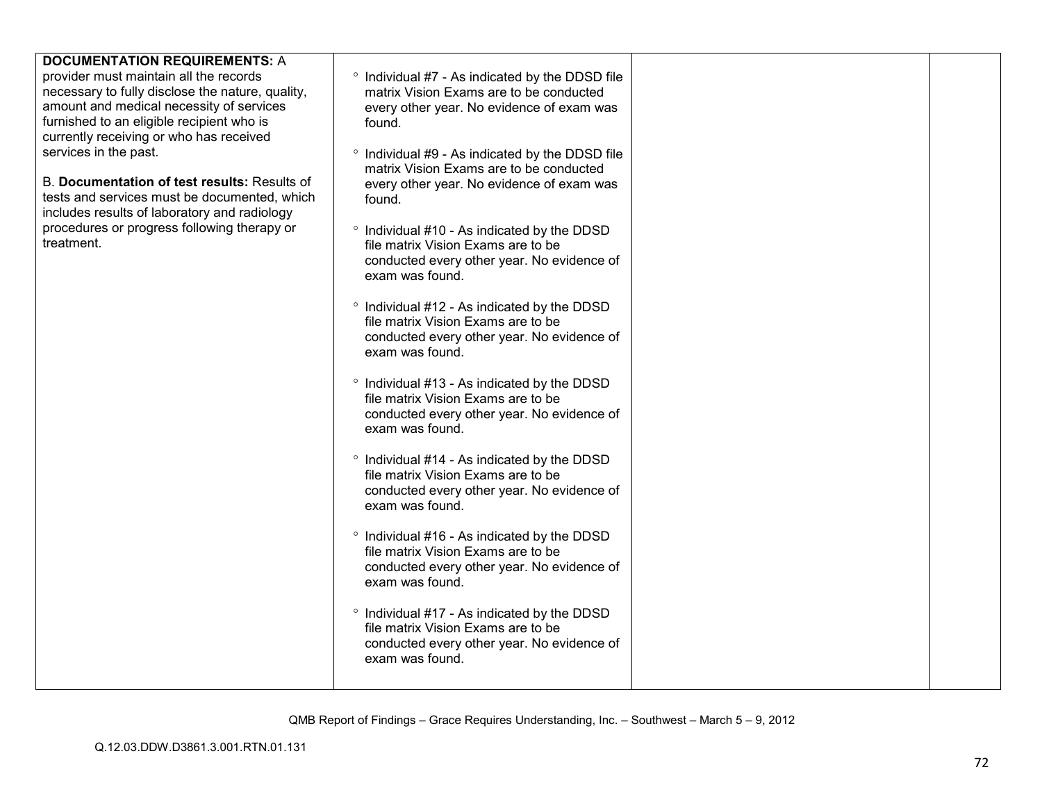| | | | |
|---|---|---|---|
| **DOCUMENTATION REQUIREMENTS:** A provider must maintain all the records necessary to fully disclose the nature, quality, amount and medical necessity of services furnished to an eligible recipient who is currently receiving or who has received services in the past.<br><br>B. **Documentation of test results:** Results of tests and services must be documented, which includes results of laboratory and radiology procedures or progress following therapy or treatment. | ° Individual #7 - As indicated by the DDSD file matrix Vision Exams are to be conducted every other year. No evidence of exam was found.<br><br>° Individual #9 - As indicated by the DDSD file matrix Vision Exams are to be conducted every other year. No evidence of exam was found.<br><br>° Individual #10 - As indicated by the DDSD file matrix Vision Exams are to be conducted every other year. No evidence of exam was found.<br><br>° Individual #12 - As indicated by the DDSD file matrix Vision Exams are to be conducted every other year. No evidence of exam was found.<br><br>° Individual #13 - As indicated by the DDSD file matrix Vision Exams are to be conducted every other year. No evidence of exam was found.<br><br>° Individual #14 - As indicated by the DDSD file matrix Vision Exams are to be conducted every other year. No evidence of exam was found.<br><br>° Individual #16 - As indicated by the DDSD file matrix Vision Exams are to be conducted every other year. No evidence of exam was found.<br><br>° Individual #17 - As indicated by the DDSD file matrix Vision Exams are to be conducted every other year. No evidence of exam was found. | | |

QMB Report of Findings – Grace Requires Understanding, Inc. – Southwest – March 5 – 9, 2012

Q.12.03.DDW.D3861.3.001.RTN.01.131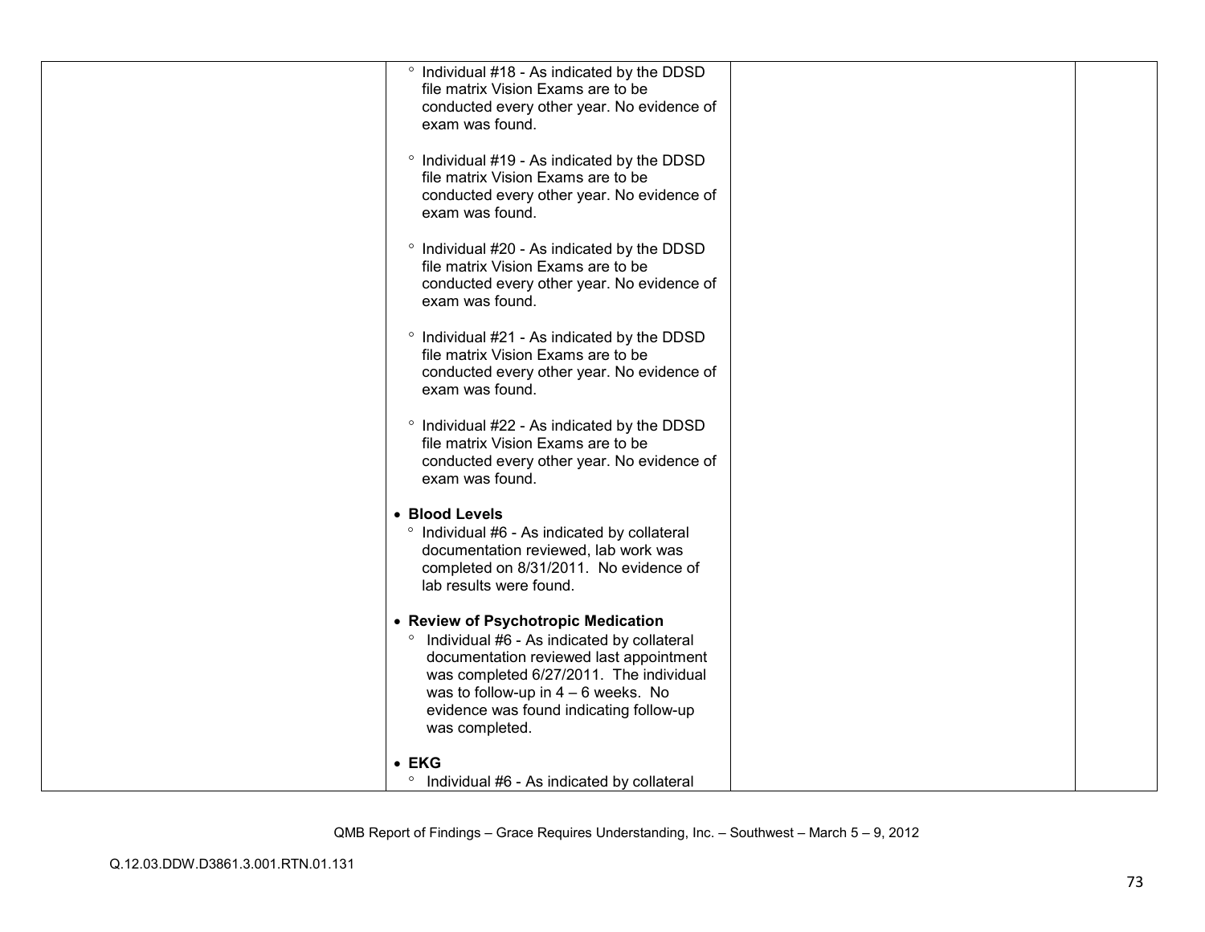| | | | |
|---|---|---|---|
| | ° Individual #18 - As indicated by the DDSD file matrix Vision Exams are to be conducted every other year. No evidence of exam was found.<br><br>° Individual #19 - As indicated by the DDSD file matrix Vision Exams are to be conducted every other year. No evidence of exam was found.<br><br>° Individual #20 - As indicated by the DDSD file matrix Vision Exams are to be conducted every other year. No evidence of exam was found.<br><br>° Individual #21 - As indicated by the DDSD file matrix Vision Exams are to be conducted every other year. No evidence of exam was found.<br><br>° Individual #22 - As indicated by the DDSD file matrix Vision Exams are to be conducted every other year. No evidence of exam was found.<br><br>• **Blood Levels**<br>° Individual #6 - As indicated by collateral documentation reviewed, lab work was completed on 8/31/2011. No evidence of lab results were found.<br><br>• **Review of Psychotropic Medication**<br>° Individual #6 - As indicated by collateral documentation reviewed last appointment was completed 6/27/2011. The individual was to follow-up in 4 – 6 weeks. No evidence was found indicating follow-up was completed.<br><br>• **EKG**<br>° Individual #6 - As indicated by collateral | | |

QMB Report of Findings – Grace Requires Understanding, Inc. – Southwest – March 5 – 9, 2012

Q.12.03.DDW.D3861.3.001.RTN.01.131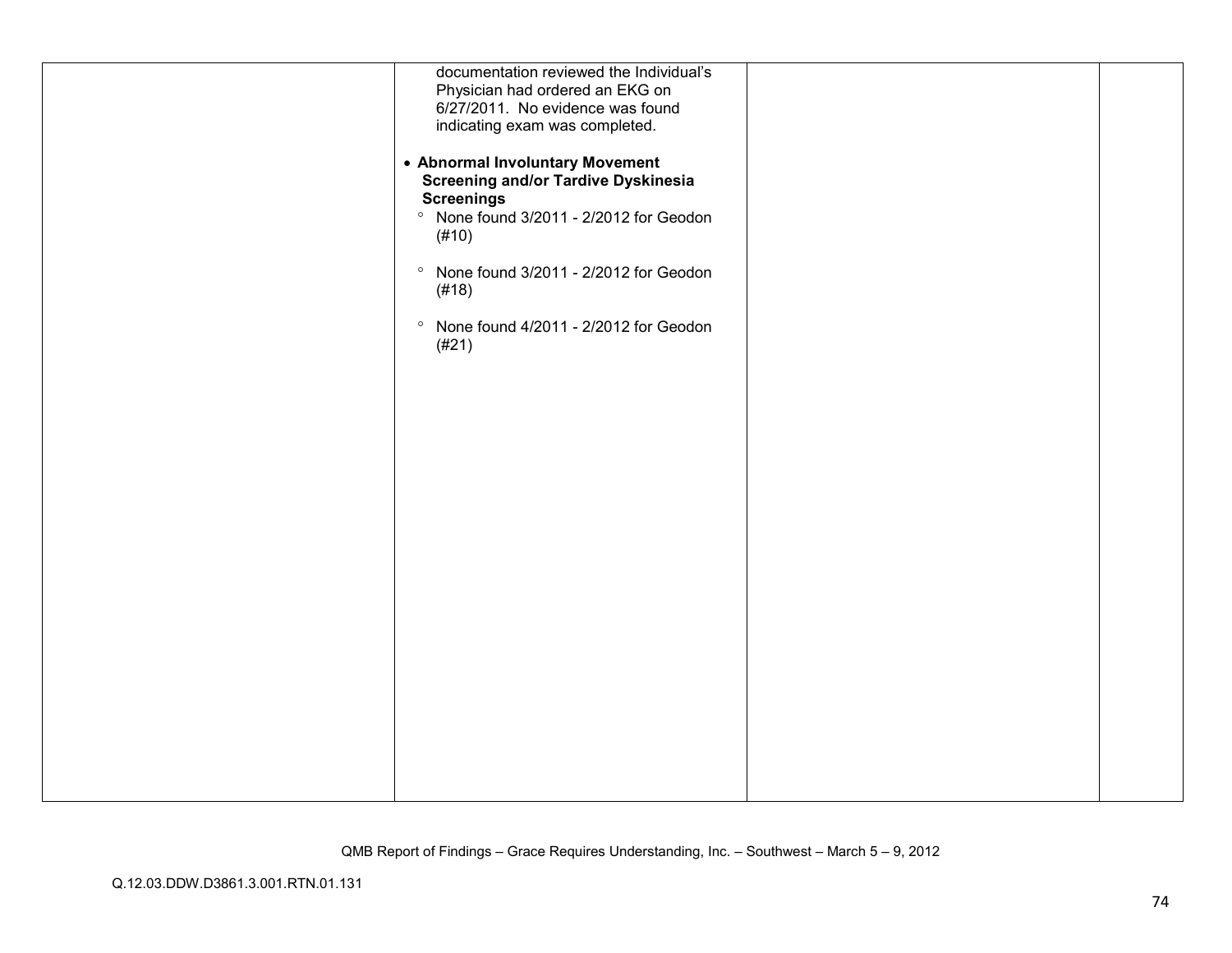| | | | |
|---|---|---|---|
| | documentation reviewed the Individual's Physician had ordered an EKG on 6/27/2011. No evidence was found indicating exam was completed.<br><br>• **Abnormal Involuntary Movement Screening and/or Tardive Dyskinesia Screenings**<br>° None found 3/2011 - 2/2012 for Geodon (#10)<br><br>° None found 3/2011 - 2/2012 for Geodon (#18)<br><br>° None found 4/2011 - 2/2012 for Geodon (#21) | | |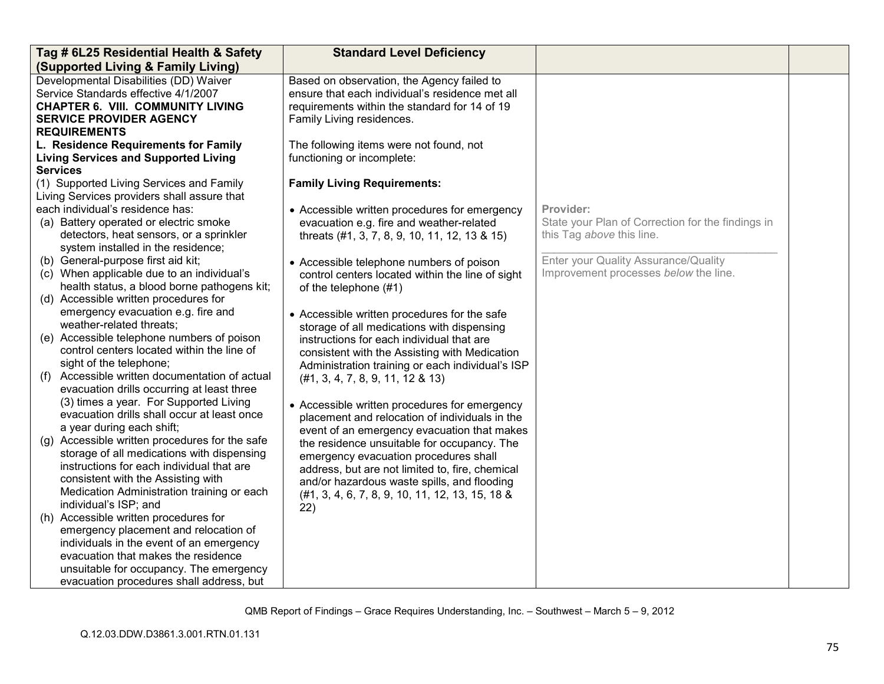| Tag # 6L25 Residential Health & Safety (Supported Living & Family Living) | Standard Level Deficiency | | |
|---|---|---|---|
| Developmental Disabilities (DD) Waiver Service Standards effective 4/1/2007<br>**CHAPTER 6. VIII. COMMUNITY LIVING SERVICE PROVIDER AGENCY REQUIREMENTS**<br>**L. Residence Requirements for Family Living Services and Supported Living Services**<br>(1) Supported Living Services and Family Living Services providers shall assure that each individual's residence has:<br>(a) Battery operated or electric smoke detectors, heat sensors, or a sprinkler system installed in the residence;<br>(b) General-purpose first aid kit;<br>(c) When applicable due to an individual's health status, a blood borne pathogens kit;<br>(d) Accessible written procedures for emergency evacuation e.g. fire and weather-related threats;<br>(e) Accessible telephone numbers of poison control centers located within the line of sight of the telephone;<br>(f) Accessible written documentation of actual evacuation drills occurring at least three (3) times a year. For Supported Living evacuation drills shall occur at least once a year during each shift;<br>(g) Accessible written procedures for the safe storage of all medications with dispensing instructions for each individual that are consistent with the Assisting with Medication Administration training or each individual's ISP; and<br>(h) Accessible written procedures for emergency placement and relocation of individuals in the event of an emergency evacuation that makes the residence unsuitable for occupancy. The emergency evacuation procedures shall address, but | Based on observation, the Agency failed to ensure that each individual's residence met all requirements within the standard for 14 of 19 Family Living residences.<br><br>The following items were not found, not functioning or incomplete:<br><br>**Family Living Requirements:**<br><br>• Accessible written procedures for emergency evacuation e.g. fire and weather-related threats (#1, 3, 7, 8, 9, 10, 11, 12, 13 & 15)<br><br>• Accessible telephone numbers of poison control centers located within the line of sight of the telephone (#1)<br><br>• Accessible written procedures for the safe storage of all medications with dispensing instructions for each individual that are consistent with the Assisting with Medication Administration training or each individual's ISP (#1, 3, 4, 7, 8, 9, 11, 12 & 13)<br><br>• Accessible written procedures for emergency placement and relocation of individuals in the event of an emergency evacuation that makes the residence unsuitable for occupancy. The emergency evacuation procedures shall address, but are not limited to, fire, chemical and/or hazardous waste spills, and flooding (#1, 3, 4, 6, 7, 8, 9, 10, 11, 12, 13, 15, 18 & 22) | **Provider:**<br>State your Plan of Correction for the findings in this Tag *above* this line.<br>\_\_\_\_\_\_\_\_\_\_\_\_\_\_\_\_\_\_\_\_\_\_\_\_\_\_\_\_\_\_\_\_\_\_\_\_\_\_\_\_<br>Enter your Quality Assurance/Quality Improvement processes *below* the line. | |

QMB Report of Findings – Grace Requires Understanding, Inc. – Southwest – March 5 – 9, 2012

Q.12.03.DDW.D3861.3.001.RTN.01.131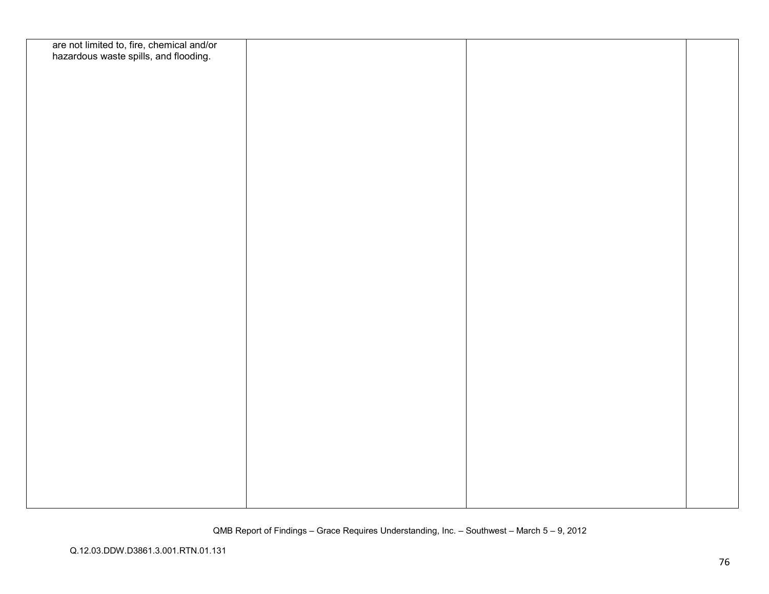| | | | |
|---|---|---|---|
| are not limited to, fire, chemical and/or hazardous waste spills, and flooding. | | | |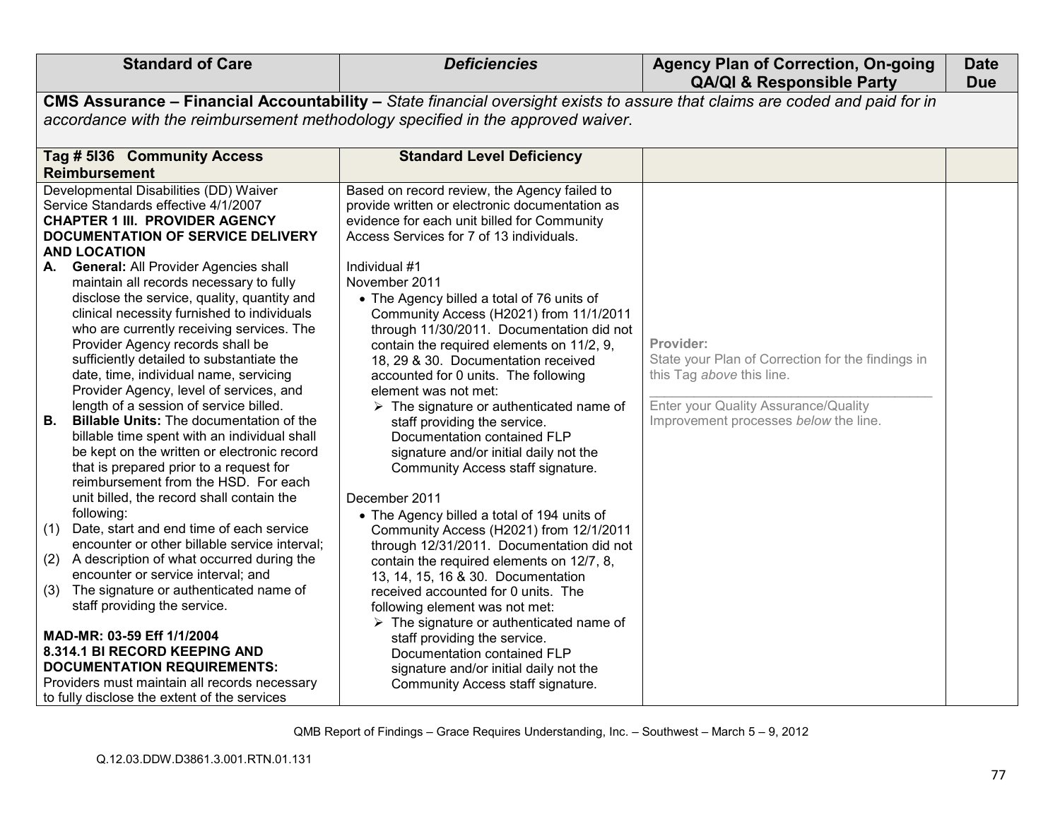| Standard of Care | *Deficiencies* | Agency Plan of Correction, On-going QA/QI & Responsible Party | Date Due |
|---|---|---|---|
| **CMS Assurance – Financial Accountability –** *State financial oversight exists to assure that claims are coded and paid for in accordance with the reimbursement methodology specified in the approved waiver*. | | | |
| **Tag # 5I36 Community Access Reimbursement** | **Standard Level Deficiency** | | |
| Developmental Disabilities (DD) Waiver Service Standards effective 4/1/2007<br>**CHAPTER 1 III. PROVIDER AGENCY DOCUMENTATION OF SERVICE DELIVERY AND LOCATION**<br>**A. General:** All Provider Agencies shall maintain all records necessary to fully disclose the service, quality, quantity and clinical necessity furnished to individuals who are currently receiving services. The Provider Agency records shall be sufficiently detailed to substantiate the date, time, individual name, servicing Provider Agency, level of services, and length of a session of service billed.<br>**B. Billable Units:** The documentation of the billable time spent with an individual shall be kept on the written or electronic record that is prepared prior to a request for reimbursement from the HSD. For each unit billed, the record shall contain the following:<br>(1) Date, start and end time of each service encounter or other billable service interval;<br>(2) A description of what occurred during the encounter or service interval; and<br>(3) The signature or authenticated name of staff providing the service.<br><br>**MAD-MR: 03-59 Eff 1/1/2004**<br>**8.314.1 BI RECORD KEEPING AND DOCUMENTATION REQUIREMENTS:**<br>Providers must maintain all records necessary to fully disclose the extent of the services | Based on record review, the Agency failed to provide written or electronic documentation as evidence for each unit billed for Community Access Services for 7 of 13 individuals.<br><br>Individual #1<br>November 2011<br>• The Agency billed a total of 76 units of Community Access (H2021) from 11/1/2011 through 11/30/2011. Documentation did not contain the required elements on 11/2, 9, 18, 29 & 30. Documentation received accounted for 0 units. The following element was not met:<br>➢ The signature or authenticated name of staff providing the service. Documentation contained FLP signature and/or initial daily not the Community Access staff signature.<br><br>December 2011<br>• The Agency billed a total of 194 units of Community Access (H2021) from 12/1/2011 through 12/31/2011. Documentation did not contain the required elements on 12/7, 8, 13, 14, 15, 16 & 30. Documentation received accounted for 0 units. The following element was not met:<br>➢ The signature or authenticated name of staff providing the service. Documentation contained FLP signature and/or initial daily not the Community Access staff signature. | Provider:<br>State your Plan of Correction for the findings in this Tag *above* this line.<br>______________________________<br>Enter your Quality Assurance/Quality Improvement processes *below* the line. | |

QMB Report of Findings – Grace Requires Understanding, Inc. – Southwest – March 5 – 9, 2012

Q.12.03.DDW.D3861.3.001.RTN.01.131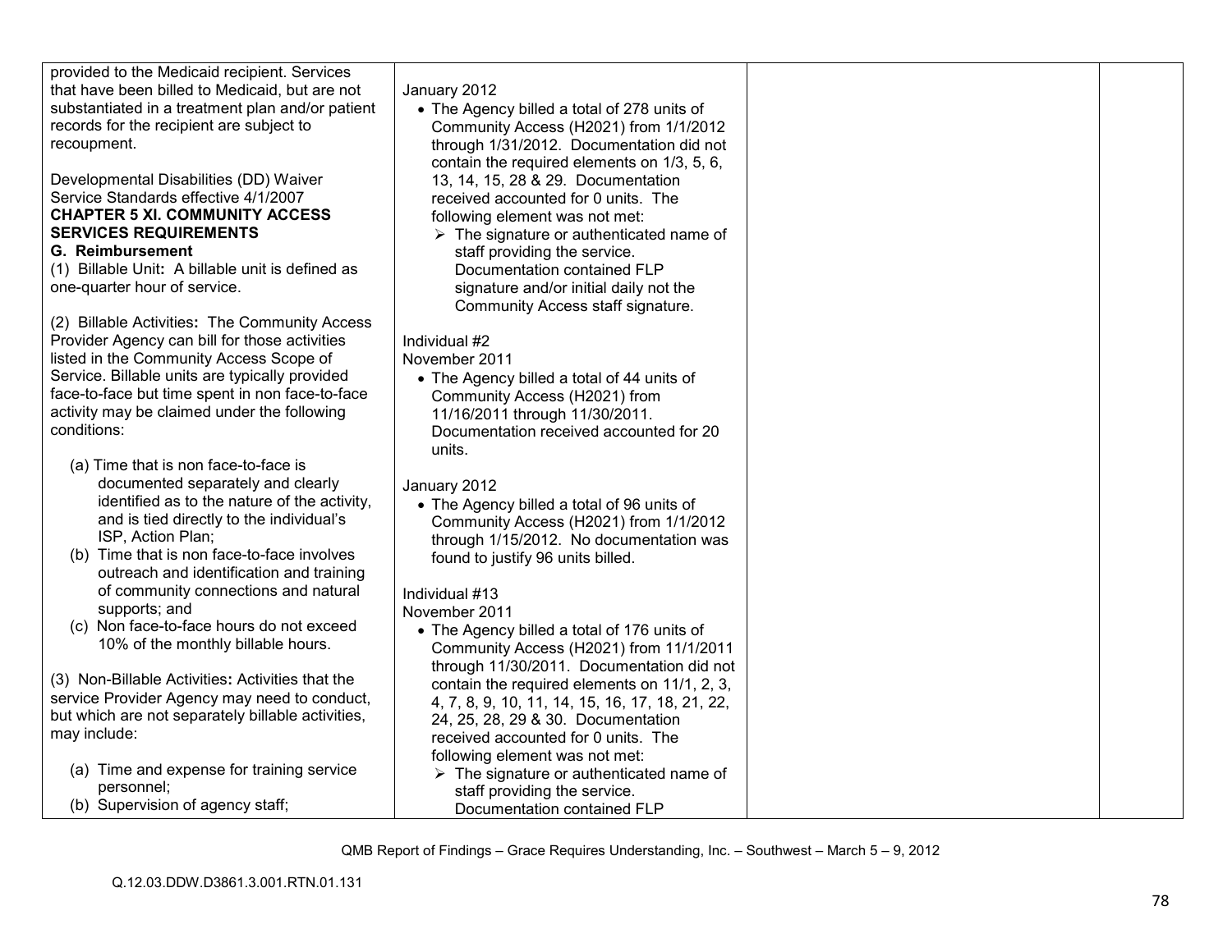| | | | |
|---|---|---|---|
| provided to the Medicaid recipient. Services that have been billed to Medicaid, but are not substantiated in a treatment plan and/or patient records for the recipient are subject to recoupment.<br><br>Developmental Disabilities (DD) Waiver Service Standards effective 4/1/2007<br>**CHAPTER 5 XI. COMMUNITY ACCESS SERVICES REQUIREMENTS**<br>**G. Reimbursement**<br>(1) Billable Unit**:** A billable unit is defined as one-quarter hour of service.<br><br>(2) Billable Activities**:** The Community Access Provider Agency can bill for those activities listed in the Community Access Scope of Service. Billable units are typically provided face-to-face but time spent in non face-to-face activity may be claimed under the following conditions:<br><br>(a) Time that is non face-to-face is documented separately and clearly identified as to the nature of the activity, and is tied directly to the individual's ISP, Action Plan;<br>(b) Time that is non face-to-face involves outreach and identification and training of community connections and natural supports; and<br>(c) Non face-to-face hours do not exceed 10% of the monthly billable hours.<br><br>(3) Non-Billable Activities**:** Activities that the service Provider Agency may need to conduct, but which are not separately billable activities, may include:<br><br>(a) Time and expense for training service personnel;<br>(b) Supervision of agency staff; | January 2012<br>• The Agency billed a total of 278 units of Community Access (H2021) from 1/1/2012 through 1/31/2012. Documentation did not contain the required elements on 1/3, 5, 6, 13, 14, 15, 28 & 29. Documentation received accounted for 0 units. The following element was not met:<br>➢ The signature or authenticated name of staff providing the service. Documentation contained FLP signature and/or initial daily not the Community Access staff signature.<br><br>Individual #2<br>November 2011<br>• The Agency billed a total of 44 units of Community Access (H2021) from 11/16/2011 through 11/30/2011. Documentation received accounted for 20 units.<br><br>January 2012<br>• The Agency billed a total of 96 units of Community Access (H2021) from 1/1/2012 through 1/15/2012. No documentation was found to justify 96 units billed.<br><br>Individual #13<br>November 2011<br>• The Agency billed a total of 176 units of Community Access (H2021) from 11/1/2011 through 11/30/2011. Documentation did not contain the required elements on 11/1, 2, 3, 4, 7, 8, 9, 10, 11, 14, 15, 16, 17, 18, 21, 22, 24, 25, 28, 29 & 30. Documentation received accounted for 0 units. The following element was not met:<br>➢ The signature or authenticated name of staff providing the service. Documentation contained FLP | | |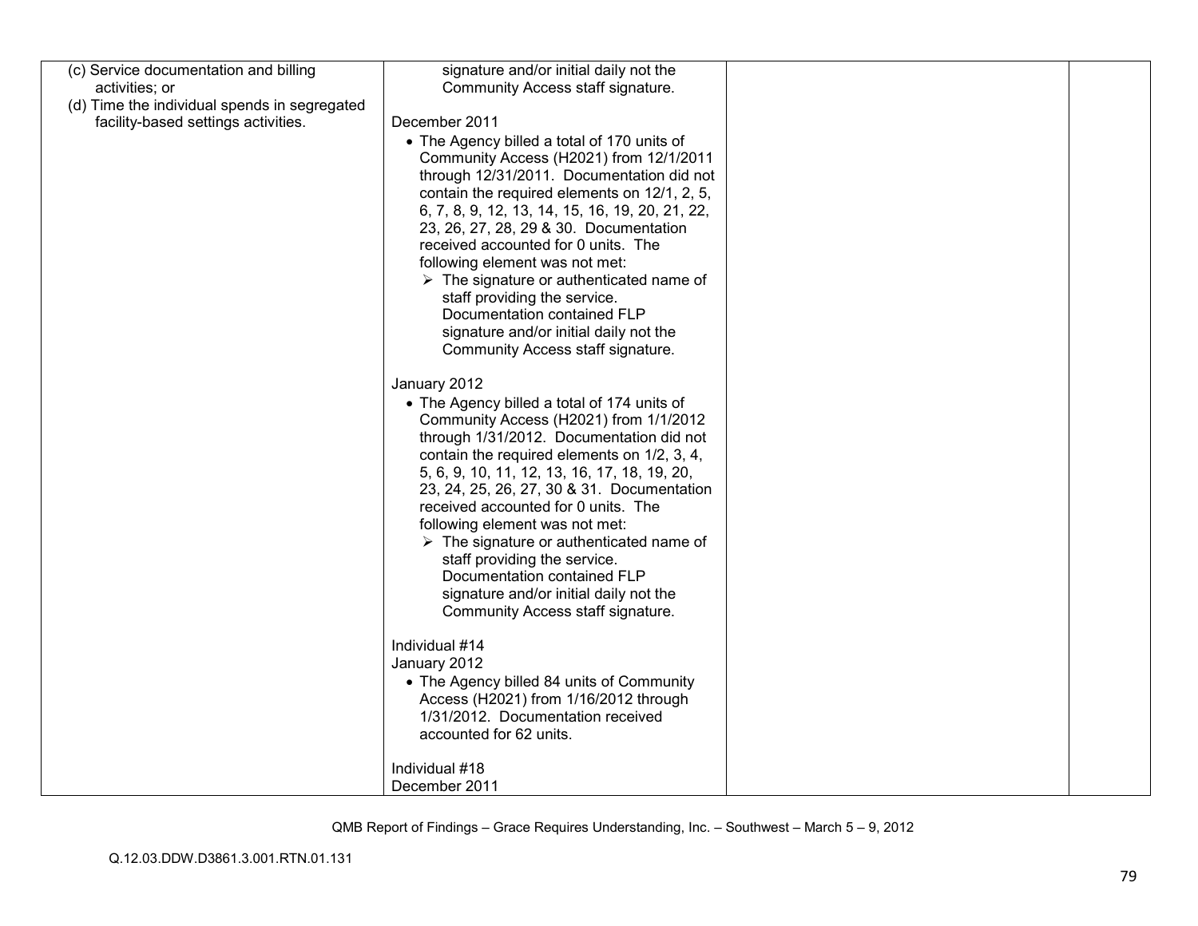| | | | |
|---|---|---|---|
| (c) Service documentation and billing activities; or<br>(d) Time the individual spends in segregated facility-based settings activities. | signature and/or initial daily not the Community Access staff signature.<br><br>December 2011<br>• The Agency billed a total of 170 units of Community Access (H2021) from 12/1/2011 through 12/31/2011. Documentation did not contain the required elements on 12/1, 2, 5, 6, 7, 8, 9, 12, 13, 14, 15, 16, 19, 20, 21, 22, 23, 26, 27, 28, 29 & 30. Documentation received accounted for 0 units. The following element was not met:<br>➢ The signature or authenticated name of staff providing the service. Documentation contained FLP signature and/or initial daily not the Community Access staff signature.<br><br>January 2012<br>• The Agency billed a total of 174 units of Community Access (H2021) from 1/1/2012 through 1/31/2012. Documentation did not contain the required elements on 1/2, 3, 4, 5, 6, 9, 10, 11, 12, 13, 16, 17, 18, 19, 20, 23, 24, 25, 26, 27, 30 & 31. Documentation received accounted for 0 units. The following element was not met:<br>➢ The signature or authenticated name of staff providing the service. Documentation contained FLP signature and/or initial daily not the Community Access staff signature.<br><br>Individual #14<br>January 2012<br>• The Agency billed 84 units of Community Access (H2021) from 1/16/2012 through 1/31/2012. Documentation received accounted for 62 units.<br><br>Individual #18<br>December 2011 | | |

QMB Report of Findings – Grace Requires Understanding, Inc. – Southwest – March 5 – 9, 2012

Q.12.03.DDW.D3861.3.001.RTN.01.131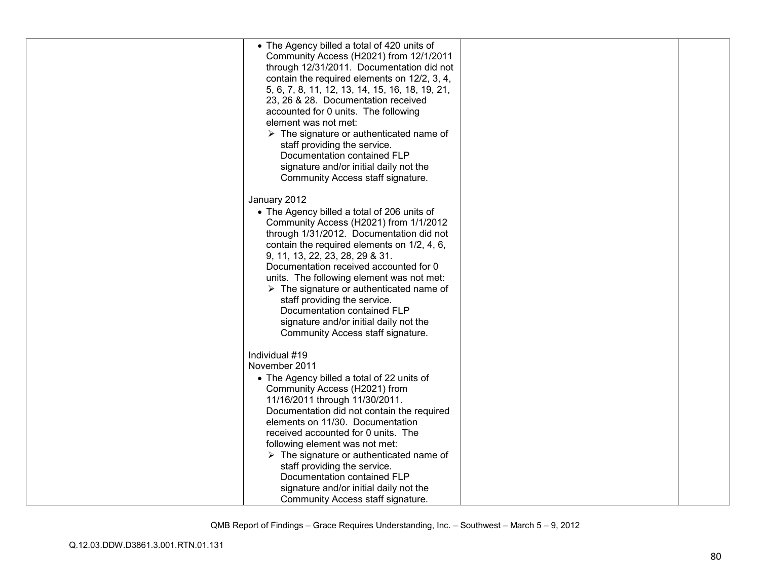| | | | |
|---|---|---|---|
| | • The Agency billed a total of 420 units of Community Access (H2021) from 12/1/2011 through 12/31/2011. Documentation did not contain the required elements on 12/2, 3, 4, 5, 6, 7, 8, 11, 12, 13, 14, 15, 16, 18, 19, 21, 23, 26 & 28. Documentation received accounted for 0 units. The following element was not met:<br>➢ The signature or authenticated name of staff providing the service. Documentation contained FLP signature and/or initial daily not the Community Access staff signature.<br><br>January 2012<br>• The Agency billed a total of 206 units of Community Access (H2021) from 1/1/2012 through 1/31/2012. Documentation did not contain the required elements on 1/2, 4, 6, 9, 11, 13, 22, 23, 28, 29 & 31. Documentation received accounted for 0 units. The following element was not met:<br>➢ The signature or authenticated name of staff providing the service. Documentation contained FLP signature and/or initial daily not the Community Access staff signature.<br><br>Individual #19<br>November 2011<br>• The Agency billed a total of 22 units of Community Access (H2021) from 11/16/2011 through 11/30/2011. Documentation did not contain the required elements on 11/30. Documentation received accounted for 0 units. The following element was not met:<br>➢ The signature or authenticated name of staff providing the service. Documentation contained FLP signature and/or initial daily not the Community Access staff signature. | | |

QMB Report of Findings – Grace Requires Understanding, Inc. – Southwest – March 5 – 9, 2012

Q.12.03.DDW.D3861.3.001.RTN.01.131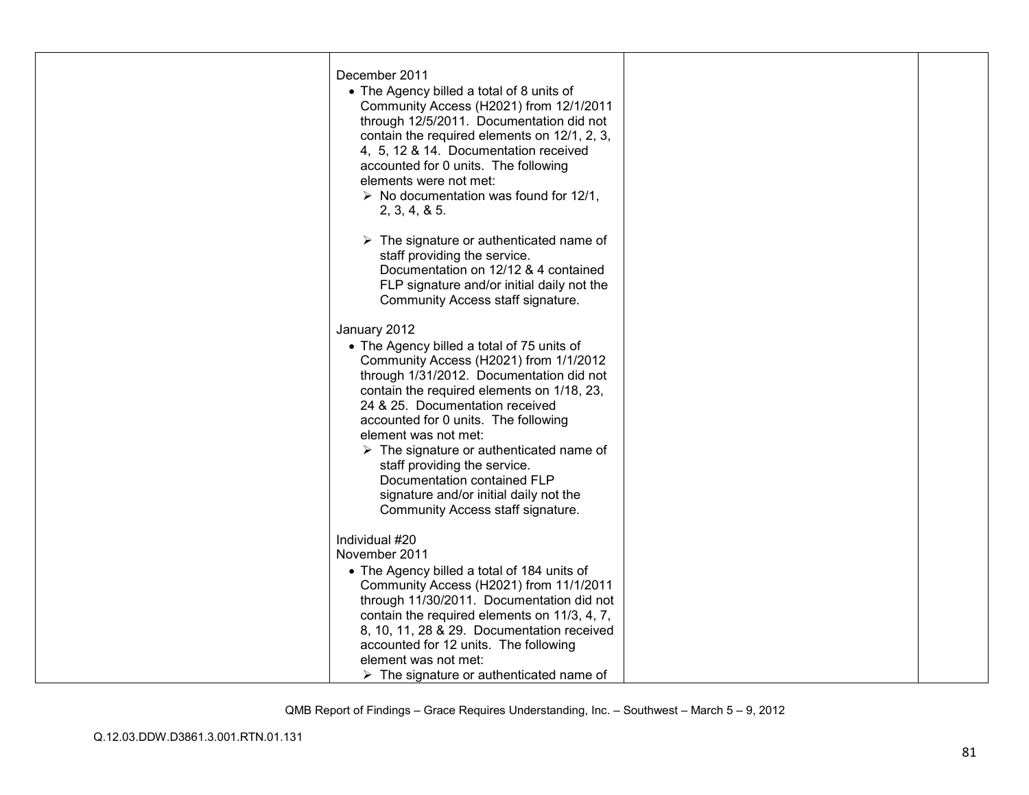| | | | |
|---|---|---|---|
| | December 2011<br>• The Agency billed a total of 8 units of Community Access (H2021) from 12/1/2011 through 12/5/2011. Documentation did not contain the required elements on 12/1, 2, 3, 4, 5, 12 & 14. Documentation received accounted for 0 units. The following elements were not met:<br>➢ No documentation was found for 12/1, 2, 3, 4, & 5.<br><br>➢ The signature or authenticated name of staff providing the service. Documentation on 12/12 & 4 contained FLP signature and/or initial daily not the Community Access staff signature.<br><br>January 2012<br>• The Agency billed a total of 75 units of Community Access (H2021) from 1/1/2012 through 1/31/2012. Documentation did not contain the required elements on 1/18, 23, 24 & 25. Documentation received accounted for 0 units. The following element was not met:<br>➢ The signature or authenticated name of staff providing the service. Documentation contained FLP signature and/or initial daily not the Community Access staff signature.<br><br>Individual #20<br>November 2011<br>• The Agency billed a total of 184 units of Community Access (H2021) from 11/1/2011 through 11/30/2011. Documentation did not contain the required elements on 11/3, 4, 7, 8, 10, 11, 28 & 29. Documentation received accounted for 12 units. The following element was not met:<br>➢ The signature or authenticated name of | | |

QMB Report of Findings – Grace Requires Understanding, Inc. – Southwest – March 5 – 9, 2012

Q.12.03.DDW.D3861.3.001.RTN.01.131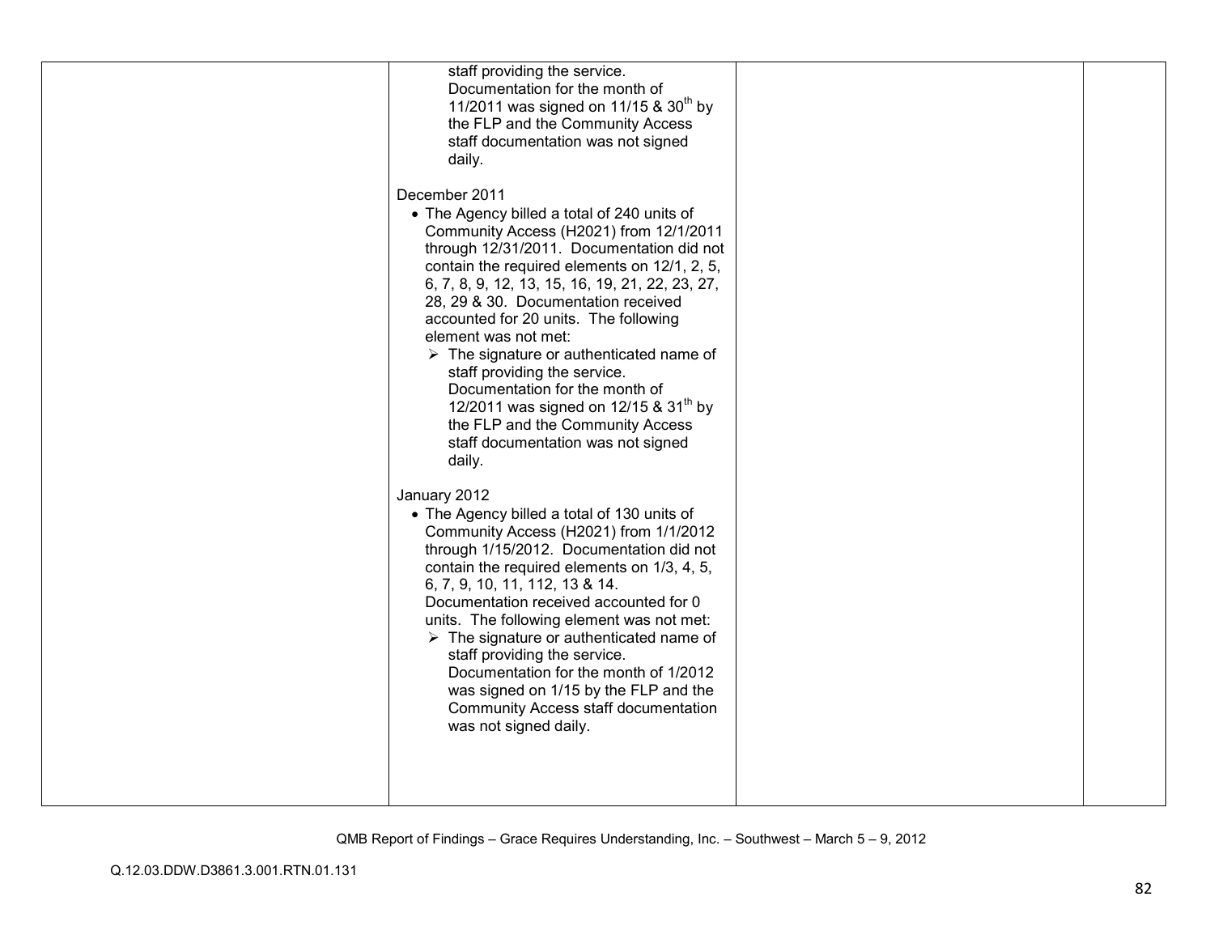| | | | |
|---|---|---|---|
| | staff providing the service. Documentation for the month of 11/2011 was signed on 11/15 & 30th by the FLP and the Community Access staff documentation was not signed daily.<br><br>December 2011<br>• The Agency billed a total of 240 units of Community Access (H2021) from 12/1/2011 through 12/31/2011. Documentation did not contain the required elements on 12/1, 2, 5, 6, 7, 8, 9, 12, 13, 15, 16, 19, 21, 22, 23, 27, 28, 29 & 30. Documentation received accounted for 20 units. The following element was not met:<br>➢ The signature or authenticated name of staff providing the service. Documentation for the month of 12/2011 was signed on 12/15 & 31st by the FLP and the Community Access staff documentation was not signed daily.<br><br>January 2012<br>• The Agency billed a total of 130 units of Community Access (H2021) from 1/1/2012 through 1/15/2012. Documentation did not contain the required elements on 1/3, 4, 5, 6, 7, 9, 10, 11, 112, 13 & 14. Documentation received accounted for 0 units. The following element was not met:<br>➢ The signature or authenticated name of staff providing the service. Documentation for the month of 1/2012 was signed on 1/15 by the FLP and the Community Access staff documentation was not signed daily. | | |

QMB Report of Findings – Grace Requires Understanding, Inc. – Southwest – March 5 – 9, 2012

Q.12.03.DDW.D3861.3.001.RTN.01.131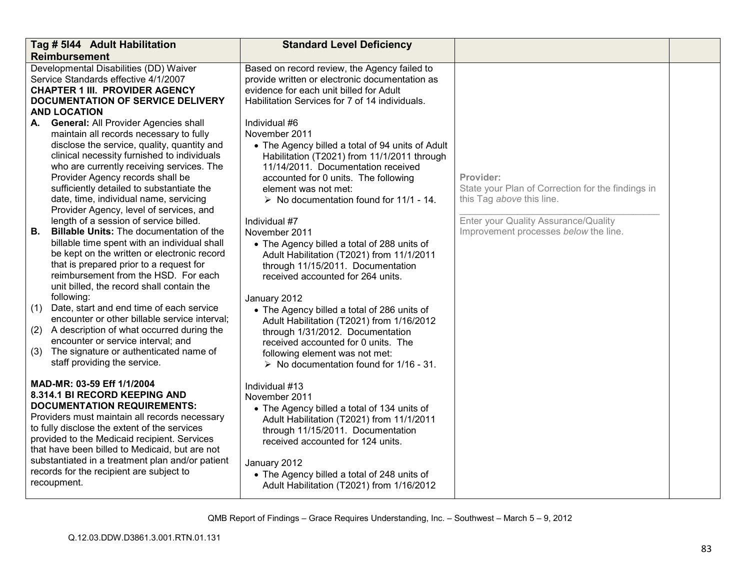| Tag # 5I44 Adult Habilitation Reimbursement | Standard Level Deficiency | | |
|---|---|---|---|
| Developmental Disabilities (DD) Waiver Service Standards effective 4/1/2007<br>**CHAPTER 1 III. PROVIDER AGENCY DOCUMENTATION OF SERVICE DELIVERY AND LOCATION**<br>**A. General:** All Provider Agencies shall maintain all records necessary to fully disclose the service, quality, quantity and clinical necessity furnished to individuals who are currently receiving services. The Provider Agency records shall be sufficiently detailed to substantiate the date, time, individual name, servicing Provider Agency, level of services, and length of a session of service billed.<br>**B. Billable Units:** The documentation of the billable time spent with an individual shall be kept on the written or electronic record that is prepared prior to a request for reimbursement from the HSD. For each unit billed, the record shall contain the following:<br>(1) Date, start and end time of each service encounter or other billable service interval;<br>(2) A description of what occurred during the encounter or service interval; and<br>(3) The signature or authenticated name of staff providing the service.<br><br>**MAD-MR: 03-59 Eff 1/1/2004**<br>**8.314.1 BI RECORD KEEPING AND DOCUMENTATION REQUIREMENTS:**<br>Providers must maintain all records necessary to fully disclose the extent of the services provided to the Medicaid recipient. Services that have been billed to Medicaid, but are not substantiated in a treatment plan and/or patient records for the recipient are subject to recoupment. | Based on record review, the Agency failed to provide written or electronic documentation as evidence for each unit billed for Adult Habilitation Services for 7 of 14 individuals.<br><br>Individual #6<br>November 2011<br>• The Agency billed a total of 94 units of Adult Habilitation (T2021) from 11/1/2011 through 11/14/2011. Documentation received accounted for 0 units. The following element was not met:<br>➢ No documentation found for 11/1 - 14.<br><br>Individual #7<br>November 2011<br>• The Agency billed a total of 288 units of Adult Habilitation (T2021) from 11/1/2011 through 11/15/2011. Documentation received accounted for 264 units.<br><br>January 2012<br>• The Agency billed a total of 286 units of Adult Habilitation (T2021) from 1/16/2012 through 1/31/2012. Documentation received accounted for 0 units. The following element was not met:<br>➢ No documentation found for 1/16 - 31.<br><br>Individual #13<br>November 2011<br>• The Agency billed a total of 134 units of Adult Habilitation (T2021) from 11/1/2011 through 11/15/2011. Documentation received accounted for 124 units.<br><br>January 2012<br>• The Agency billed a total of 248 units of Adult Habilitation (T2021) from 1/16/2012 | **Provider:**<br>State your Plan of Correction for the findings in this Tag *above* this line.<br>\_\_\_\_\_\_\_\_\_\_\_\_\_\_\_\_\_\_\_\_\_\_\_\_\_\_\_\_\_\_\_\_\_\_<br>Enter your Quality Assurance/Quality Improvement processes *below* the line. | |

QMB Report of Findings – Grace Requires Understanding, Inc. – Southwest – March 5 – 9, 2012

Q.12.03.DDW.D3861.3.001.RTN.01.131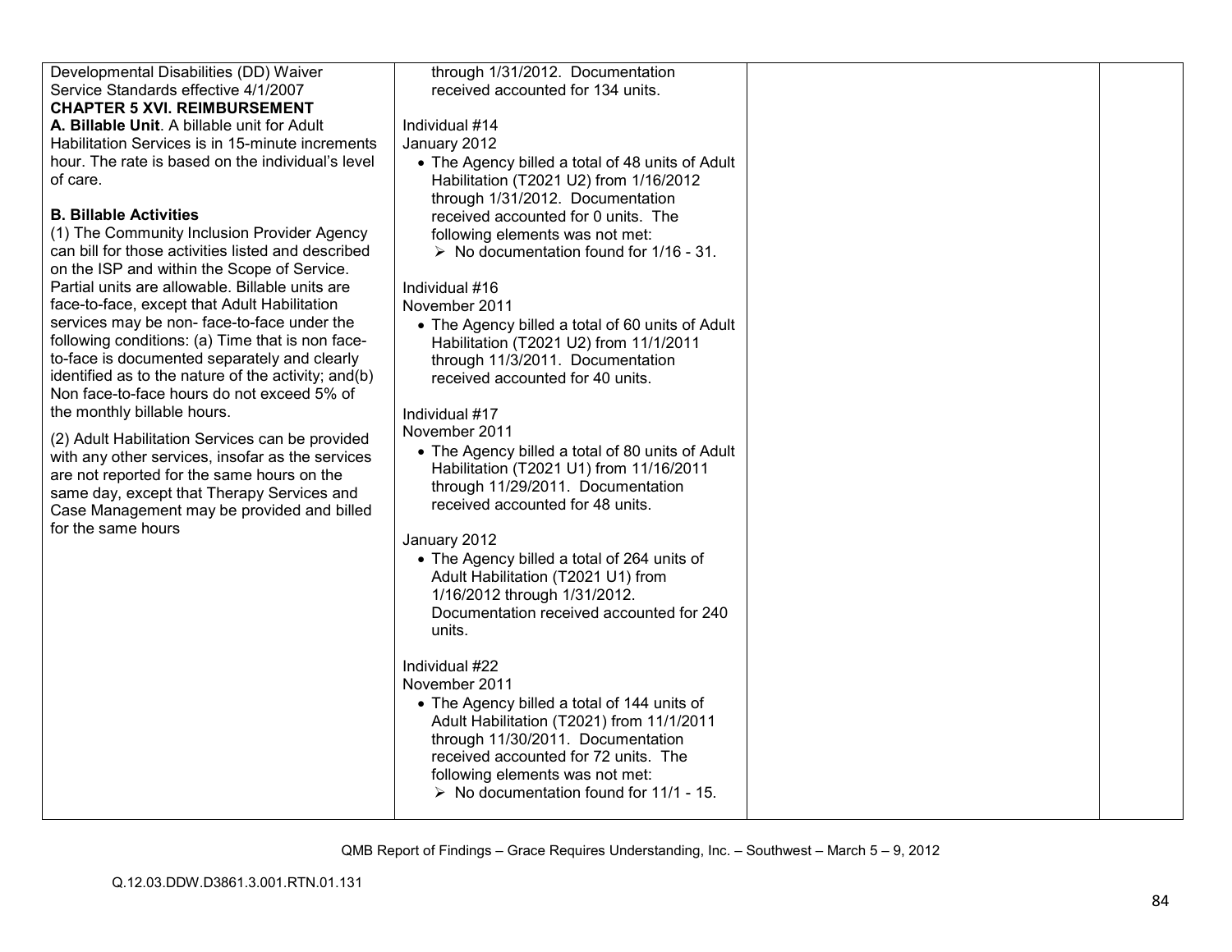| | | | |
|---|---|---|---|
| Developmental Disabilities (DD) Waiver Service Standards effective 4/1/2007<br>**CHAPTER 5 XVI. REIMBURSEMENT**<br>**A. Billable Unit**. A billable unit for Adult Habilitation Services is in 15-minute increments hour. The rate is based on the individual's level of care.<br><br>**B. Billable Activities**<br>(1) The Community Inclusion Provider Agency can bill for those activities listed and described on the ISP and within the Scope of Service. Partial units are allowable. Billable units are face-to-face, except that Adult Habilitation services may be non- face-to-face under the following conditions: (a) Time that is non face-to-face is documented separately and clearly identified as to the nature of the activity; and(b) Non face-to-face hours do not exceed 5% of the monthly billable hours.<br><br>(2) Adult Habilitation Services can be provided with any other services, insofar as the services are not reported for the same hours on the same day, except that Therapy Services and Case Management may be provided and billed for the same hours | through 1/31/2012. Documentation received accounted for 134 units.<br><br>Individual #14<br>January 2012<br>• The Agency billed a total of 48 units of Adult Habilitation (T2021 U2) from 1/16/2012 through 1/31/2012. Documentation received accounted for 0 units. The following elements was not met:<br>➢ No documentation found for 1/16 - 31.<br><br>Individual #16<br>November 2011<br>• The Agency billed a total of 60 units of Adult Habilitation (T2021 U2) from 11/1/2011 through 11/3/2011. Documentation received accounted for 40 units.<br><br>Individual #17<br>November 2011<br>• The Agency billed a total of 80 units of Adult Habilitation (T2021 U1) from 11/16/2011 through 11/29/2011. Documentation received accounted for 48 units.<br><br>January 2012<br>• The Agency billed a total of 264 units of Adult Habilitation (T2021 U1) from 1/16/2012 through 1/31/2012. Documentation received accounted for 240 units.<br><br>Individual #22<br>November 2011<br>• The Agency billed a total of 144 units of Adult Habilitation (T2021) from 11/1/2011 through 11/30/2011. Documentation received accounted for 72 units. The following elements was not met:<br>➢ No documentation found for 11/1 - 15. | | |

QMB Report of Findings – Grace Requires Understanding, Inc. – Southwest – March 5 – 9, 2012

Q.12.03.DDW.D3861.3.001.RTN.01.131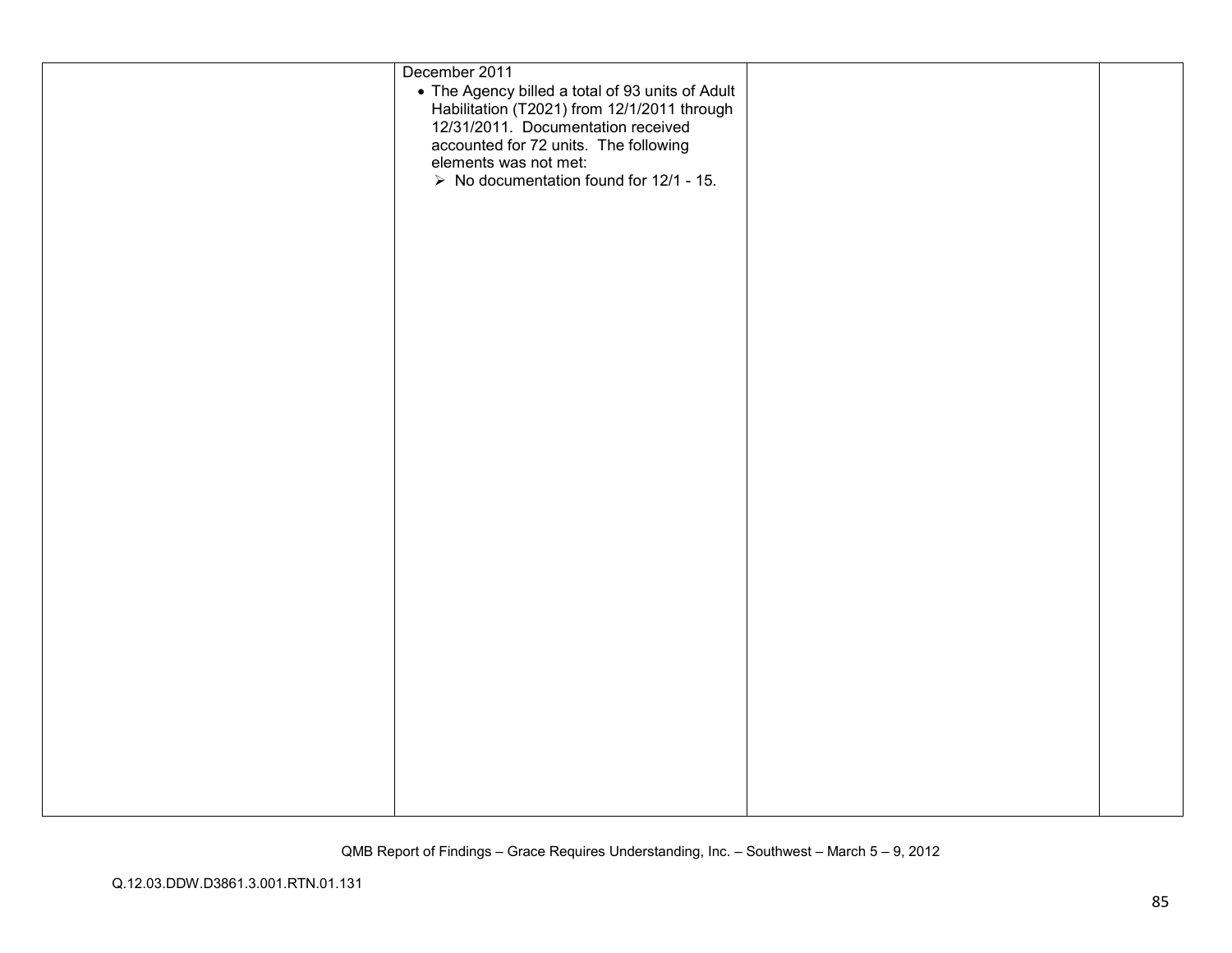| | | | |
|---|---|---|---|
| | December 2011<br>• The Agency billed a total of 93 units of Adult Habilitation (T2021) from 12/1/2011 through 12/31/2011. Documentation received accounted for 72 units. The following elements was not met:<br>➢ No documentation found for 12/1 - 15. | | |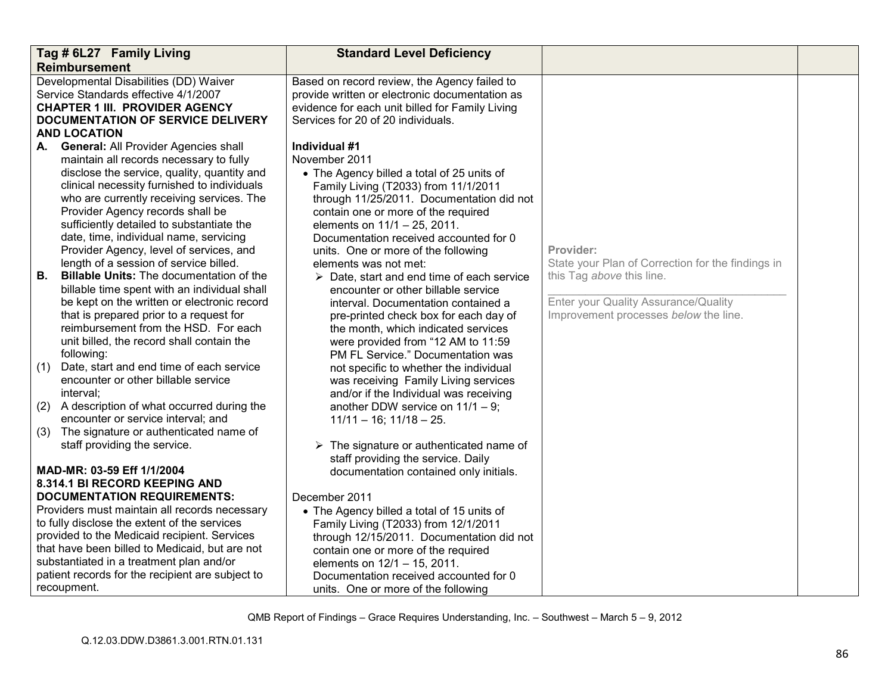| Tag # 6L27 Family Living Reimbursement | Standard Level Deficiency | | |
|---|---|---|---|
| Developmental Disabilities (DD) Waiver Service Standards effective 4/1/2007<br>**CHAPTER 1 III. PROVIDER AGENCY DOCUMENTATION OF SERVICE DELIVERY AND LOCATION**<br>**A. General:** All Provider Agencies shall maintain all records necessary to fully disclose the service, quality, quantity and clinical necessity furnished to individuals who are currently receiving services. The Provider Agency records shall be sufficiently detailed to substantiate the date, time, individual name, servicing Provider Agency, level of services, and length of a session of service billed.<br>**B. Billable Units:** The documentation of the billable time spent with an individual shall be kept on the written or electronic record that is prepared prior to a request for reimbursement from the HSD. For each unit billed, the record shall contain the following:<br>(1) Date, start and end time of each service encounter or other billable service interval;<br>(2) A description of what occurred during the encounter or service interval; and<br>(3) The signature or authenticated name of staff providing the service.<br><br>**MAD-MR: 03-59 Eff 1/1/2004**<br>**8.314.1 BI RECORD KEEPING AND DOCUMENTATION REQUIREMENTS:**<br>Providers must maintain all records necessary to fully disclose the extent of the services provided to the Medicaid recipient. Services that have been billed to Medicaid, but are not substantiated in a treatment plan and/or patient records for the recipient are subject to recoupment. | Based on record review, the Agency failed to provide written or electronic documentation as evidence for each unit billed for Family Living Services for 20 of 20 individuals.<br><br>**Individual #1**<br>November 2011<br>• The Agency billed a total of 25 units of Family Living (T2033) from 11/1/2011 through 11/25/2011. Documentation did not contain one or more of the required elements on 11/1 – 25, 2011. Documentation received accounted for 0 units. One or more of the following elements was not met:<br>➢ Date, start and end time of each service encounter or other billable service interval. Documentation contained a pre-printed check box for each day of the month, which indicated services were provided from "12 AM to 11:59 PM FL Service." Documentation was not specific to whether the individual was receiving Family Living services and/or if the Individual was receiving another DDW service on 11/1 – 9; 11/11 – 16; 11/18 – 25.<br><br>➢ The signature or authenticated name of staff providing the service. Daily documentation contained only initials.<br><br>December 2011<br>• The Agency billed a total of 15 units of Family Living (T2033) from 12/1/2011 through 12/15/2011. Documentation did not contain one or more of the required elements on 12/1 – 15, 2011. Documentation received accounted for 0 units. One or more of the following | Provider:<br>State your Plan of Correction for the findings in this Tag *above* this line.<br>\_\_\_\_\_\_\_\_\_\_\_\_\_\_\_\_\_\_\_\_\_\_\_\_\_\_\_\_\_\_\_\_\_\_\_<br>Enter your Quality Assurance/Quality Improvement processes *below* the line. | |

QMB Report of Findings – Grace Requires Understanding, Inc. – Southwest – March 5 – 9, 2012

Q.12.03.DDW.D3861.3.001.RTN.01.131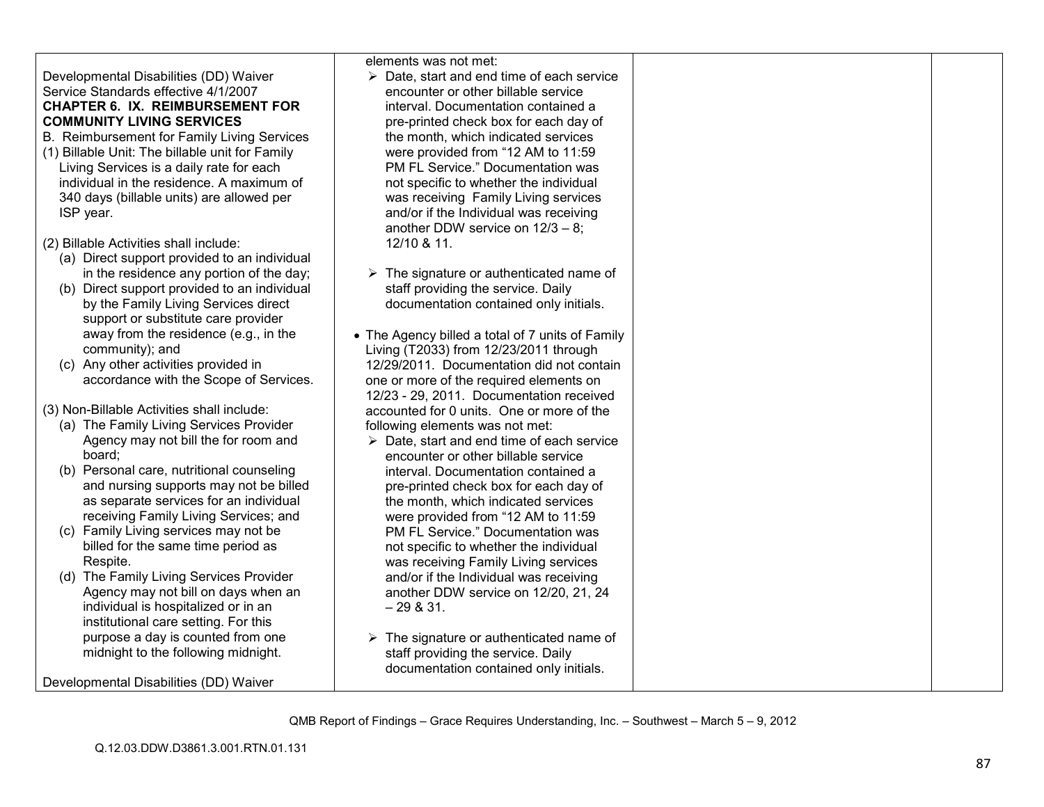| | | | |
|---|---|---|---|
| Developmental Disabilities (DD) Waiver Service Standards effective 4/1/2007<br>**CHAPTER 6. IX. REIMBURSEMENT FOR COMMUNITY LIVING SERVICES**<br>B. Reimbursement for Family Living Services<br>(1) Billable Unit: The billable unit for Family Living Services is a daily rate for each individual in the residence. A maximum of 340 days (billable units) are allowed per ISP year.<br><br>(2) Billable Activities shall include:<br>(a) Direct support provided to an individual in the residence any portion of the day;<br>(b) Direct support provided to an individual by the Family Living Services direct support or substitute care provider away from the residence (e.g., in the community); and<br>(c) Any other activities provided in accordance with the Scope of Services.<br><br>(3) Non-Billable Activities shall include:<br>(a) The Family Living Services Provider Agency may not bill the for room and board;<br>(b) Personal care, nutritional counseling and nursing supports may not be billed as separate services for an individual receiving Family Living Services; and<br>(c) Family Living services may not be billed for the same time period as Respite.<br>(d) The Family Living Services Provider Agency may not bill on days when an individual is hospitalized or in an institutional care setting. For this purpose a day is counted from one midnight to the following midnight.<br><br>Developmental Disabilities (DD) Waiver | elements was not met:<br>➢ Date, start and end time of each service encounter or other billable service interval. Documentation contained a pre-printed check box for each day of the month, which indicated services were provided from "12 AM to 11:59 PM FL Service." Documentation was not specific to whether the individual was receiving Family Living services and/or if the Individual was receiving another DDW service on 12/3 – 8; 12/10 & 11.<br><br>➢ The signature or authenticated name of staff providing the service. Daily documentation contained only initials.<br><br>• The Agency billed a total of 7 units of Family Living (T2033) from 12/23/2011 through 12/29/2011. Documentation did not contain one or more of the required elements on 12/23 - 29, 2011. Documentation received accounted for 0 units. One or more of the following elements was not met:<br>➢ Date, start and end time of each service encounter or other billable service interval. Documentation contained a pre-printed check box for each day of the month, which indicated services were provided from "12 AM to 11:59 PM FL Service." Documentation was not specific to whether the individual was receiving Family Living services and/or if the Individual was receiving another DDW service on 12/20, 21, 24 – 29 & 31.<br><br>➢ The signature or authenticated name of staff providing the service. Daily documentation contained only initials. | | |

QMB Report of Findings – Grace Requires Understanding, Inc. – Southwest – March 5 – 9, 2012

Q.12.03.DDW.D3861.3.001.RTN.01.131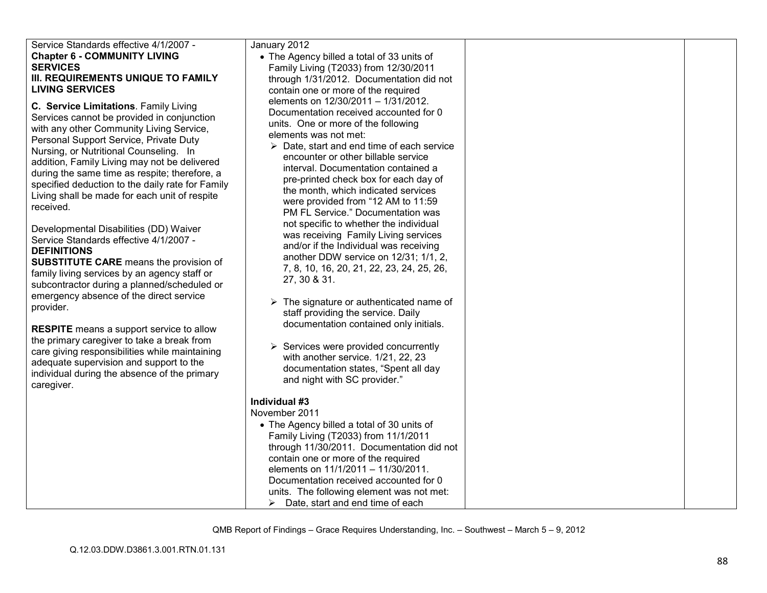| | | | |
|---|---|---|---|
| Service Standards effective 4/1/2007 - **Chapter 6 - COMMUNITY LIVING SERVICES III. REQUIREMENTS UNIQUE TO FAMILY LIVING SERVICES**<br><br>**C. Service Limitations**. Family Living Services cannot be provided in conjunction with any other Community Living Service, Personal Support Service, Private Duty Nursing, or Nutritional Counseling. In addition, Family Living may not be delivered during the same time as respite; therefore, a specified deduction to the daily rate for Family Living shall be made for each unit of respite received.<br><br>Developmental Disabilities (DD) Waiver Service Standards effective 4/1/2007 - **DEFINITIONS**<br>**SUBSTITUTE CARE** means the provision of family living services by an agency staff or subcontractor during a planned/scheduled or emergency absence of the direct service provider.<br><br>**RESPITE** means a support service to allow the primary caregiver to take a break from care giving responsibilities while maintaining adequate supervision and support to the individual during the absence of the primary caregiver. | January 2012<br>• The Agency billed a total of 33 units of Family Living (T2033) from 12/30/2011 through 1/31/2012. Documentation did not contain one or more of the required elements on 12/30/2011 – 1/31/2012. Documentation received accounted for 0 units. One or more of the following elements was not met:<br>➢ Date, start and end time of each service encounter or other billable service interval. Documentation contained a pre-printed check box for each day of the month, which indicated services were provided from "12 AM to 11:59 PM FL Service." Documentation was not specific to whether the individual was receiving Family Living services and/or if the Individual was receiving another DDW service on 12/31; 1/1, 2, 7, 8, 10, 16, 20, 21, 22, 23, 24, 25, 26, 27, 30 & 31.<br><br>➢ The signature or authenticated name of staff providing the service. Daily documentation contained only initials.<br><br>➢ Services were provided concurrently with another service. 1/21, 22, 23 documentation states, "Spent all day and night with SC provider."<br><br>**Individual #3**<br>November 2011<br>• The Agency billed a total of 30 units of Family Living (T2033) from 11/1/2011 through 11/30/2011. Documentation did not contain one or more of the required elements on 11/1/2011 – 11/30/2011. Documentation received accounted for 0 units. The following element was not met:<br>➢ Date, start and end time of each | | |

QMB Report of Findings – Grace Requires Understanding, Inc. – Southwest – March 5 – 9, 2012

Q.12.03.DDW.D3861.3.001.RTN.01.131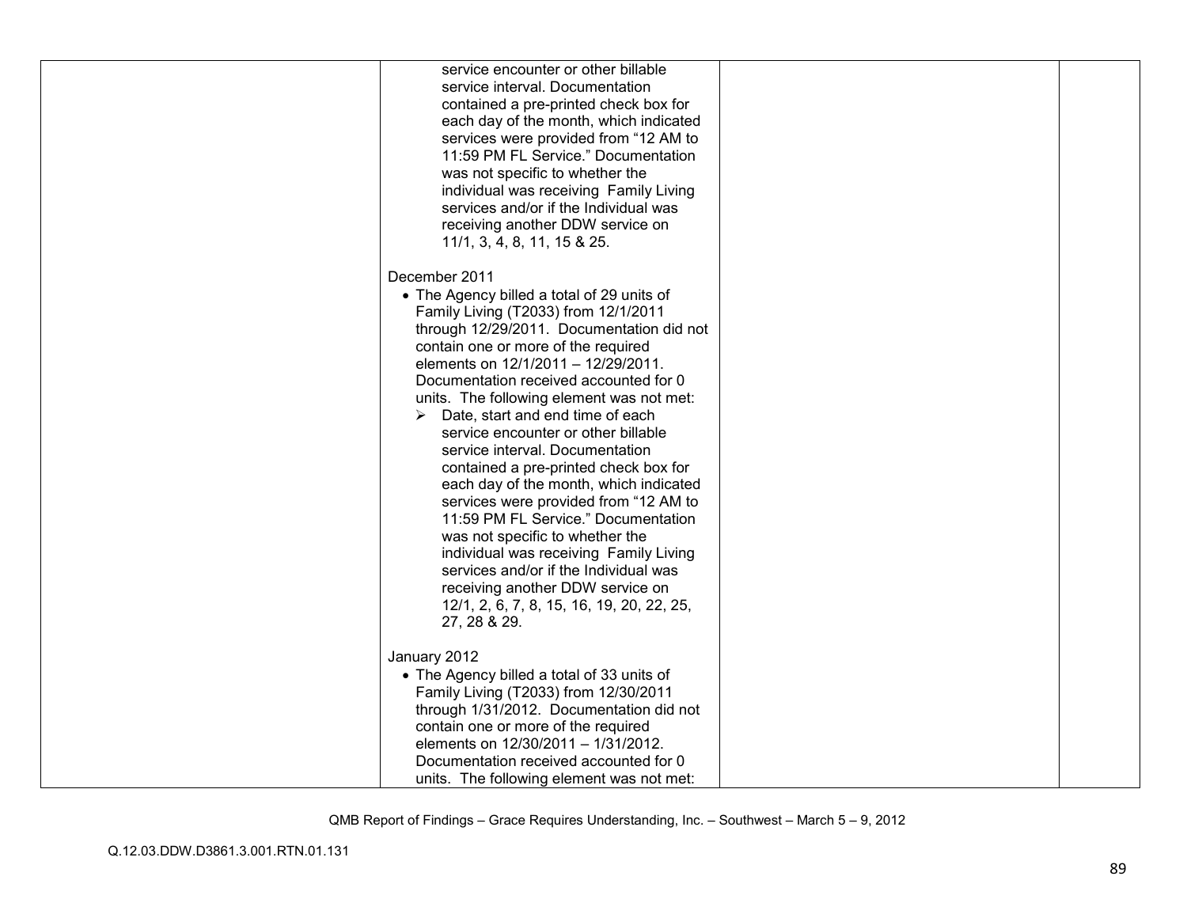| | | | |
|---|---|---|---|
| | service encounter or other billable service interval. Documentation contained a pre-printed check box for each day of the month, which indicated services were provided from "12 AM to 11:59 PM FL Service." Documentation was not specific to whether the individual was receiving Family Living services and/or if the Individual was receiving another DDW service on 11/1, 3, 4, 8, 11, 15 & 25.<br><br>December 2011<br>• The Agency billed a total of 29 units of Family Living (T2033) from 12/1/2011 through 12/29/2011. Documentation did not contain one or more of the required elements on 12/1/2011 – 12/29/2011. Documentation received accounted for 0 units. The following element was not met:<br>➢ Date, start and end time of each service encounter or other billable service interval. Documentation contained a pre-printed check box for each day of the month, which indicated services were provided from "12 AM to 11:59 PM FL Service." Documentation was not specific to whether the individual was receiving Family Living services and/or if the Individual was receiving another DDW service on 12/1, 2, 6, 7, 8, 15, 16, 19, 20, 22, 25, 27, 28 & 29.<br><br>January 2012<br>• The Agency billed a total of 33 units of Family Living (T2033) from 12/30/2011 through 1/31/2012. Documentation did not contain one or more of the required elements on 12/30/2011 – 1/31/2012. Documentation received accounted for 0 units. The following element was not met: | | |

QMB Report of Findings – Grace Requires Understanding, Inc. – Southwest – March 5 – 9, 2012

Q.12.03.DDW.D3861.3.001.RTN.01.131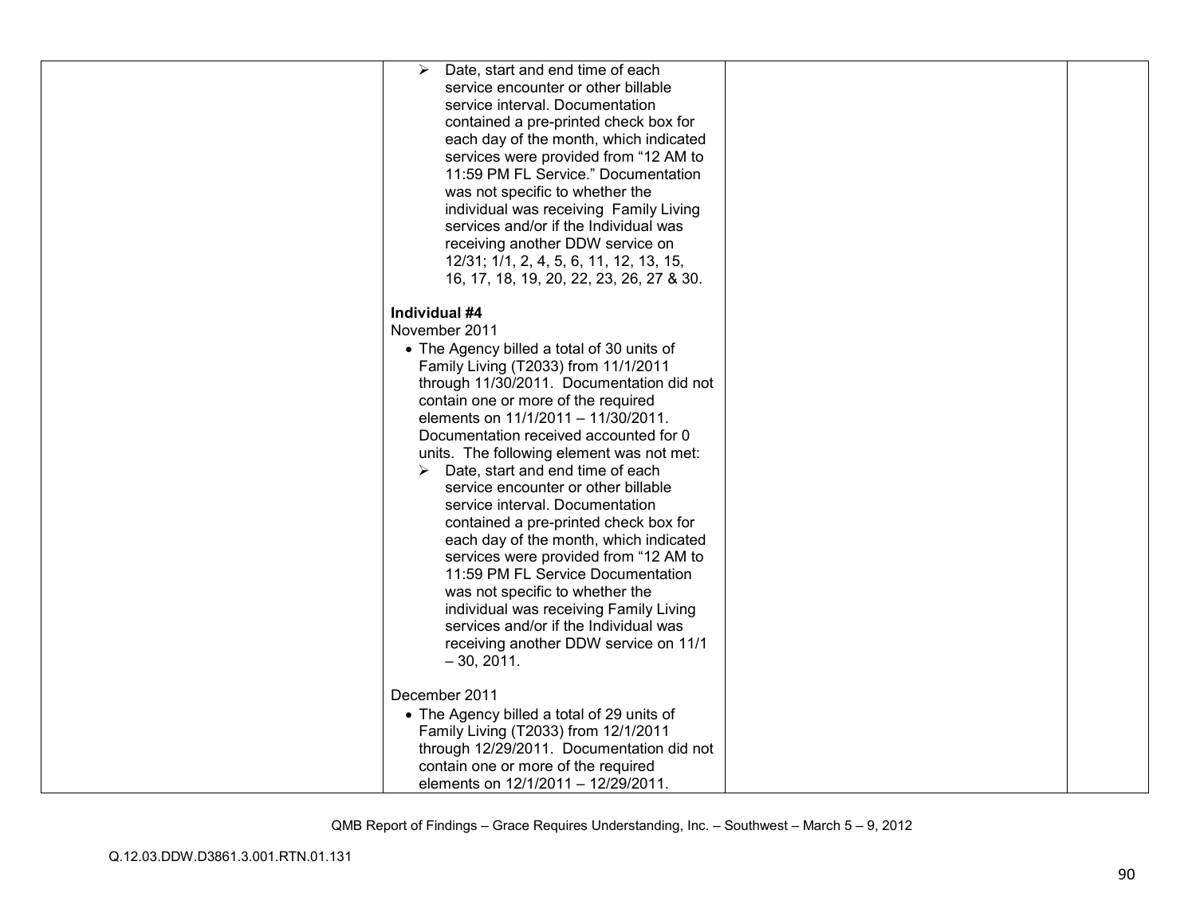| | | | |
|---|---|---|---|
| | ➢ Date, start and end time of each service encounter or other billable service interval. Documentation contained a pre-printed check box for each day of the month, which indicated services were provided from "12 AM to 11:59 PM FL Service." Documentation was not specific to whether the individual was receiving Family Living services and/or if the Individual was receiving another DDW service on 12/31; 1/1, 2, 4, 5, 6, 11, 12, 13, 15, 16, 17, 18, 19, 20, 22, 23, 26, 27 & 30.<br><br>**Individual #4**<br>November 2011<br>• The Agency billed a total of 30 units of Family Living (T2033) from 11/1/2011 through 11/30/2011. Documentation did not contain one or more of the required elements on 11/1/2011 – 11/30/2011. Documentation received accounted for 0 units. The following element was not met:<br>➢ Date, start and end time of each service encounter or other billable service interval. Documentation contained a pre-printed check box for each day of the month, which indicated services were provided from "12 AM to 11:59 PM FL Service Documentation was not specific to whether the individual was receiving Family Living services and/or if the Individual was receiving another DDW service on 11/1 – 30, 2011.<br><br>December 2011<br>• The Agency billed a total of 29 units of Family Living (T2033) from 12/1/2011 through 12/29/2011. Documentation did not contain one or more of the required elements on 12/1/2011 – 12/29/2011. | | |

QMB Report of Findings – Grace Requires Understanding, Inc. – Southwest – March 5 – 9, 2012

Q.12.03.DDW.D3861.3.001.RTN.01.131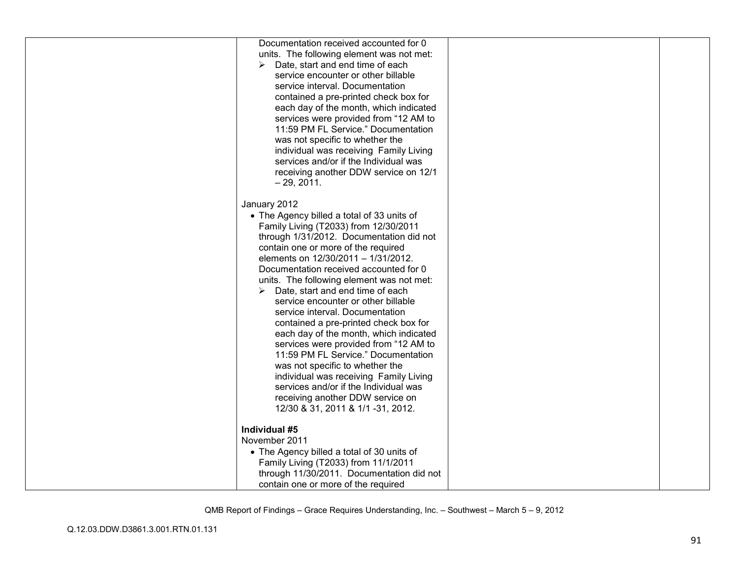| | | | |
|---|---|---|---|
| | Documentation received accounted for 0 units. The following element was not met:<br>➢ Date, start and end time of each service encounter or other billable service interval. Documentation contained a pre-printed check box for each day of the month, which indicated services were provided from "12 AM to 11:59 PM FL Service." Documentation was not specific to whether the individual was receiving Family Living services and/or if the Individual was receiving another DDW service on 12/1 – 29, 2011.<br><br>January 2012<br>• The Agency billed a total of 33 units of Family Living (T2033) from 12/30/2011 through 1/31/2012. Documentation did not contain one or more of the required elements on 12/30/2011 – 1/31/2012. Documentation received accounted for 0 units. The following element was not met:<br>➢ Date, start and end time of each service encounter or other billable service interval. Documentation contained a pre-printed check box for each day of the month, which indicated services were provided from "12 AM to 11:59 PM FL Service." Documentation was not specific to whether the individual was receiving Family Living services and/or if the Individual was receiving another DDW service on 12/30 & 31, 2011 & 1/1 -31, 2012.<br><br>**Individual #5**<br>November 2011<br>• The Agency billed a total of 30 units of Family Living (T2033) from 11/1/2011 through 11/30/2011. Documentation did not contain one or more of the required | | |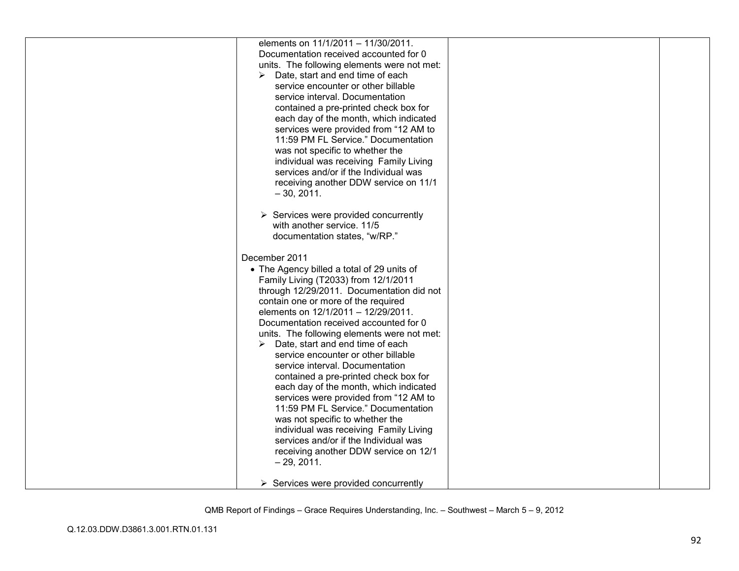| | | | |
|---|---|---|---|
| | elements on 11/1/2011 – 11/30/2011. Documentation received accounted for 0 units. The following elements were not met:<br><br>➢ Date, start and end time of each service encounter or other billable service interval. Documentation contained a pre-printed check box for each day of the month, which indicated services were provided from "12 AM to 11:59 PM FL Service." Documentation was not specific to whether the individual was receiving Family Living services and/or if the Individual was receiving another DDW service on 11/1 – 30, 2011.<br><br>➢ Services were provided concurrently with another service. 11/5 documentation states, "w/RP."<br><br>December 2011<br><br>• The Agency billed a total of 29 units of Family Living (T2033) from 12/1/2011 through 12/29/2011. Documentation did not contain one or more of the required elements on 12/1/2011 – 12/29/2011. Documentation received accounted for 0 units. The following elements were not met:<br><br>➢ Date, start and end time of each service encounter or other billable service interval. Documentation contained a pre-printed check box for each day of the month, which indicated services were provided from "12 AM to 11:59 PM FL Service." Documentation was not specific to whether the individual was receiving Family Living services and/or if the Individual was receiving another DDW service on 12/1 – 29, 2011.<br><br>➢ Services were provided concurrently | | |

QMB Report of Findings – Grace Requires Understanding, Inc. – Southwest – March 5 – 9, 2012

Q.12.03.DDW.D3861.3.001.RTN.01.131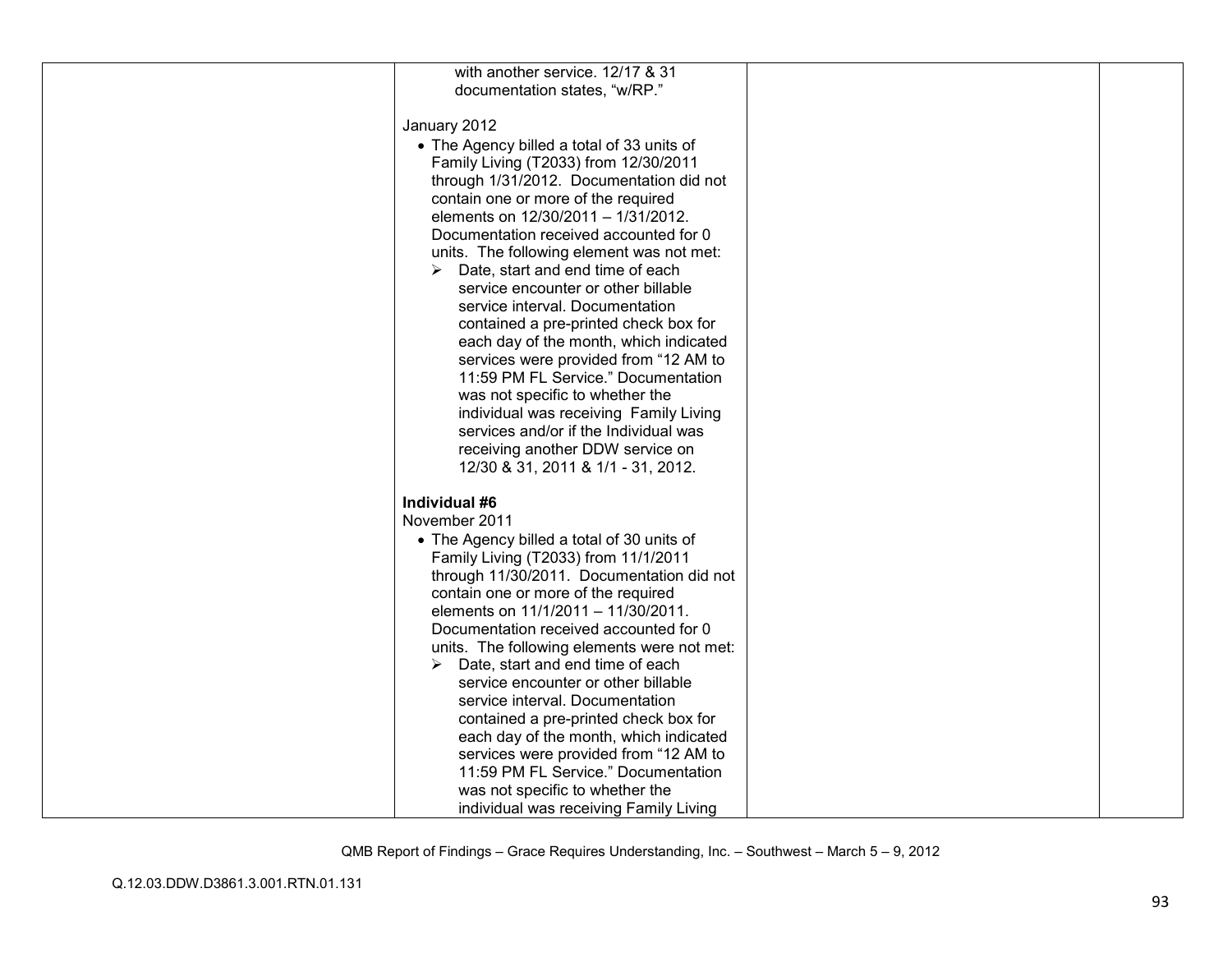| | | | |
|---|---|---|---|
| | with another service. 12/17 & 31 documentation states, "w/RP."<br><br>January 2012<br>• The Agency billed a total of 33 units of Family Living (T2033) from 12/30/2011 through 1/31/2012. Documentation did not contain one or more of the required elements on 12/30/2011 – 1/31/2012. Documentation received accounted for 0 units. The following element was not met:<br>➢ Date, start and end time of each service encounter or other billable service interval. Documentation contained a pre-printed check box for each day of the month, which indicated services were provided from "12 AM to 11:59 PM FL Service." Documentation was not specific to whether the individual was receiving Family Living services and/or if the Individual was receiving another DDW service on 12/30 & 31, 2011 & 1/1 - 31, 2012.<br><br>**Individual #6**<br>November 2011<br>• The Agency billed a total of 30 units of Family Living (T2033) from 11/1/2011 through 11/30/2011. Documentation did not contain one or more of the required elements on 11/1/2011 – 11/30/2011. Documentation received accounted for 0 units. The following elements were not met:<br>➢ Date, start and end time of each service encounter or other billable service interval. Documentation contained a pre-printed check box for each day of the month, which indicated services were provided from "12 AM to 11:59 PM FL Service." Documentation was not specific to whether the individual was receiving Family Living | | |

QMB Report of Findings – Grace Requires Understanding, Inc. – Southwest – March 5 – 9, 2012

Q.12.03.DDW.D3861.3.001.RTN.01.131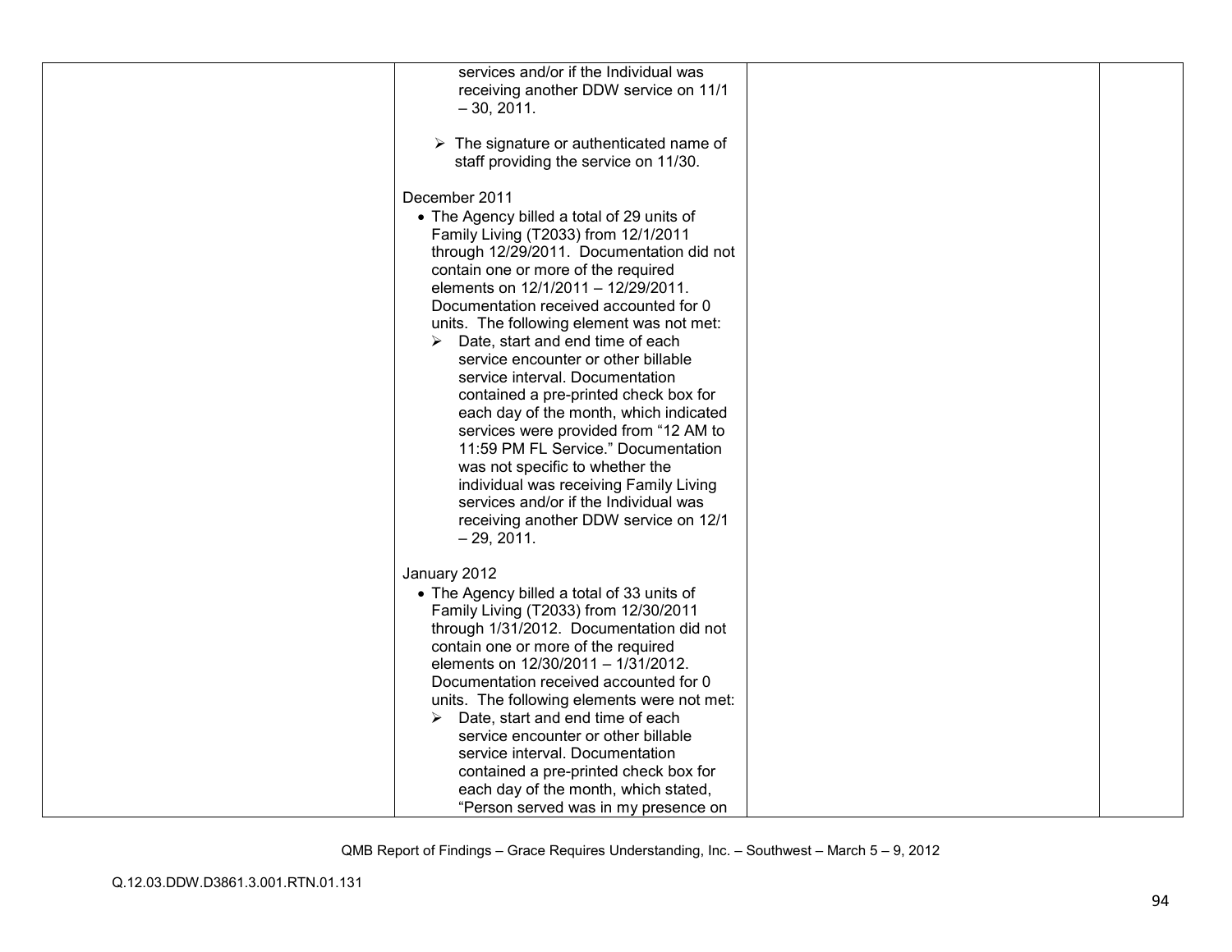| | services and/or if the Individual was receiving another DDW service on 11/1 – 30, 2011.<br><br>➢ The signature or authenticated name of staff providing the service on 11/30.<br><br>December 2011<br>• The Agency billed a total of 29 units of Family Living (T2033) from 12/1/2011 through 12/29/2011. Documentation did not contain one or more of the required elements on 12/1/2011 – 12/29/2011. Documentation received accounted for 0 units. The following element was not met:<br>➢ Date, start and end time of each service encounter or other billable service interval. Documentation contained a pre-printed check box for each day of the month, which indicated services were provided from "12 AM to 11:59 PM FL Service." Documentation was not specific to whether the individual was receiving Family Living services and/or if the Individual was receiving another DDW service on 12/1 – 29, 2011.<br><br>January 2012<br>• The Agency billed a total of 33 units of Family Living (T2033) from 12/30/2011 through 1/31/2012. Documentation did not contain one or more of the required elements on 12/30/2011 – 1/31/2012. Documentation received accounted for 0 units. The following elements were not met:<br>➢ Date, start and end time of each service encounter or other billable service interval. Documentation contained a pre-printed check box for each day of the month, which stated, "Person served was in my presence on | | |
|---|---|---|---|

QMB Report of Findings – Grace Requires Understanding, Inc. – Southwest – March 5 – 9, 2012

Q.12.03.DDW.D3861.3.001.RTN.01.131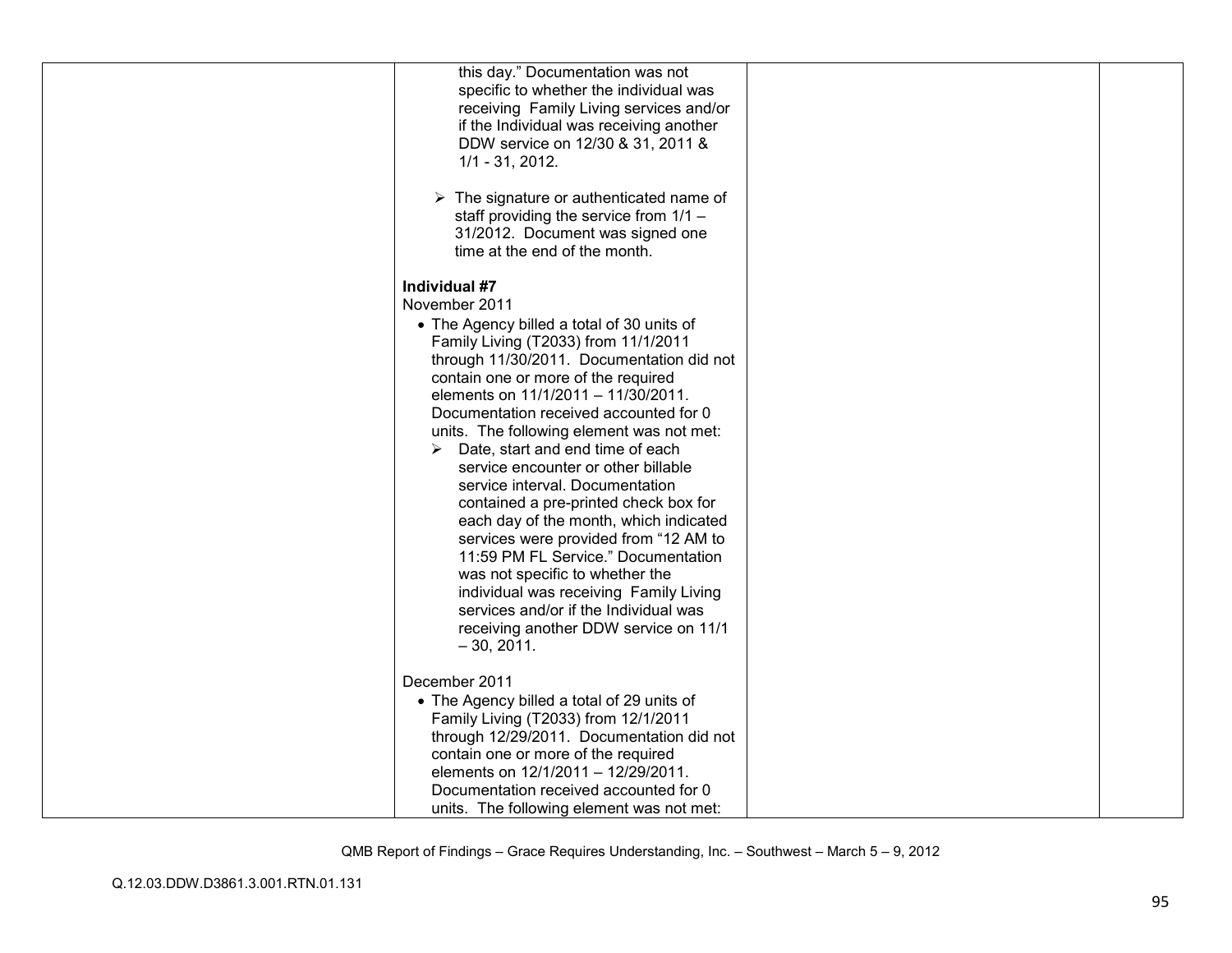| | | | |
|---|---|---|---|
| | this day." Documentation was not specific to whether the individual was receiving Family Living services and/or if the Individual was receiving another DDW service on 12/30 & 31, 2011 & 1/1 - 31, 2012.<br><br>➢ The signature or authenticated name of staff providing the service from 1/1 – 31/2012. Document was signed one time at the end of the month.<br><br>**Individual #7**<br>November 2011<br>• The Agency billed a total of 30 units of Family Living (T2033) from 11/1/2011 through 11/30/2011. Documentation did not contain one or more of the required elements on 11/1/2011 – 11/30/2011. Documentation received accounted for 0 units. The following element was not met:<br>➢ Date, start and end time of each service encounter or other billable service interval. Documentation contained a pre-printed check box for each day of the month, which indicated services were provided from "12 AM to 11:59 PM FL Service." Documentation was not specific to whether the individual was receiving Family Living services and/or if the Individual was receiving another DDW service on 11/1 – 30, 2011.<br><br>December 2011<br>• The Agency billed a total of 29 units of Family Living (T2033) from 12/1/2011 through 12/29/2011. Documentation did not contain one or more of the required elements on 12/1/2011 – 12/29/2011. Documentation received accounted for 0 units. The following element was not met: | | |

QMB Report of Findings – Grace Requires Understanding, Inc. – Southwest – March 5 – 9, 2012

Q.12.03.DDW.D3861.3.001.RTN.01.131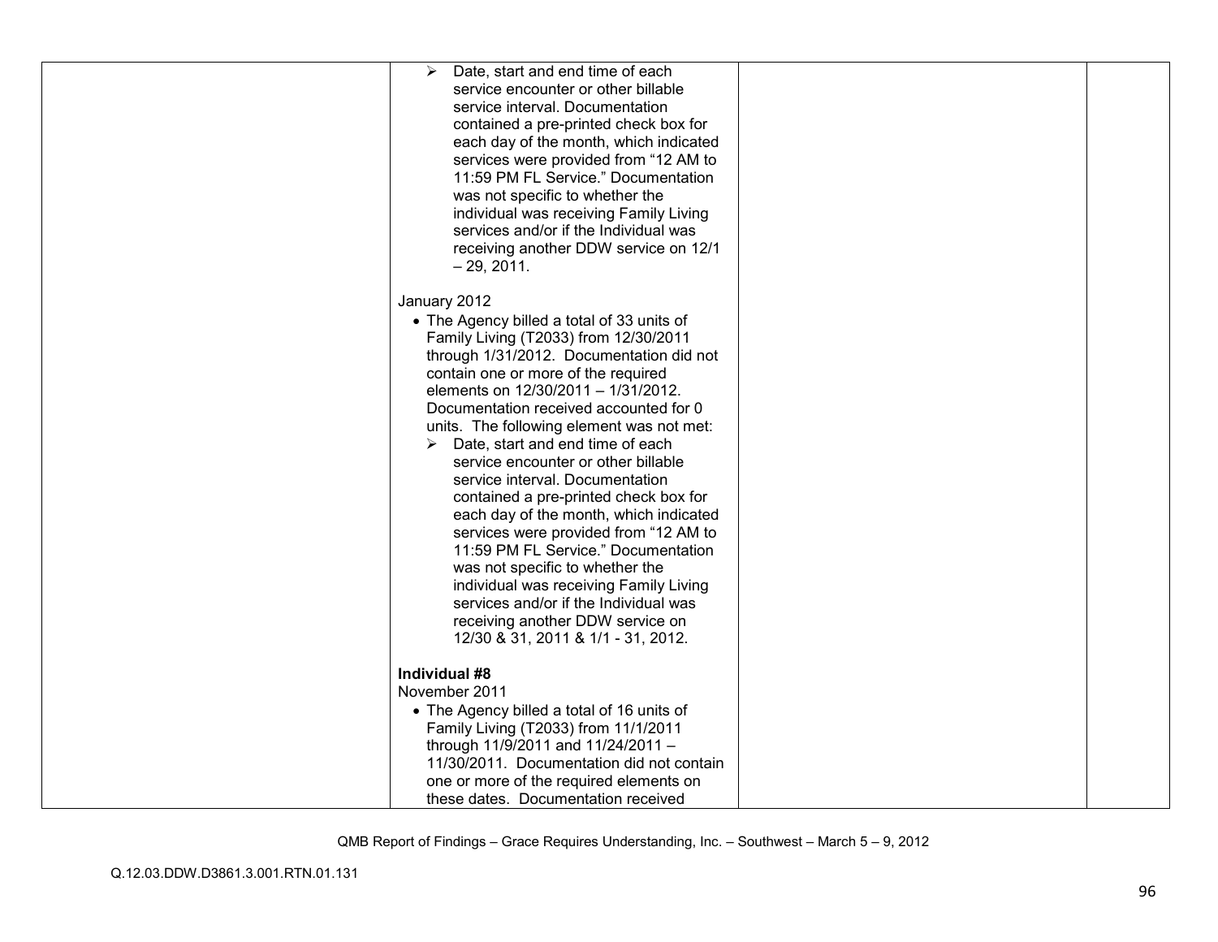| | | | |
|---|---|---|---|
| | ➢ Date, start and end time of each service encounter or other billable service interval. Documentation contained a pre-printed check box for each day of the month, which indicated services were provided from "12 AM to 11:59 PM FL Service." Documentation was not specific to whether the individual was receiving Family Living services and/or if the Individual was receiving another DDW service on 12/1 – 29, 2011.<br><br>January 2012<br>• The Agency billed a total of 33 units of Family Living (T2033) from 12/30/2011 through 1/31/2012. Documentation did not contain one or more of the required elements on 12/30/2011 – 1/31/2012. Documentation received accounted for 0 units. The following element was not met:<br>➢ Date, start and end time of each service encounter or other billable service interval. Documentation contained a pre-printed check box for each day of the month, which indicated services were provided from "12 AM to 11:59 PM FL Service." Documentation was not specific to whether the individual was receiving Family Living services and/or if the Individual was receiving another DDW service on 12/30 & 31, 2011 & 1/1 - 31, 2012.<br><br>**Individual #8**<br>November 2011<br>• The Agency billed a total of 16 units of Family Living (T2033) from 11/1/2011 through 11/9/2011 and 11/24/2011 – 11/30/2011. Documentation did not contain one or more of the required elements on these dates. Documentation received | | |

QMB Report of Findings – Grace Requires Understanding, Inc. – Southwest – March 5 – 9, 2012

Q.12.03.DDW.D3861.3.001.RTN.01.131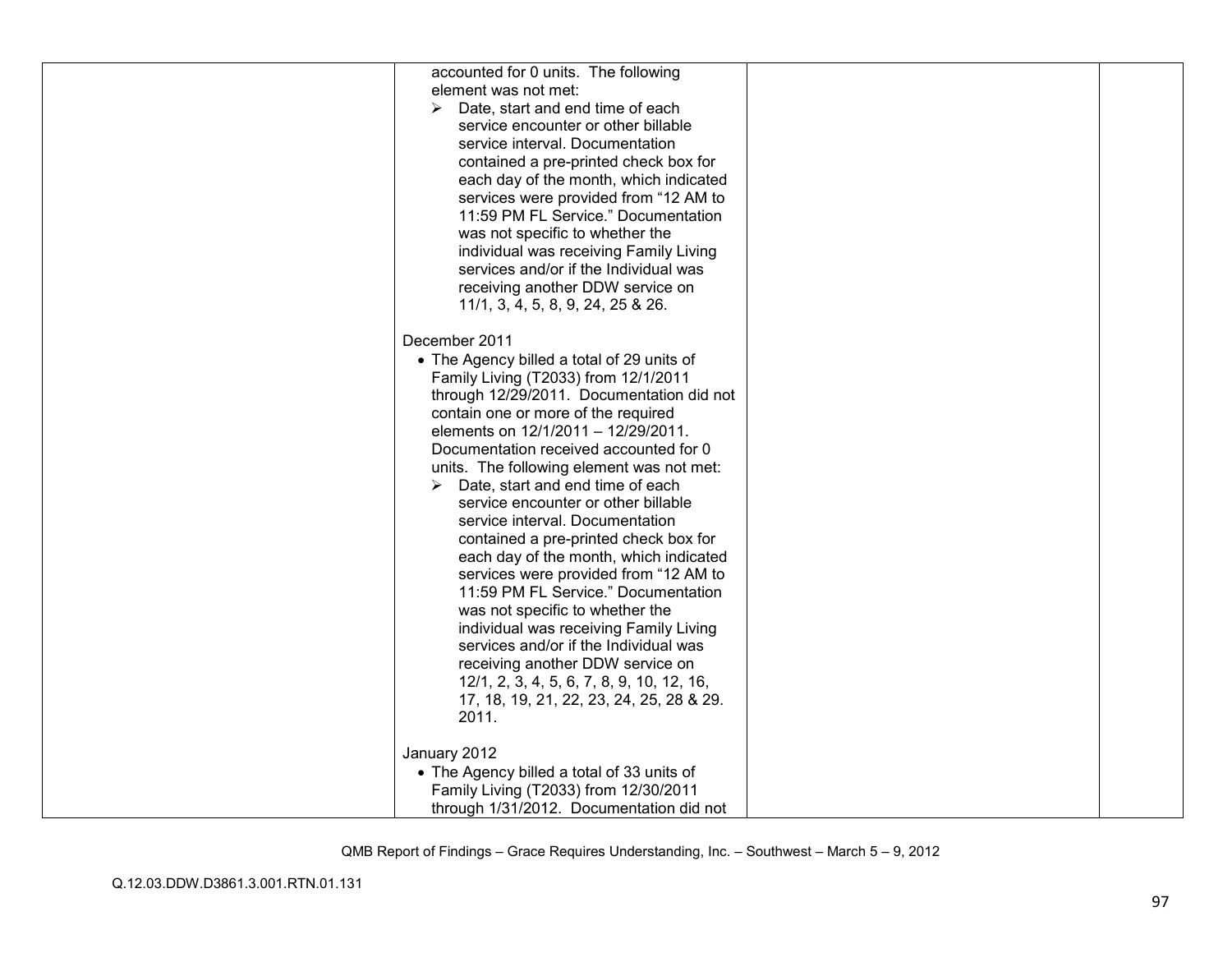| | | | |
|---|---|---|---|
| | accounted for 0 units. The following element was not met:<br>➢ Date, start and end time of each service encounter or other billable service interval. Documentation contained a pre-printed check box for each day of the month, which indicated services were provided from "12 AM to 11:59 PM FL Service." Documentation was not specific to whether the individual was receiving Family Living services and/or if the Individual was receiving another DDW service on 11/1, 3, 4, 5, 8, 9, 24, 25 & 26.<br><br>December 2011<br>• The Agency billed a total of 29 units of Family Living (T2033) from 12/1/2011 through 12/29/2011. Documentation did not contain one or more of the required elements on 12/1/2011 – 12/29/2011. Documentation received accounted for 0 units. The following element was not met:<br>➢ Date, start and end time of each service encounter or other billable service interval. Documentation contained a pre-printed check box for each day of the month, which indicated services were provided from "12 AM to 11:59 PM FL Service." Documentation was not specific to whether the individual was receiving Family Living services and/or if the Individual was receiving another DDW service on 12/1, 2, 3, 4, 5, 6, 7, 8, 9, 10, 12, 16, 17, 18, 19, 21, 22, 23, 24, 25, 28 & 29. 2011.<br><br>January 2012<br>• The Agency billed a total of 33 units of Family Living (T2033) from 12/30/2011 through 1/31/2012. Documentation did not | | |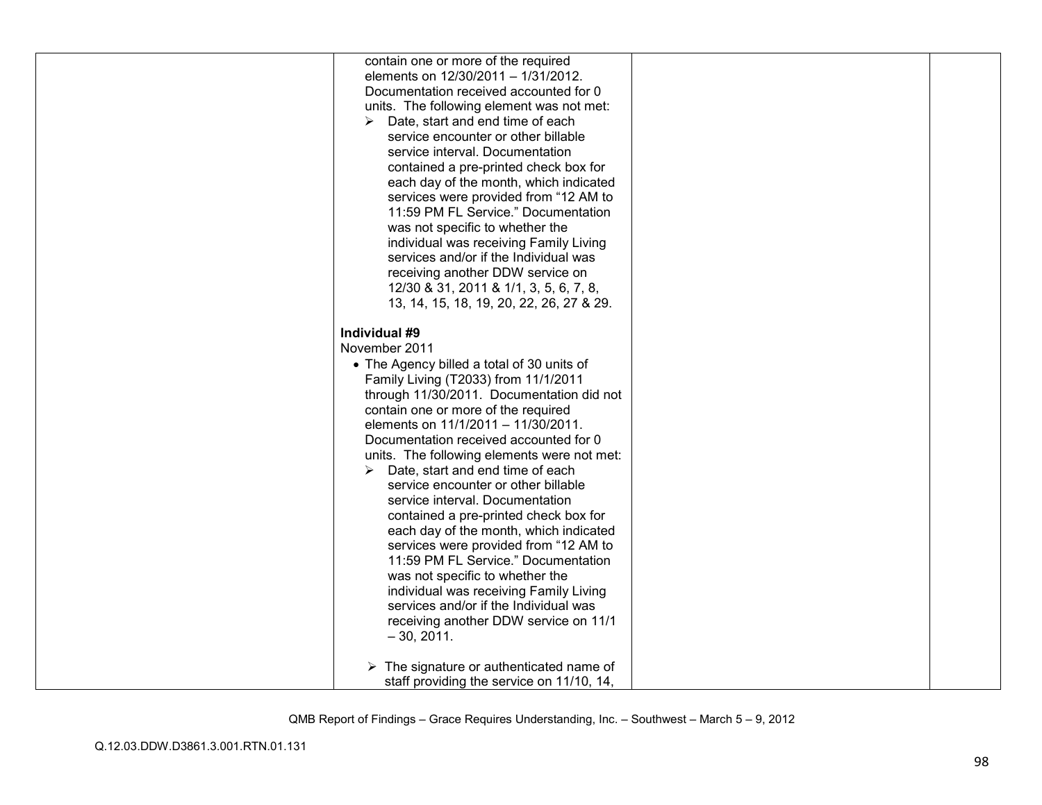| | | | |
|---|---|---|---|
| | contain one or more of the required elements on 12/30/2011 – 1/31/2012. Documentation received accounted for 0 units. The following element was not met:<br>➢ Date, start and end time of each service encounter or other billable service interval. Documentation contained a pre-printed check box for each day of the month, which indicated services were provided from "12 AM to 11:59 PM FL Service." Documentation was not specific to whether the individual was receiving Family Living services and/or if the Individual was receiving another DDW service on 12/30 & 31, 2011 & 1/1, 3, 5, 6, 7, 8, 13, 14, 15, 18, 19, 20, 22, 26, 27 & 29.<br><br>**Individual #9**<br>November 2011<br>• The Agency billed a total of 30 units of Family Living (T2033) from 11/1/2011 through 11/30/2011. Documentation did not contain one or more of the required elements on 11/1/2011 – 11/30/2011. Documentation received accounted for 0 units. The following elements were not met:<br>➢ Date, start and end time of each service encounter or other billable service interval. Documentation contained a pre-printed check box for each day of the month, which indicated services were provided from "12 AM to 11:59 PM FL Service." Documentation was not specific to whether the individual was receiving Family Living services and/or if the Individual was receiving another DDW service on 11/1 – 30, 2011.<br><br>➢ The signature or authenticated name of staff providing the service on 11/10, 14, | | |

QMB Report of Findings – Grace Requires Understanding, Inc. – Southwest – March 5 – 9, 2012

Q.12.03.DDW.D3861.3.001.RTN.01.131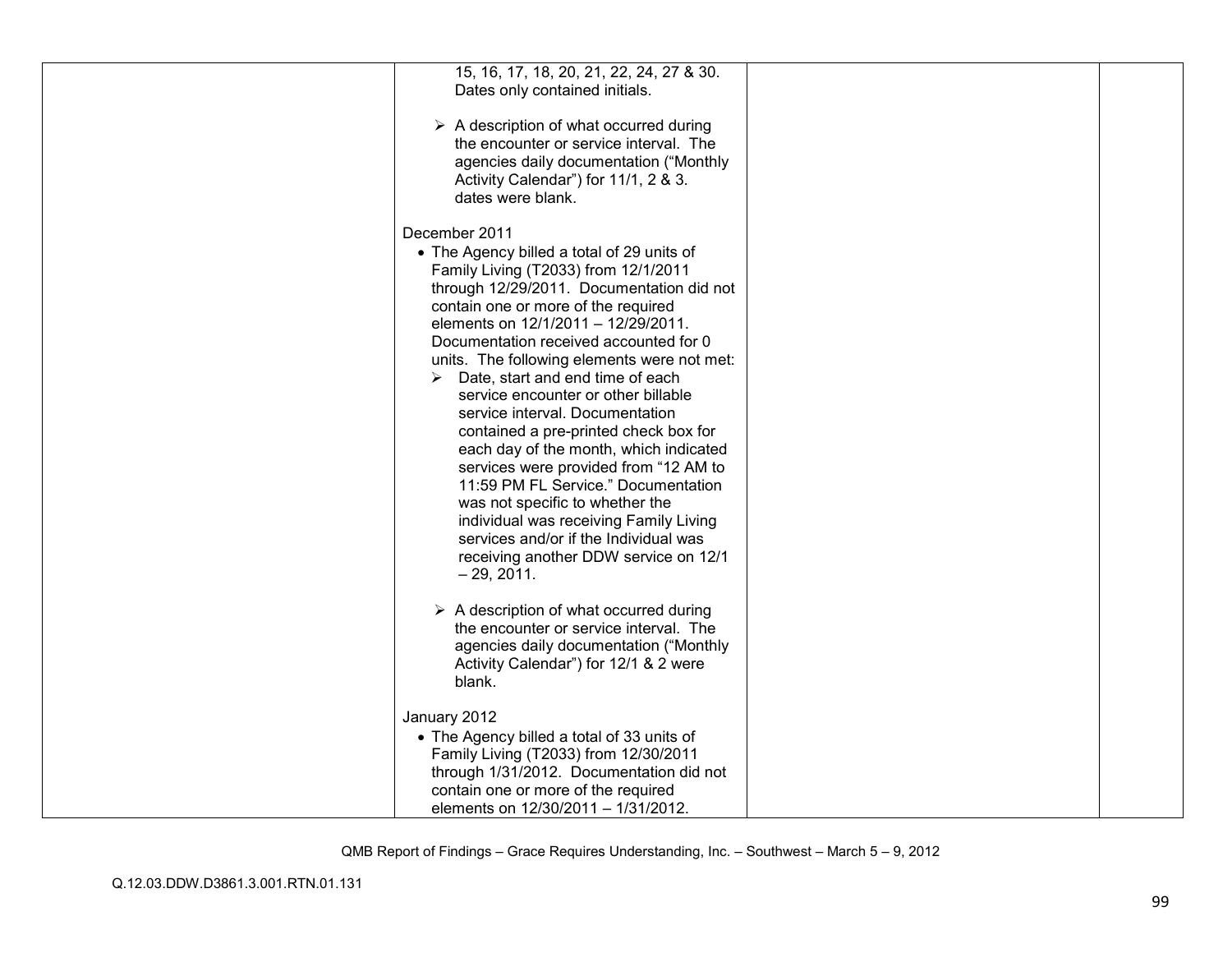| | | | |
|---|---|---|---|
| | 15, 16, 17, 18, 20, 21, 22, 24, 27 & 30. Dates only contained initials.<br><br>➢ A description of what occurred during the encounter or service interval. The agencies daily documentation ("Monthly Activity Calendar") for 11/1, 2 & 3. dates were blank.<br><br>December 2011<br>• The Agency billed a total of 29 units of Family Living (T2033) from 12/1/2011 through 12/29/2011. Documentation did not contain one or more of the required elements on 12/1/2011 – 12/29/2011. Documentation received accounted for 0 units. The following elements were not met:<br>➢ Date, start and end time of each service encounter or other billable service interval. Documentation contained a pre-printed check box for each day of the month, which indicated services were provided from "12 AM to 11:59 PM FL Service." Documentation was not specific to whether the individual was receiving Family Living services and/or if the Individual was receiving another DDW service on 12/1 – 29, 2011.<br><br>➢ A description of what occurred during the encounter or service interval. The agencies daily documentation ("Monthly Activity Calendar") for 12/1 & 2 were blank.<br><br>January 2012<br>• The Agency billed a total of 33 units of Family Living (T2033) from 12/30/2011 through 1/31/2012. Documentation did not contain one or more of the required elements on 12/30/2011 – 1/31/2012. | | |

QMB Report of Findings – Grace Requires Understanding, Inc. – Southwest – March 5 – 9, 2012

Q.12.03.DDW.D3861.3.001.RTN.01.131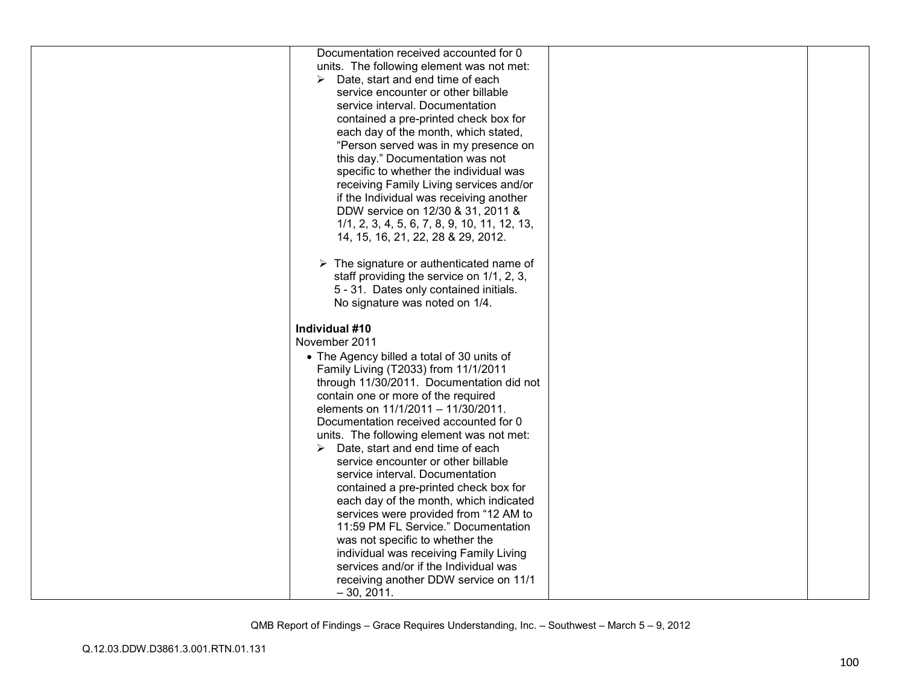| | | | |
|---|---|---|---|
| | Documentation received accounted for 0 units. The following element was not met:<br>➢ Date, start and end time of each service encounter or other billable service interval. Documentation contained a pre-printed check box for each day of the month, which stated, "Person served was in my presence on this day." Documentation was not specific to whether the individual was receiving Family Living services and/or if the Individual was receiving another DDW service on 12/30 & 31, 2011 & 1/1, 2, 3, 4, 5, 6, 7, 8, 9, 10, 11, 12, 13, 14, 15, 16, 21, 22, 28 & 29, 2012.<br><br>➢ The signature or authenticated name of staff providing the service on 1/1, 2, 3, 5 - 31. Dates only contained initials. No signature was noted on 1/4.<br><br>**Individual #10**<br>November 2011<br>• The Agency billed a total of 30 units of Family Living (T2033) from 11/1/2011 through 11/30/2011. Documentation did not contain one or more of the required elements on 11/1/2011 – 11/30/2011. Documentation received accounted for 0 units. The following element was not met:<br>➢ Date, start and end time of each service encounter or other billable service interval. Documentation contained a pre-printed check box for each day of the month, which indicated services were provided from "12 AM to 11:59 PM FL Service." Documentation was not specific to whether the individual was receiving Family Living services and/or if the Individual was receiving another DDW service on 11/1 – 30, 2011. | | |

QMB Report of Findings – Grace Requires Understanding, Inc. – Southwest – March 5 – 9, 2012

Q.12.03.DDW.D3861.3.001.RTN.01.131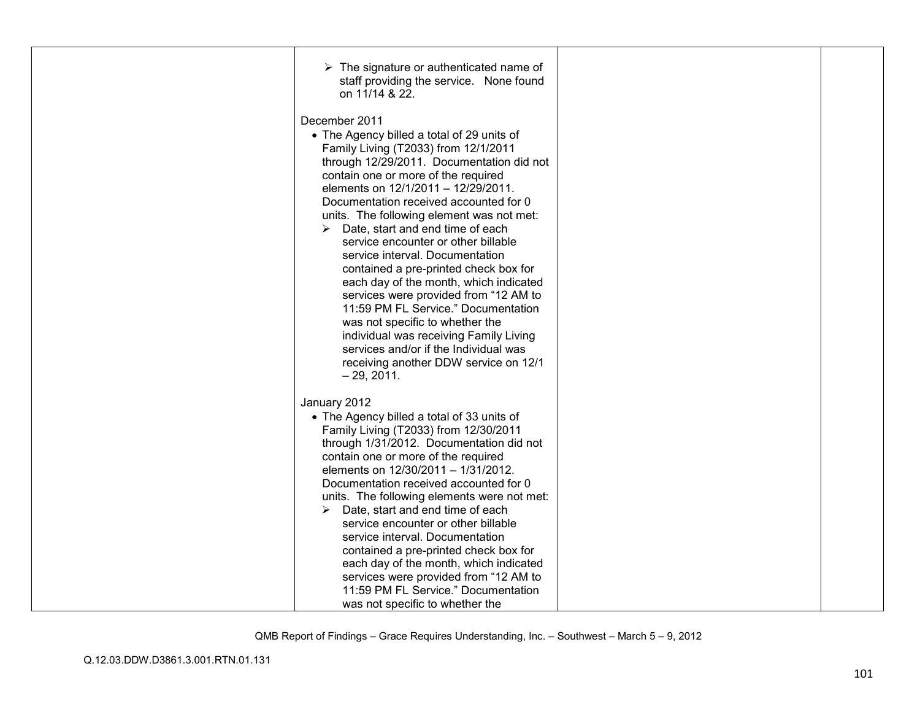| | | | |
|---|---|---|---|
| | ➢ The signature or authenticated name of staff providing the service. None found on 11/14 & 22.<br><br>December 2011<br>• The Agency billed a total of 29 units of Family Living (T2033) from 12/1/2011 through 12/29/2011. Documentation did not contain one or more of the required elements on 12/1/2011 – 12/29/2011. Documentation received accounted for 0 units. The following element was not met:<br>➢ Date, start and end time of each service encounter or other billable service interval. Documentation contained a pre-printed check box for each day of the month, which indicated services were provided from "12 AM to 11:59 PM FL Service." Documentation was not specific to whether the individual was receiving Family Living services and/or if the Individual was receiving another DDW service on 12/1 – 29, 2011.<br><br>January 2012<br>• The Agency billed a total of 33 units of Family Living (T2033) from 12/30/2011 through 1/31/2012. Documentation did not contain one or more of the required elements on 12/30/2011 – 1/31/2012. Documentation received accounted for 0 units. The following elements were not met:<br>➢ Date, start and end time of each service encounter or other billable service interval. Documentation contained a pre-printed check box for each day of the month, which indicated services were provided from "12 AM to 11:59 PM FL Service." Documentation was not specific to whether the | | |

QMB Report of Findings – Grace Requires Understanding, Inc. – Southwest – March 5 – 9, 2012

Q.12.03.DDW.D3861.3.001.RTN.01.131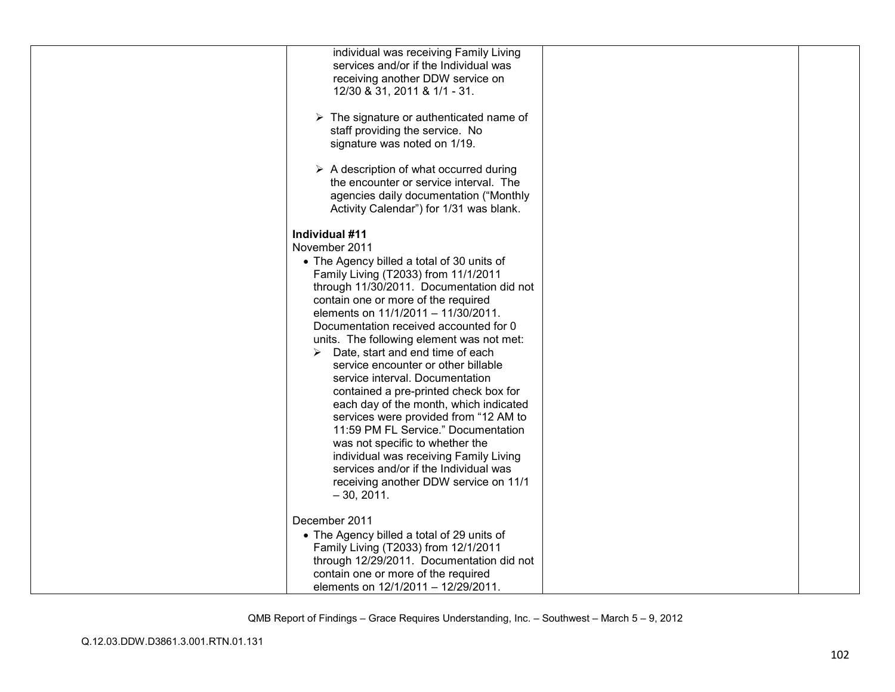| | | | |
|---|---|---|---|
| | individual was receiving Family Living services and/or if the Individual was receiving another DDW service on 12/30 & 31, 2011 & 1/1 - 31.<br><br>➢ The signature or authenticated name of staff providing the service. No signature was noted on 1/19.<br><br>➢ A description of what occurred during the encounter or service interval. The agencies daily documentation ("Monthly Activity Calendar") for 1/31 was blank.<br><br>**Individual #11**<br>November 2011<br>• The Agency billed a total of 30 units of Family Living (T2033) from 11/1/2011 through 11/30/2011. Documentation did not contain one or more of the required elements on 11/1/2011 – 11/30/2011. Documentation received accounted for 0 units. The following element was not met:<br>➢ Date, start and end time of each service encounter or other billable service interval. Documentation contained a pre-printed check box for each day of the month, which indicated services were provided from "12 AM to 11:59 PM FL Service." Documentation was not specific to whether the individual was receiving Family Living services and/or if the Individual was receiving another DDW service on 11/1 – 30, 2011.<br><br>December 2011<br>• The Agency billed a total of 29 units of Family Living (T2033) from 12/1/2011 through 12/29/2011. Documentation did not contain one or more of the required elements on 12/1/2011 – 12/29/2011. | | |

QMB Report of Findings – Grace Requires Understanding, Inc. – Southwest – March 5 – 9, 2012

Q.12.03.DDW.D3861.3.001.RTN.01.131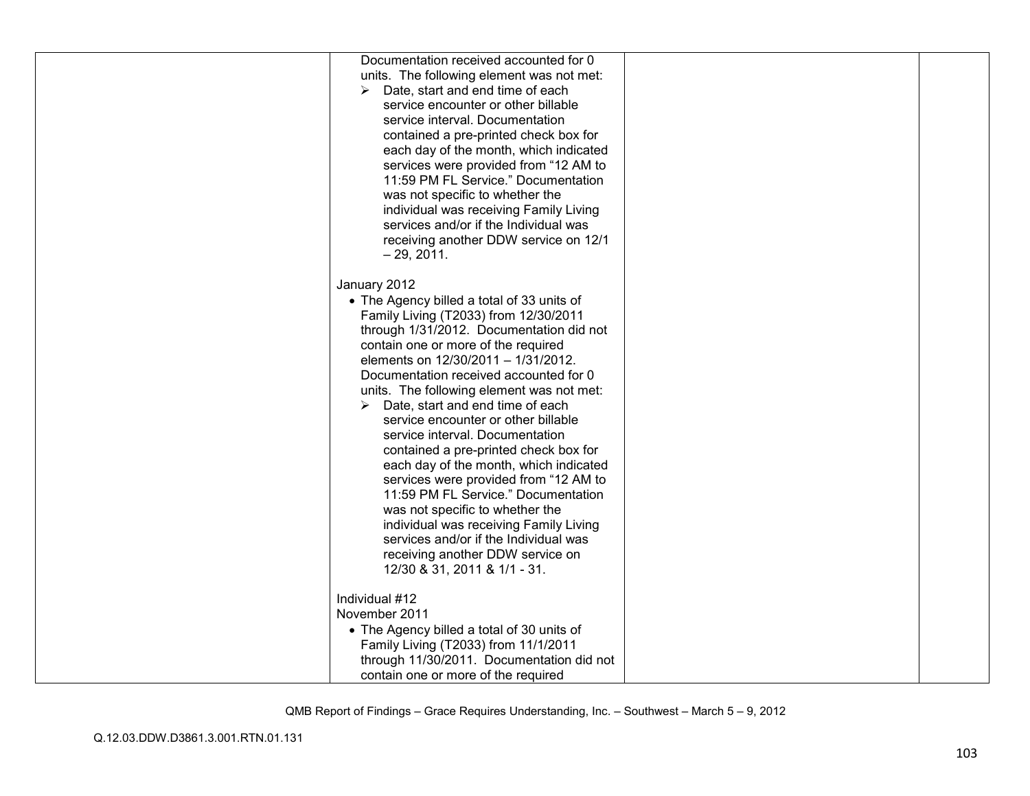| | | | |
|---|---|---|---|
| | Documentation received accounted for 0 units. The following element was not met:<br>➢ Date, start and end time of each service encounter or other billable service interval. Documentation contained a pre-printed check box for each day of the month, which indicated services were provided from "12 AM to 11:59 PM FL Service." Documentation was not specific to whether the individual was receiving Family Living services and/or if the Individual was receiving another DDW service on 12/1 – 29, 2011.<br><br>January 2012<br>• The Agency billed a total of 33 units of Family Living (T2033) from 12/30/2011 through 1/31/2012. Documentation did not contain one or more of the required elements on 12/30/2011 – 1/31/2012. Documentation received accounted for 0 units. The following element was not met:<br>➢ Date, start and end time of each service encounter or other billable service interval. Documentation contained a pre-printed check box for each day of the month, which indicated services were provided from "12 AM to 11:59 PM FL Service." Documentation was not specific to whether the individual was receiving Family Living services and/or if the Individual was receiving another DDW service on 12/30 & 31, 2011 & 1/1 - 31.<br><br>Individual #12<br>November 2011<br>• The Agency billed a total of 30 units of Family Living (T2033) from 11/1/2011 through 11/30/2011. Documentation did not contain one or more of the required | | |

QMB Report of Findings – Grace Requires Understanding, Inc. – Southwest – March 5 – 9, 2012

Q.12.03.DDW.D3861.3.001.RTN.01.131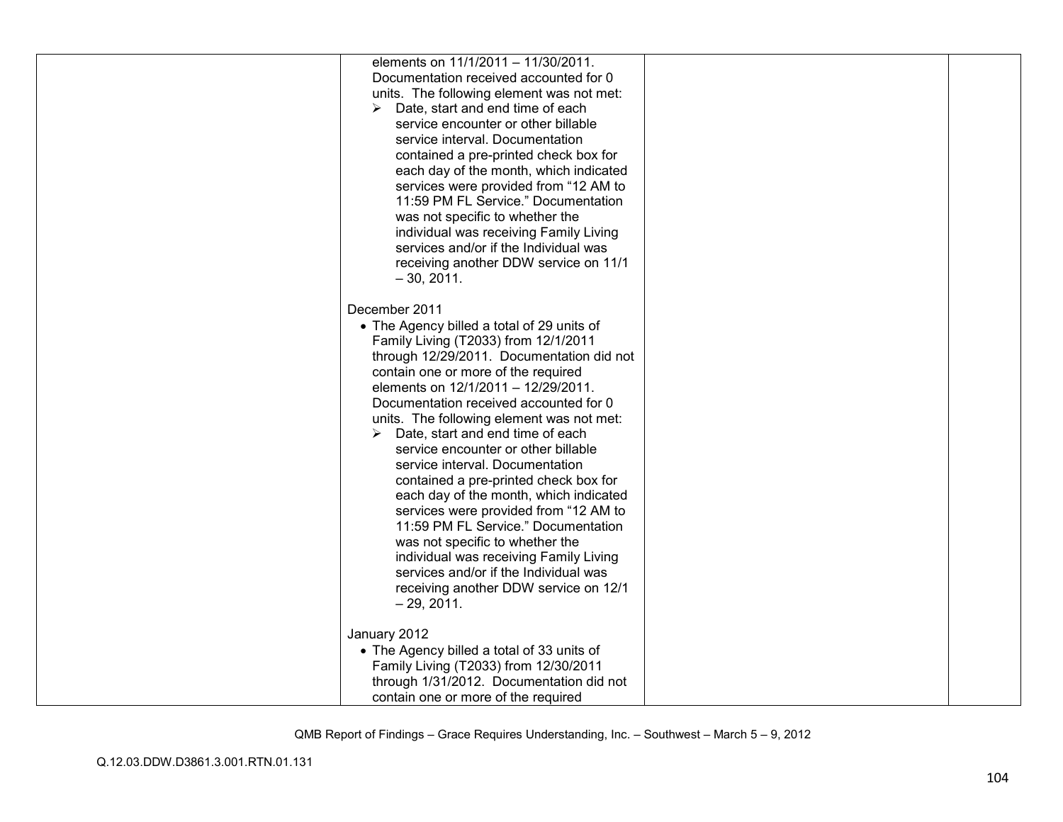| | | | |
|---|---|---|---|
| | elements on 11/1/2011 – 11/30/2011. Documentation received accounted for 0 units. The following element was not met:<br>➢ Date, start and end time of each service encounter or other billable service interval. Documentation contained a pre-printed check box for each day of the month, which indicated services were provided from “12 AM to 11:59 PM FL Service.” Documentation was not specific to whether the individual was receiving Family Living services and/or if the Individual was receiving another DDW service on 11/1 – 30, 2011.<br><br>December 2011<br>• The Agency billed a total of 29 units of Family Living (T2033) from 12/1/2011 through 12/29/2011. Documentation did not contain one or more of the required elements on 12/1/2011 – 12/29/2011. Documentation received accounted for 0 units. The following element was not met:<br>➢ Date, start and end time of each service encounter or other billable service interval. Documentation contained a pre-printed check box for each day of the month, which indicated services were provided from “12 AM to 11:59 PM FL Service.” Documentation was not specific to whether the individual was receiving Family Living services and/or if the Individual was receiving another DDW service on 12/1 – 29, 2011.<br><br>January 2012<br>• The Agency billed a total of 33 units of Family Living (T2033) from 12/30/2011 through 1/31/2012. Documentation did not contain one or more of the required | | |

QMB Report of Findings – Grace Requires Understanding, Inc. – Southwest – March 5 – 9, 2012

Q.12.03.DDW.D3861.3.001.RTN.01.131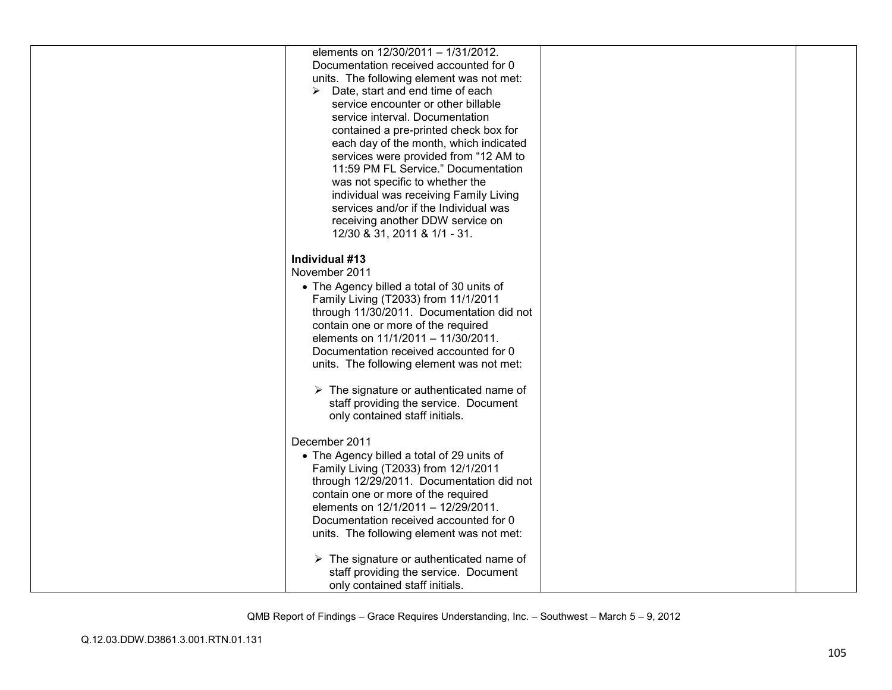| | | | |
|---|---|---|---|
| | elements on 12/30/2011 – 1/31/2012. Documentation received accounted for 0 units. The following element was not met:<br>➢ Date, start and end time of each service encounter or other billable service interval. Documentation contained a pre-printed check box for each day of the month, which indicated services were provided from "12 AM to 11:59 PM FL Service." Documentation was not specific to whether the individual was receiving Family Living services and/or if the Individual was receiving another DDW service on 12/30 & 31, 2011 & 1/1 - 31.<br><br>**Individual #13**<br>November 2011<br>• The Agency billed a total of 30 units of Family Living (T2033) from 11/1/2011 through 11/30/2011. Documentation did not contain one or more of the required elements on 11/1/2011 – 11/30/2011. Documentation received accounted for 0 units. The following element was not met:<br>➢ The signature or authenticated name of staff providing the service. Document only contained staff initials.<br><br>December 2011<br>• The Agency billed a total of 29 units of Family Living (T2033) from 12/1/2011 through 12/29/2011. Documentation did not contain one or more of the required elements on 12/1/2011 – 12/29/2011. Documentation received accounted for 0 units. The following element was not met:<br>➢ The signature or authenticated name of staff providing the service. Document only contained staff initials. | | |

QMB Report of Findings – Grace Requires Understanding, Inc. – Southwest – March 5 – 9, 2012

Q.12.03.DDW.D3861.3.001.RTN.01.131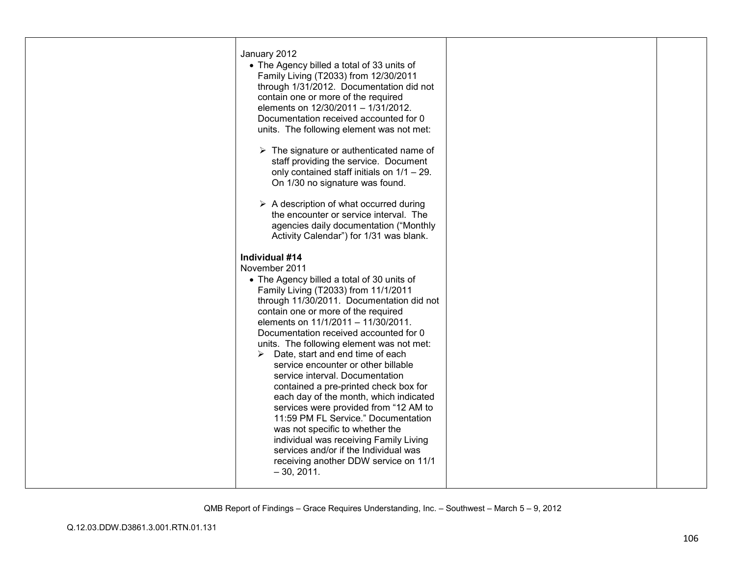| | | | |
|---|---|---|---|
| | January 2012<br><br>• The Agency billed a total of 33 units of Family Living (T2033) from 12/30/2011 through 1/31/2012. Documentation did not contain one or more of the required elements on 12/30/2011 – 1/31/2012. Documentation received accounted for 0 units. The following element was not met:<br><br>➢ The signature or authenticated name of staff providing the service. Document only contained staff initials on 1/1 – 29. On 1/30 no signature was found.<br><br>➢ A description of what occurred during the encounter or service interval. The agencies daily documentation ("Monthly Activity Calendar") for 1/31 was blank.<br><br>**Individual #14**<br>November 2011<br><br>• The Agency billed a total of 30 units of Family Living (T2033) from 11/1/2011 through 11/30/2011. Documentation did not contain one or more of the required elements on 11/1/2011 – 11/30/2011. Documentation received accounted for 0 units. The following element was not met:<br><br>➢ Date, start and end time of each service encounter or other billable service interval. Documentation contained a pre-printed check box for each day of the month, which indicated services were provided from "12 AM to 11:59 PM FL Service." Documentation was not specific to whether the individual was receiving Family Living services and/or if the Individual was receiving another DDW service on 11/1 – 30, 2011. | | |

QMB Report of Findings – Grace Requires Understanding, Inc. – Southwest – March 5 – 9, 2012

Q.12.03.DDW.D3861.3.001.RTN.01.131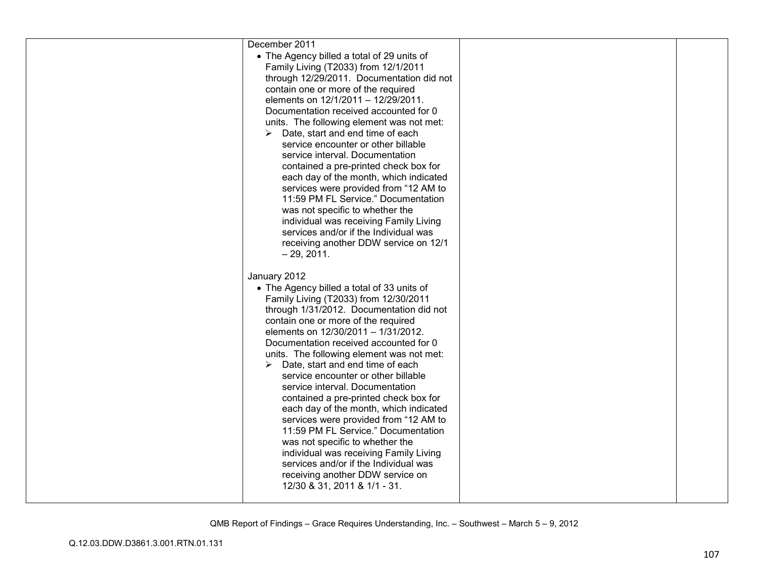| | | | |
|---|---|---|---|
| | December 2011<br>• The Agency billed a total of 29 units of Family Living (T2033) from 12/1/2011 through 12/29/2011. Documentation did not contain one or more of the required elements on 12/1/2011 – 12/29/2011. Documentation received accounted for 0 units. The following element was not met:<br>➢ Date, start and end time of each service encounter or other billable service interval. Documentation contained a pre-printed check box for each day of the month, which indicated services were provided from "12 AM to 11:59 PM FL Service." Documentation was not specific to whether the individual was receiving Family Living services and/or if the Individual was receiving another DDW service on 12/1 – 29, 2011.<br><br>January 2012<br>• The Agency billed a total of 33 units of Family Living (T2033) from 12/30/2011 through 1/31/2012. Documentation did not contain one or more of the required elements on 12/30/2011 – 1/31/2012. Documentation received accounted for 0 units. The following element was not met:<br>➢ Date, start and end time of each service encounter or other billable service interval. Documentation contained a pre-printed check box for each day of the month, which indicated services were provided from "12 AM to 11:59 PM FL Service." Documentation was not specific to whether the individual was receiving Family Living services and/or if the Individual was receiving another DDW service on 12/30 & 31, 2011 & 1/1 - 31. | | |

QMB Report of Findings – Grace Requires Understanding, Inc. – Southwest – March 5 – 9, 2012

Q.12.03.DDW.D3861.3.001.RTN.01.131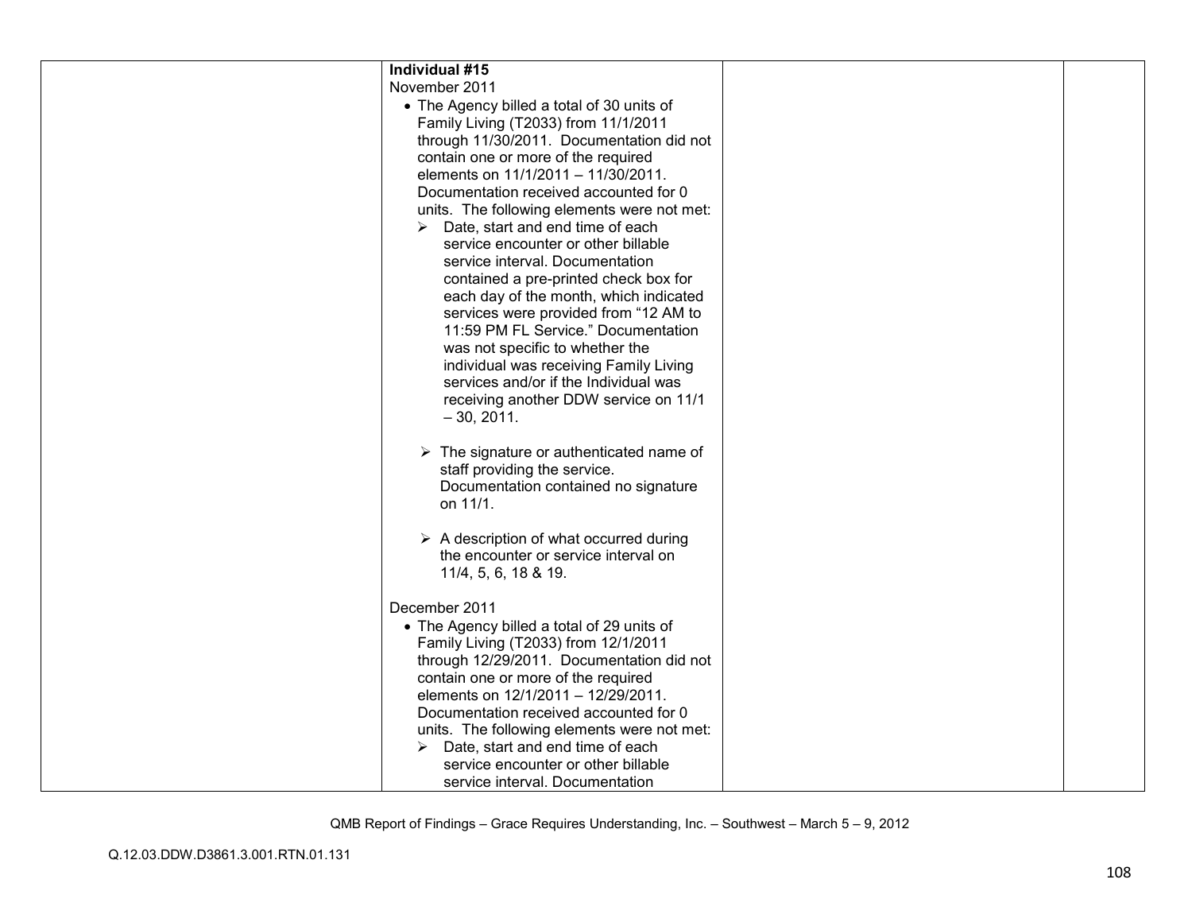| | | | |
|---|---|---|---|
| | **Individual #15**<br>November 2011<br>• The Agency billed a total of 30 units of Family Living (T2033) from 11/1/2011 through 11/30/2011. Documentation did not contain one or more of the required elements on 11/1/2011 – 11/30/2011. Documentation received accounted for 0 units. The following elements were not met:<br>➢ Date, start and end time of each service encounter or other billable service interval. Documentation contained a pre-printed check box for each day of the month, which indicated services were provided from "12 AM to 11:59 PM FL Service." Documentation was not specific to whether the individual was receiving Family Living services and/or if the Individual was receiving another DDW service on 11/1 – 30, 2011.<br><br>➢ The signature or authenticated name of staff providing the service. Documentation contained no signature on 11/1.<br><br>➢ A description of what occurred during the encounter or service interval on 11/4, 5, 6, 18 & 19.<br><br>December 2011<br>• The Agency billed a total of 29 units of Family Living (T2033) from 12/1/2011 through 12/29/2011. Documentation did not contain one or more of the required elements on 12/1/2011 – 12/29/2011. Documentation received accounted for 0 units. The following elements were not met:<br>➢ Date, start and end time of each service encounter or other billable service interval. Documentation | | |

QMB Report of Findings – Grace Requires Understanding, Inc. – Southwest – March 5 – 9, 2012

Q.12.03.DDW.D3861.3.001.RTN.01.131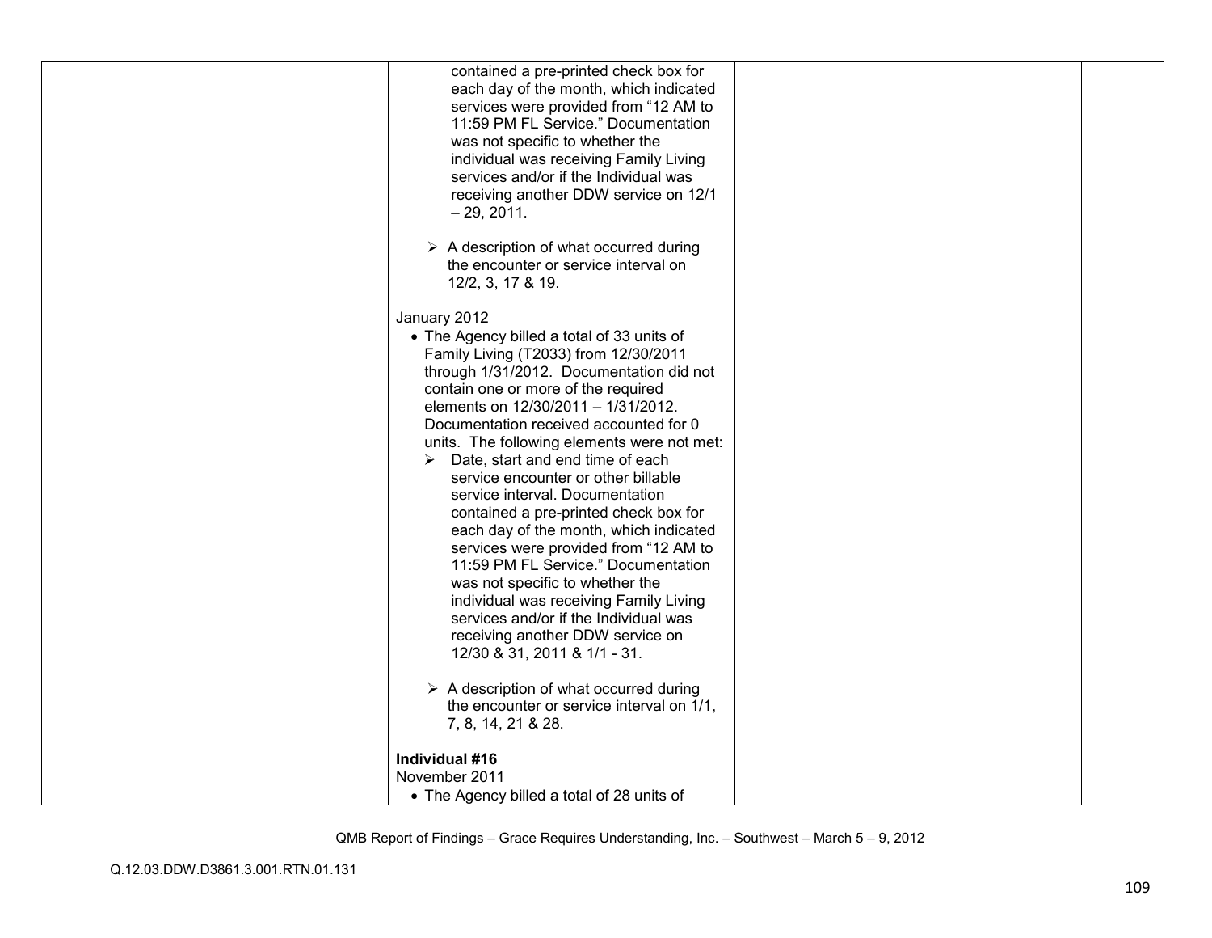| | | | |
|---|---|---|---|
| | contained a pre-printed check box for each day of the month, which indicated services were provided from "12 AM to 11:59 PM FL Service." Documentation was not specific to whether the individual was receiving Family Living services and/or if the Individual was receiving another DDW service on 12/1 – 29, 2011.<br><br>➢ A description of what occurred during the encounter or service interval on 12/2, 3, 17 & 19.<br><br>January 2012<br>• The Agency billed a total of 33 units of Family Living (T2033) from 12/30/2011 through 1/31/2012. Documentation did not contain one or more of the required elements on 12/30/2011 – 1/31/2012. Documentation received accounted for 0 units. The following elements were not met:<br>➢ Date, start and end time of each service encounter or other billable service interval. Documentation contained a pre-printed check box for each day of the month, which indicated services were provided from "12 AM to 11:59 PM FL Service." Documentation was not specific to whether the individual was receiving Family Living services and/or if the Individual was receiving another DDW service on 12/30 & 31, 2011 & 1/1 - 31.<br><br>➢ A description of what occurred during the encounter or service interval on 1/1, 7, 8, 14, 21 & 28.<br><br>**Individual #16**<br>November 2011<br>• The Agency billed a total of 28 units of | | |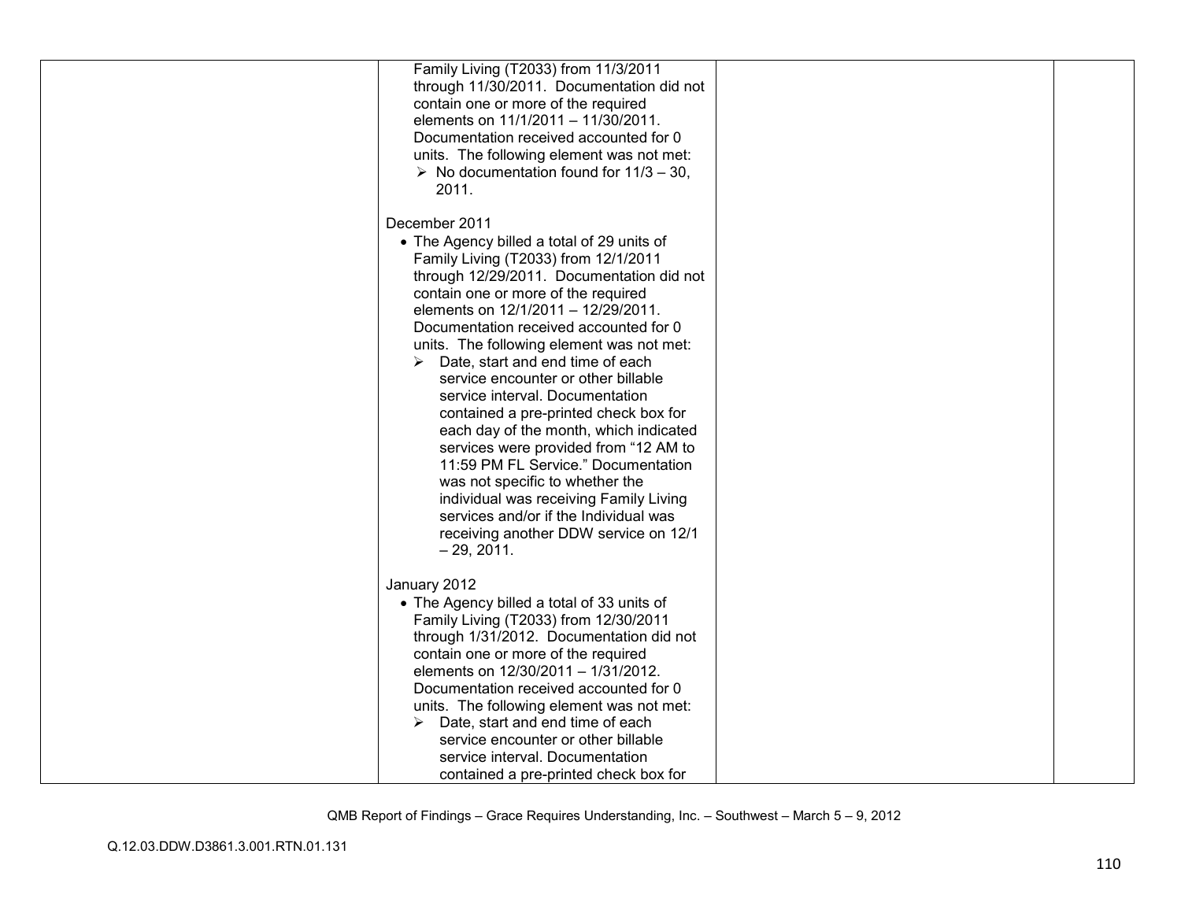| | | | |
|---|---|---|---|
| | Family Living (T2033) from 11/3/2011 through 11/30/2011. Documentation did not contain one or more of the required elements on 11/1/2011 – 11/30/2011. Documentation received accounted for 0 units. The following element was not met:<br>➢ No documentation found for 11/3 – 30, 2011.<br><br>December 2011<br>• The Agency billed a total of 29 units of Family Living (T2033) from 12/1/2011 through 12/29/2011. Documentation did not contain one or more of the required elements on 12/1/2011 – 12/29/2011. Documentation received accounted for 0 units. The following element was not met:<br>➢ Date, start and end time of each service encounter or other billable service interval. Documentation contained a pre-printed check box for each day of the month, which indicated services were provided from "12 AM to 11:59 PM FL Service." Documentation was not specific to whether the individual was receiving Family Living services and/or if the Individual was receiving another DDW service on 12/1 – 29, 2011.<br><br>January 2012<br>• The Agency billed a total of 33 units of Family Living (T2033) from 12/30/2011 through 1/31/2012. Documentation did not contain one or more of the required elements on 12/30/2011 – 1/31/2012. Documentation received accounted for 0 units. The following element was not met:<br>➢ Date, start and end time of each service encounter or other billable service interval. Documentation contained a pre-printed check box for | | |

QMB Report of Findings – Grace Requires Understanding, Inc. – Southwest – March 5 – 9, 2012

Q.12.03.DDW.D3861.3.001.RTN.01.131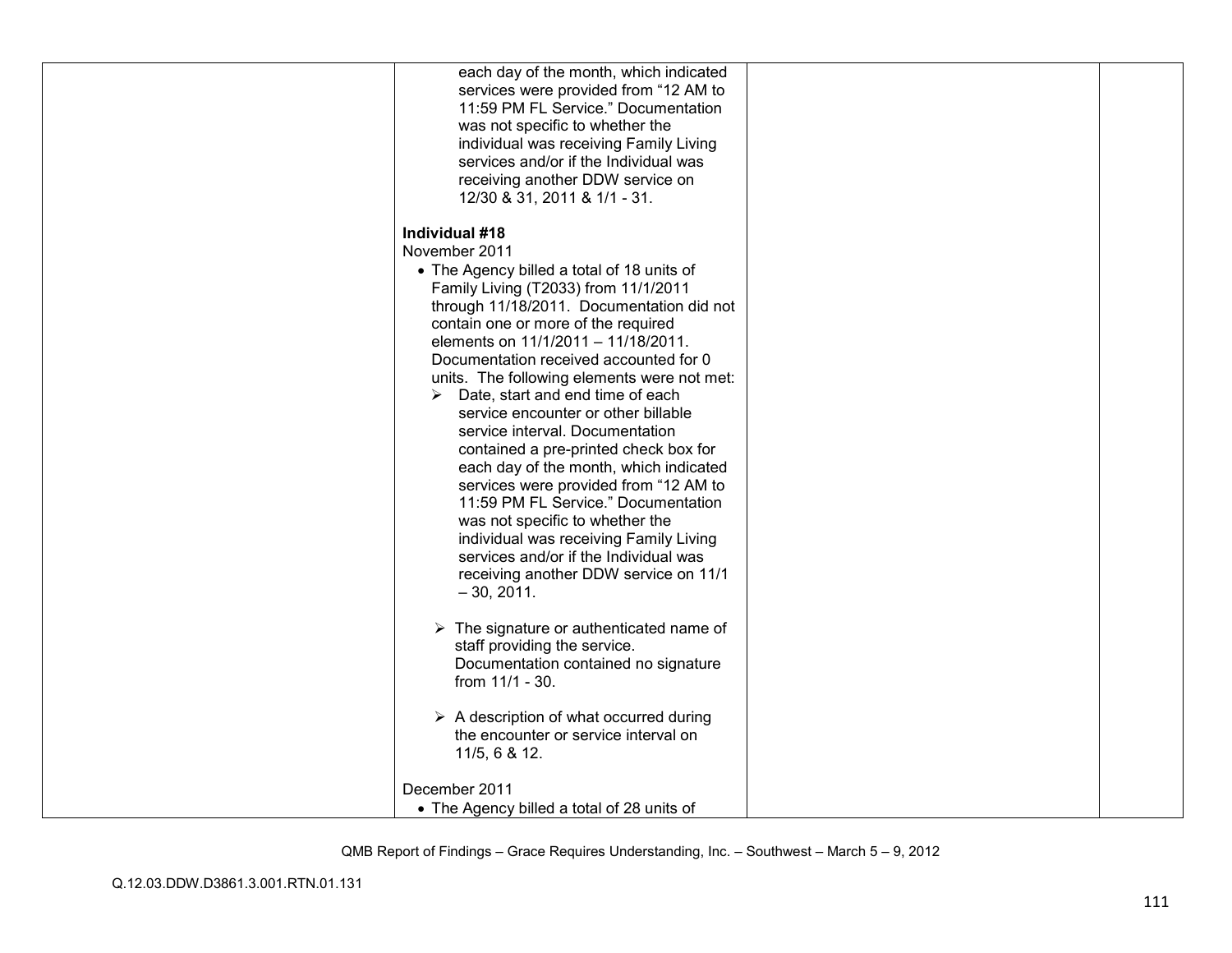| | | | |
|---|---|---|---|
| | each day of the month, which indicated services were provided from "12 AM to 11:59 PM FL Service." Documentation was not specific to whether the individual was receiving Family Living services and/or if the Individual was receiving another DDW service on 12/30 & 31, 2011 & 1/1 - 31.<br><br>**Individual #18**<br>November 2011<br>• The Agency billed a total of 18 units of Family Living (T2033) from 11/1/2011 through 11/18/2011. Documentation did not contain one or more of the required elements on 11/1/2011 – 11/18/2011. Documentation received accounted for 0 units. The following elements were not met:<br>➢ Date, start and end time of each service encounter or other billable service interval. Documentation contained a pre-printed check box for each day of the month, which indicated services were provided from "12 AM to 11:59 PM FL Service." Documentation was not specific to whether the individual was receiving Family Living services and/or if the Individual was receiving another DDW service on 11/1 – 30, 2011.<br><br>➢ The signature or authenticated name of staff providing the service. Documentation contained no signature from 11/1 - 30.<br><br>➢ A description of what occurred during the encounter or service interval on 11/5, 6 & 12.<br><br>December 2011<br>• The Agency billed a total of 28 units of | | |

QMB Report of Findings – Grace Requires Understanding, Inc. – Southwest – March 5 – 9, 2012

Q.12.03.DDW.D3861.3.001.RTN.01.131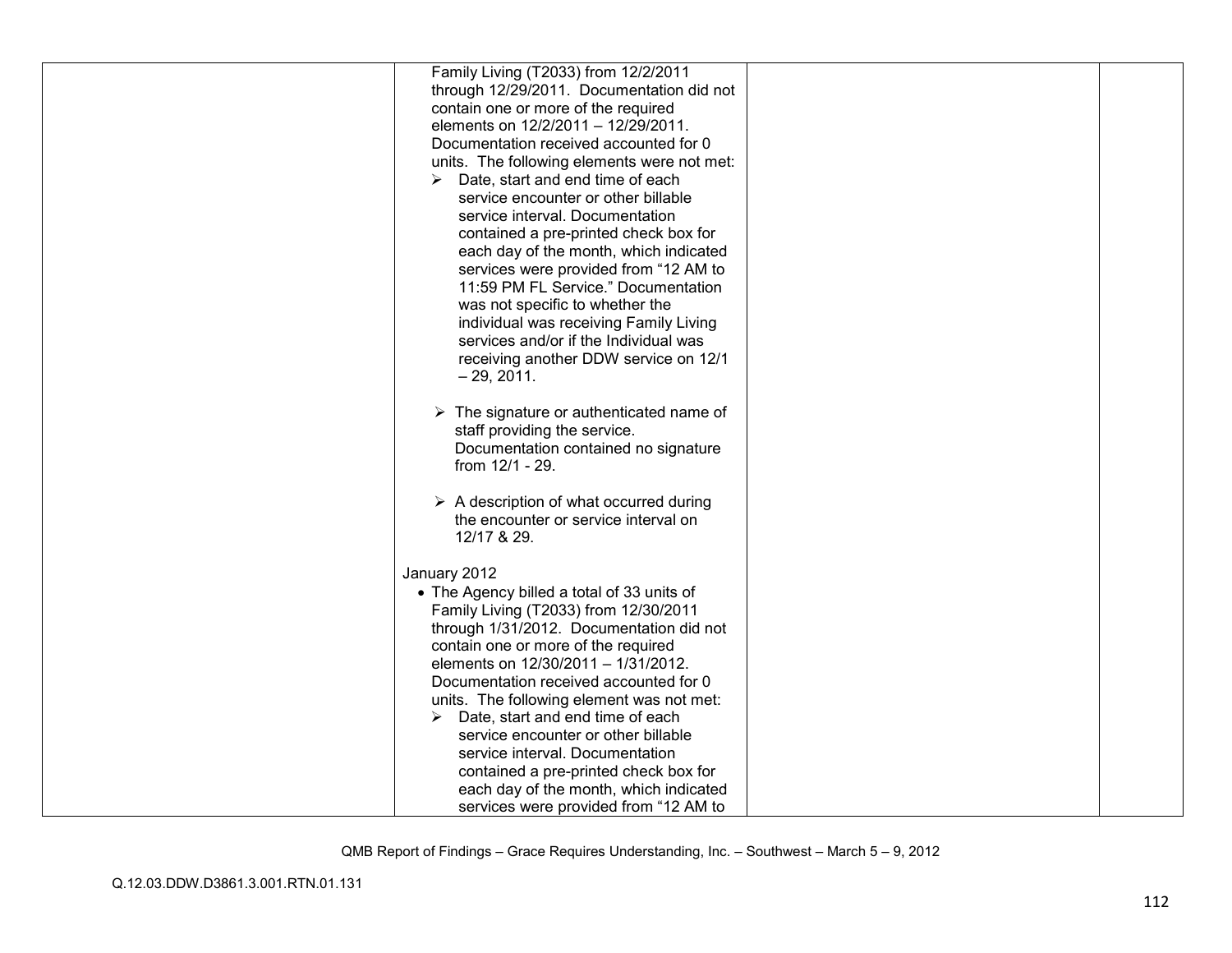| | | | |
|---|---|---|---|
| | Family Living (T2033) from 12/2/2011 through 12/29/2011. Documentation did not contain one or more of the required elements on 12/2/2011 – 12/29/2011. Documentation received accounted for 0 units. The following elements were not met:<br>➢ Date, start and end time of each service encounter or other billable service interval. Documentation contained a pre-printed check box for each day of the month, which indicated services were provided from "12 AM to 11:59 PM FL Service." Documentation was not specific to whether the individual was receiving Family Living services and/or if the Individual was receiving another DDW service on 12/1 – 29, 2011.<br><br>➢ The signature or authenticated name of staff providing the service. Documentation contained no signature from 12/1 - 29.<br><br>➢ A description of what occurred during the encounter or service interval on 12/17 & 29.<br><br>January 2012<br>• The Agency billed a total of 33 units of Family Living (T2033) from 12/30/2011 through 1/31/2012. Documentation did not contain one or more of the required elements on 12/30/2011 – 1/31/2012. Documentation received accounted for 0 units. The following element was not met:<br>➢ Date, start and end time of each service encounter or other billable service interval. Documentation contained a pre-printed check box for each day of the month, which indicated services were provided from "12 AM to | | |

QMB Report of Findings – Grace Requires Understanding, Inc. – Southwest – March 5 – 9, 2012

Q.12.03.DDW.D3861.3.001.RTN.01.131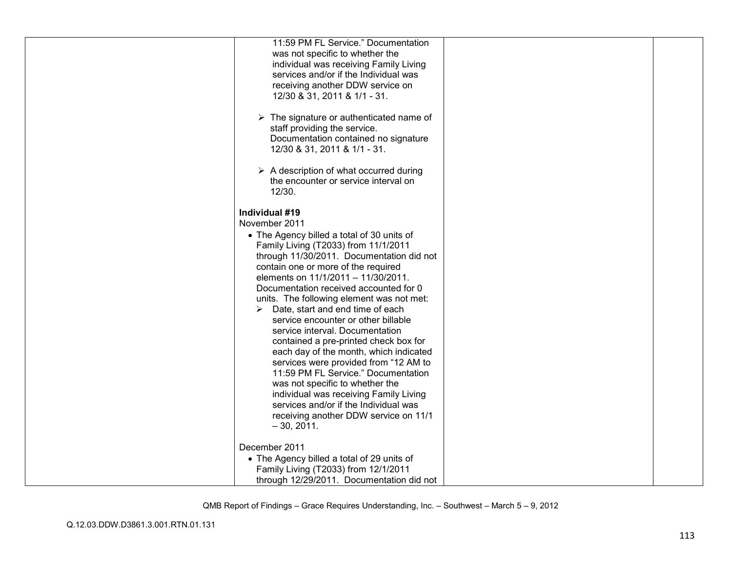| | | | |
|---|---|---|---|
| | 11:59 PM FL Service." Documentation was not specific to whether the individual was receiving Family Living services and/or if the Individual was receiving another DDW service on 12/30 & 31, 2011 & 1/1 - 31.<br><br>➢ The signature or authenticated name of staff providing the service. Documentation contained no signature 12/30 & 31, 2011 & 1/1 - 31.<br><br>➢ A description of what occurred during the encounter or service interval on 12/30.<br><br>**Individual #19**<br>November 2011<br>• The Agency billed a total of 30 units of Family Living (T2033) from 11/1/2011 through 11/30/2011. Documentation did not contain one or more of the required elements on 11/1/2011 – 11/30/2011. Documentation received accounted for 0 units. The following element was not met:<br>➢ Date, start and end time of each service encounter or other billable service interval. Documentation contained a pre-printed check box for each day of the month, which indicated services were provided from "12 AM to 11:59 PM FL Service." Documentation was not specific to whether the individual was receiving Family Living services and/or if the Individual was receiving another DDW service on 11/1 – 30, 2011.<br><br>December 2011<br>• The Agency billed a total of 29 units of Family Living (T2033) from 12/1/2011 through 12/29/2011. Documentation did not | | |

QMB Report of Findings – Grace Requires Understanding, Inc. – Southwest – March 5 – 9, 2012

Q.12.03.DDW.D3861.3.001.RTN.01.131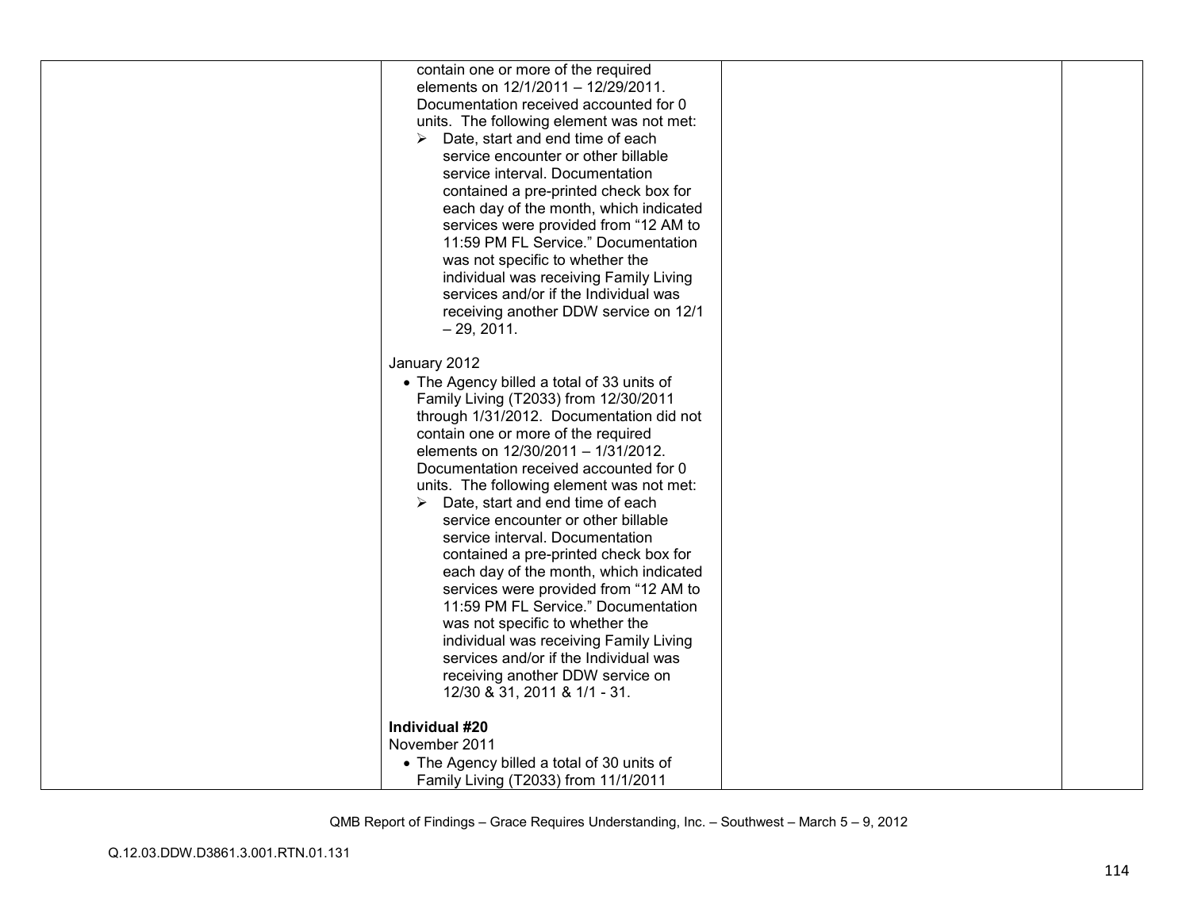| | | | |
|---|---|---|---|
| | contain one or more of the required elements on 12/1/2011 – 12/29/2011. Documentation received accounted for 0 units. The following element was not met:<br>➢ Date, start and end time of each service encounter or other billable service interval. Documentation contained a pre-printed check box for each day of the month, which indicated services were provided from “12 AM to 11:59 PM FL Service.” Documentation was not specific to whether the individual was receiving Family Living services and/or if the Individual was receiving another DDW service on 12/1 – 29, 2011.<br><br>January 2012<br>• The Agency billed a total of 33 units of Family Living (T2033) from 12/30/2011 through 1/31/2012. Documentation did not contain one or more of the required elements on 12/30/2011 – 1/31/2012. Documentation received accounted for 0 units. The following element was not met:<br>➢ Date, start and end time of each service encounter or other billable service interval. Documentation contained a pre-printed check box for each day of the month, which indicated services were provided from “12 AM to 11:59 PM FL Service.” Documentation was not specific to whether the individual was receiving Family Living services and/or if the Individual was receiving another DDW service on 12/30 & 31, 2011 & 1/1 - 31.<br><br>**Individual #20**<br>November 2011<br>• The Agency billed a total of 30 units of Family Living (T2033) from 11/1/2011 | | |

QMB Report of Findings – Grace Requires Understanding, Inc. – Southwest – March 5 – 9, 2012

Q.12.03.DDW.D3861.3.001.RTN.01.131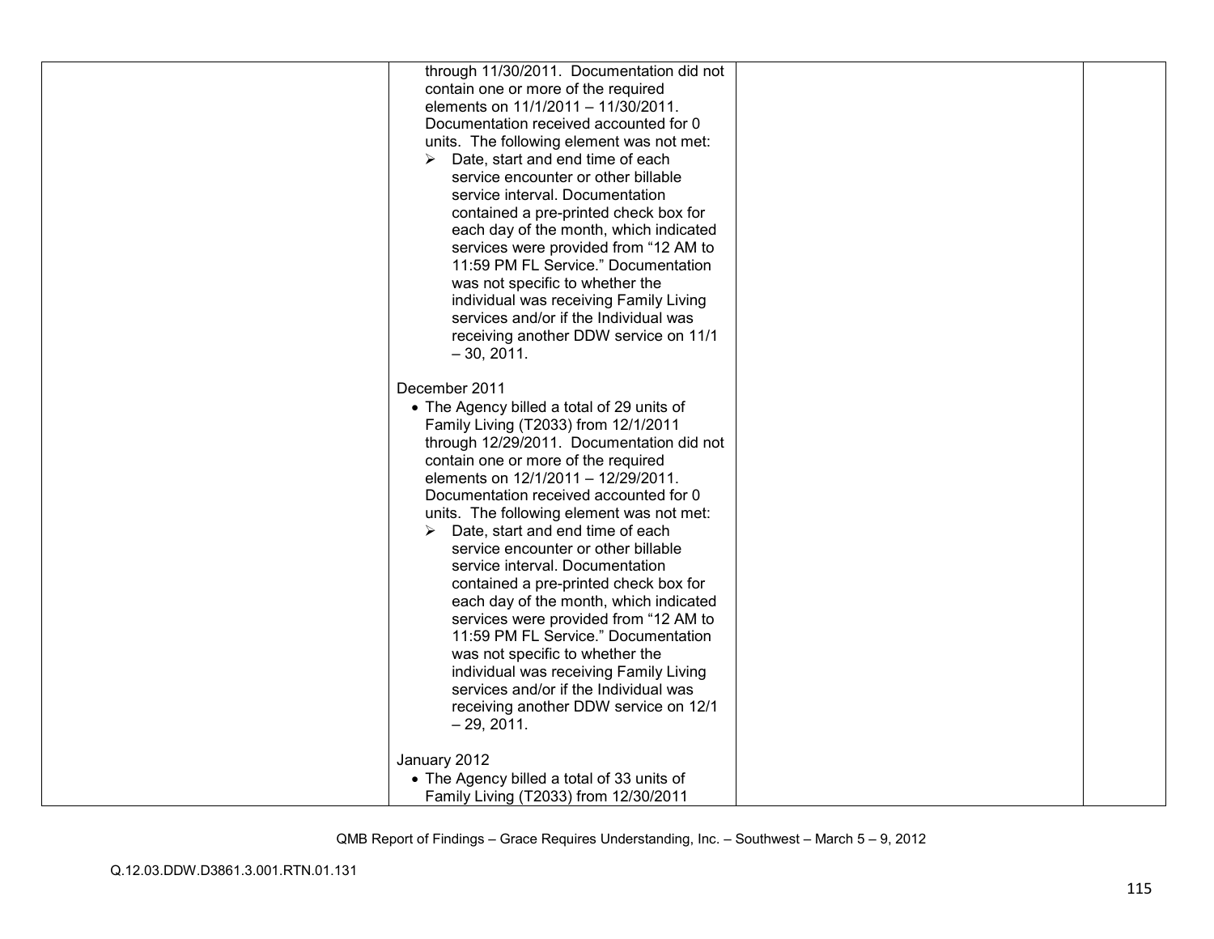| | | | |
|---|---|---|---|
| | through 11/30/2011. Documentation did not contain one or more of the required elements on 11/1/2011 – 11/30/2011. Documentation received accounted for 0 units. The following element was not met:<br>➢ Date, start and end time of each service encounter or other billable service interval. Documentation contained a pre-printed check box for each day of the month, which indicated services were provided from "12 AM to 11:59 PM FL Service." Documentation was not specific to whether the individual was receiving Family Living services and/or if the Individual was receiving another DDW service on 11/1 – 30, 2011.<br><br>December 2011<br>• The Agency billed a total of 29 units of Family Living (T2033) from 12/1/2011 through 12/29/2011. Documentation did not contain one or more of the required elements on 12/1/2011 – 12/29/2011. Documentation received accounted for 0 units. The following element was not met:<br>➢ Date, start and end time of each service encounter or other billable service interval. Documentation contained a pre-printed check box for each day of the month, which indicated services were provided from "12 AM to 11:59 PM FL Service." Documentation was not specific to whether the individual was receiving Family Living services and/or if the Individual was receiving another DDW service on 12/1 – 29, 2011.<br><br>January 2012<br>• The Agency billed a total of 33 units of Family Living (T2033) from 12/30/2011 | | |

QMB Report of Findings – Grace Requires Understanding, Inc. – Southwest – March 5 – 9, 2012

Q.12.03.DDW.D3861.3.001.RTN.01.131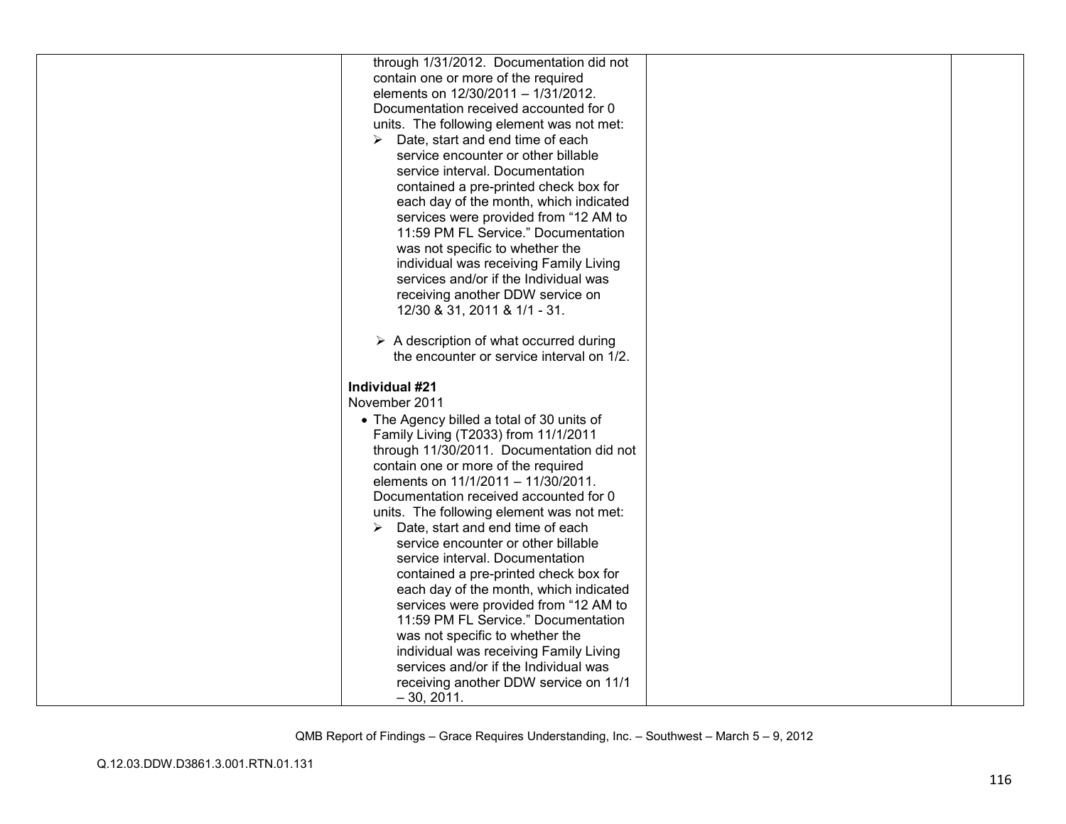| | | | |
|---|---|---|---|
| | through 1/31/2012. Documentation did not contain one or more of the required elements on 12/30/2011 – 1/31/2012. Documentation received accounted for 0 units. The following element was not met:<br>➢ Date, start and end time of each service encounter or other billable service interval. Documentation contained a pre-printed check box for each day of the month, which indicated services were provided from "12 AM to 11:59 PM FL Service." Documentation was not specific to whether the individual was receiving Family Living services and/or if the Individual was receiving another DDW service on 12/30 & 31, 2011 & 1/1 - 31.<br><br>➢ A description of what occurred during the encounter or service interval on 1/2.<br><br>**Individual #21**<br>November 2011<br>• The Agency billed a total of 30 units of Family Living (T2033) from 11/1/2011 through 11/30/2011. Documentation did not contain one or more of the required elements on 11/1/2011 – 11/30/2011. Documentation received accounted for 0 units. The following element was not met:<br>➢ Date, start and end time of each service encounter or other billable service interval. Documentation contained a pre-printed check box for each day of the month, which indicated services were provided from "12 AM to 11:59 PM FL Service." Documentation was not specific to whether the individual was receiving Family Living services and/or if the Individual was receiving another DDW service on 11/1 – 30, 2011. | | |

QMB Report of Findings – Grace Requires Understanding, Inc. – Southwest – March 5 – 9, 2012

Q.12.03.DDW.D3861.3.001.RTN.01.131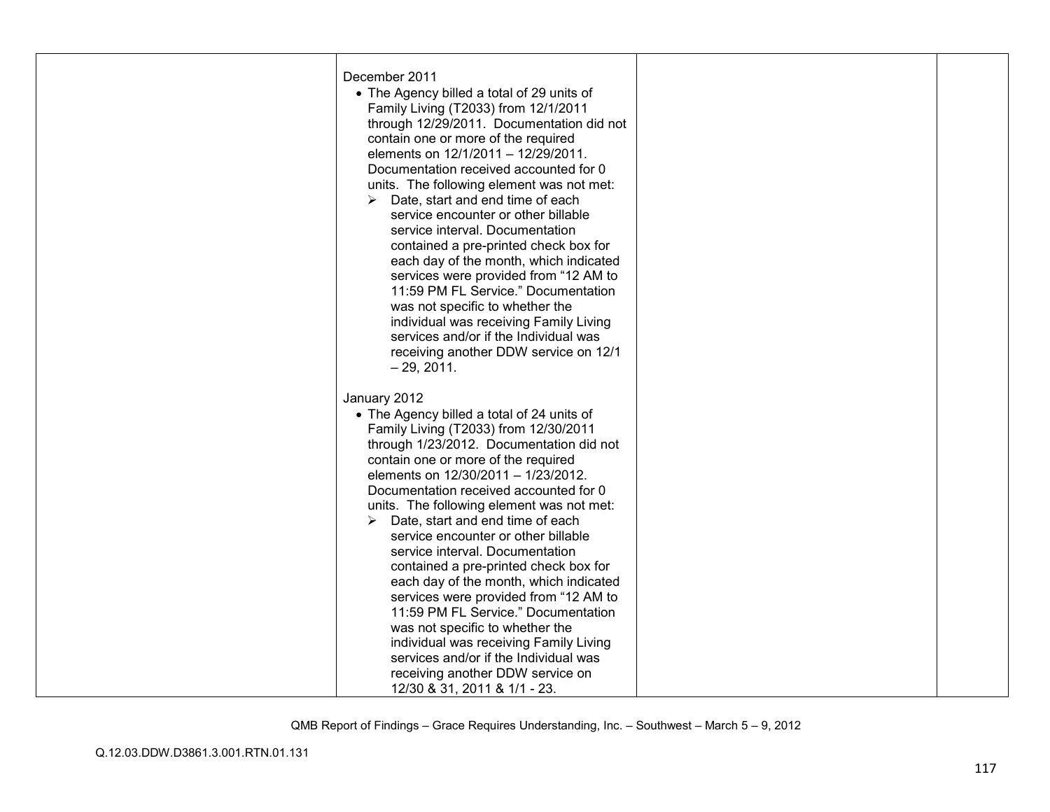|  | December 2011<br>• The Agency billed a total of 29 units of Family Living (T2033) from 12/1/2011 through 12/29/2011. Documentation did not contain one or more of the required elements on 12/1/2011 – 12/29/2011. Documentation received accounted for 0 units. The following element was not met:<br>➢ Date, start and end time of each service encounter or other billable service interval. Documentation contained a pre-printed check box for each day of the month, which indicated services were provided from "12 AM to 11:59 PM FL Service." Documentation was not specific to whether the individual was receiving Family Living services and/or if the Individual was receiving another DDW service on 12/1 – 29, 2011.<br><br>January 2012<br>• The Agency billed a total of 24 units of Family Living (T2033) from 12/30/2011 through 1/23/2012. Documentation did not contain one or more of the required elements on 12/30/2011 – 1/23/2012. Documentation received accounted for 0 units. The following element was not met:<br>➢ Date, start and end time of each service encounter or other billable service interval. Documentation contained a pre-printed check box for each day of the month, which indicated services were provided from "12 AM to 11:59 PM FL Service." Documentation was not specific to whether the individual was receiving Family Living services and/or if the Individual was receiving another DDW service on 12/30 & 31, 2011 & 1/1 - 23. |  |  |
|---|---|---|---|

QMB Report of Findings – Grace Requires Understanding, Inc. – Southwest – March 5 – 9, 2012

Q.12.03.DDW.D3861.3.001.RTN.01.131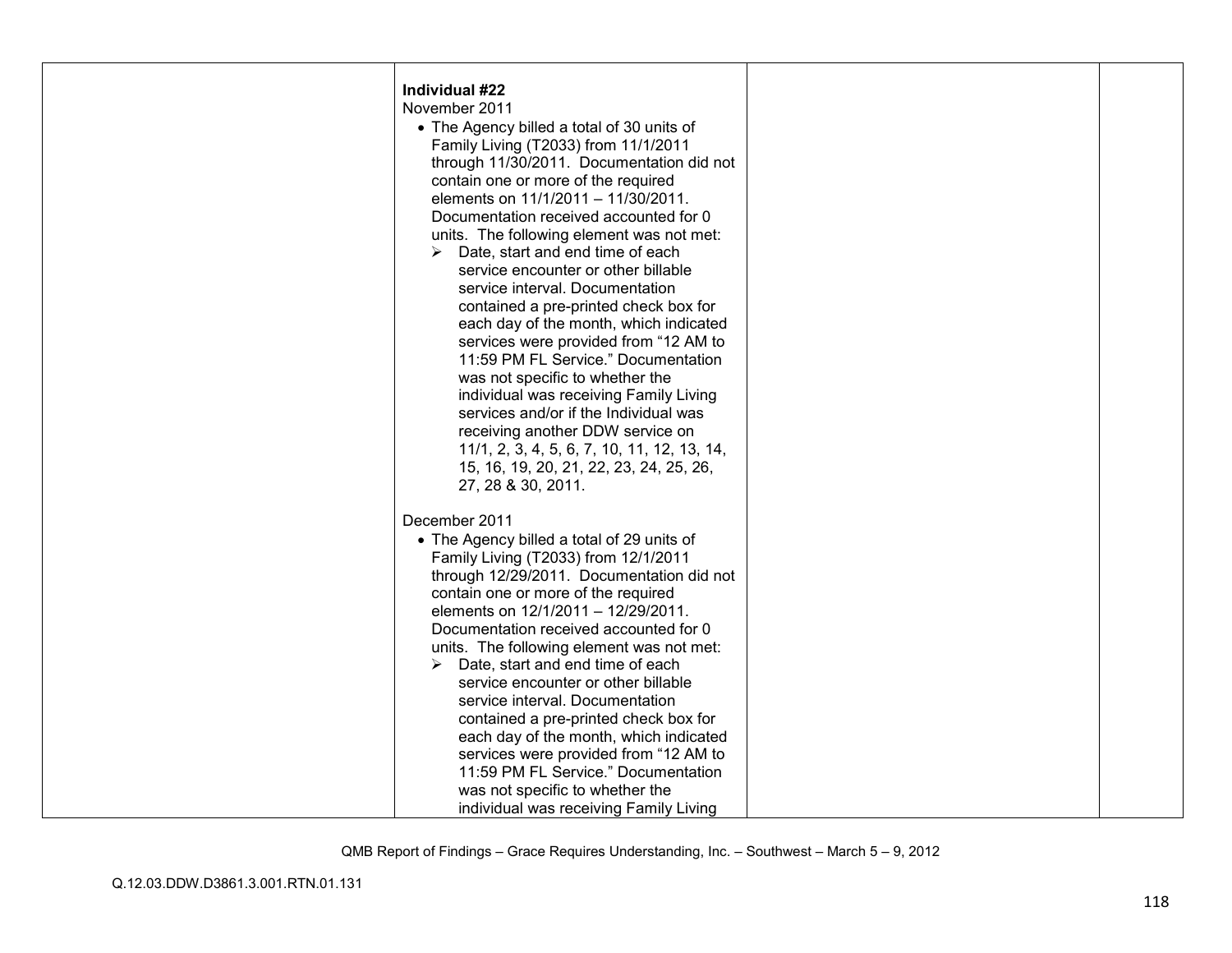| | | | |
|---|---|---|---|
| | **Individual #22**<br>November 2011<br>• The Agency billed a total of 30 units of Family Living (T2033) from 11/1/2011 through 11/30/2011. Documentation did not contain one or more of the required elements on 11/1/2011 – 11/30/2011. Documentation received accounted for 0 units. The following element was not met:<br>➢ Date, start and end time of each service encounter or other billable service interval. Documentation contained a pre-printed check box for each day of the month, which indicated services were provided from "12 AM to 11:59 PM FL Service." Documentation was not specific to whether the individual was receiving Family Living services and/or if the Individual was receiving another DDW service on 11/1, 2, 3, 4, 5, 6, 7, 10, 11, 12, 13, 14, 15, 16, 19, 20, 21, 22, 23, 24, 25, 26, 27, 28 & 30, 2011.<br><br>December 2011<br>• The Agency billed a total of 29 units of Family Living (T2033) from 12/1/2011 through 12/29/2011. Documentation did not contain one or more of the required elements on 12/1/2011 – 12/29/2011. Documentation received accounted for 0 units. The following element was not met:<br>➢ Date, start and end time of each service encounter or other billable service interval. Documentation contained a pre-printed check box for each day of the month, which indicated services were provided from "12 AM to 11:59 PM FL Service." Documentation was not specific to whether the individual was receiving Family Living | | |

QMB Report of Findings – Grace Requires Understanding, Inc. – Southwest – March 5 – 9, 2012

Q.12.03.DDW.D3861.3.001.RTN.01.131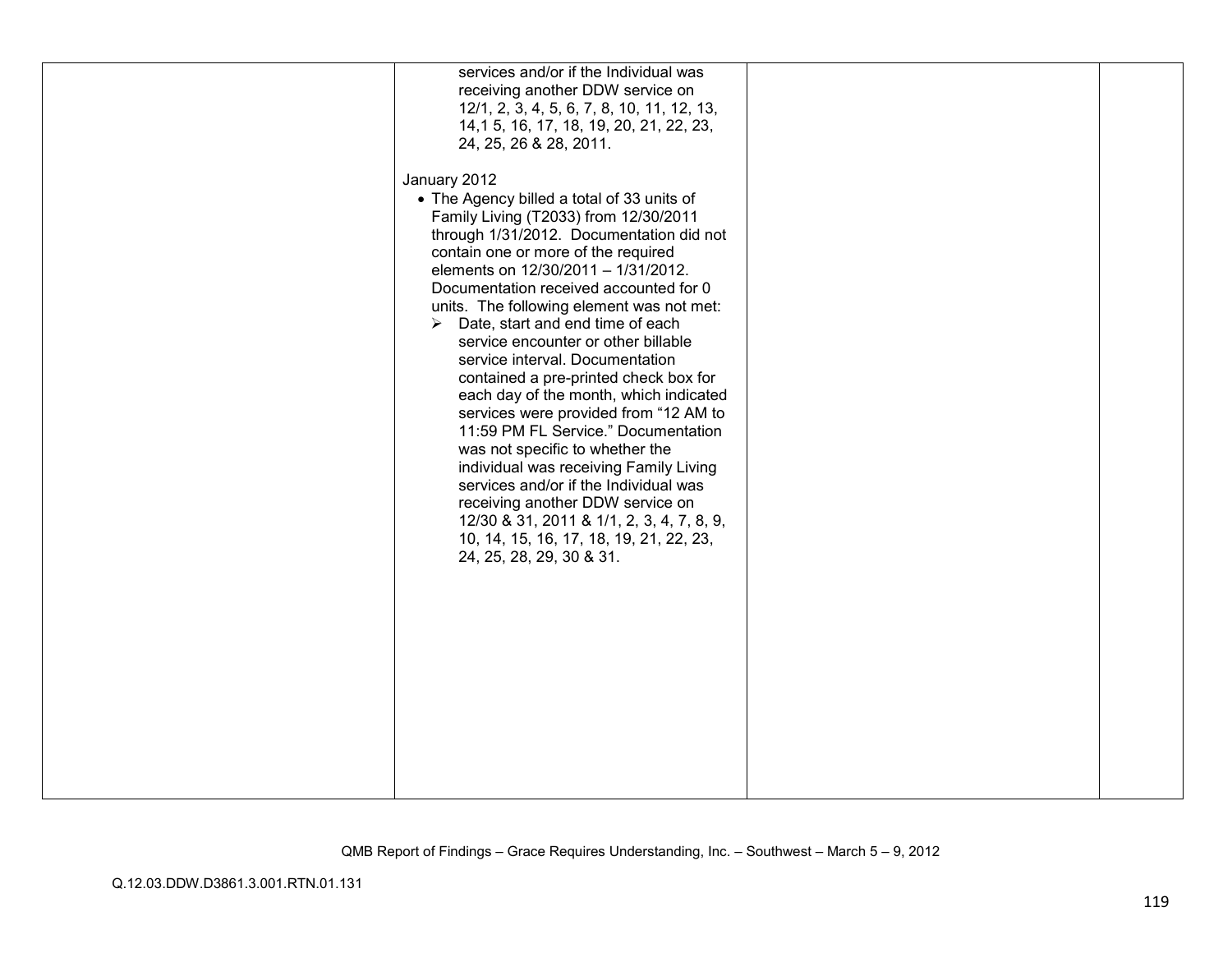| | | | |
|---|---|---|---|
| | services and/or if the Individual was receiving another DDW service on 12/1, 2, 3, 4, 5, 6, 7, 8, 10, 11, 12, 13, 14,1 5, 16, 17, 18, 19, 20, 21, 22, 23, 24, 25, 26 & 28, 2011.<br><br>January 2012<br>• The Agency billed a total of 33 units of Family Living (T2033) from 12/30/2011 through 1/31/2012. Documentation did not contain one or more of the required elements on 12/30/2011 – 1/31/2012. Documentation received accounted for 0 units. The following element was not met:<br>➢ Date, start and end time of each service encounter or other billable service interval. Documentation contained a pre-printed check box for each day of the month, which indicated services were provided from "12 AM to 11:59 PM FL Service." Documentation was not specific to whether the individual was receiving Family Living services and/or if the Individual was receiving another DDW service on 12/30 & 31, 2011 & 1/1, 2, 3, 4, 7, 8, 9, 10, 14, 15, 16, 17, 18, 19, 21, 22, 23, 24, 25, 28, 29, 30 & 31. | | |

QMB Report of Findings – Grace Requires Understanding, Inc. – Southwest – March 5 – 9, 2012

Q.12.03.DDW.D3861.3.001.RTN.01.131